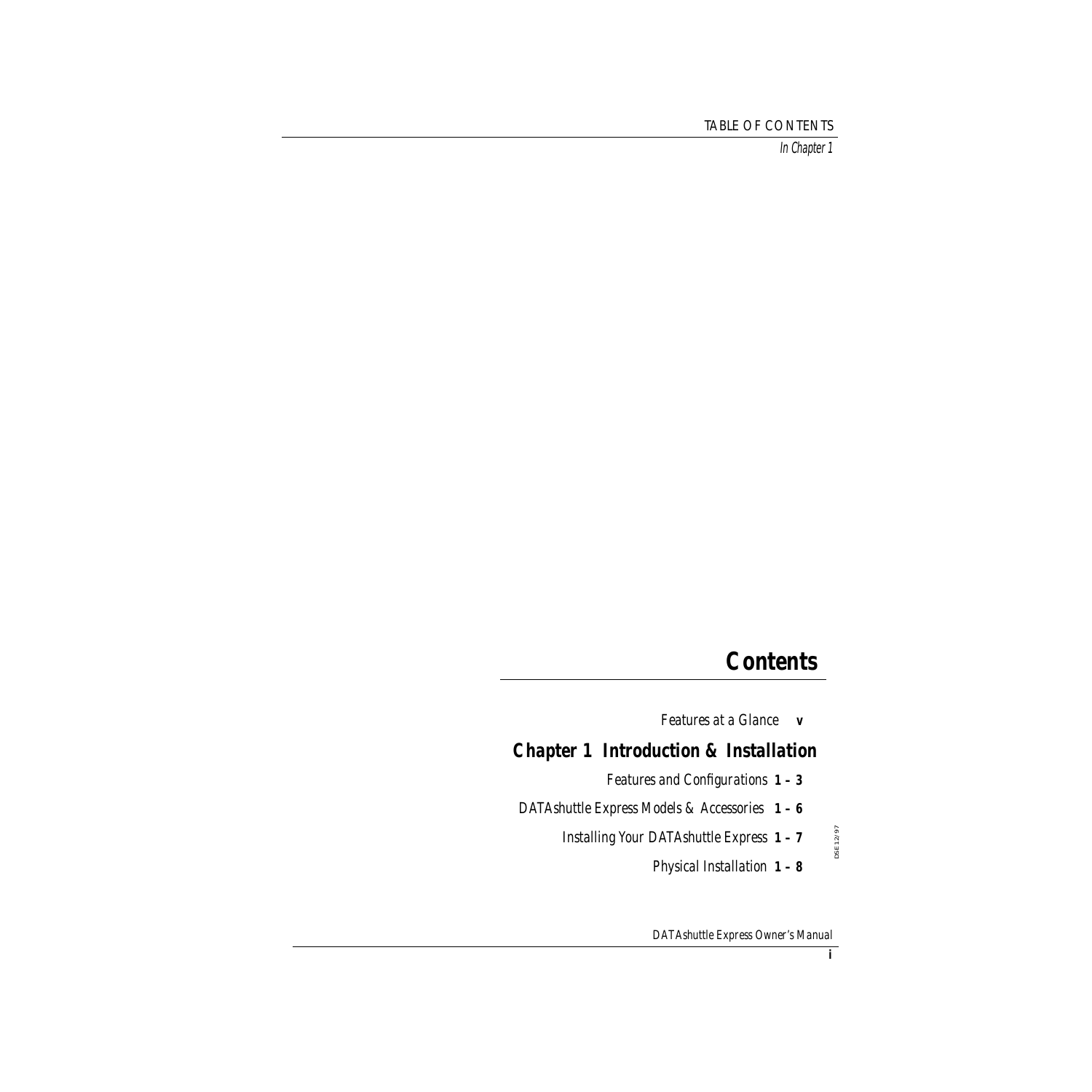# Contents

*Features at a Glance* **v**

## Chapter 1 Introduction & Installation

*Features and Configurations* **1 – 3**

*DATAshuttle Express Models & Accessories* **1 – 6**

*Installing Your DATAshuttle Express* **1 – 7**

*Physical Installation* **1 – 8**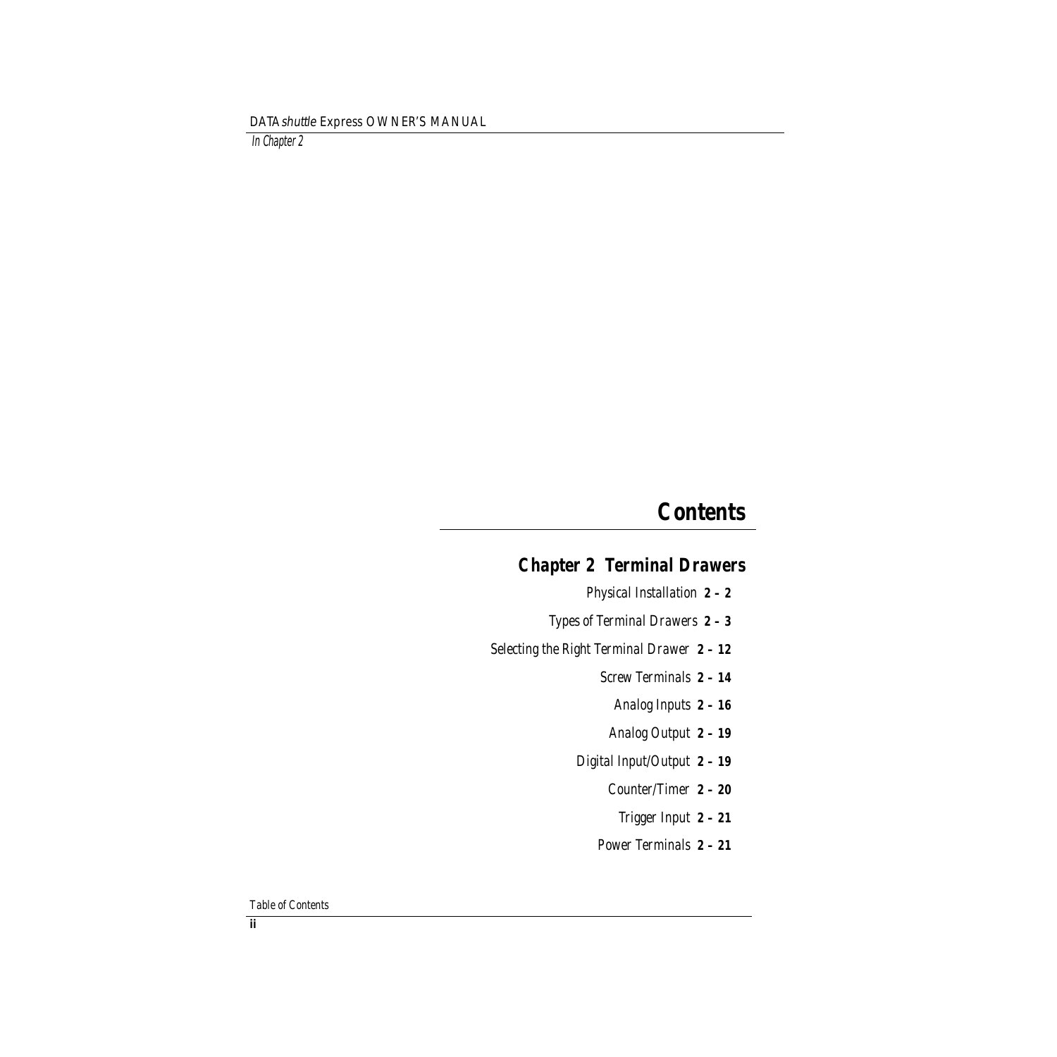In Chapter 2

# Contents

## Chapter 2 Terminal Drawers

Physical Installation **2 – 2**

Types of Terminal Drawers **2 – 3**

Selecting the Right Terminal Drawer **2 – 12**

Screw Terminals **2 – 14**

Analog Inputs **2 – 16**

Analog Output **2 – 19**

Digital Input/Output **2 – 19**

Counter/Timer **2 – 20**

Trigger Input **2 – 21**

Power Terminals **2 – 21**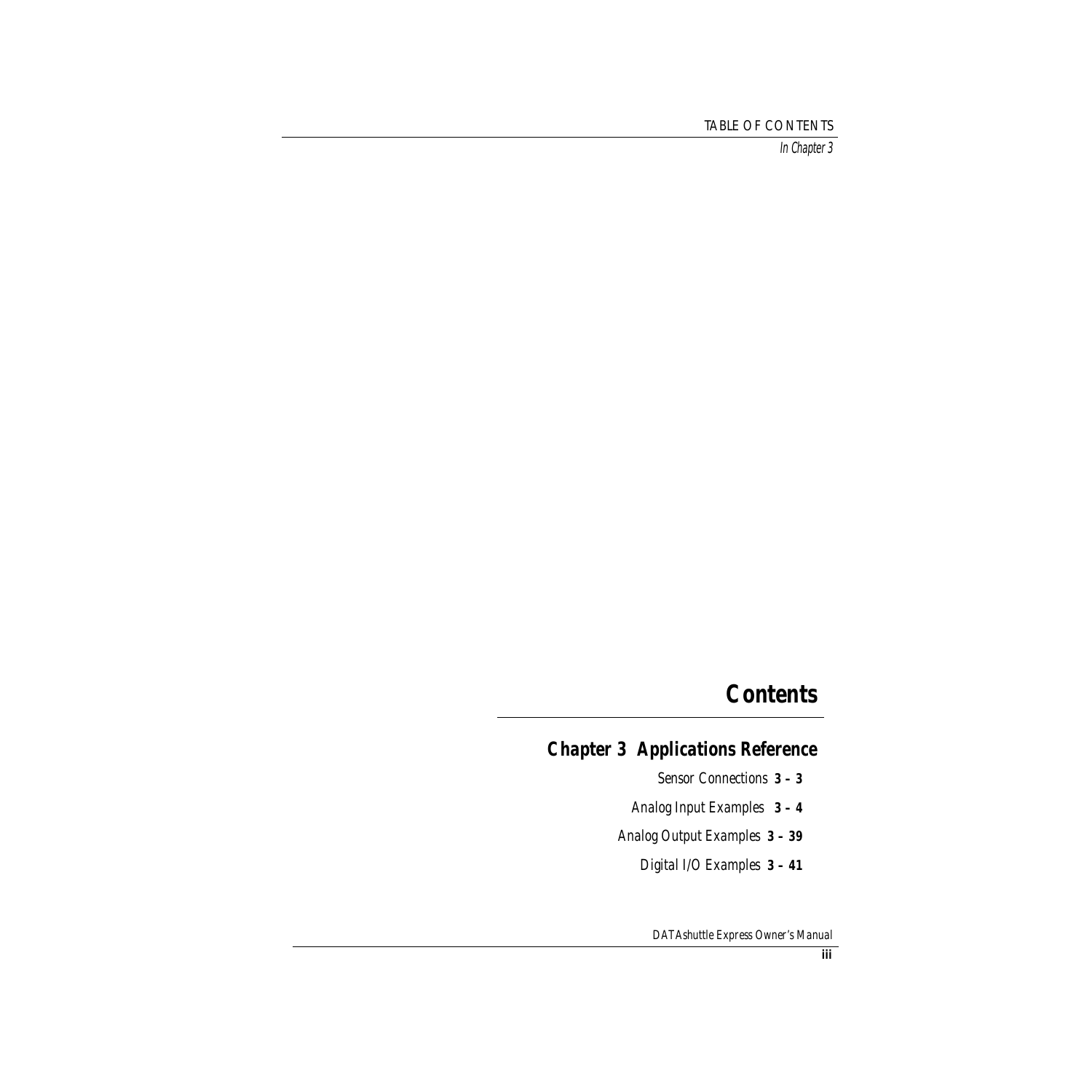# Contents

## Chapter 3 Applications Reference

Sensor Connections **3 – 3**

Analog Input Examples **3 – 4**

Analog Output Examples **3 – 39**

Digital I/O Examples **3 – 41**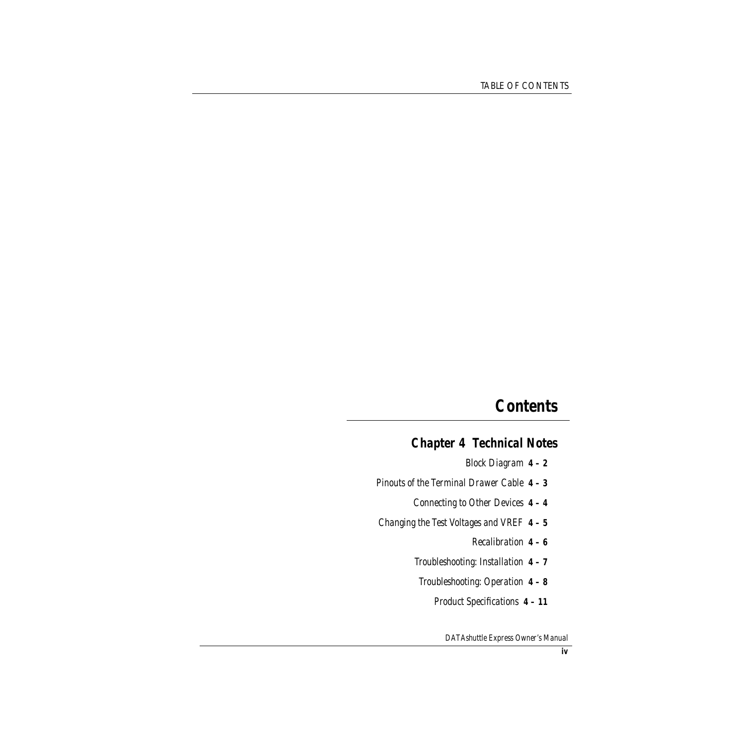# Contents

## Chapter 4 Technical Notes

*Block Diagram* **4 – 2**

*Pinouts of the Terminal Drawer Cable* **4 – 3**

*Connecting to Other Devices* **4 – 4**

*Changing the Test Voltages and VREF* **4 – 5**

*Recalibration* **4 – 6**

*Troubleshooting: Installation* **4 – 7**

*Troubleshooting: Operation* **4 – 8**

*Product Specifications* **4 – 11**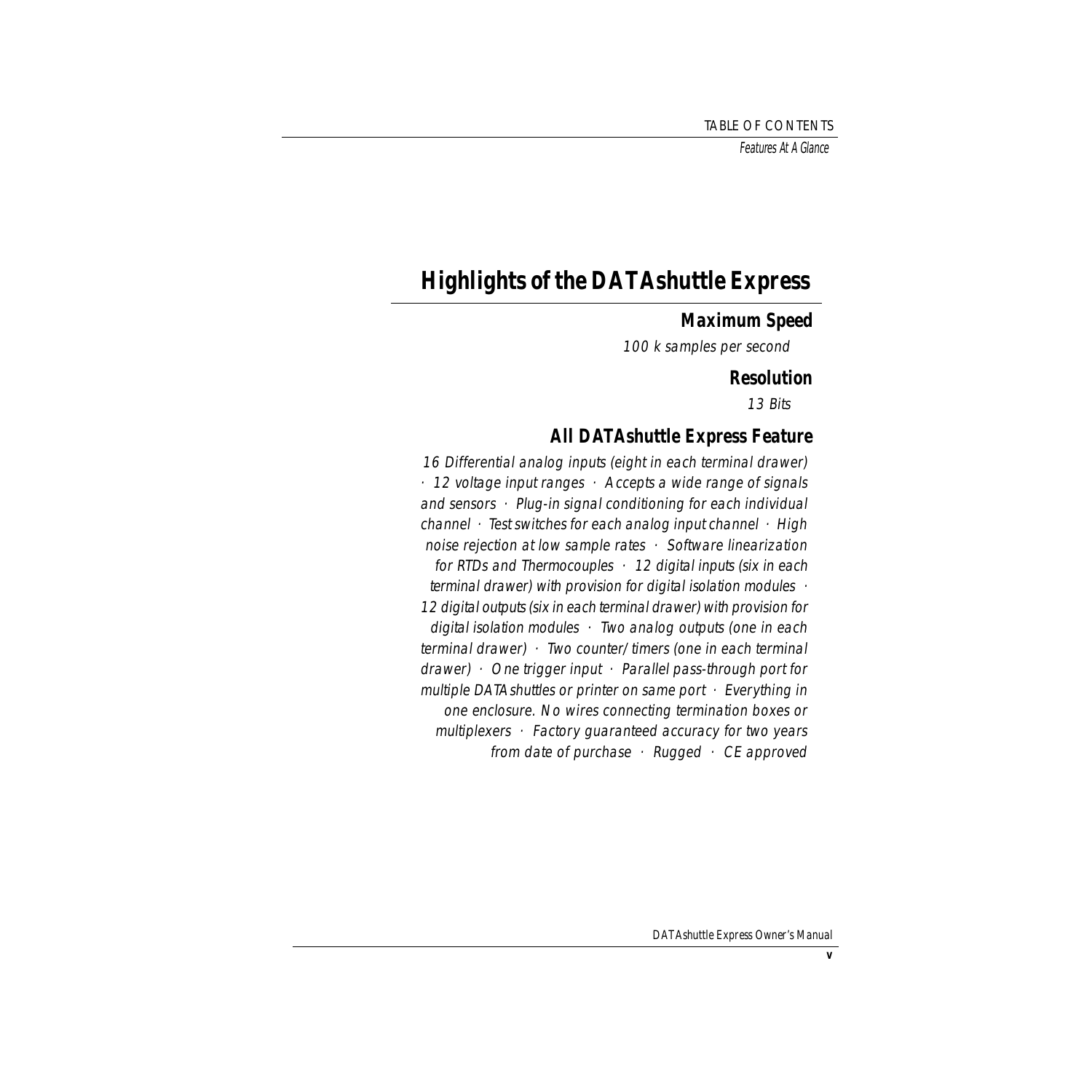# Highlights of the DATAshuttle Express

## Maximum Speed

*100 k samples per second*

## Resolution

*13 Bits*

## All DATAshuttle Express Feature

*16 Differential analog inputs (eight in each terminal drawer) · 12 voltage input ranges · Accepts a wide range of signals and sensors · Plug-in signal conditioning for each individual channel · Test switches for each analog input channel · High noise rejection at low sample rates · Software linearization for RTDs and Thermocouples · 12 digital inputs (six in each terminal drawer) with provision for digital isolation modules · 12 digital outputs (six in each terminal drawer) with provision for digital isolation modules · Two analog outputs (one in each terminal drawer) · Two counter/timers (one in each terminal drawer) · One trigger input · Parallel pass-through port for multiple DATAshuttles or printer on same port · Everything in one enclosure. No wires connecting termination boxes or multiplexers · Factory guaranteed accuracy for two years from date of purchase · Rugged · CE approved*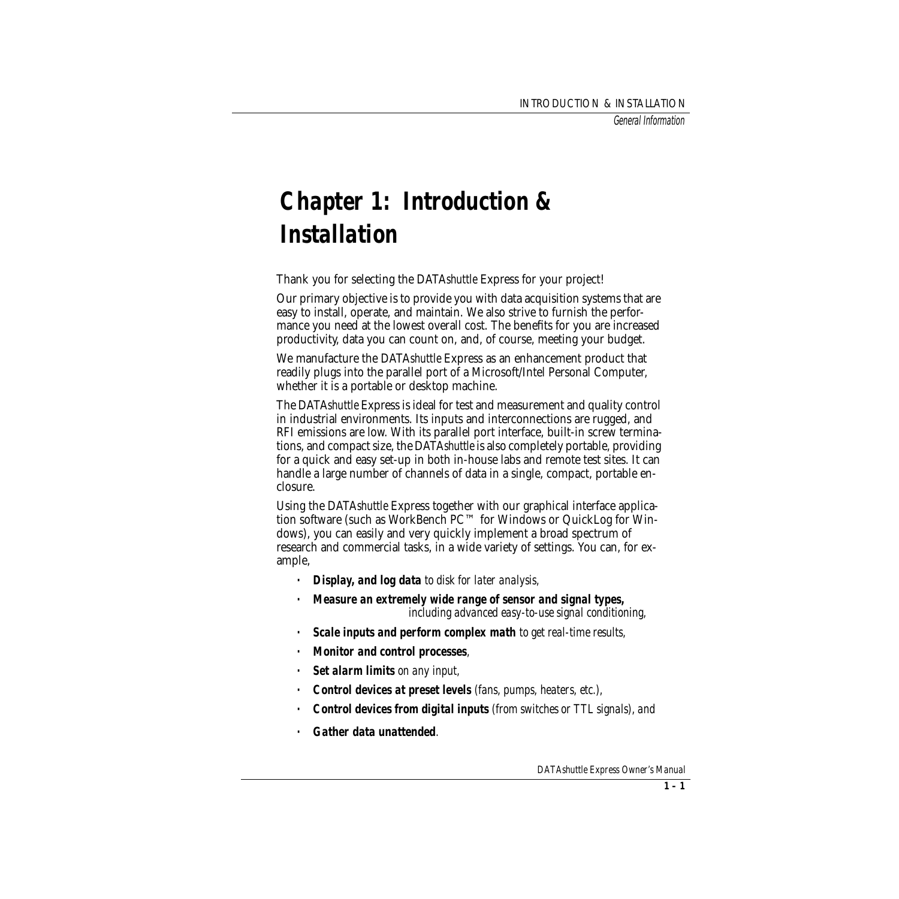# Chapter 1: Introduction & Installation

Thank you for selecting the DATA*shuttle* Express for your project!

Our primary objective is to provide you with data acquisition systems that are easy to install, operate, and maintain. We also strive to furnish the performance you need at the lowest overall cost. The benefits for you are increased productivity, data you can count on, and, of course, meeting your budget.

We manufacture the DATA*shuttle* Express as an enhancement product that readily plugs into the parallel port of a Microsoft/Intel Personal Computer, whether it is a portable or desktop machine.

The DATA*shuttle* Express is ideal for test and measurement and quality control in industrial environments. Its inputs and interconnections are rugged, and RFI emissions are low. With its parallel port interface, built-in screw terminations, and compact size, the DATA*shuttle* is also completely portable, providing for a quick and easy set-up in both in-house labs and remote test sites. It can handle a large number of channels of data in a single, compact, portable enclosure.

Using the DATA*shuttle* Express together with our graphical interface application software (such as WorkBench PC™ for Windows or QuickLog for Windows), you can easily and very quickly implement a broad spectrum of research and commercial tasks, in a wide variety of settings. You can, for example,

- ***Display, and log data*** *to disk for later analysis,*
- ***Measure an extremely wide range of sensor and signal types,*** *including advanced easy-to-use signal conditioning,*
- ***Scale inputs and perform complex math*** *to get real-time results,*
- ***Monitor and control processes****,*
- ***Set alarm limits*** *on any input,*
- ***Control devices at preset levels*** *(fans, pumps, heaters, etc.),*
- ***Control devices from digital inputs*** *(from switches or TTL signals), and*
- ***Gather data unattended****.*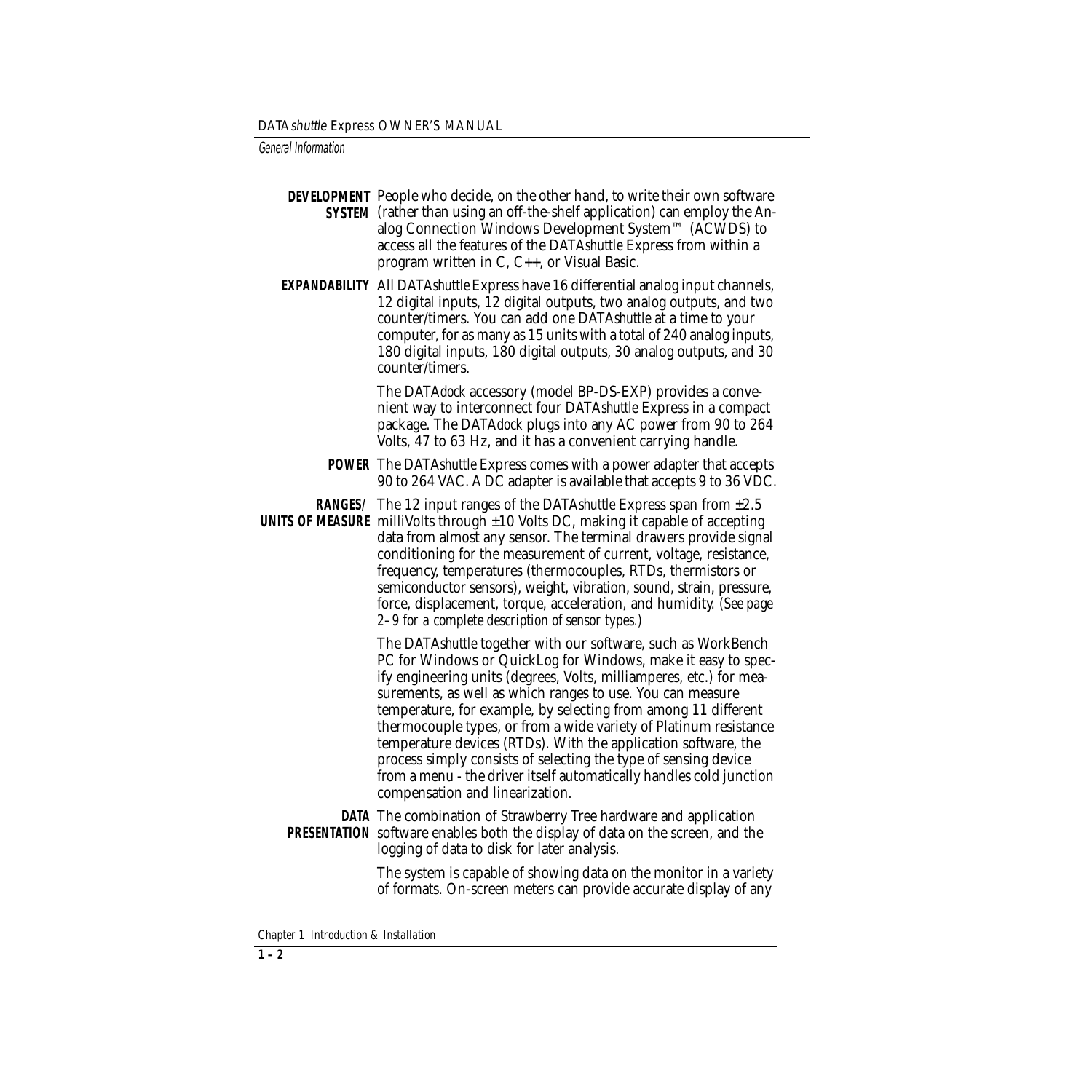**DEVELOPMENT SYSTEM** People who decide, on the other hand, to write their own software (rather than using an off-the-shelf application) can employ the Analog Connection Windows Development System™ (ACWDS) to access all the features of the DATA*shuttle* Express from within a program written in C, C++, or Visual Basic.

**EXPANDABILITY** All DATA*shuttle* Express have 16 differential analog input channels, 12 digital inputs, 12 digital outputs, two analog outputs, and two counter/timers. You can add one DATA*shuttle* at a time to your computer, for as many as 15 units with a total of 240 analog inputs, 180 digital inputs, 180 digital outputs, 30 analog outputs, and 30 counter/timers.

The DATA*dock* accessory (model BP-DS-EXP) provides a convenient way to interconnect four DATA*shuttle* Express in a compact package. The DATA*dock* plugs into any AC power from 90 to 264 Volts, 47 to 63 Hz, and it has a convenient carrying handle.

**POWER** The DATA*shuttle* Express comes with a power adapter that accepts 90 to 264 VAC. A DC adapter is available that accepts 9 to 36 VDC.

**RANGES/ UNITS OF MEASURE** The 12 input ranges of the DATA*shuttle* Express span from ±2.5 milliVolts through ±10 Volts DC, making it capable of accepting data from almost any sensor. The terminal drawers provide signal conditioning for the measurement of current, voltage, resistance, frequency, temperatures (thermocouples, RTDs, thermistors or semiconductor sensors), weight, vibration, sound, strain, pressure, force, displacement, torque, acceleration, and humidity. *(See page 2–9 for a complete description of sensor types.)*

The DATA*shuttle* together with our software, such as WorkBench PC for Windows or QuickLog for Windows, make it easy to specify engineering units (degrees, Volts, milliamperes, etc.) for measurements, as well as which ranges to use. You can measure temperature, for example, by selecting from among 11 different thermocouple types, or from a wide variety of Platinum resistance temperature devices (RTDs). With the application software, the process simply consists of selecting the type of sensing device from a menu - the driver itself automatically handles cold junction compensation and linearization.

**DATA PRESENTATION** The combination of Strawberry Tree hardware and application software enables both the display of data on the screen, and the logging of data to disk for later analysis.

The system is capable of showing data on the monitor in a variety of formats. On-screen meters can provide accurate display of any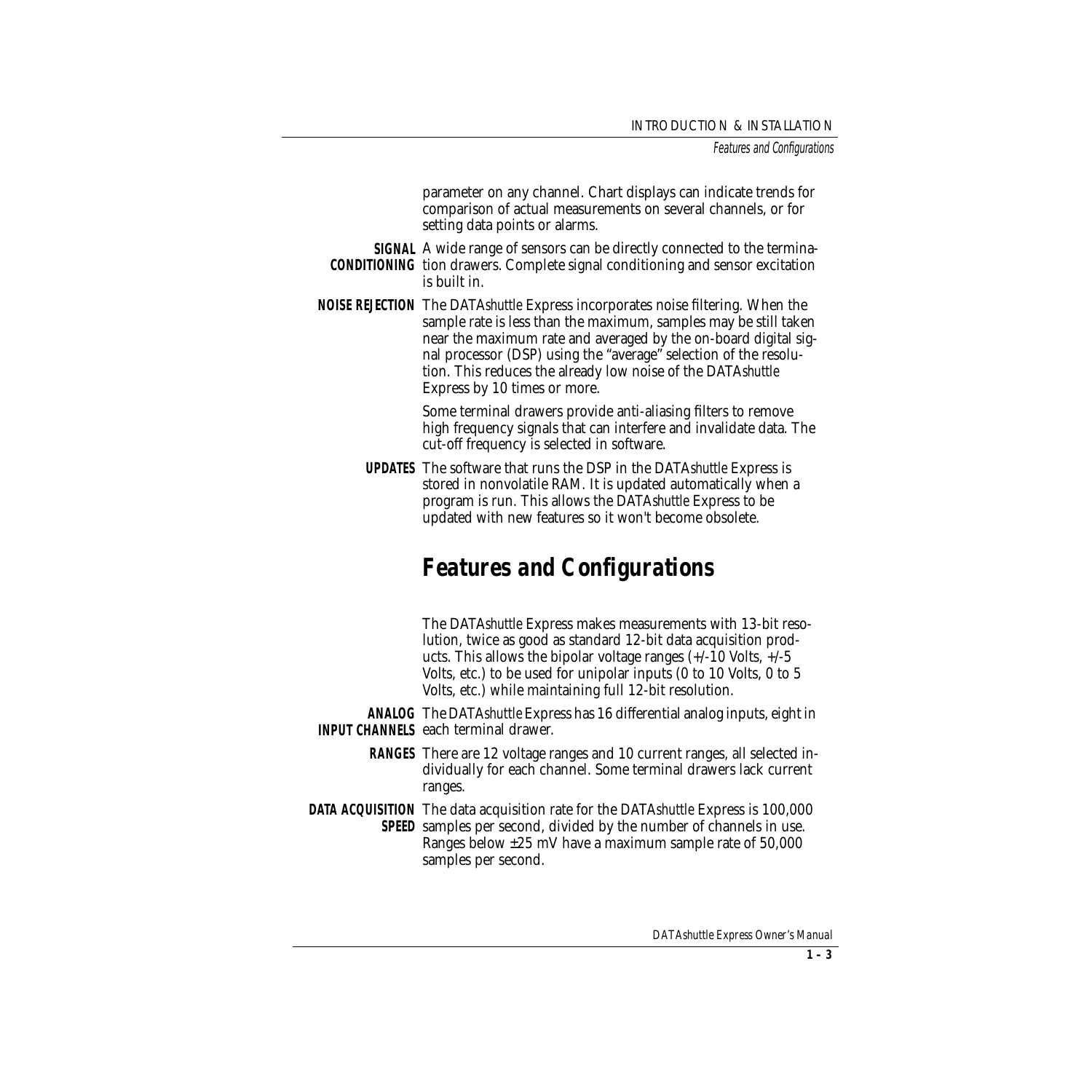parameter on any channel. Chart displays can indicate trends for comparison of actual measurements on several channels, or for setting data points or alarms.

**SIGNAL CONDITIONING** A wide range of sensors can be directly connected to the termination drawers. Complete signal conditioning and sensor excitation is built in.

**NOISE REJECTION** The DATA*shuttle* Express incorporates noise filtering. When the sample rate is less than the maximum, samples may be still taken near the maximum rate and averaged by the on-board digital signal processor (DSP) using the "average" selection of the resolution. This reduces the already low noise of the DATA*shuttle* Express by 10 times or more.

Some terminal drawers provide anti-aliasing filters to remove high frequency signals that can interfere and invalidate data. The cut-off frequency is selected in software.

**UPDATES** The software that runs the DSP in the DATA*shuttle* Express is stored in nonvolatile RAM. It is updated automatically when a program is run. This allows the DATA*shuttle* Express to be updated with new features so it won't become obsolete.

## Features and Configurations

The DATA*shuttle* Express makes measurements with 13-bit resolution, twice as good as standard 12-bit data acquisition products. This allows the bipolar voltage ranges (+/-10 Volts, +/-5 Volts, etc.) to be used for unipolar inputs (0 to 10 Volts, 0 to 5 Volts, etc.) while maintaining full 12-bit resolution.

**ANALOG INPUT CHANNELS** The DATA*shuttle* Express has 16 differential analog inputs, eight in each terminal drawer.

**RANGES** There are 12 voltage ranges and 10 current ranges, all selected individually for each channel. Some terminal drawers lack current ranges.

**DATA ACQUISITION SPEED** The data acquisition rate for the DATA*shuttle* Express is 100,000 samples per second, divided by the number of channels in use. Ranges below ±25 mV have a maximum sample rate of 50,000 samples per second.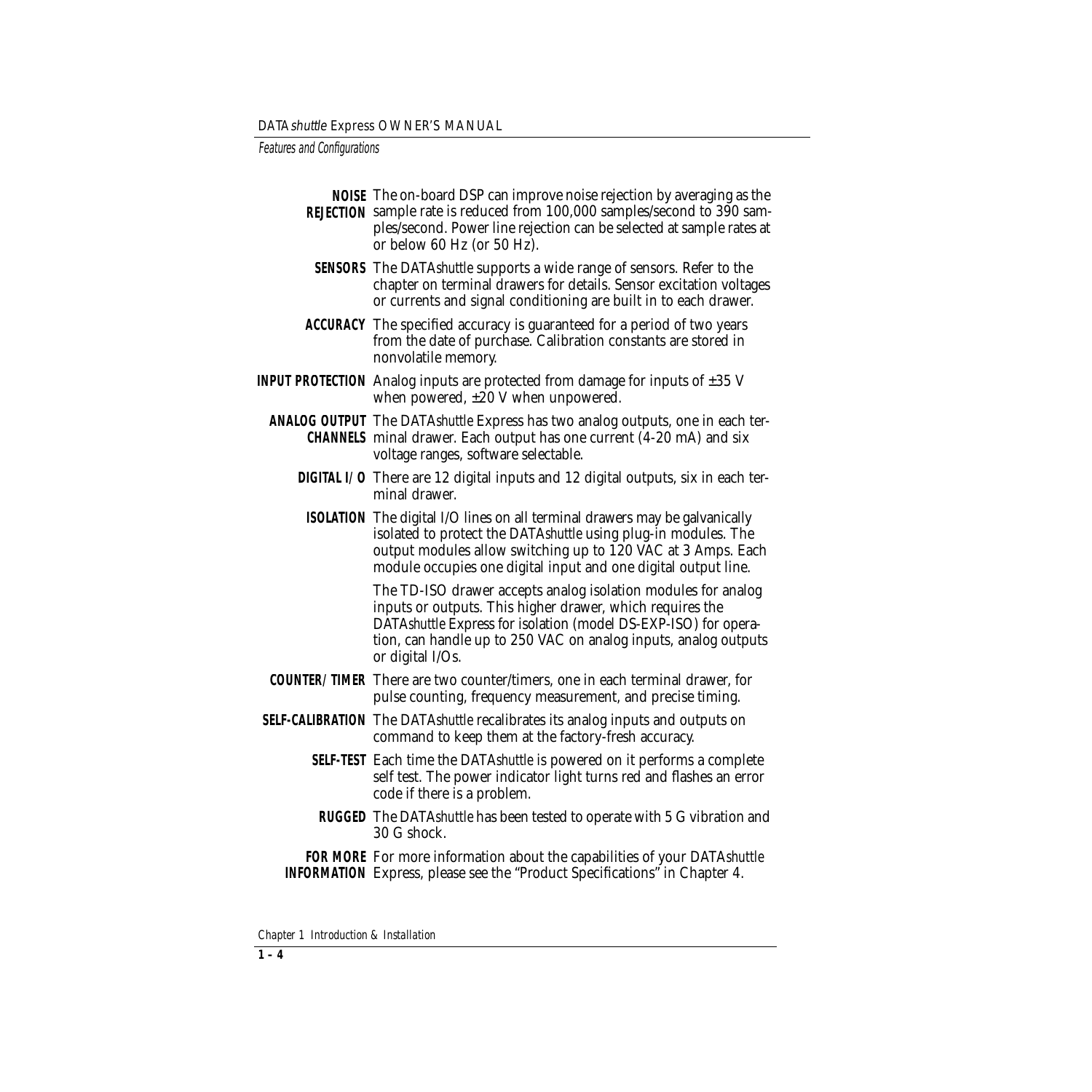**NOISE REJECTION** The on-board DSP can improve noise rejection by averaging as the sample rate is reduced from 100,000 samples/second to 390 samples/second. Power line rejection can be selected at sample rates at or below 60 Hz (or 50 Hz).

**SENSORS** The DATA*shuttle* supports a wide range of sensors. Refer to the chapter on terminal drawers for details. Sensor excitation voltages or currents and signal conditioning are built in to each drawer.

**ACCURACY** The specified accuracy is guaranteed for a period of two years from the date of purchase. Calibration constants are stored in nonvolatile memory.

**INPUT PROTECTION** Analog inputs are protected from damage for inputs of ±35 V when powered, ±20 V when unpowered.

**ANALOG OUTPUT CHANNELS** The DATA*shuttle* Express has two analog outputs, one in each terminal drawer. Each output has one current (4-20 mA) and six voltage ranges, software selectable.

**DIGITAL I/O** There are 12 digital inputs and 12 digital outputs, six in each terminal drawer.

**ISOLATION** The digital I/O lines on all terminal drawers may be galvanically isolated to protect the DATA*shuttle* using plug-in modules. The output modules allow switching up to 120 VAC at 3 Amps. Each module occupies one digital input and one digital output line.

The TD-ISO drawer accepts analog isolation modules for analog inputs or outputs. This higher drawer, which requires the DATA*shuttle* Express for isolation (model DS-EXP-ISO) for operation, can handle up to 250 VAC on analog inputs, analog outputs or digital I/Os.

**COUNTER/TIMER** There are two counter/timers, one in each terminal drawer, for pulse counting, frequency measurement, and precise timing.

**SELF-CALIBRATION** The DATA*shuttle* recalibrates its analog inputs and outputs on command to keep them at the factory-fresh accuracy.

**SELF-TEST** Each time the DATA*shuttle* is powered on it performs a complete self test. The power indicator light turns red and flashes an error code if there is a problem.

**RUGGED** The DATA*shuttle* has been tested to operate with 5 G vibration and 30 G shock.

**FOR MORE INFORMATION** For more information about the capabilities of your DATA*shuttle* Express, please see the "Product Specifications" in Chapter 4.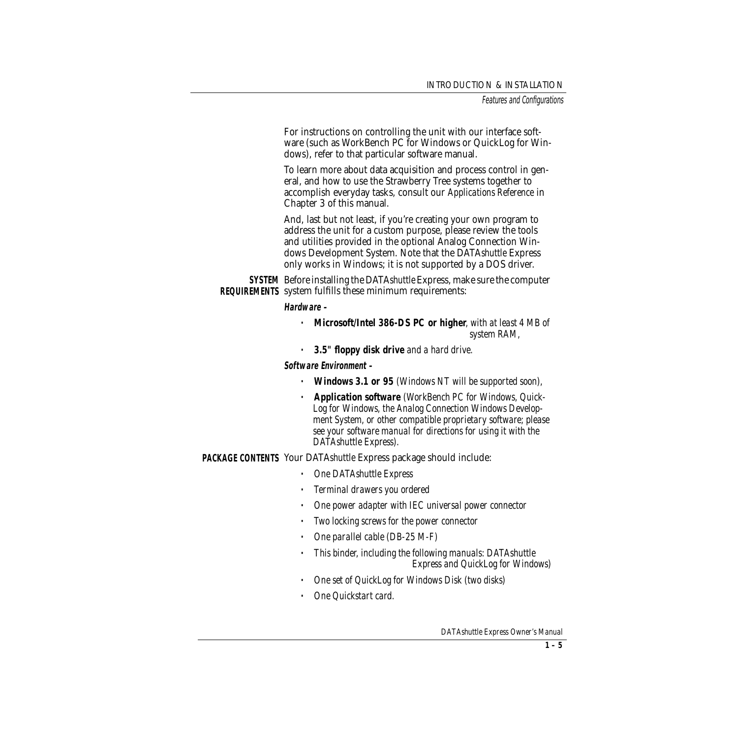For instructions on controlling the unit with our interface software (such as WorkBench PC for Windows or QuickLog for Windows), refer to that particular software manual.

To learn more about data acquisition and process control in general, and how to use the Strawberry Tree systems together to accomplish everyday tasks, consult our *Applications Reference* in Chapter 3 of this manual.

And, last but not least, if you're creating your own program to address the unit for a custom purpose, please review the tools and utilities provided in the optional Analog Connection Windows Development System. Note that the DATA*shuttle* Express only works in Windows; it is not supported by a DOS driver.

## SYSTEM REQUIREMENTS

Before installing the DATA*shuttle* Express, make sure the computer system fulfills these minimum requirements:

***Hardware –***

- **Microsoft/Intel 386-DS PC or higher**, *with at least 4 MB of system RAM,*
- **3.5" floppy disk drive** *and a hard drive.*

***Software Environment –***

- **Windows 3.1 or 95** *(Windows NT will be supported soon),*
- **Application software** *(WorkBench PC for Windows, QuickLog for Windows, the Analog Connection Windows Development System, or other compatible proprietary software; please see your software manual for directions for using it with the DATAshuttle Express).*

## PACKAGE CONTENTS

Your DATA*shuttle* Express package should include:

- *One DATAshuttle Express*
- *Terminal drawers you ordered*
- *One power adapter with IEC universal power connector*
- *Two locking screws for the power connector*
- *One parallel cable (DB-25 M-F)*
- *This binder, including the following manuals: DATAshuttle Express and QuickLog for Windows)*
- *One set of QuickLog for Windows Disk (two disks)*
- *One Quickstart card.*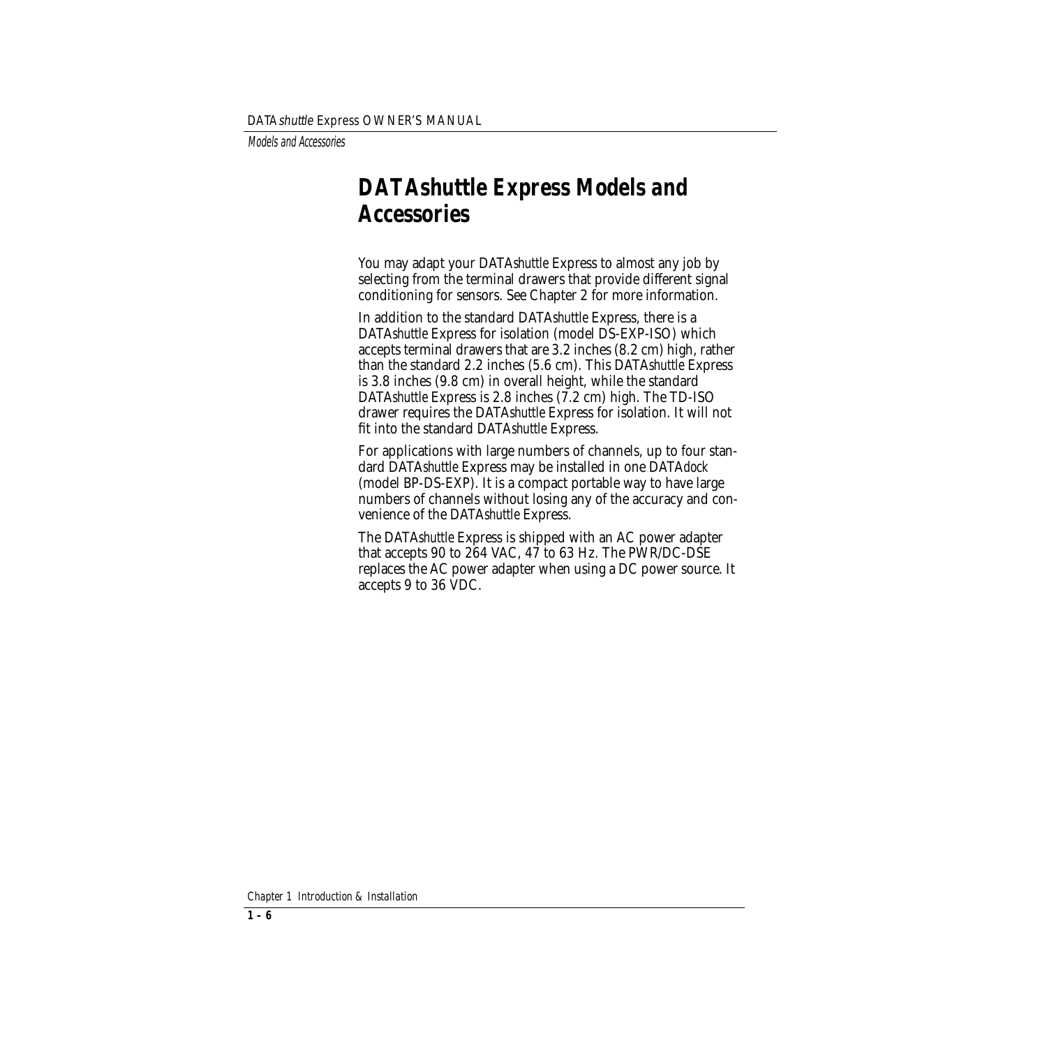# DATAshuttle Express Models and Accessories

You may adapt your DATA*shuttle* Express to almost any job by selecting from the terminal drawers that provide different signal conditioning for sensors. See Chapter 2 for more information.

In addition to the standard DATA*shuttle* Express, there is a DATA*shuttle* Express for isolation (model DS-EXP-ISO) which accepts terminal drawers that are 3.2 inches (8.2 cm) high, rather than the standard 2.2 inches (5.6 cm). This DATA*shuttle* Express is 3.8 inches (9.8 cm) in overall height, while the standard DATA*shuttle* Express is 2.8 inches (7.2 cm) high. The TD-ISO drawer requires the DATA*shuttle* Express for isolation. It will not fit into the standard DATA*shuttle* Express.

For applications with large numbers of channels, up to four standard DATA*shuttle* Express may be installed in one DATA*dock* (model BP-DS-EXP). It is a compact portable way to have large numbers of channels without losing any of the accuracy and convenience of the DATA*shuttle* Express.

The DATA*shuttle* Express is shipped with an AC power adapter that accepts 90 to 264 VAC, 47 to 63 Hz. The PWR/DC-DSE replaces the AC power adapter when using a DC power source. It accepts 9 to 36 VDC.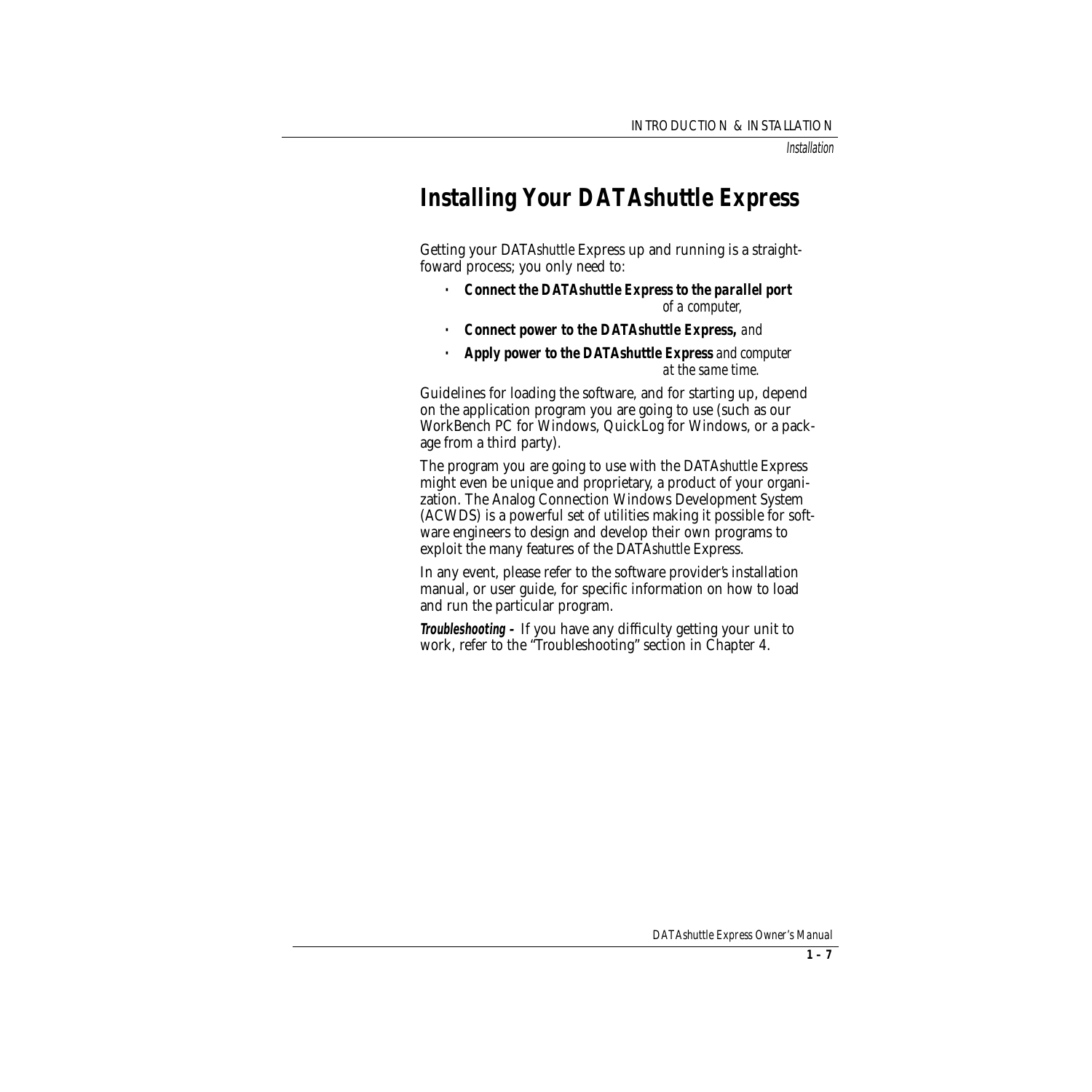# Installing Your DATAshuttle Express

Getting your DATA*shuttle* Express up and running is a straight-foward process; you only need to:

- **Connect the DATAshuttle Express to the parallel port** *of a computer,*
- **Connect power to the DATAshuttle Express,** *and*
- **Apply power to the DATAshuttle Express** *and computer at the same time.*

Guidelines for loading the software, and for starting up, depend on the application program you are going to use (such as our WorkBench PC for Windows, QuickLog for Windows, or a package from a third party).

The program you are going to use with the DATA*shuttle* Express might even be unique and proprietary, a product of your organization. The Analog Connection Windows Development System (ACWDS) is a powerful set of utilities making it possible for software engineers to design and develop their own programs to exploit the many features of the DATA*shuttle* Express.

In any event, please refer to the software provider's installation manual, or user guide, for specific information on how to load and run the particular program.

***Troubleshooting –*** If you have any difficulty getting your unit to work, refer to the "Troubleshooting" section in Chapter 4.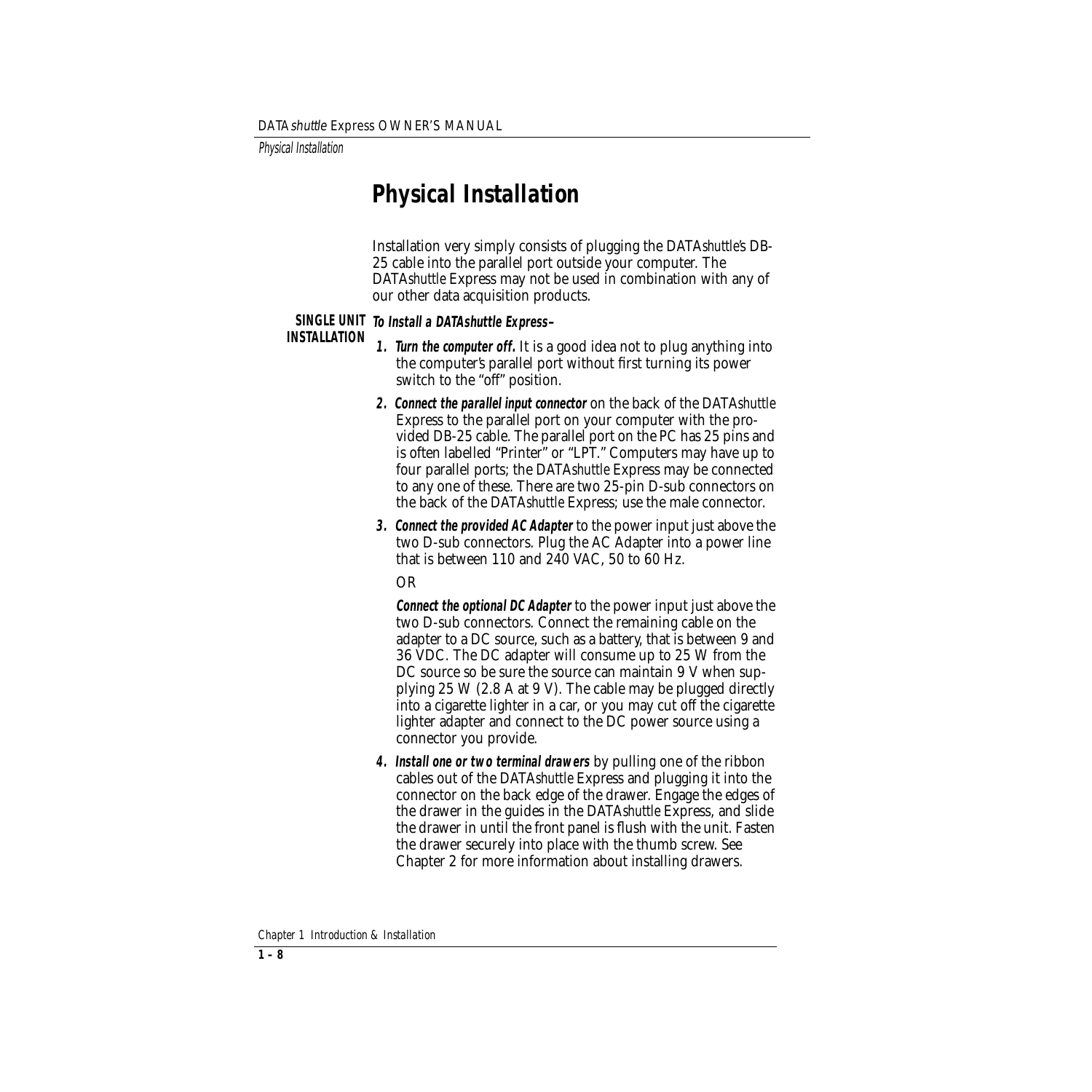# Physical Installation

Installation very simply consists of plugging the DATA*shuttle*'s DB-25 cable into the parallel port outside your computer. The DATA*shuttle* Express may not be used in combination with any of our other data acquisition products.

**SINGLE UNIT INSTALLATION**

***To Install a DATAshuttle Express–***

1. ***Turn the computer off.*** It is a good idea not to plug anything into the computer's parallel port without first turning its power switch to the "off" position.

2. ***Connect the parallel input connector*** on the back of the DATA*shuttle* Express to the parallel port on your computer with the provided DB-25 cable. The parallel port on the PC has 25 pins and is often labelled "Printer" or "LPT." Computers may have up to four parallel ports; the DATA*shuttle* Express may be connected to any one of these. There are two 25-pin D-sub connectors on the back of the DATA*shuttle* Express; use the male connector.

3. ***Connect the provided AC Adapter*** to the power input just above the two D-sub connectors. Plug the AC Adapter into a power line that is between 110 and 240 VAC, 50 to 60 Hz.

   OR

   ***Connect the optional DC Adapter*** to the power input just above the two D-sub connectors. Connect the remaining cable on the adapter to a DC source, such as a battery, that is between 9 and 36 VDC. The DC adapter will consume up to 25 W from the DC source so be sure the source can maintain 9 V when supplying 25 W (2.8 A at 9 V). The cable may be plugged directly into a cigarette lighter in a car, or you may cut off the cigarette lighter adapter and connect to the DC power source using a connector you provide.

4. ***Install one or two terminal drawers*** by pulling one of the ribbon cables out of the DATA*shuttle* Express and plugging it into the connector on the back edge of the drawer. Engage the edges of the drawer in the guides in the DATA*shuttle* Express, and slide the drawer in until the front panel is flush with the unit. Fasten the drawer securely into place with the thumb screw. See Chapter 2 for more information about installing drawers.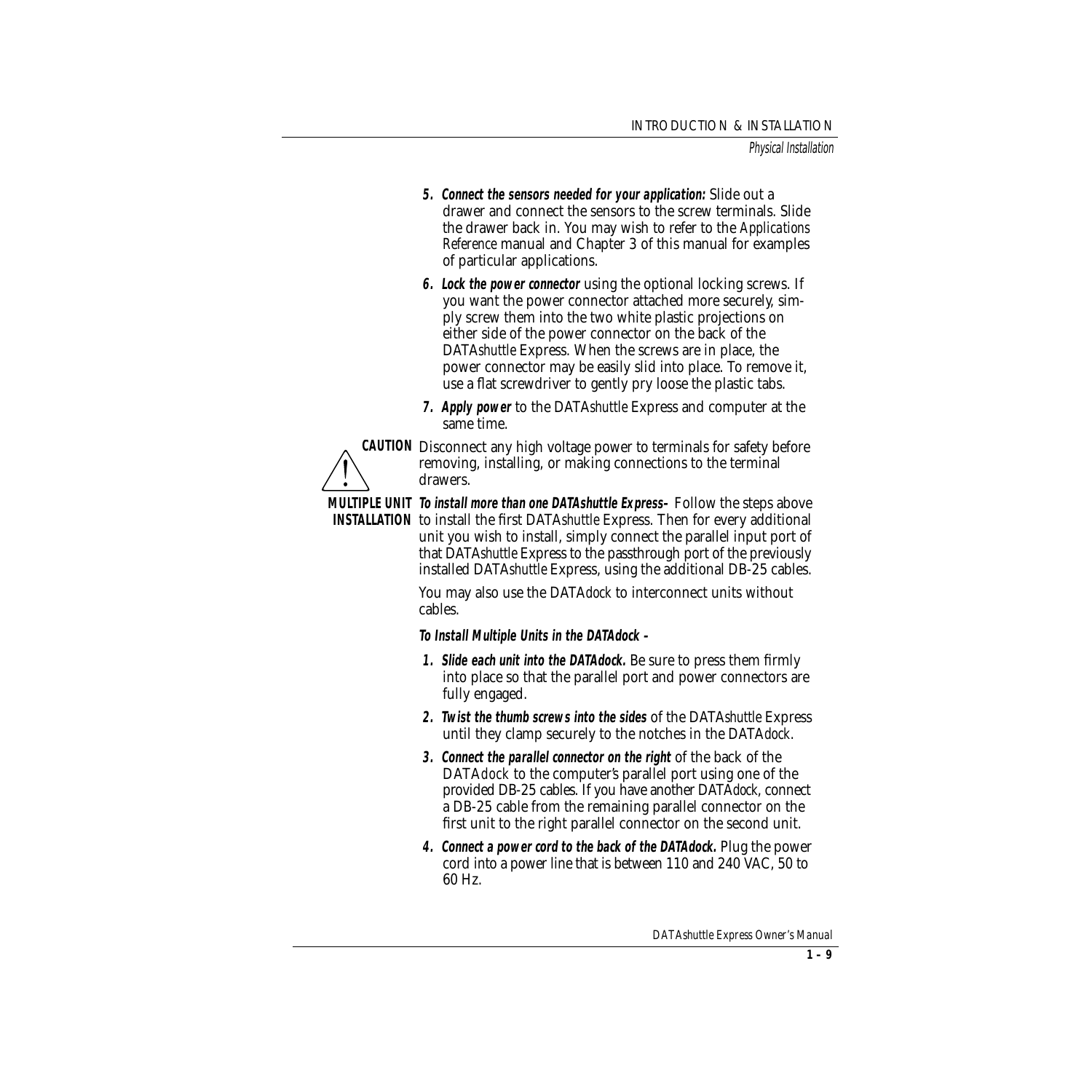5. **Connect the sensors needed for your application:** Slide out a drawer and connect the sensors to the screw terminals. Slide the drawer back in. You may wish to refer to the *Applications Reference* manual and Chapter 3 of this manual for examples of particular applications.

6. **Lock the power connector** using the optional locking screws. If you want the power connector attached more securely, simply screw them into the two white plastic projections on either side of the power connector on the back of the DATA*shuttle* Express. When the screws are in place, the power connector may be easily slid into place. To remove it, use a flat screwdriver to gently pry loose the plastic tabs.

7. **Apply power** to the DATA*shuttle* Express and computer at the same time.

**CAUTION** Disconnect any high voltage power to terminals for safety before removing, installing, or making connections to the terminal drawers.

**MULTIPLE UNIT INSTALLATION** ***To install more than one DATAshuttle Express–*** Follow the steps above to install the first DATA*shuttle* Express. Then for every additional unit you wish to install, simply connect the parallel input port of that DATA*shuttle* Express to the passthrough port of the previously installed DATA*shuttle* Express, using the additional DB-25 cables.

You may also use the DATA*dock* to interconnect units without cables.

***To Install Multiple Units in the DATAdock –***

1. **Slide each unit into the DATAdock.** Be sure to press them firmly into place so that the parallel port and power connectors are fully engaged.

2. **Twist the thumb screws into the sides** of the DATA*shuttle* Express until they clamp securely to the notches in the DATA*dock*.

3. **Connect the parallel connector on the right** of the back of the DATA*dock* to the computer's parallel port using one of the provided DB-25 cables. If you have another DATA*dock*, connect a DB-25 cable from the remaining parallel connector on the first unit to the right parallel connector on the second unit.

4. **Connect a power cord to the back of the DATAdock.** Plug the power cord into a power line that is between 110 and 240 VAC, 50 to 60 Hz.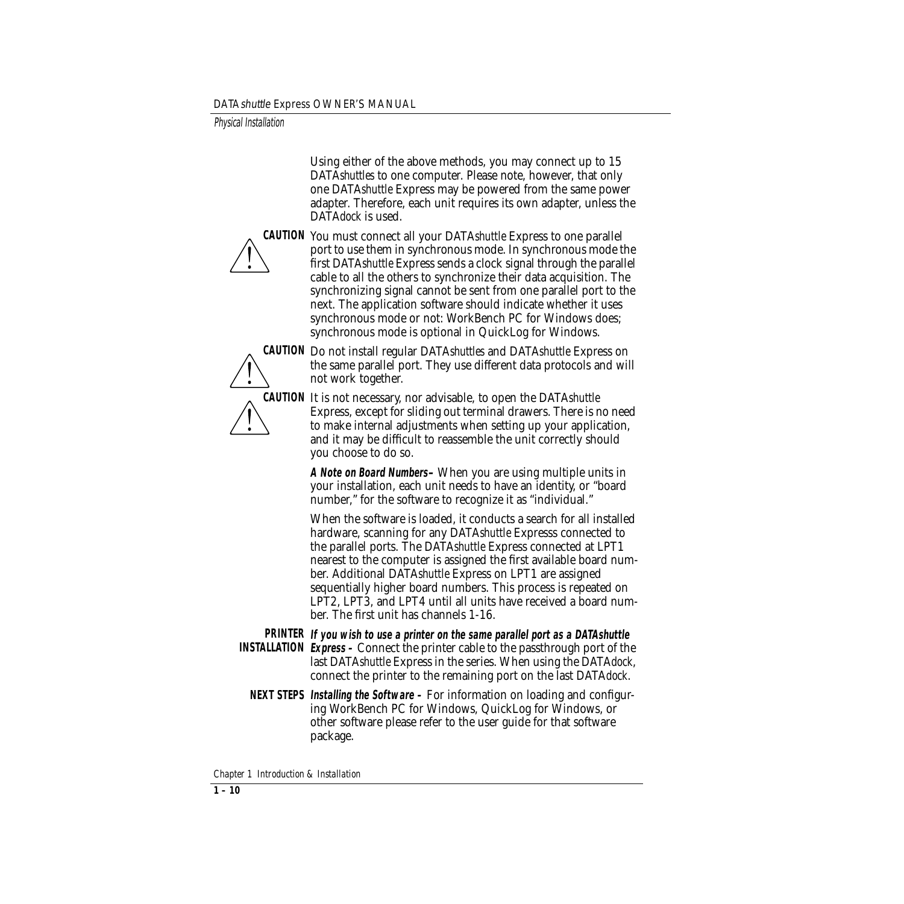Using either of the above methods, you may connect up to 15 DATA*shuttles* to one computer. Please note, however, that only one DATA*shuttle* Express may be powered from the same power adapter. Therefore, each unit requires its own adapter, unless the DATA*dock* is used.

**CAUTION** You must connect all your DATA*shuttle* Express to one parallel port to use them in synchronous mode. In synchronous mode the first DATA*shuttle* Express sends a clock signal through the parallel cable to all the others to synchronize their data acquisition. The synchronizing signal cannot be sent from one parallel port to the next. The application software should indicate whether it uses synchronous mode or not: WorkBench PC for Windows does; synchronous mode is optional in QuickLog for Windows.

**CAUTION** Do not install regular DATA*shuttles* and DATA*shuttle* Express on the same parallel port. They use different data protocols and will not work together.

**CAUTION** It is not necessary, nor advisable, to open the DATA*shuttle* Express, except for sliding out terminal drawers. There is no need to make internal adjustments when setting up your application, and it may be difficult to reassemble the unit correctly should you choose to do so.

***A Note on Board Numbers –*** When you are using multiple units in your installation, each unit needs to have an identity, or "board number," for the software to recognize it as "individual."

When the software is loaded, it conducts a search for all installed hardware, scanning for any DATA*shuttle* Expresss connected to the parallel ports. The DATA*shuttle* Express connected at LPT1 nearest to the computer is assigned the first available board number. Additional DATA*shuttle* Express on LPT1 are assigned sequentially higher board numbers. This process is repeated on LPT2, LPT3, and LPT4 until all units have received a board number. The first unit has channels 1-16.

**PRINTER INSTALLATION** ***If you wish to use a printer on the same parallel port as a DATAshuttle Express –*** Connect the printer cable to the passthrough port of the last DATA*shuttle* Express in the series. When using the DATA*dock*, connect the printer to the remaining port on the last DATA*dock*.

**NEXT STEPS** ***Installing the Software –*** For information on loading and configuring WorkBench PC for Windows, QuickLog for Windows, or other software please refer to the user guide for that software package.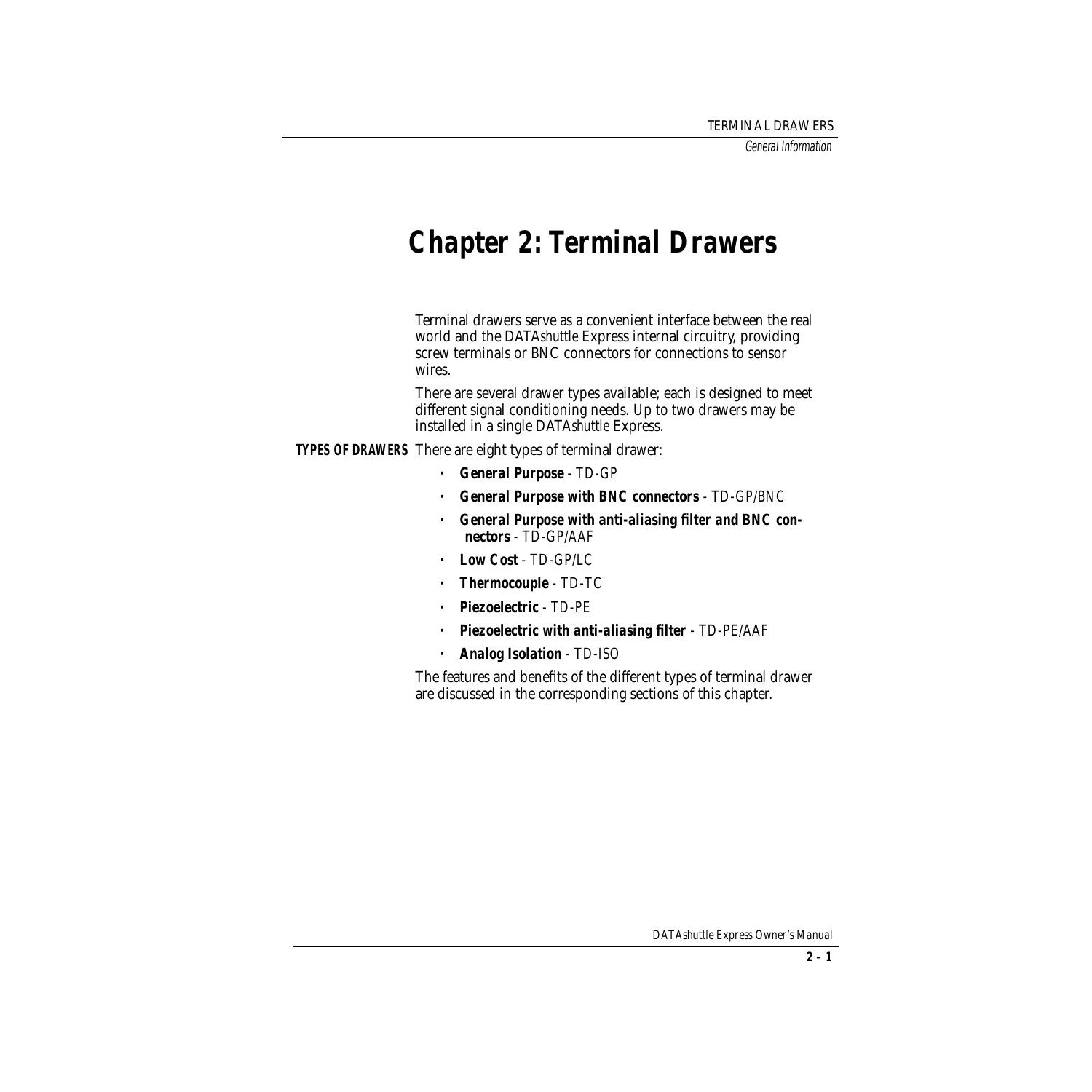# Chapter 2: Terminal Drawers

Terminal drawers serve as a convenient interface between the real world and the DATA*shuttle* Express internal circuitry, providing screw terminals or BNC connectors for connections to sensor wires.

There are several drawer types available; each is designed to meet different signal conditioning needs. Up to two drawers may be installed in a single DATA*shuttle* Express.

**TYPES OF DRAWERS** There are eight types of terminal drawer:

- **General Purpose** - TD-GP
- **General Purpose with BNC connectors** - TD-GP/BNC
- **General Purpose with anti-aliasing filter and BNC connectors** - TD-GP/AAF
- **Low Cost** - TD-GP/LC
- **Thermocouple** - TD-TC
- **Piezoelectric** - TD-PE
- **Piezoelectric with anti-aliasing filter** - TD-PE/AAF
- **Analog Isolation** - TD-ISO

The features and benefits of the different types of terminal drawer are discussed in the corresponding sections of this chapter.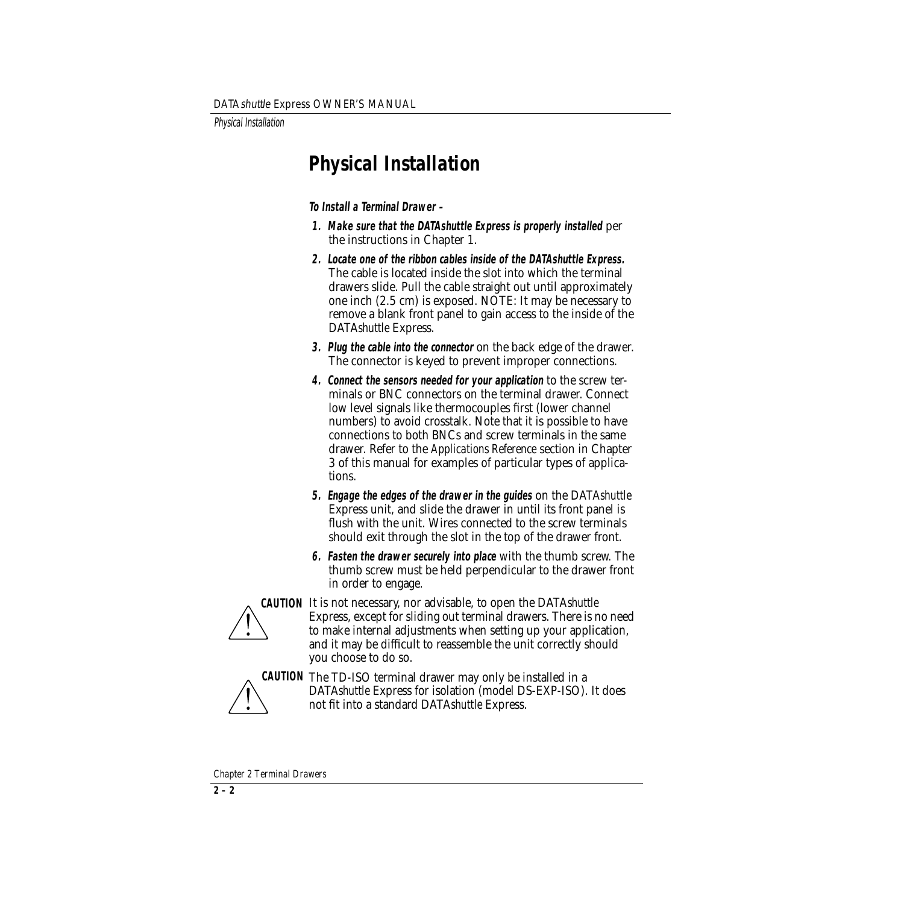# Physical Installation

**To Install a Terminal Drawer –**

1. **Make sure that the DATAshuttle Express is properly installed** per the instructions in Chapter 1.
2. **Locate one of the ribbon cables inside of the DATAshuttle Express.** The cable is located inside the slot into which the terminal drawers slide. Pull the cable straight out until approximately one inch (2.5 cm) is exposed. NOTE: It may be necessary to remove a blank front panel to gain access to the inside of the DATA*shuttle* Express.
3. **Plug the cable into the connector** on the back edge of the drawer. The connector is keyed to prevent improper connections.
4. **Connect the sensors needed for your application** to the screw terminals or BNC connectors on the terminal drawer. Connect low level signals like thermocouples first (lower channel numbers) to avoid crosstalk. Note that it is possible to have connections to both BNCs and screw terminals in the same drawer. Refer to the *Applications Reference* section in Chapter 3 of this manual for examples of particular types of applications.
5. **Engage the edges of the drawer in the guides** on the DATA*shuttle* Express unit, and slide the drawer in until its front panel is flush with the unit. Wires connected to the screw terminals should exit through the slot in the top of the drawer front.
6. **Fasten the drawer securely into place** with the thumb screw. The thumb screw must be held perpendicular to the drawer front in order to engage.

**CAUTION** It is not necessary, nor advisable, to open the DATA*shuttle* Express, except for sliding out terminal drawers. There is no need to make internal adjustments when setting up your application, and it may be difficult to reassemble the unit correctly should you choose to do so.

**CAUTION** The TD-ISO terminal drawer may only be installed in a DATA*shuttle* Express for isolation (model DS-EXP-ISO). It does not fit into a standard DATA*shuttle* Express.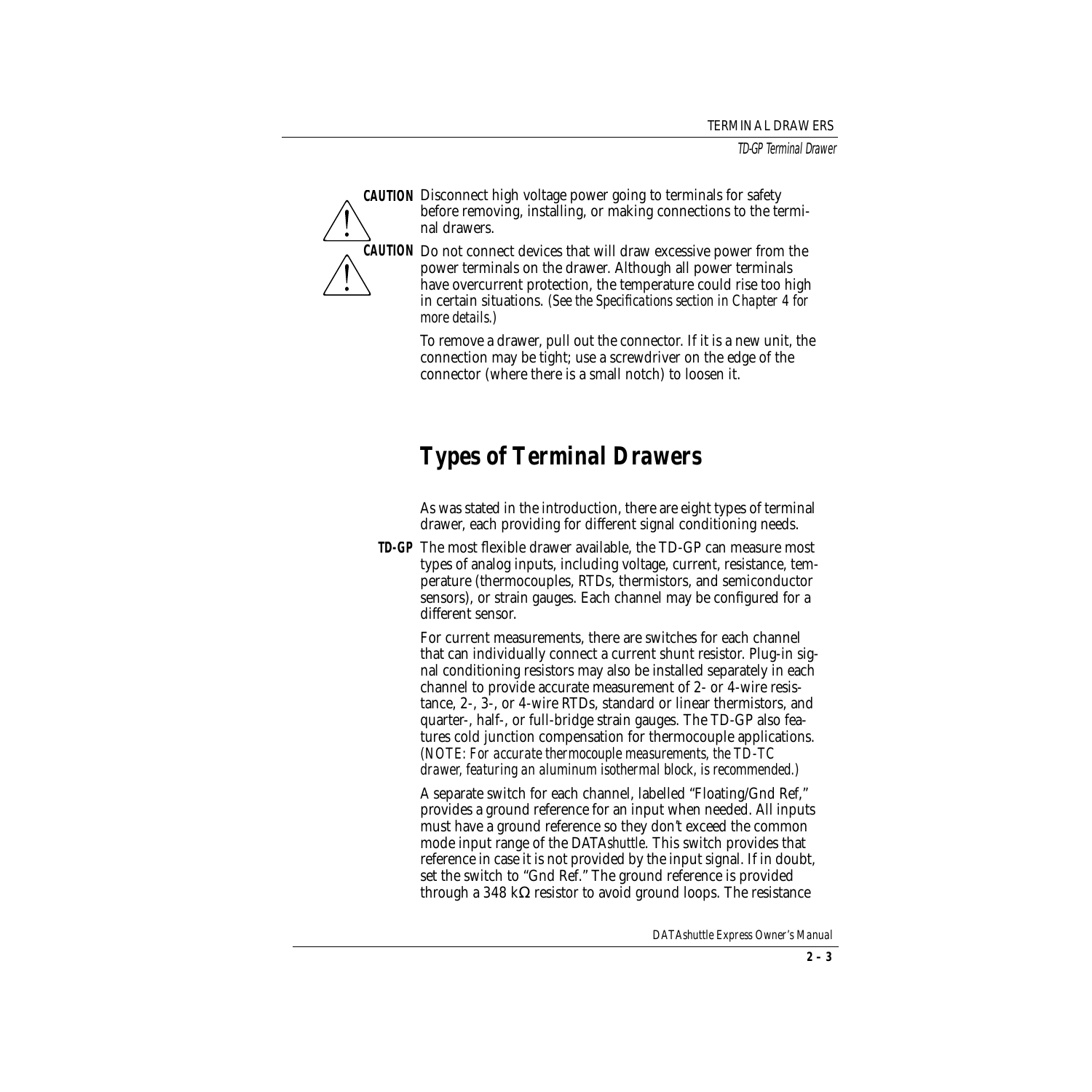**CAUTION** Disconnect high voltage power going to terminals for safety before removing, installing, or making connections to the terminal drawers.

**CAUTION** Do not connect devices that will draw excessive power from the power terminals on the drawer. Although all power terminals have overcurrent protection, the temperature could rise too high in certain situations. *(See the Specifications section in Chapter 4 for more details.)*

To remove a drawer, pull out the connector. If it is a new unit, the connection may be tight; use a screwdriver on the edge of the connector (where there is a small notch) to loosen it.

# Types of Terminal Drawers

As was stated in the introduction, there are eight types of terminal drawer, each providing for different signal conditioning needs.

**TD-GP** The most flexible drawer available, the TD-GP can measure most types of analog inputs, including voltage, current, resistance, temperature (thermocouples, RTDs, thermistors, and semiconductor sensors), or strain gauges. Each channel may be configured for a different sensor.

For current measurements, there are switches for each channel that can individually connect a current shunt resistor. Plug-in signal conditioning resistors may also be installed separately in each channel to provide accurate measurement of 2- or 4-wire resistance, 2-, 3-, or 4-wire RTDs, standard or linear thermistors, and quarter-, half-, or full-bridge strain gauges. The TD-GP also features cold junction compensation for thermocouple applications. *(NOTE: For accurate thermocouple measurements, the TD-TC drawer, featuring an aluminum isothermal block, is recommended.)*

A separate switch for each channel, labelled "Floating/Gnd Ref," provides a ground reference for an input when needed. All inputs must have a ground reference so they don't exceed the common mode input range of the DATA*shuttle*. This switch provides that reference in case it is not provided by the input signal. If in doubt, set the switch to "Gnd Ref." The ground reference is provided through a 348 kΩ resistor to avoid ground loops. The resistance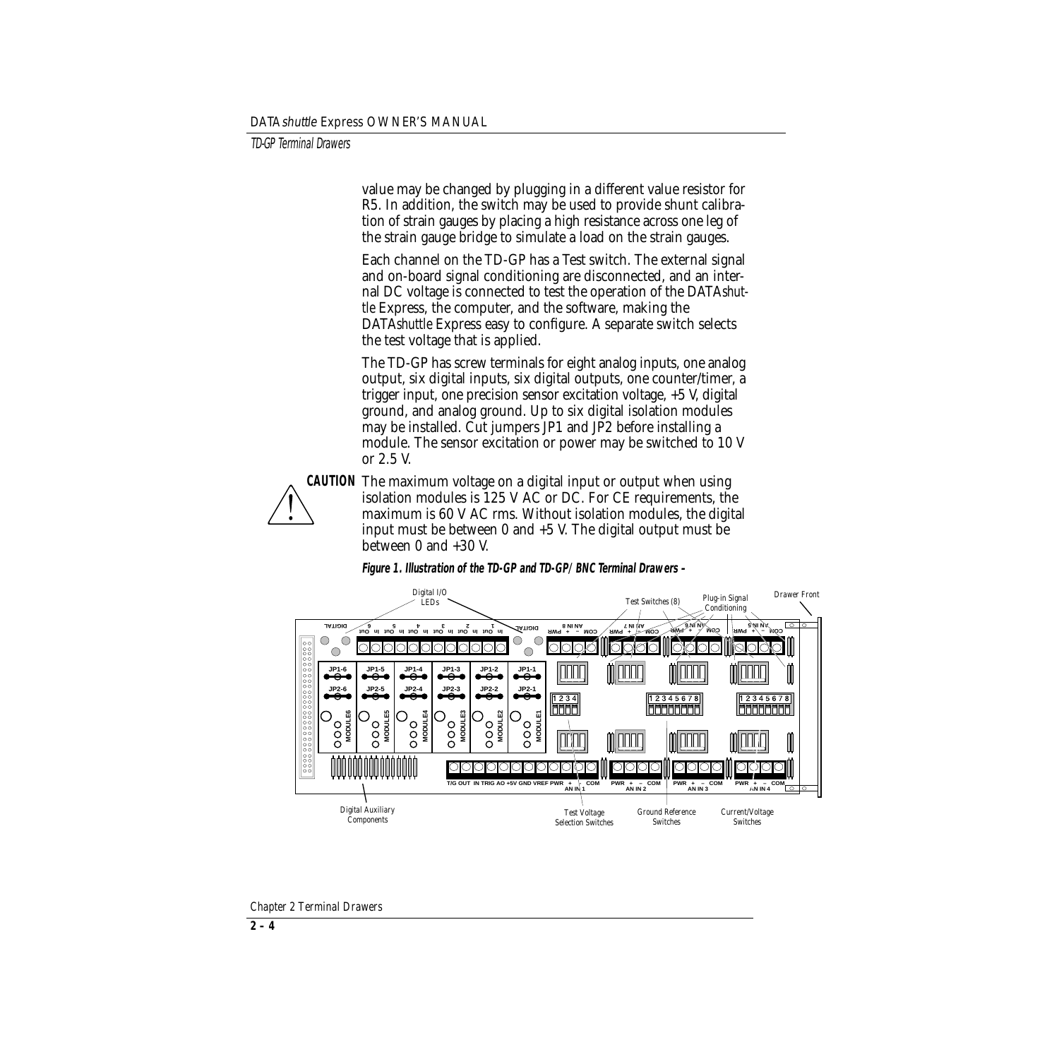value may be changed by plugging in a different value resistor for R5. In addition, the switch may be used to provide shunt calibration of strain gauges by placing a high resistance across one leg of the strain gauge bridge to simulate a load on the strain gauges.

Each channel on the TD-GP has a Test switch. The external signal and on-board signal conditioning are disconnected, and an internal DC voltage is connected to test the operation of the DATA*shuttle* Express, the computer, and the software, making the DATA*shuttle* Express easy to configure. A separate switch selects the test voltage that is applied.

The TD-GP has screw terminals for eight analog inputs, one analog output, six digital inputs, six digital outputs, one counter/timer, a trigger input, one precision sensor excitation voltage, +5 V, digital ground, and analog ground. Up to six digital isolation modules may be installed. Cut jumpers JP1 and JP2 before installing a module. The sensor excitation or power may be switched to 10 V or 2.5 V.

**CAUTION** The maximum voltage on a digital input or output when using isolation modules is 125 V AC or DC. For CE requirements, the maximum is 60 V AC rms. Without isolation modules, the digital input must be between 0 and +5 V. The digital output must be between 0 and +30 V.

***Figure 1. Illustration of the TD-GP and TD-GP/BNC Terminal Drawers –***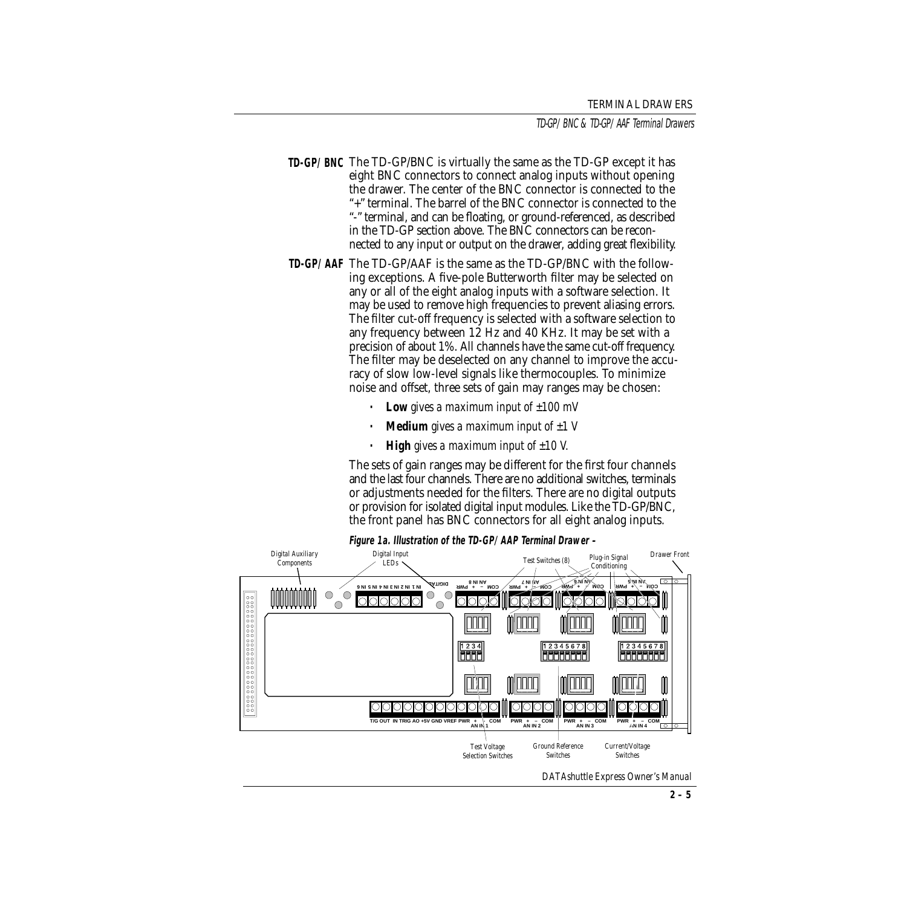**TD-GP/BNC** The TD-GP/BNC is virtually the same as the TD-GP except it has eight BNC connectors to connect analog inputs without opening the drawer. The center of the BNC connector is connected to the "+" terminal. The barrel of the BNC connector is connected to the "-" terminal, and can be floating, or ground-referenced, as described in the TD-GP section above. The BNC connectors can be reconnected to any input or output on the drawer, adding great flexibility.

**TD-GP/AAF** The TD-GP/AAF is the same as the TD-GP/BNC with the following exceptions. A five-pole Butterworth filter may be selected on any or all of the eight analog inputs with a software selection. It may be used to remove high frequencies to prevent aliasing errors. The filter cut-off frequency is selected with a software selection to any frequency between 12 Hz and 40 KHz. It may be set with a precision of about 1%. All channels have the same cut-off frequency. The filter may be deselected on any channel to improve the accuracy of slow low-level signals like thermocouples. To minimize noise and offset, three sets of gain may ranges may be chosen:

- **Low** *gives a maximum input of ±100 mV*
- **Medium** *gives a maximum input of ±1 V*
- **High** *gives a maximum input of ±10 V.*

The sets of gain ranges may be different for the first four channels and the last four channels. There are no additional switches, terminals or adjustments needed for the filters. There are no digital outputs or provision for isolated digital input modules. Like the TD-GP/BNC, the front panel has BNC connectors for all eight analog inputs.

**Figure 1a. Illustration of the TD-GP/AAP Terminal Drawer –**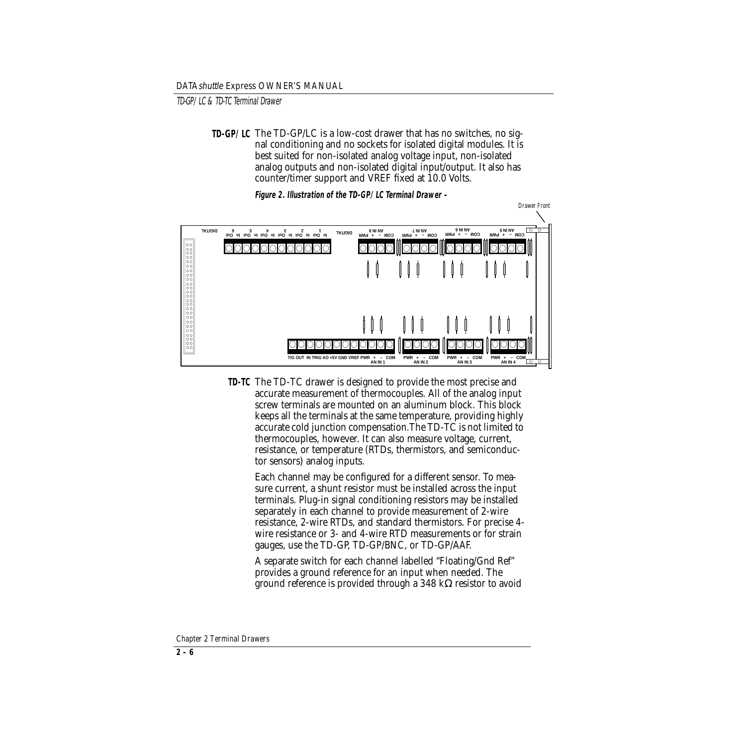**TD-GP/LC** The TD-GP/LC is a low-cost drawer that has no switches, no signal conditioning and no sockets for isolated digital modules. It is best suited for non-isolated analog voltage input, non-isolated analog outputs and non-isolated digital input/output. It also has counter/timer support and VREF fixed at 10.0 Volts.

***Figure 2. Illustration of the TD-GP/LC Terminal Drawer –***

**TD-TC** The TD-TC drawer is designed to provide the most precise and accurate measurement of thermocouples. All of the analog input screw terminals are mounted on an aluminum block. This block keeps all the terminals at the same temperature, providing highly accurate cold junction compensation.The TD-TC is not limited to thermocouples, however. It can also measure voltage, current, resistance, or temperature (RTDs, thermistors, and semiconductor sensors) analog inputs.

Each channel may be configured for a different sensor. To measure current, a shunt resistor must be installed across the input terminals. Plug-in signal conditioning resistors may be installed separately in each channel to provide measurement of 2-wire resistance, 2-wire RTDs, and standard thermistors. For precise 4-wire resistance or 3- and 4-wire RTD measurements or for strain gauges, use the TD-GP, TD-GP/BNC, or TD-GP/AAF.

A separate switch for each channel labelled “Floating/Gnd Ref” provides a ground reference for an input when needed. The ground reference is provided through a 348 kΩ resistor to avoid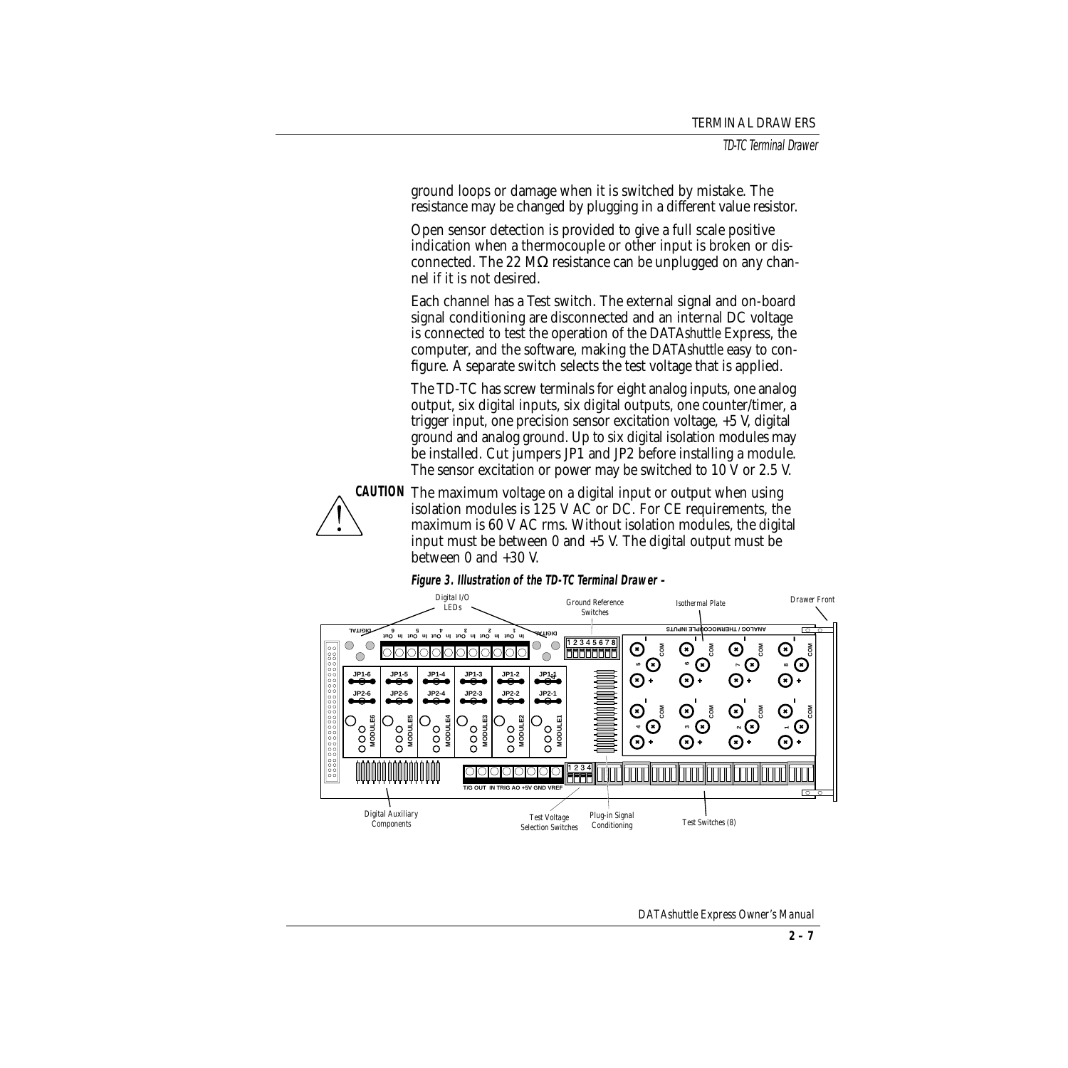ground loops or damage when it is switched by mistake. The resistance may be changed by plugging in a different value resistor.

Open sensor detection is provided to give a full scale positive indication when a thermocouple or other input is broken or disconnected. The 22 MΩ resistance can be unplugged on any channel if it is not desired.

Each channel has a Test switch. The external signal and on-board signal conditioning are disconnected and an internal DC voltage is connected to test the operation of the DATA*shuttle* Express, the computer, and the software, making the DATA*shuttle* easy to configure. A separate switch selects the test voltage that is applied.

The TD-TC has screw terminals for eight analog inputs, one analog output, six digital inputs, six digital outputs, one counter/timer, a trigger input, one precision sensor excitation voltage, +5 V, digital ground and analog ground. Up to six digital isolation modules may be installed. Cut jumpers JP1 and JP2 before installing a module. The sensor excitation or power may be switched to 10 V or 2.5 V.

**CAUTION** The maximum voltage on a digital input or output when using isolation modules is 125 V AC or DC. For CE requirements, the maximum is 60 V AC rms. Without isolation modules, the digital input must be between 0 and +5 V. The digital output must be between 0 and +30 V.

***Figure 3. Illustration of the TD-TC Terminal Drawer –***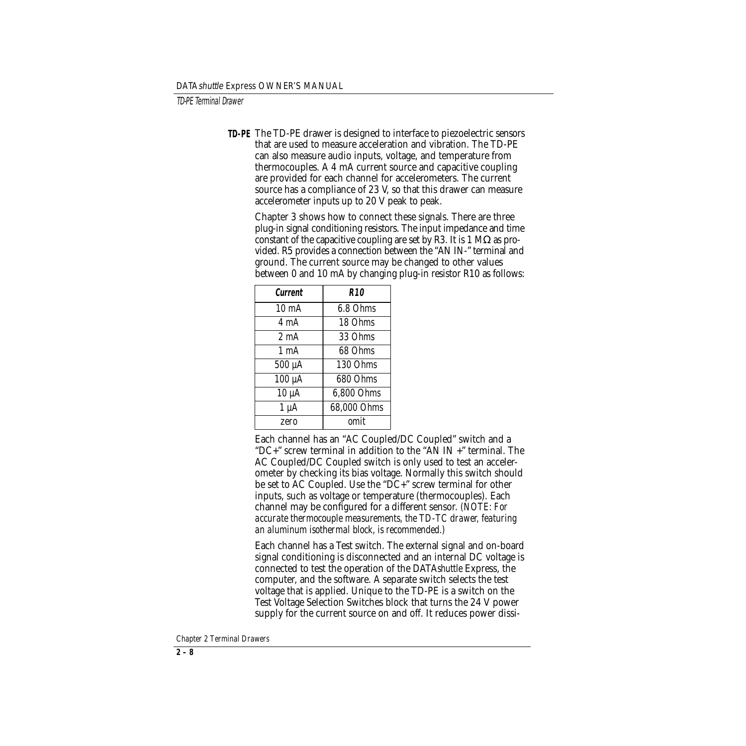**TD-PE** The TD-PE drawer is designed to interface to piezoelectric sensors that are used to measure acceleration and vibration. The TD-PE can also measure audio inputs, voltage, and temperature from thermocouples. A 4 mA current source and capacitive coupling are provided for each channel for accelerometers. The current source has a compliance of 23 V, so that this drawer can measure accelerometer inputs up to 20 V peak to peak.

Chapter 3 shows how to connect these signals. There are three plug-in signal conditioning resistors. The input impedance and time constant of the capacitive coupling are set by R3. It is 1 MΩ as provided. R5 provides a connection between the "AN IN-" terminal and ground. The current source may be changed to other values between 0 and 10 mA by changing plug-in resistor R10 as follows:

| ***Current*** | ***R10*** |
|---|---|
| 10 mA | 6.8 Ohms |
| 4 mA | 18 Ohms |
| 2 mA | 33 Ohms |
| 1 mA | 68 Ohms |
| 500 µA | 130 Ohms |
| 100 µA | 680 Ohms |
| 10 µA | 6,800 Ohms |
| 1 µA | 68,000 Ohms |
| zero | omit |

Each channel has an "AC Coupled/DC Coupled" switch and a "DC+" screw terminal in addition to the "AN IN +" terminal. The AC Coupled/DC Coupled switch is only used to test an accelerometer by checking its bias voltage. Normally this switch should be set to AC Coupled. Use the "DC+" screw terminal for other inputs, such as voltage or temperature (thermocouples). Each channel may be configured for a different sensor. *(NOTE: For accurate thermocouple measurements, the TD-TC drawer, featuring an aluminum isothermal block, is recommended.)*

Each channel has a Test switch. The external signal and on-board signal conditioning is disconnected and an internal DC voltage is connected to test the operation of the DATA*shuttle* Express, the computer, and the software. A separate switch selects the test voltage that is applied. Unique to the TD-PE is a switch on the Test Voltage Selection Switches block that turns the 24 V power supply for the current source on and off. It reduces power dissi-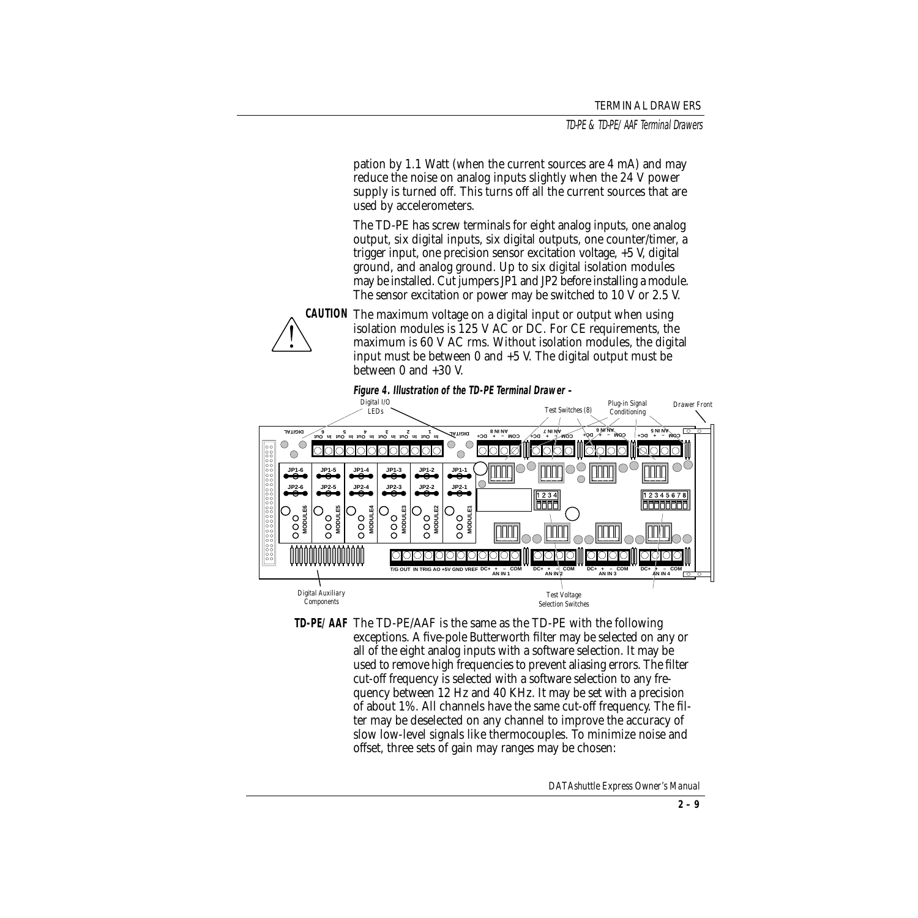pation by 1.1 Watt (when the current sources are 4 mA) and may reduce the noise on analog inputs slightly when the 24 V power supply is turned off. This turns off all the current sources that are used by accelerometers.

The TD-PE has screw terminals for eight analog inputs, one analog output, six digital inputs, six digital outputs, one counter/timer, a trigger input, one precision sensor excitation voltage, +5 V, digital ground, and analog ground. Up to six digital isolation modules may be installed. Cut jumpers JP1 and JP2 before installing a module. The sensor excitation or power may be switched to 10 V or 2.5 V.

**CAUTION** The maximum voltage on a digital input or output when using isolation modules is 125 V AC or DC. For CE requirements, the maximum is 60 V AC rms. Without isolation modules, the digital input must be between 0 and +5 V. The digital output must be between 0 and +30 V.

***Figure 4. Illustration of the TD-PE Terminal Drawer –***

**TD-PE/AAF** The TD-PE/AAF is the same as the TD-PE with the following exceptions. A five-pole Butterworth filter may be selected on any or all of the eight analog inputs with a software selection. It may be used to remove high frequencies to prevent aliasing errors. The filter cut-off frequency is selected with a software selection to any frequency between 12 Hz and 40 KHz. It may be set with a precision of about 1%. All channels have the same cut-off frequency. The filter may be deselected on any channel to improve the accuracy of slow low-level signals like thermocouples. To minimize noise and offset, three sets of gain may ranges may be chosen: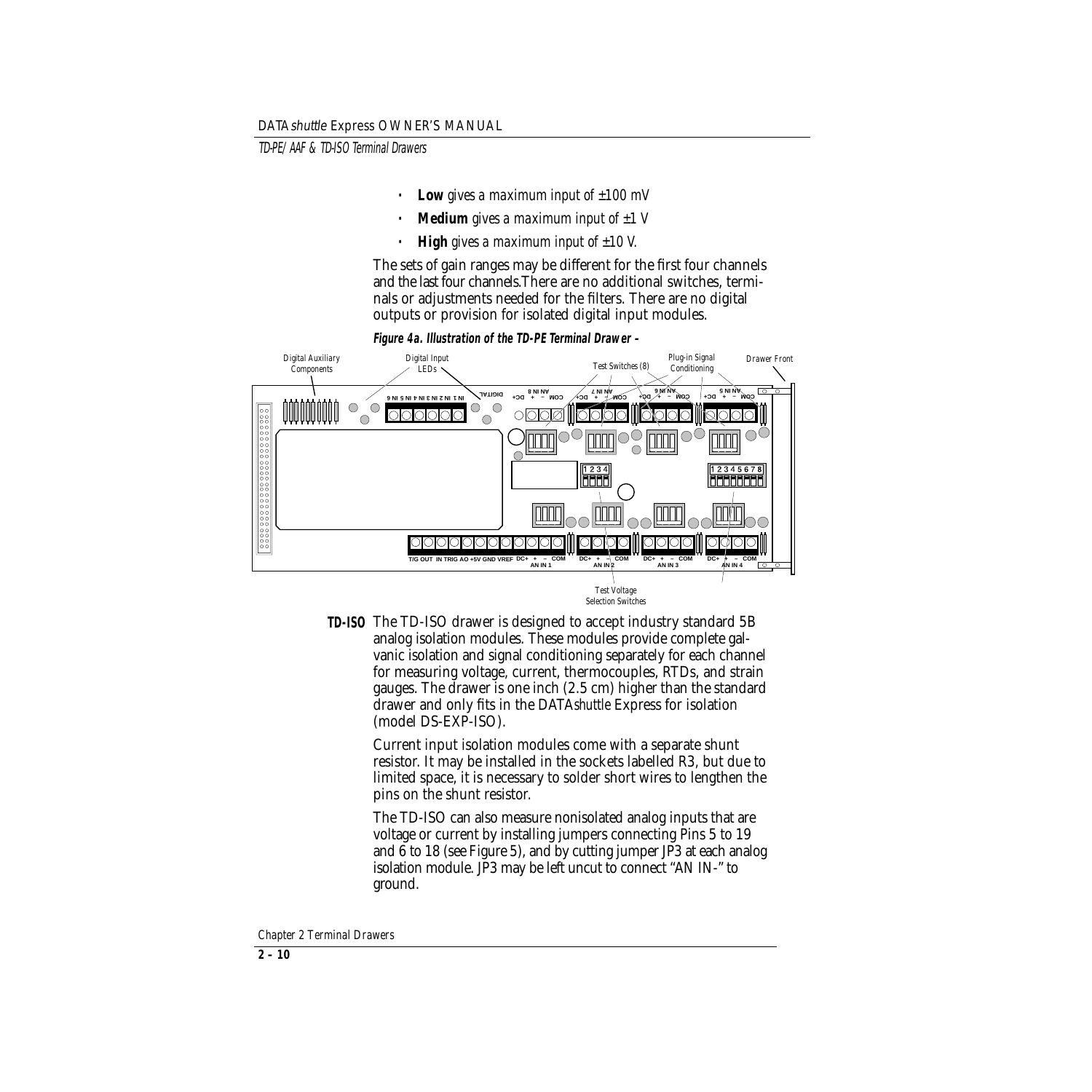- **Low** gives a maximum input of ±100 mV
- **Medium** gives a maximum input of ±1 V
- **High** gives a maximum input of ±10 V.

The sets of gain ranges may be different for the first four channels and the last four channels.There are no additional switches, terminals or adjustments needed for the filters. There are no digital outputs or provision for isolated digital input modules.

***Figure 4a. Illustration of the TD-PE Terminal Drawer –***

**TD-ISO** The TD-ISO drawer is designed to accept industry standard 5B analog isolation modules. These modules provide complete galvanic isolation and signal conditioning separately for each channel for measuring voltage, current, thermocouples, RTDs, and strain gauges. The drawer is one inch (2.5 cm) higher than the standard drawer and only fits in the DATA*shuttle* Express for isolation (model DS-EXP-ISO).

Current input isolation modules come with a separate shunt resistor. It may be installed in the sockets labelled R3, but due to limited space, it is necessary to solder short wires to lengthen the pins on the shunt resistor.

The TD-ISO can also measure nonisolated analog inputs that are voltage or current by installing jumpers connecting Pins 5 to 19 and 6 to 18 (see Figure 5), and by cutting jumper JP3 at each analog isolation module. JP3 may be left uncut to connect "AN IN-" to ground.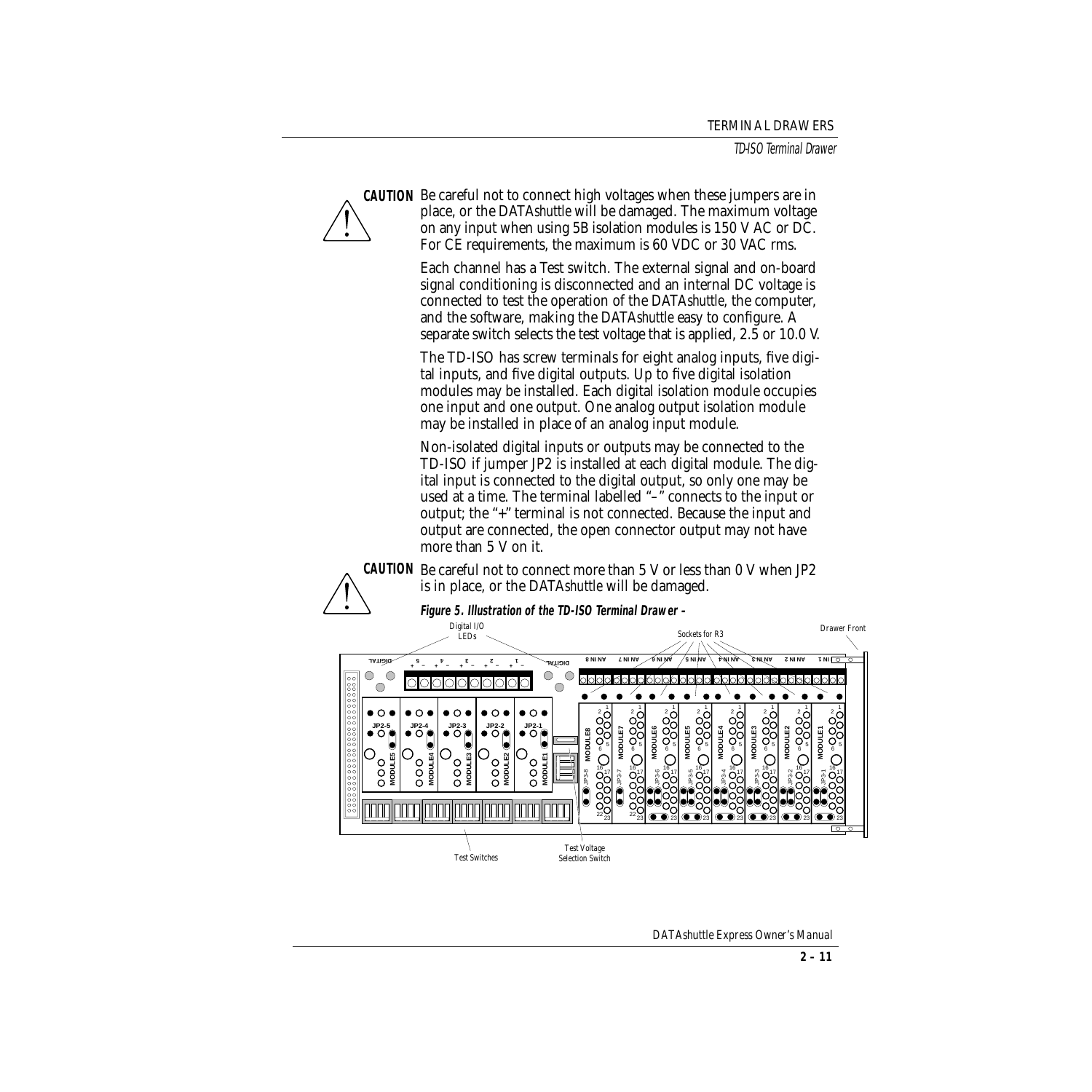**CAUTION** Be careful not to connect high voltages when these jumpers are in place, or the DATA*shuttle* will be damaged. The maximum voltage on any input when using 5B isolation modules is 150 V AC or DC. For CE requirements, the maximum is 60 VDC or 30 VAC rms.

Each channel has a Test switch. The external signal and on-board signal conditioning is disconnected and an internal DC voltage is connected to test the operation of the DATA*shuttle*, the computer, and the software, making the DATA*shuttle* easy to configure. A separate switch selects the test voltage that is applied, 2.5 or 10.0 V.

The TD-ISO has screw terminals for eight analog inputs, five digital inputs, and five digital outputs. Up to five digital isolation modules may be installed. Each digital isolation module occupies one input and one output. One analog output isolation module may be installed in place of an analog input module.

Non-isolated digital inputs or outputs may be connected to the TD-ISO if jumper JP2 is installed at each digital module. The digital input is connected to the digital output, so only one may be used at a time. The terminal labelled "–" connects to the input or output; the "+" terminal is not connected. Because the input and output are connected, the open connector output may not have more than 5 V on it.

**CAUTION** Be careful not to connect more than 5 V or less than 0 V when JP2 is in place, or the DATA*shuttle* will be damaged.

**Figure 5. Illustration of the TD-ISO Terminal Drawer –**

Digital I/O LEDs | Sockets for R3 | Drawer Front | Test Switches | Test Voltage Selection Switch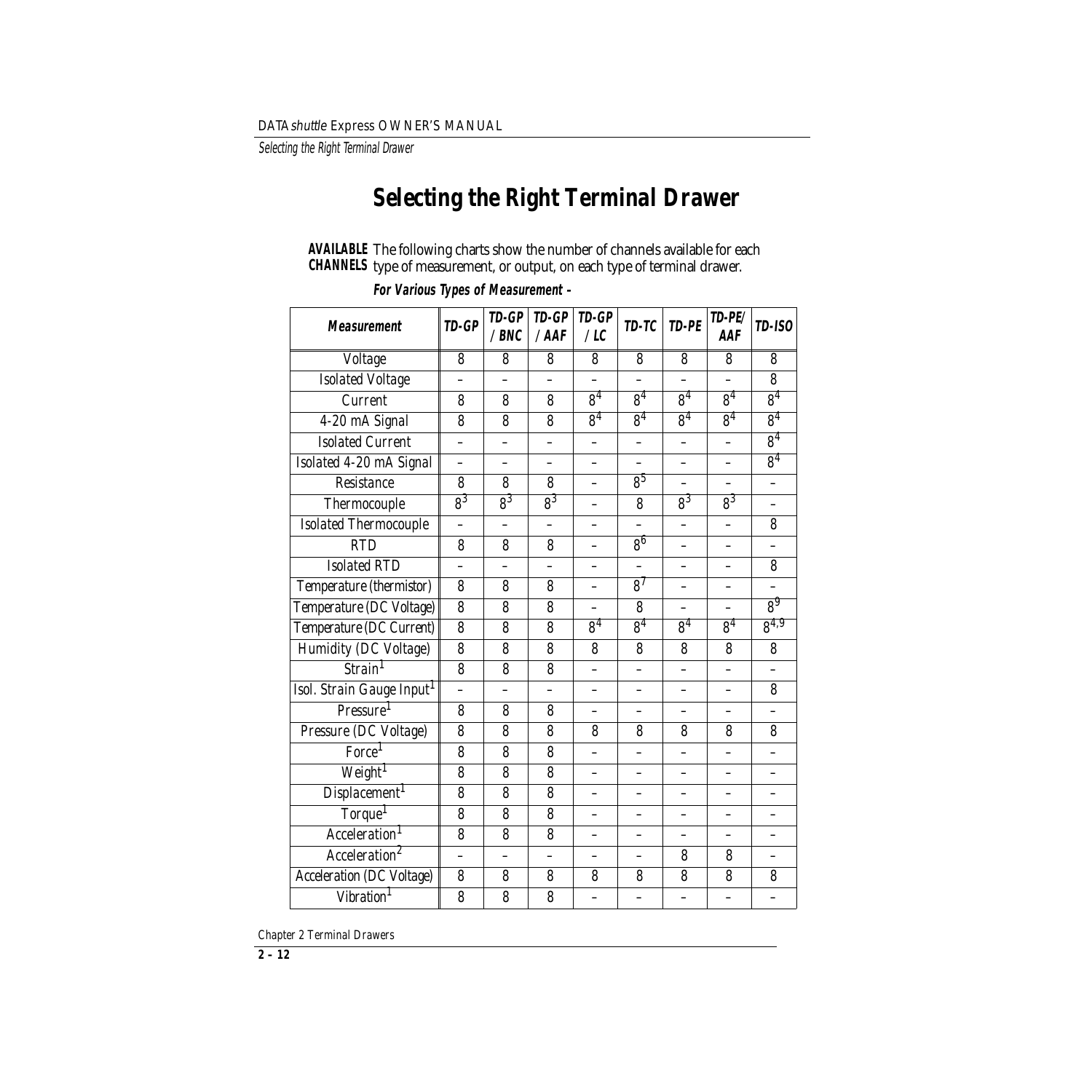# Selecting the Right Terminal Drawer

**AVAILABLE CHANNELS** The following charts show the number of channels available for each type of measurement, or output, on each type of terminal drawer.

***For Various Types of Measurement –***

| *Measurement* | *TD-GP* | *TD-GP /BNC* | *TD-GP /AAF* | *TD-GP /LC* | *TD-TC* | *TD-PE* | *TD-PE/ AAF* | *TD-ISO* |
|---|---|---|---|---|---|---|---|---|
| Voltage | 8 | 8 | 8 | 8 | 8 | 8 | 8 | 8 |
| Isolated Voltage | – | – | – | – | – | – | – | 8 |
| Current | 8 | 8 | 8 | 8[4] | 8[4] | 8[4] | 8[4] | 8[4] |
| 4-20 mA Signal | 8 | 8 | 8 | 8[4] | 8[4] | 8[4] | 8[4] | 8[4] |
| Isolated Current | – | – | – | – | – | – | – | 8[4] |
| Isolated 4-20 mA Signal | – | – | – | – | – | – | – | 8[4] |
| Resistance | 8 | 8 | 8 | – | 8[5] | – | – | – |
| Thermocouple | 8[3] | 8[3] | 8[3] | – | 8 | 8[3] | 8[3] | – |
| Isolated Thermocouple | – | – | – | – | – | – | – | 8 |
| RTD | 8 | 8 | 8 | – | 8[6] | – | – | – |
| Isolated RTD | – | – | – | – | – | – | – | 8 |
| Temperature (thermistor) | 8 | 8 | 8 | – | 8[7] | – | – | – |
| Temperature (DC Voltage) | 8 | 8 | 8 | – | 8 | – | – | 8[9] |
| Temperature (DC Current) | 8 | 8 | 8 | 8[4] | 8[4] | 8[4] | 8[4] | 8[4,9] |
| Humidity (DC Voltage) | 8 | 8 | 8 | 8 | 8 | 8 | 8 | 8 |
| Strain[1] | 8 | 8 | 8 | – | – | – | – | – |
| Isol. Strain Gauge Input[1] | – | – | – | – | – | – | – | 8 |
| Pressure[1] | 8 | 8 | 8 | – | – | – | – | – |
| Pressure (DC Voltage) | 8 | 8 | 8 | 8 | 8 | 8 | 8 | 8 |
| Force[1] | 8 | 8 | 8 | – | – | – | – | – |
| Weight[1] | 8 | 8 | 8 | – | – | – | – | – |
| Displacement[1] | 8 | 8 | 8 | – | – | – | – | – |
| Torque[1] | 8 | 8 | 8 | – | – | – | – | – |
| Acceleration[1] | 8 | 8 | 8 | – | – | – | – | – |
| Acceleration[2] | – | – | – | – | – | 8 | 8 | – |
| Acceleration (DC Voltage) | 8 | 8 | 8 | 8 | 8 | 8 | 8 | 8 |
| Vibration[1] | 8 | 8 | 8 | – | – | – | – | – |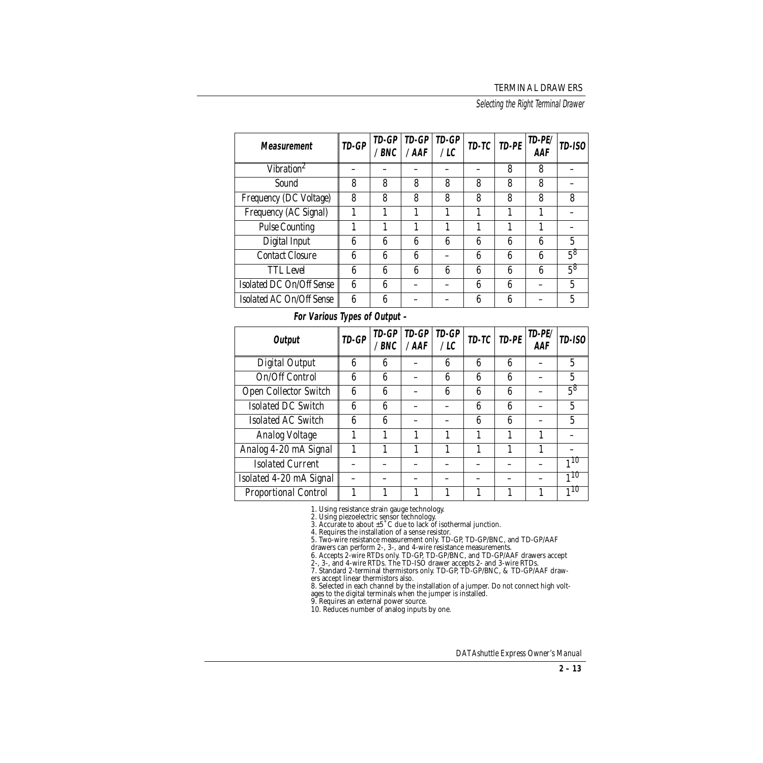| *Measurement* | *TD-GP* | *TD-GP /BNC* | *TD-GP /AAF* | *TD-GP /LC* | *TD-TC* | *TD-PE* | *TD-PE/ AAF* | *TD-ISO* |
|---|---|---|---|---|---|---|---|---|
| Vibration[2] | – | – | – | – | – | 8 | 8 | – |
| Sound | 8 | 8 | 8 | 8 | 8 | 8 | 8 | – |
| Frequency (DC Voltage) | 8 | 8 | 8 | 8 | 8 | 8 | 8 | 8 |
| Frequency (AC Signal) | 1 | 1 | 1 | 1 | 1 | 1 | 1 | – |
| Pulse Counting | 1 | 1 | 1 | 1 | 1 | 1 | 1 | – |
| Digital Input | 6 | 6 | 6 | 6 | 6 | 6 | 6 | 5 |
| Contact Closure | 6 | 6 | 6 | – | 6 | 6 | 6 | 5[8] |
| TTL Level | 6 | 6 | 6 | 6 | 6 | 6 | 6 | 5[8] |
| Isolated DC On/Off Sense | 6 | 6 | – | – | 6 | 6 | – | 5 |
| Isolated AC On/Off Sense | 6 | 6 | – | – | 6 | 6 | – | 5 |

**For Various Types of Output –**

| *Output* | *TD-GP* | *TD-GP /BNC* | *TD-GP /AAF* | *TD-GP /LC* | *TD-TC* | *TD-PE* | *TD-PE/ AAF* | *TD-ISO* |
|---|---|---|---|---|---|---|---|---|
| Digital Output | 6 | 6 | – | 6 | 6 | 6 | – | 5 |
| On/Off Control | 6 | 6 | – | 6 | 6 | 6 | – | 5 |
| Open Collector Switch | 6 | 6 | – | 6 | 6 | 6 | – | 5[8] |
| Isolated DC Switch | 6 | 6 | – | – | 6 | 6 | – | 5 |
| Isolated AC Switch | 6 | 6 | – | – | 6 | 6 | – | 5 |
| Analog Voltage | 1 | 1 | 1 | 1 | 1 | 1 | 1 | – |
| Analog 4-20 mA Signal | 1 | 1 | 1 | 1 | 1 | 1 | 1 | – |
| Isolated Current | – | – | – | – | – | – | – | 1[10] |
| Isolated 4-20 mA Signal | – | – | – | – | – | – | – | 1[10] |
| Proportional Control | 1 | 1 | 1 | 1 | 1 | 1 | 1 | 1[10] |

1. Using resistance strain gauge technology.
2. Using piezoelectric sensor technology.
3. Accurate to about ±5˚C due to lack of isothermal junction.
4. Requires the installation of a sense resistor.
5. Two-wire resistance measurement only. TD-GP, TD-GP/BNC, and TD-GP/AAF drawers can perform 2-, 3-, and 4-wire resistance measurements.
6. Accepts 2-wire RTDs only. TD-GP, TD-GP/BNC, and TD-GP/AAF drawers accept 2-, 3-, and 4-wire RTDs. The TD-ISO drawer accepts 2- and 3-wire RTDs.
7. Standard 2-terminal thermistors only. TD-GP, TD-GP/BNC, & TD-GP/AAF drawers accept linear thermistors also.
8. Selected in each channel by the installation of a jumper. Do not connect high voltages to the digital terminals when the jumper is installed.
9. Requires an external power source.
10. Reduces number of analog inputs by one.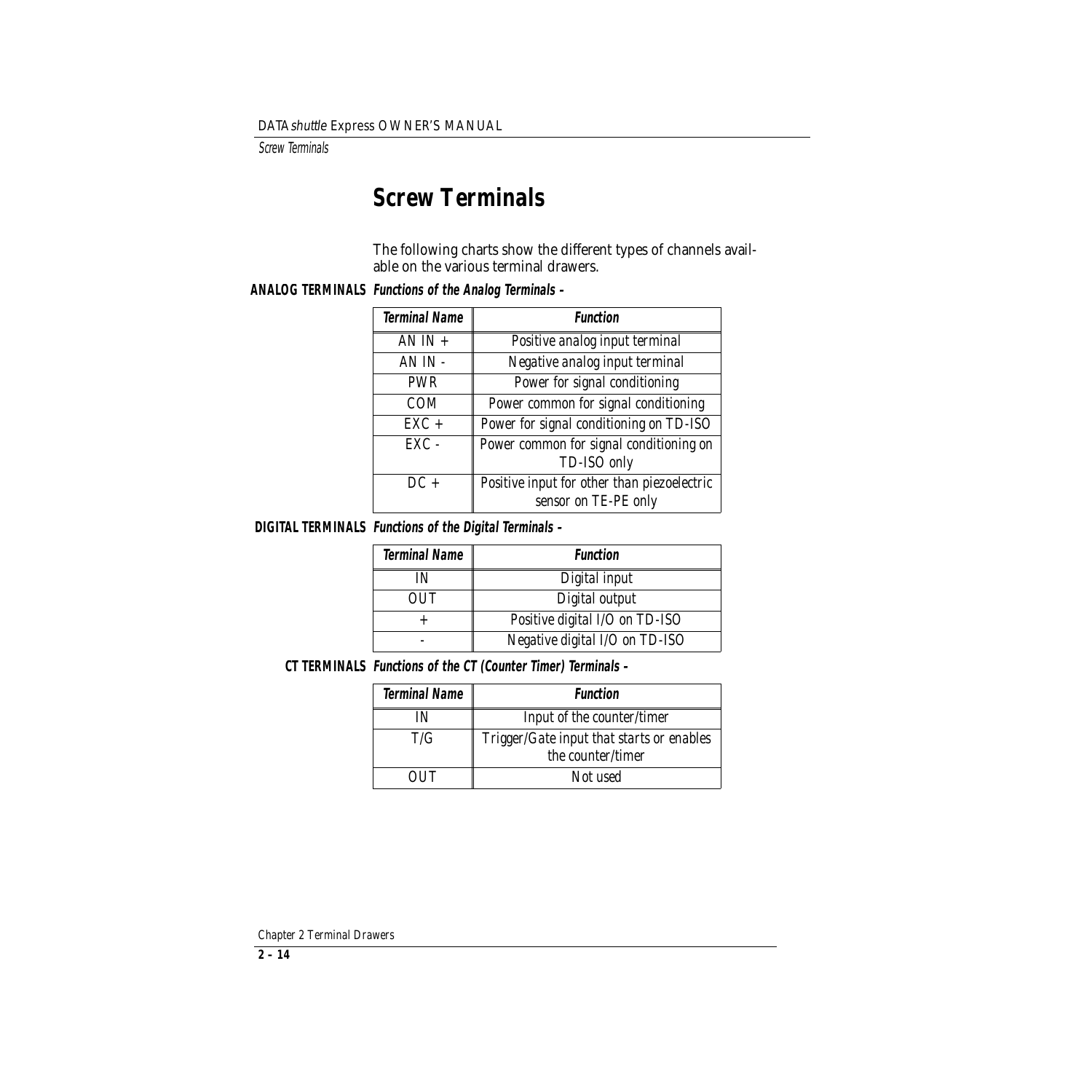# Screw Terminals

The following charts show the different types of channels available on the various terminal drawers.

**ANALOG TERMINALS** ***Functions of the Analog Terminals –***

| Terminal Name | Function |
|---|---|
| AN IN + | Positive analog input terminal |
| AN IN - | Negative analog input terminal |
| PWR | Power for signal conditioning |
| COM | Power common for signal conditioning |
| EXC + | Power for signal conditioning on TD-ISO |
| EXC - | Power common for signal conditioning on TD-ISO only |
| DC + | Positive input for other than piezoelectric sensor on TE-PE only |

**DIGITAL TERMINALS** ***Functions of the Digital Terminals –***

| Terminal Name | Function |
|---|---|
| IN | Digital input |
| OUT | Digital output |
| + | Positive digital I/O on TD-ISO |
| - | Negative digital I/O on TD-ISO |

**CT TERMINALS** ***Functions of the CT (Counter Timer) Terminals –***

| Terminal Name | Function |
|---|---|
| IN | Input of the counter/timer |
| T/G | Trigger/Gate input that starts or enables the counter/timer |
| OUT | Not used |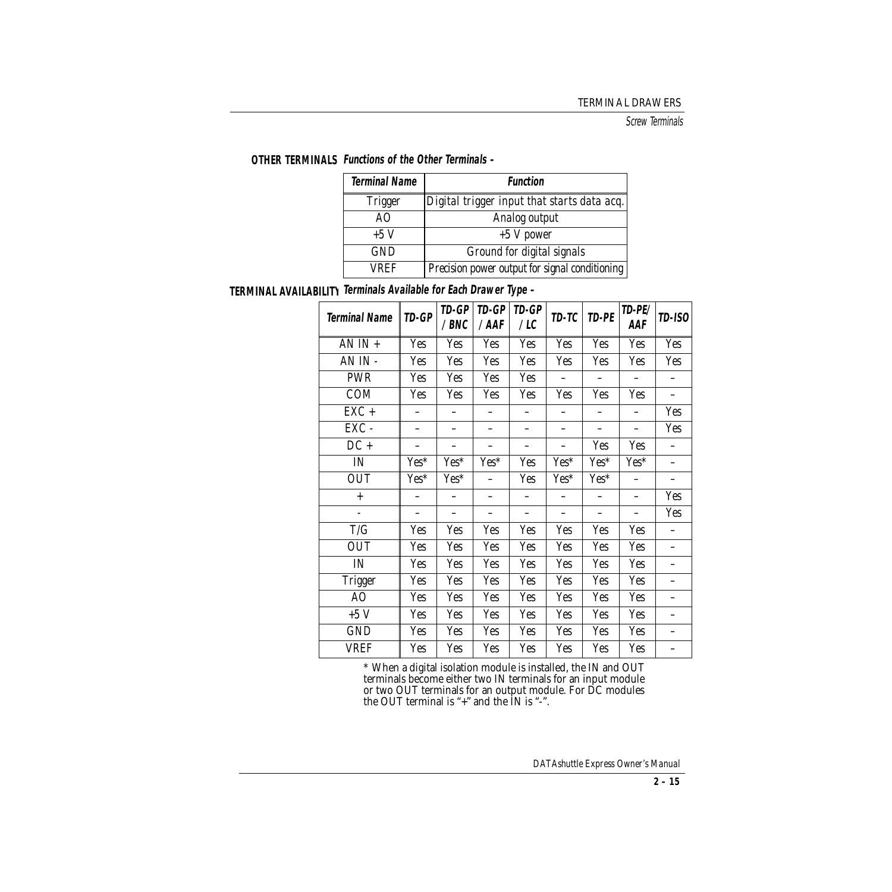**OTHER TERMINALS** ***Functions of the Other Terminals –***

| *Terminal Name* | *Function* |
|---|---|
| Trigger | Digital trigger input that starts data acq. |
| AO | Analog output |
| +5 V | +5 V power |
| GND | Ground for digital signals |
| VREF | Precision power output for signal conditioning |

**TERMINAL AVAILABILITY** ***Terminals Available for Each Drawer Type –***

| *Terminal Name* | *TD-GP* | *TD-GP /BNC* | *TD-GP /AAF* | *TD-GP /LC* | *TD-TC* | *TD-PE* | *TD-PE/ AAF* | *TD-ISO* |
|---|---|---|---|---|---|---|---|---|
| AN IN + | Yes | Yes | Yes | Yes | Yes | Yes | Yes | Yes |
| AN IN - | Yes | Yes | Yes | Yes | Yes | Yes | Yes | Yes |
| PWR | Yes | Yes | Yes | Yes | – | – | – | – |
| COM | Yes | Yes | Yes | Yes | Yes | Yes | Yes | – |
| EXC + | – | – | – | – | – | – | – | Yes |
| EXC - | – | – | – | – | – | – | – | Yes |
| DC + | – | – | – | – | – | Yes | Yes | – |
| IN | Yes* | Yes* | Yes* | Yes | Yes* | Yes* | Yes* | – |
| OUT | Yes* | Yes* | – | Yes | Yes* | Yes* | – | – |
| + | – | – | – | – | – | – | – | Yes |
| - | – | – | – | – | – | – | – | Yes |
| T/G | Yes | Yes | Yes | Yes | Yes | Yes | Yes | – |
| OUT | Yes | Yes | Yes | Yes | Yes | Yes | Yes | – |
| IN | Yes | Yes | Yes | Yes | Yes | Yes | Yes | – |
| Trigger | Yes | Yes | Yes | Yes | Yes | Yes | Yes | – |
| AO | Yes | Yes | Yes | Yes | Yes | Yes | Yes | – |
| +5 V | Yes | Yes | Yes | Yes | Yes | Yes | Yes | – |
| GND | Yes | Yes | Yes | Yes | Yes | Yes | Yes | – |
| VREF | Yes | Yes | Yes | Yes | Yes | Yes | Yes | – |

* When a digital isolation module is installed, the IN and OUT terminals become either two IN terminals for an input module or two OUT terminals for an output module. For DC modules the OUT terminal is "+" and the IN is "-".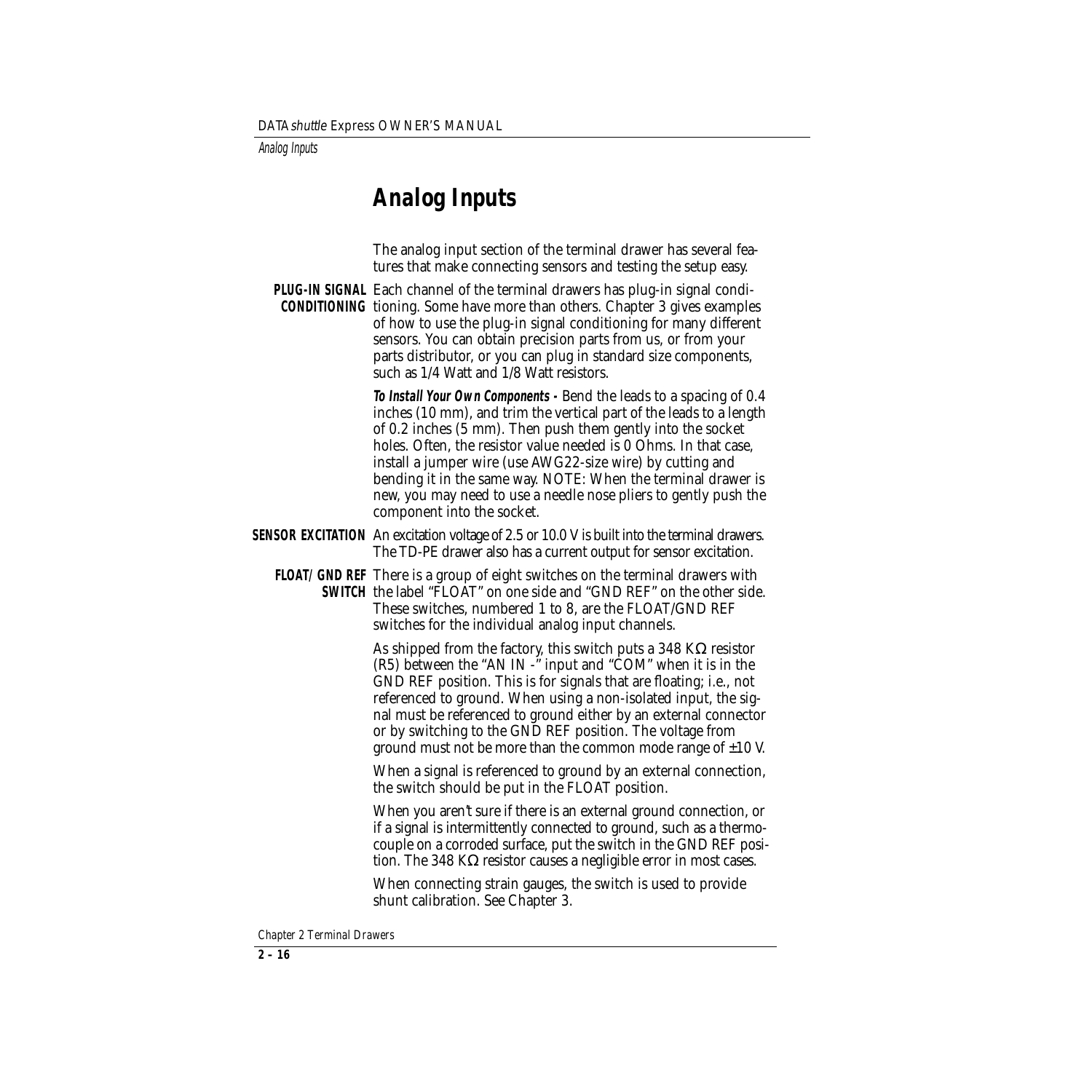# Analog Inputs

The analog input section of the terminal drawer has several features that make connecting sensors and testing the setup easy.

**PLUG-IN SIGNAL CONDITIONING** Each channel of the terminal drawers has plug-in signal conditioning. Some have more than others. Chapter 3 gives examples of how to use the plug-in signal conditioning for many different sensors. You can obtain precision parts from us, or from your parts distributor, or you can plug in standard size components, such as 1/4 Watt and 1/8 Watt resistors.

***To Install Your Own Components -*** Bend the leads to a spacing of 0.4 inches (10 mm), and trim the vertical part of the leads to a length of 0.2 inches (5 mm). Then push them gently into the socket holes. Often, the resistor value needed is 0 Ohms. In that case, install a jumper wire (use AWG22-size wire) by cutting and bending it in the same way. NOTE: When the terminal drawer is new, you may need to use a needle nose pliers to gently push the component into the socket.

**SENSOR EXCITATION** An excitation voltage of 2.5 or 10.0 V is built into the terminal drawers. The TD-PE drawer also has a current output for sensor excitation.

**FLOAT/ GND REF SWITCH** There is a group of eight switches on the terminal drawers with the label "FLOAT" on one side and "GND REF" on the other side. These switches, numbered 1 to 8, are the FLOAT/GND REF switches for the individual analog input channels.

As shipped from the factory, this switch puts a 348 KΩ resistor (R5) between the "AN IN -" input and "COM" when it is in the GND REF position. This is for signals that are floating; i.e., not referenced to ground. When using a non-isolated input, the signal must be referenced to ground either by an external connector or by switching to the GND REF position. The voltage from ground must not be more than the common mode range of ±10 V.

When a signal is referenced to ground by an external connection, the switch should be put in the FLOAT position.

When you aren't sure if there is an external ground connection, or if a signal is intermittently connected to ground, such as a thermocouple on a corroded surface, put the switch in the GND REF position. The 348 KΩ resistor causes a negligible error in most cases.

When connecting strain gauges, the switch is used to provide shunt calibration. See Chapter 3.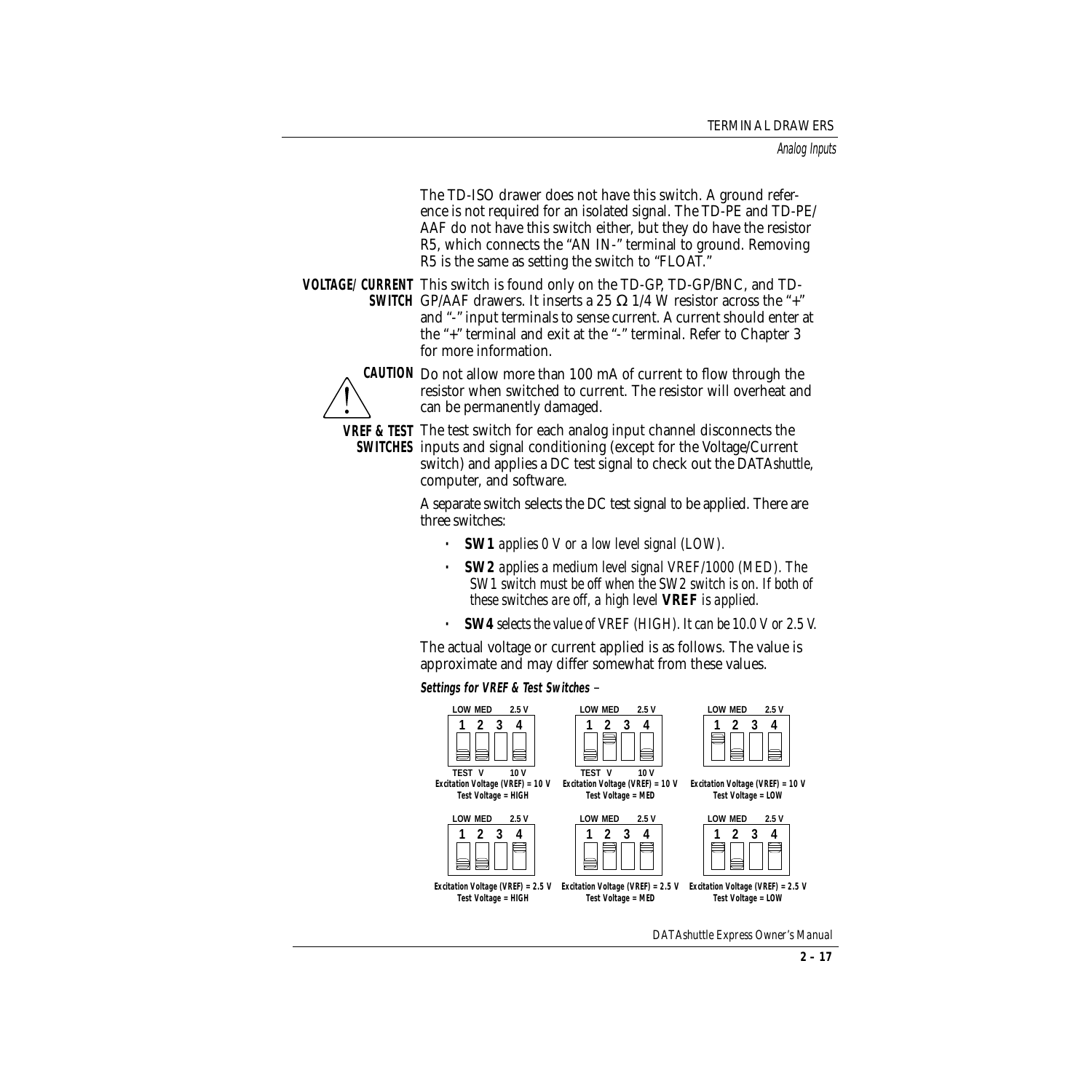The TD-ISO drawer does not have this switch. A ground reference is not required for an isolated signal. The TD-PE and TD-PE/AAF do not have this switch either, but they do have the resistor R5, which connects the "AN IN-" terminal to ground. Removing R5 is the same as setting the switch to "FLOAT."

**VOLTAGE/CURRENT SWITCH** This switch is found only on the TD-GP, TD-GP/BNC, and TD-GP/AAF drawers. It inserts a 25 Ω 1/4 W resistor across the "+" and "-" input terminals to sense current. A current should enter at the "+" terminal and exit at the "-" terminal. Refer to Chapter 3 for more information.

**CAUTION** Do not allow more than 100 mA of current to flow through the resistor when switched to current. The resistor will overheat and can be permanently damaged.

**VREF & TEST SWITCHES** The test switch for each analog input channel disconnects the inputs and signal conditioning (except for the Voltage/Current switch) and applies a DC test signal to check out the DATA*shuttle*, computer, and software.

A separate switch selects the DC test signal to be applied. There are three switches:

- ***SW1** applies 0 V or a low level signal (LOW).*
- ***SW2** applies a medium level signal VREF/1000 (MED). The SW1 switch must be off when the SW2 switch is on. If both of these switches are off, a high level **VREF** is applied.*
- ***SW4** selects the value of VREF (HIGH). It can be 10.0 V or 2.5 V.*

The actual voltage or current applied is as follows. The value is approximate and may differ somewhat from these values.

***Settings for VREF & Test Switches** –*

LOW MED 2.5 V
1 2 3 4
TEST V 10 V
**Excitation Voltage (VREF) = 10 V**
**Test Voltage = HIGH**

LOW MED 2.5 V
1 2 3 4
TEST V 10 V
**Excitation Voltage (VREF) = 10 V**
**Test Voltage = MED**

LOW MED 2.5 V
1 2 3 4
**Excitation Voltage (VREF) = 10 V**
**Test Voltage = LOW**

LOW MED 2.5 V
1 2 3 4
**Excitation Voltage (VREF) = 2.5 V**
**Test Voltage = HIGH**

LOW MED 2.5 V
1 2 3 4
**Excitation Voltage (VREF) = 2.5 V**
**Test Voltage = MED**

LOW MED 2.5 V
1 2 3 4
**Excitation Voltage (VREF) = 2.5 V**
**Test Voltage = LOW**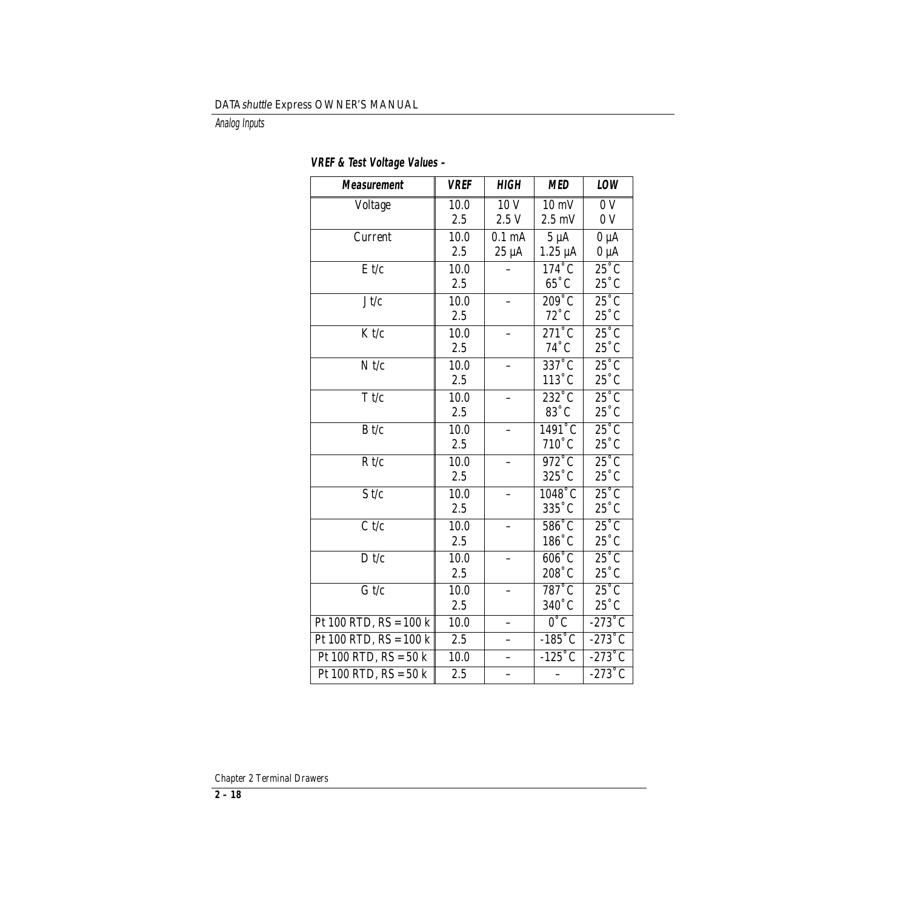**VREF & Test Voltage Values –**

| Measurement | VREF | HIGH | MED | LOW |
|---|---|---|---|---|
| Voltage | 10.0<br>2.5 | 10 V<br>2.5 V | 10 mV<br>2.5 mV | 0 V<br>0 V |
| Current | 10.0<br>2.5 | 0.1 mA<br>25 µA | 5 µA<br>1.25 µA | 0 µA<br>0 µA |
| E t/c | 10.0<br>2.5 | – | 174˚C<br>65˚C | 25˚C<br>25˚C |
| J t/c | 10.0<br>2.5 | – | 209˚C<br>72˚C | 25˚C<br>25˚C |
| K t/c | 10.0<br>2.5 | – | 271˚C<br>74˚C | 25˚C<br>25˚C |
| N t/c | 10.0<br>2.5 | – | 337˚C<br>113˚C | 25˚C<br>25˚C |
| T t/c | 10.0<br>2.5 | – | 232˚C<br>83˚C | 25˚C<br>25˚C |
| B t/c | 10.0<br>2.5 | – | 1491˚C<br>710˚C | 25˚C<br>25˚C |
| R t/c | 10.0<br>2.5 | – | 972˚C<br>325˚C | 25˚C<br>25˚C |
| S t/c | 10.0<br>2.5 | – | 1048˚C<br>335˚C | 25˚C<br>25˚C |
| C t/c | 10.0<br>2.5 | – | 586˚C<br>186˚C | 25˚C<br>25˚C |
| D t/c | 10.0<br>2.5 | – | 606˚C<br>208˚C | 25˚C<br>25˚C |
| G t/c | 10.0<br>2.5 | – | 787˚C<br>340˚C | 25˚C<br>25˚C |
| Pt 100 RTD, RS = 100 k | 10.0 | – | 0˚C | -273˚C |
| Pt 100 RTD, RS = 100 k | 2.5 | – | -185˚C | -273˚C |
| Pt 100 RTD, RS = 50 k | 10.0 | – | -125˚C | -273˚C |
| Pt 100 RTD, RS = 50 k | 2.5 | – | – | -273˚C |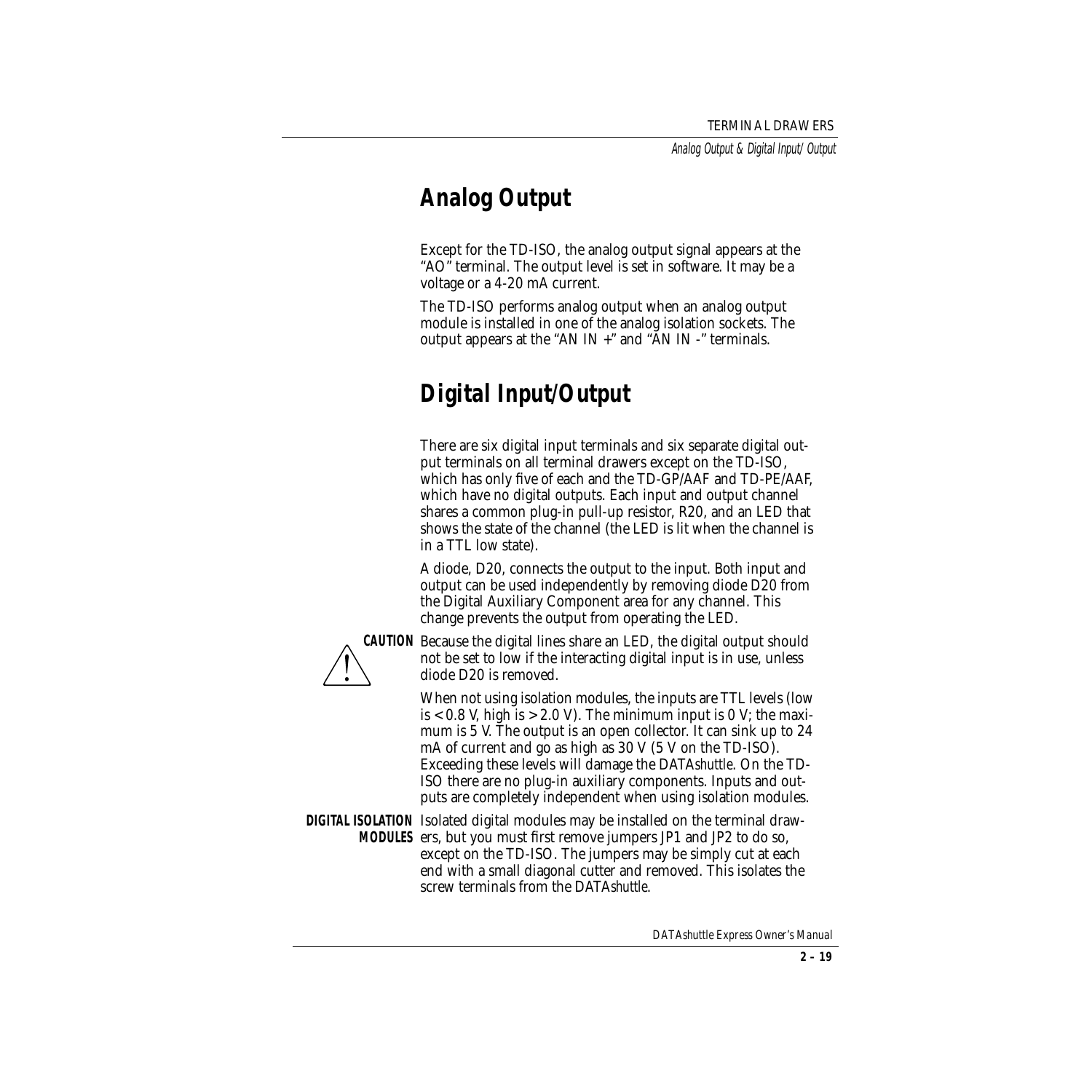## Analog Output

Except for the TD-ISO, the analog output signal appears at the "AO" terminal. The output level is set in software. It may be a voltage or a 4-20 mA current.

The TD-ISO performs analog output when an analog output module is installed in one of the analog isolation sockets. The output appears at the "AN IN +" and "AN IN -" terminals.

## Digital Input/Output

There are six digital input terminals and six separate digital output terminals on all terminal drawers except on the TD-ISO, which has only five of each and the TD-GP/AAF and TD-PE/AAF, which have no digital outputs. Each input and output channel shares a common plug-in pull-up resistor, R20, and an LED that shows the state of the channel (the LED is lit when the channel is in a TTL low state).

A diode, D20, connects the output to the input. Both input and output can be used independently by removing diode D20 from the Digital Auxiliary Component area for any channel. This change prevents the output from operating the LED.

**CAUTION** Because the digital lines share an LED, the digital output should not be set to low if the interacting digital input is in use, unless diode D20 is removed.

When not using isolation modules, the inputs are TTL levels (low is < 0.8 V, high is > 2.0 V). The minimum input is 0 V; the maximum is 5 V. The output is an open collector. It can sink up to 24 mA of current and go as high as 30 V (5 V on the TD-ISO). Exceeding these levels will damage the DATA*shuttle*. On the TD-ISO there are no plug-in auxiliary components. Inputs and outputs are completely independent when using isolation modules.

**DIGITAL ISOLATION MODULES** Isolated digital modules may be installed on the terminal drawers, but you must first remove jumpers JP1 and JP2 to do so, except on the TD-ISO. The jumpers may be simply cut at each end with a small diagonal cutter and removed. This isolates the screw terminals from the DATA*shuttle*.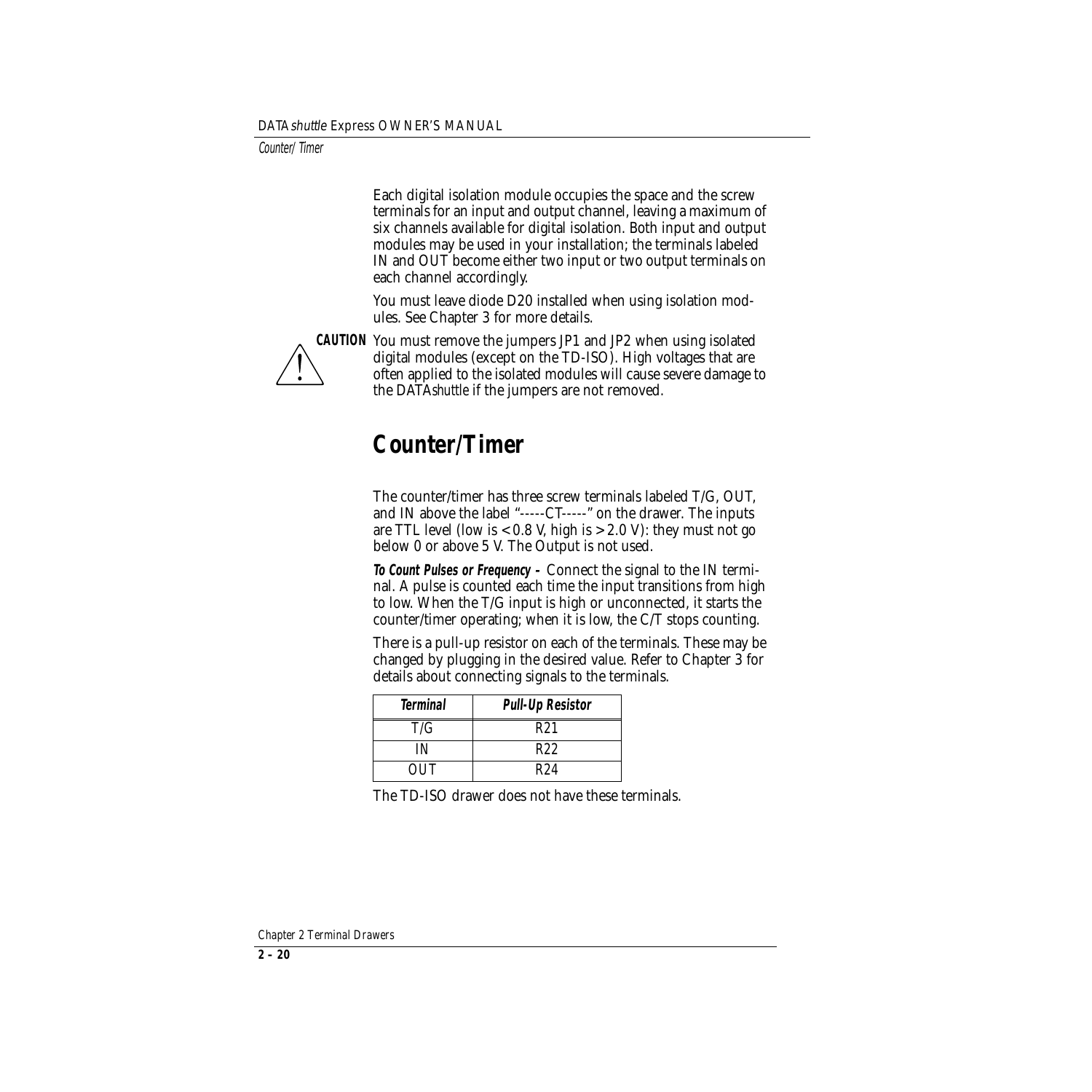Each digital isolation module occupies the space and the screw terminals for an input and output channel, leaving a maximum of six channels available for digital isolation. Both input and output modules may be used in your installation; the terminals labeled IN and OUT become either two input or two output terminals on each channel accordingly.

You must leave diode D20 installed when using isolation modules. See Chapter 3 for more details.

**CAUTION** You must remove the jumpers JP1 and JP2 when using isolated digital modules (except on the TD-ISO). High voltages that are often applied to the isolated modules will cause severe damage to the DATA*shuttle* if the jumpers are not removed.

# Counter/Timer

The counter/timer has three screw terminals labeled T/G, OUT, and IN above the label "-----CT-----" on the drawer. The inputs are TTL level (low is < 0.8 V, high is > 2.0 V): they must not go below 0 or above 5 V. The Output is not used.

***To Count Pulses or Frequency –*** Connect the signal to the IN terminal. A pulse is counted each time the input transitions from high to low. When the T/G input is high or unconnected, it starts the counter/timer operating; when it is low, the C/T stops counting.

There is a pull-up resistor on each of the terminals. These may be changed by plugging in the desired value. Refer to Chapter 3 for details about connecting signals to the terminals.

| Terminal | Pull-Up Resistor |
|---|---|
| T/G | R21 |
| IN | R22 |
| OUT | R24 |

The TD-ISO drawer does not have these terminals.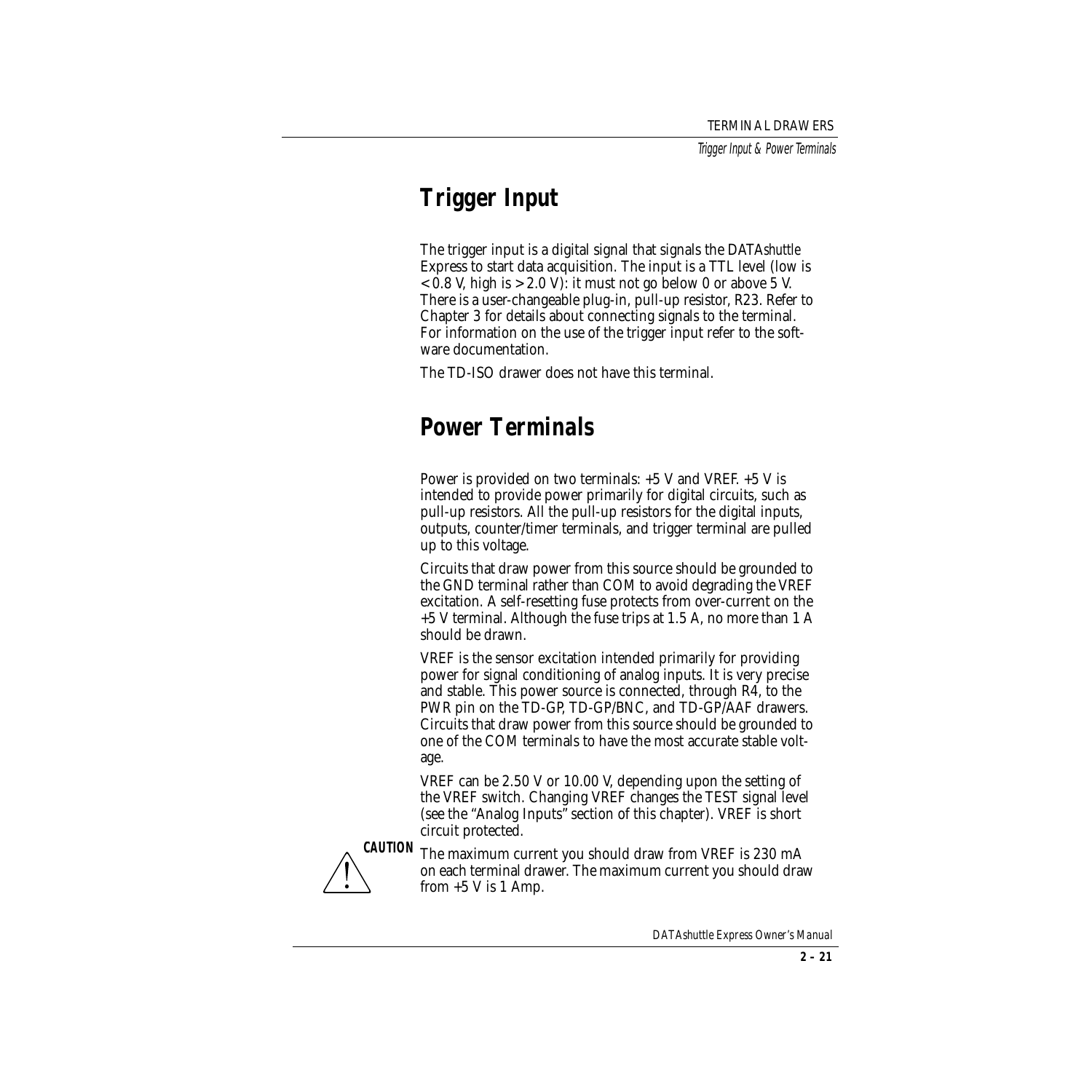## Trigger Input

The trigger input is a digital signal that signals the DATA*shuttle* Express to start data acquisition. The input is a TTL level (low is < 0.8 V, high is > 2.0 V): it must not go below 0 or above 5 V. There is a user-changeable plug-in, pull-up resistor, R23. Refer to Chapter 3 for details about connecting signals to the terminal. For information on the use of the trigger input refer to the software documentation.

The TD-ISO drawer does not have this terminal.

## Power Terminals

Power is provided on two terminals: +5 V and VREF. +5 V is intended to provide power primarily for digital circuits, such as pull-up resistors. All the pull-up resistors for the digital inputs, outputs, counter/timer terminals, and trigger terminal are pulled up to this voltage.

Circuits that draw power from this source should be grounded to the GND terminal rather than COM to avoid degrading the VREF excitation. A self-resetting fuse protects from over-current on the +5 V terminal. Although the fuse trips at 1.5 A, no more than 1 A should be drawn.

VREF is the sensor excitation intended primarily for providing power for signal conditioning of analog inputs. It is very precise and stable. This power source is connected, through R4, to the PWR pin on the TD-GP, TD-GP/BNC, and TD-GP/AAF drawers. Circuits that draw power from this source should be grounded to one of the COM terminals to have the most accurate stable voltage.

VREF can be 2.50 V or 10.00 V, depending upon the setting of the VREF switch. Changing VREF changes the TEST signal level (see the "Analog Inputs" section of this chapter). VREF is short circuit protected.

**CAUTION** The maximum current you should draw from VREF is 230 mA on each terminal drawer. The maximum current you should draw from +5 V is 1 Amp.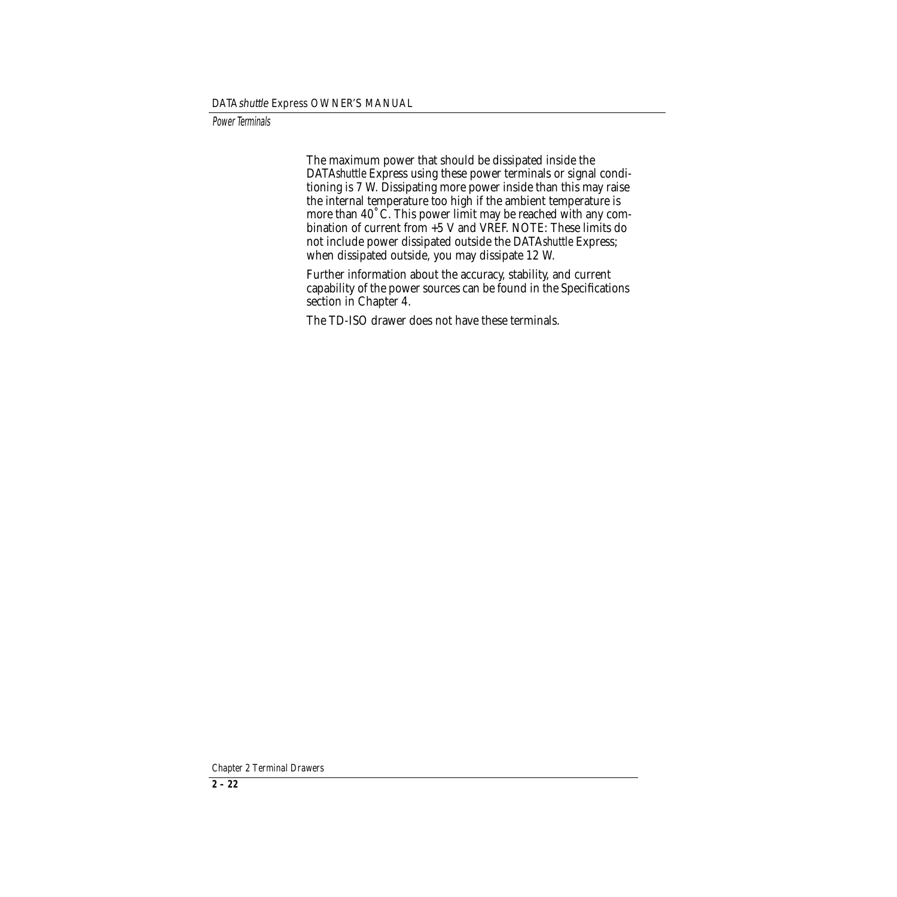The maximum power that should be dissipated inside the DATA*shuttle* Express using these power terminals or signal conditioning is 7 W. Dissipating more power inside than this may raise the internal temperature too high if the ambient temperature is more than 40˚C. This power limit may be reached with any combination of current from +5 V and VREF. NOTE: These limits do not include power dissipated outside the DATA*shuttle* Express; when dissipated outside, you may dissipate 12 W.

Further information about the accuracy, stability, and current capability of the power sources can be found in the Specifications section in Chapter 4.

The TD-ISO drawer does not have these terminals.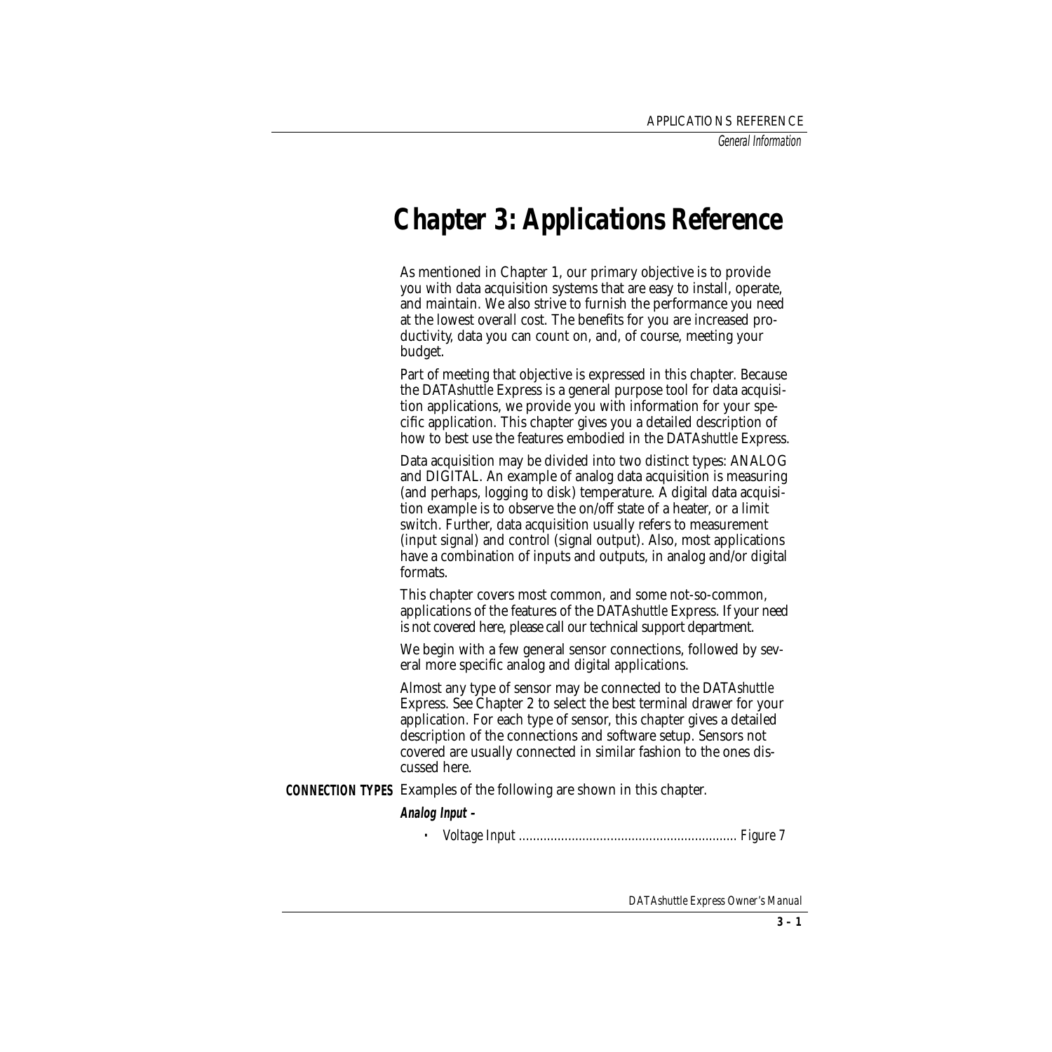# Chapter 3: Applications Reference

As mentioned in Chapter 1, our primary objective is to provide you with data acquisition systems that are easy to install, operate, and maintain. We also strive to furnish the performance you need at the lowest overall cost. The benefits for you are increased productivity, data you can count on, and, of course, meeting your budget.

Part of meeting that objective is expressed in this chapter. Because the DATA*shuttle* Express is a general purpose tool for data acquisition applications, we provide you with information for your specific application. This chapter gives you a detailed description of how to best use the features embodied in the DATA*shuttle* Express.

Data acquisition may be divided into two distinct types: ANALOG and DIGITAL. An example of analog data acquisition is measuring (and perhaps, logging to disk) temperature. A digital data acquisition example is to observe the on/off state of a heater, or a limit switch. Further, data acquisition usually refers to measurement (input signal) and control (signal output). Also, most applications have a combination of inputs and outputs, in analog and/or digital formats.

This chapter covers most common, and some not-so-common, applications of the features of the DATA*shuttle* Express. If your need is not covered here, please call our technical support department.

We begin with a few general sensor connections, followed by several more specific analog and digital applications.

Almost any type of sensor may be connected to the DATA*shuttle* Express. See Chapter 2 to select the best terminal drawer for your application. For each type of sensor, this chapter gives a detailed description of the connections and software setup. Sensors not covered are usually connected in similar fashion to the ones discussed here.

**CONNECTION TYPES** Examples of the following are shown in this chapter.

***Analog Input –***

- *Voltage Input ............................................................ Figure 7*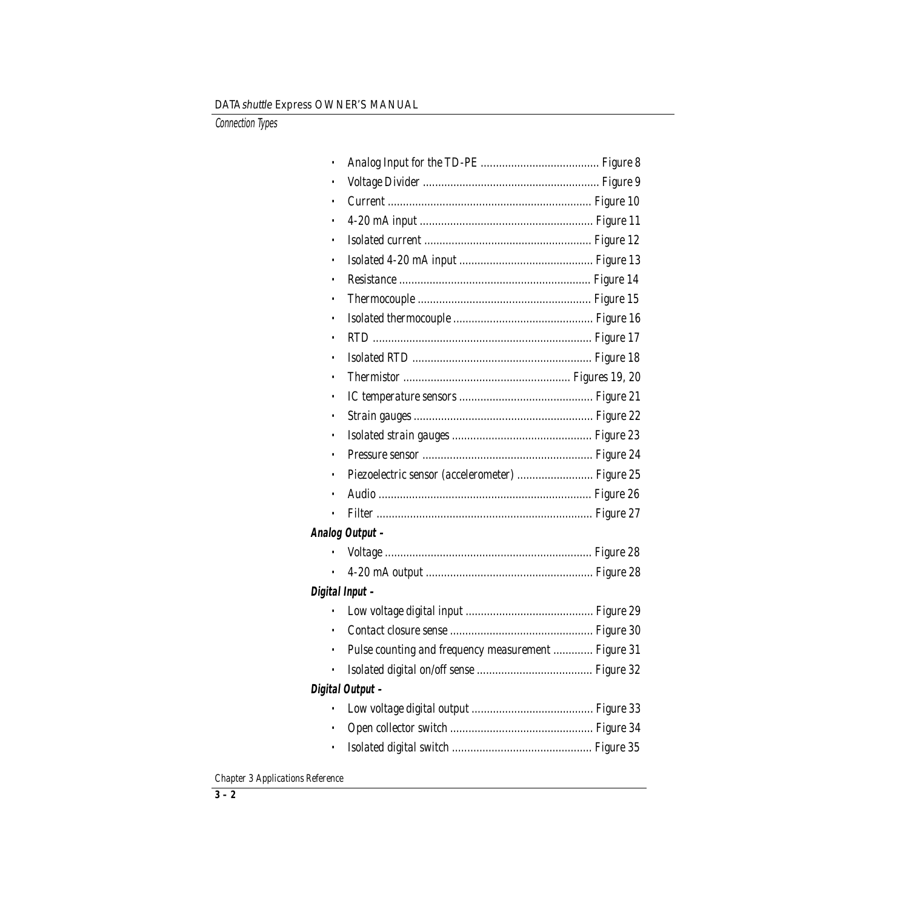- Analog Input for the TD-PE ....................................... Figure 8
- Voltage Divider .......................................................... Figure 9
- Current ................................................................... Figure 10
- 4-20 mA input ......................................................... Figure 11
- Isolated current ....................................................... Figure 12
- Isolated 4-20 mA input ............................................ Figure 13
- Resistance .............................................................. Figure 14
- Thermocouple ......................................................... Figure 15
- Isolated thermocouple .............................................. Figure 16
- RTD ........................................................................ Figure 17
- Isolated RTD ........................................................... Figure 18
- Thermistor ....................................................... Figures 19, 20
- IC temperature sensors ............................................ Figure 21
- Strain gauges ........................................................... Figure 22
- Isolated strain gauges .............................................. Figure 23
- Pressure sensor ........................................................ Figure 24
- Piezoelectric sensor (accelerometer) ......................... Figure 25
- Audio ...................................................................... Figure 26
- Filter ...................................................................... Figure 27

***Analog Output –***

- Voltage .................................................................... Figure 28
- 4-20 mA output ....................................................... Figure 28

***Digital Input –***

- Low voltage digital input .......................................... Figure 29
- Contact closure sense ............................................... Figure 30
- Pulse counting and frequency measurement ............. Figure 31
- Isolated digital on/off sense ...................................... Figure 32

***Digital Output –***

- Low voltage digital output ........................................ Figure 33
- Open collector switch ............................................... Figure 34
- Isolated digital switch .............................................. Figure 35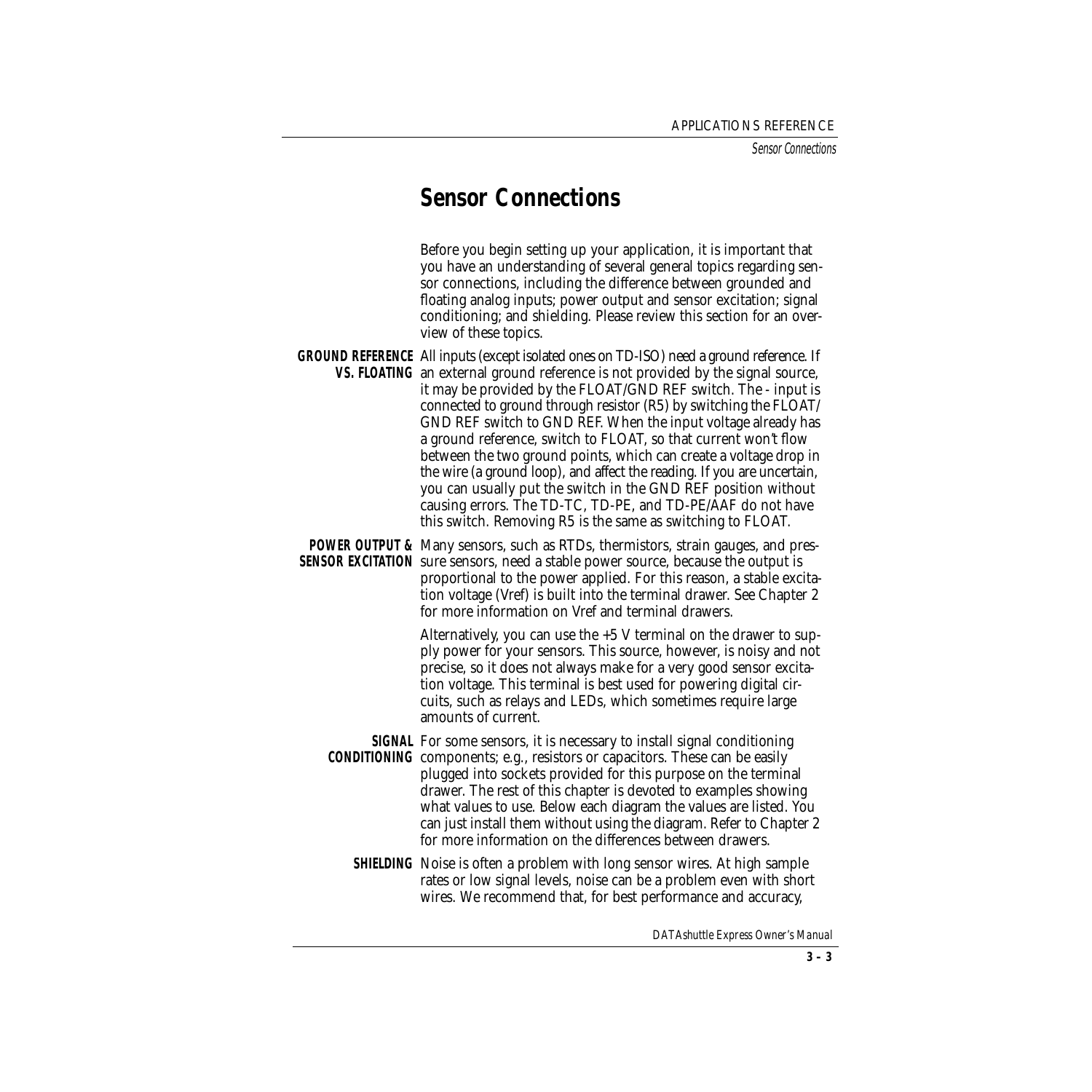## Sensor Connections

Before you begin setting up your application, it is important that you have an understanding of several general topics regarding sensor connections, including the difference between grounded and floating analog inputs; power output and sensor excitation; signal conditioning; and shielding. Please review this section for an overview of these topics.

**GROUND REFERENCE VS. FLOATING** All inputs (except isolated ones on TD-ISO) need a ground reference. If an external ground reference is not provided by the signal source, it may be provided by the FLOAT/GND REF switch. The - input is connected to ground through resistor (R5) by switching the FLOAT/GND REF switch to GND REF. When the input voltage already has a ground reference, switch to FLOAT, so that current won't flow between the two ground points, which can create a voltage drop in the wire (a ground loop), and affect the reading. If you are uncertain, you can usually put the switch in the GND REF position without causing errors. The TD-TC, TD-PE, and TD-PE/AAF do not have this switch. Removing R5 is the same as switching to FLOAT.

**POWER OUTPUT & SENSOR EXCITATION** Many sensors, such as RTDs, thermistors, strain gauges, and pressure sensors, need a stable power source, because the output is proportional to the power applied. For this reason, a stable excitation voltage (Vref) is built into the terminal drawer. See Chapter 2 for more information on Vref and terminal drawers.

Alternatively, you can use the +5 V terminal on the drawer to supply power for your sensors. This source, however, is noisy and not precise, so it does not always make for a very good sensor excitation voltage. This terminal is best used for powering digital circuits, such as relays and LEDs, which sometimes require large amounts of current.

**SIGNAL CONDITIONING** For some sensors, it is necessary to install signal conditioning components; e.g., resistors or capacitors. These can be easily plugged into sockets provided for this purpose on the terminal drawer. The rest of this chapter is devoted to examples showing what values to use. Below each diagram the values are listed. You can just install them without using the diagram. Refer to Chapter 2 for more information on the differences between drawers.

**SHIELDING** Noise is often a problem with long sensor wires. At high sample rates or low signal levels, noise can be a problem even with short wires. We recommend that, for best performance and accuracy,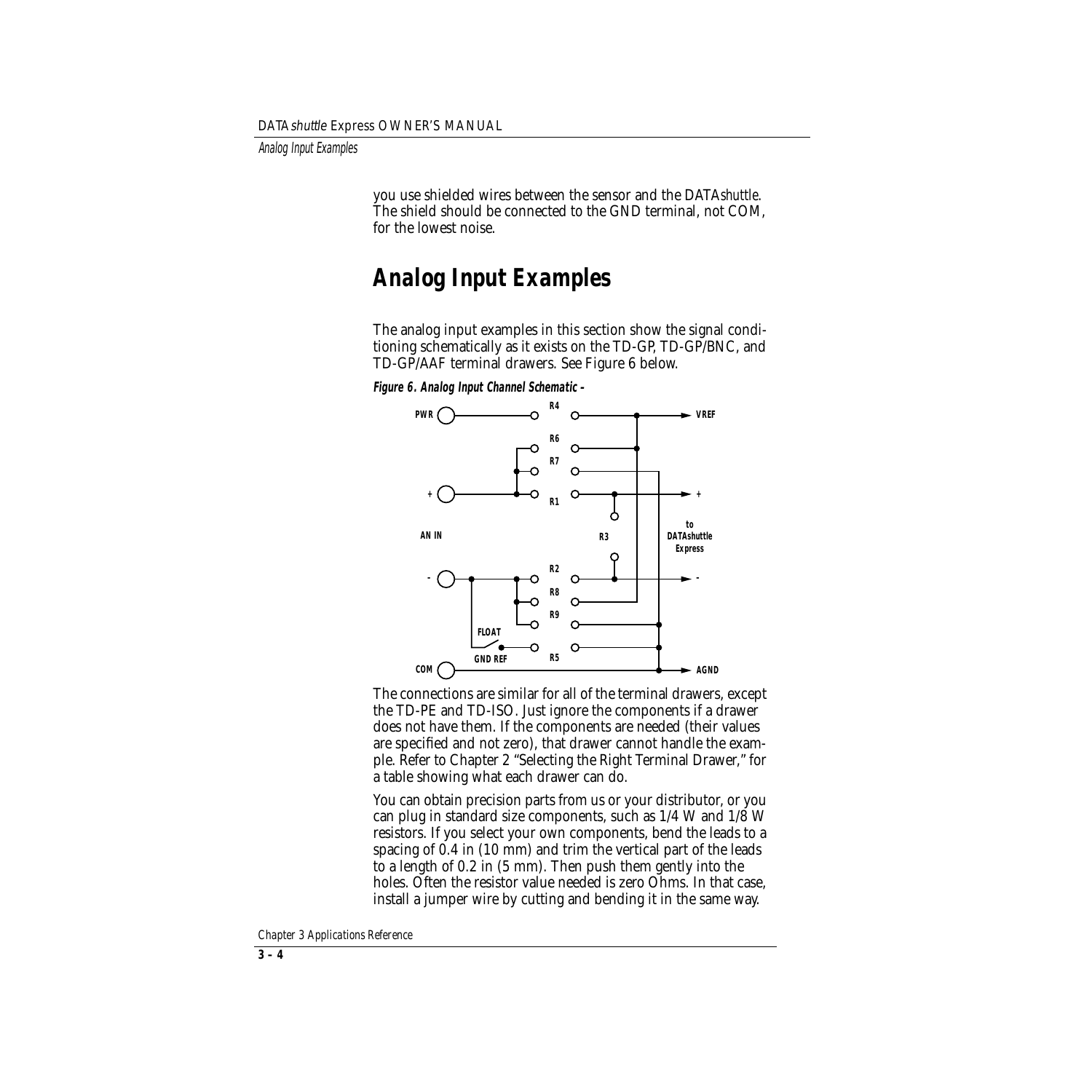you use shielded wires between the sensor and the DATA*shuttle*. The shield should be connected to the GND terminal, not COM, for the lowest noise.

## Analog Input Examples

The analog input examples in this section show the signal conditioning schematically as it exists on the TD-GP, TD-GP/BNC, and TD-GP/AAF terminal drawers. See Figure 6 below.

**Figure 6. Analog Input Channel Schematic –**

The connections are similar for all of the terminal drawers, except the TD-PE and TD-ISO. Just ignore the components if a drawer does not have them. If the components are needed (their values are specified and not zero), that drawer cannot handle the example. Refer to Chapter 2 “Selecting the Right Terminal Drawer,” for a table showing what each drawer can do.

You can obtain precision parts from us or your distributor, or you can plug in standard size components, such as 1/4 W and 1/8 W resistors. If you select your own components, bend the leads to a spacing of 0.4 in (10 mm) and trim the vertical part of the leads to a length of 0.2 in (5 mm). Then push them gently into the holes. Often the resistor value needed is zero Ohms. In that case, install a jumper wire by cutting and bending it in the same way.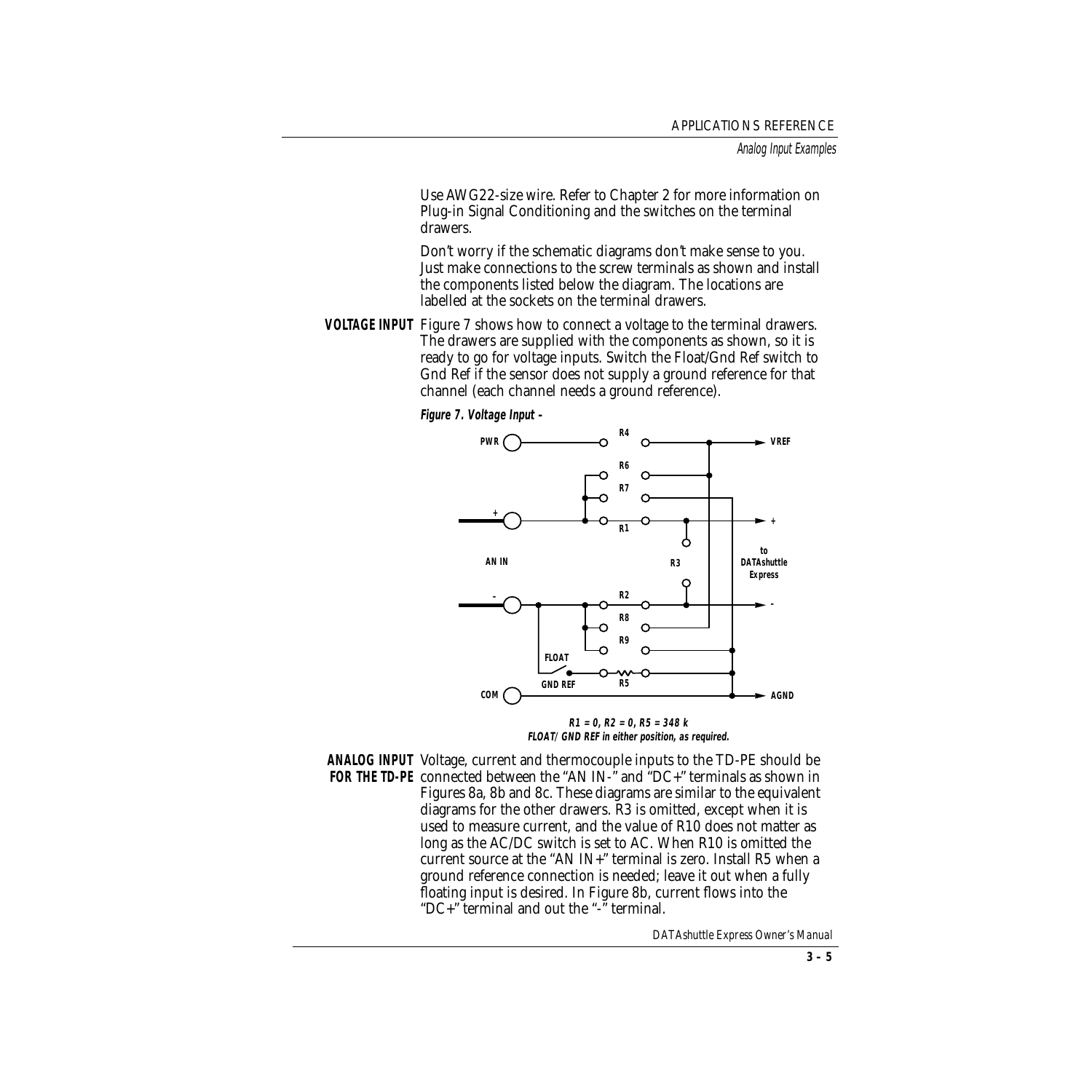Use AWG22-size wire. Refer to Chapter 2 for more information on Plug-in Signal Conditioning and the switches on the terminal drawers.

Don't worry if the schematic diagrams don't make sense to you. Just make connections to the screw terminals as shown and install the components listed below the diagram. The locations are labelled at the sockets on the terminal drawers.

**VOLTAGE INPUT** Figure 7 shows how to connect a voltage to the terminal drawers. The drawers are supplied with the components as shown, so it is ready to go for voltage inputs. Switch the Float/Gnd Ref switch to Gnd Ref if the sensor does not supply a ground reference for that channel (each channel needs a ground reference).

***Figure 7. Voltage Input –***

**R1 = 0, R2 = 0, R5 = 348 k**
**FLOAT/GND REF in either position, as required.**

**ANALOG INPUT FOR THE TD-PE** Voltage, current and thermocouple inputs to the TD-PE should be connected between the "AN IN-" and "DC+" terminals as shown in Figures 8a, 8b and 8c. These diagrams are similar to the equivalent diagrams for the other drawers. R3 is omitted, except when it is used to measure current, and the value of R10 does not matter as long as the AC/DC switch is set to AC. When R10 is omitted the current source at the "AN IN+" terminal is zero. Install R5 when a ground reference connection is needed; leave it out when a fully floating input is desired. In Figure 8b, current flows into the "DC+" terminal and out the "-" terminal.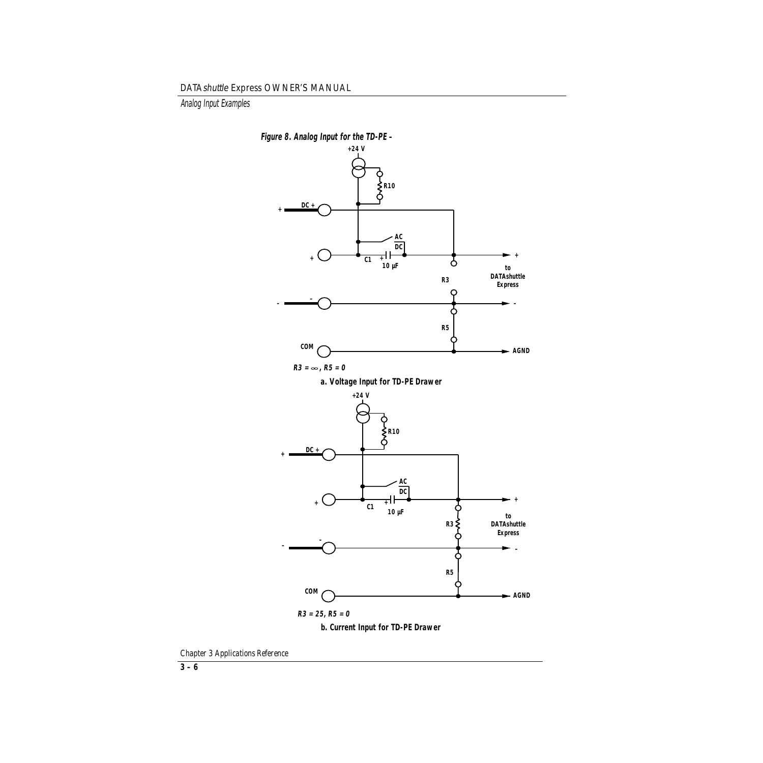**Figure 8. Analog Input for the TD-PE -**

+24 V

R10

DC +

AC

DC

C1

10 µF

R3

to DATAshuttle Express

COM

AGND

*R3 = ∞, R5 = 0*

**a. Voltage Input for TD-PE Drawer**

+24 V

R10

DC +

AC

DC

C1

10 µF

R3

to DATAshuttle Express

R5

COM

AGND

*R3 = 25, R5 = 0*

**b. Current Input for TD-PE Drawer**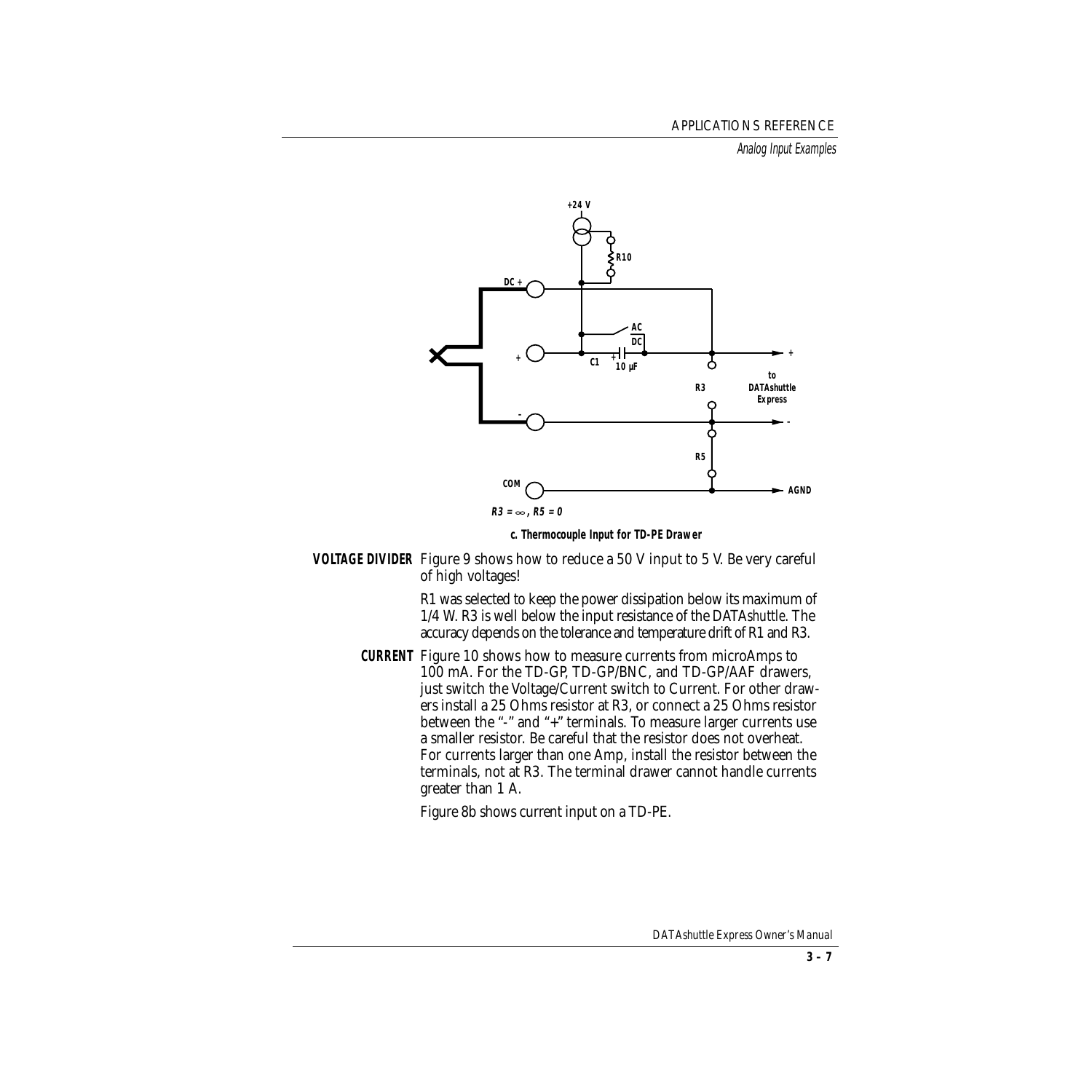$R3 = \infty$, $R5 = 0$

**c. Thermocouple Input for TD-PE Drawer**

**VOLTAGE DIVIDER** Figure 9 shows how to reduce a 50 V input to 5 V. Be very careful of high voltages!

R1 was selected to keep the power dissipation below its maximum of 1/4 W. R3 is well below the input resistance of the DATA*shuttle*. The accuracy depends on the tolerance and temperature drift of R1 and R3.

**CURRENT** Figure 10 shows how to measure currents from microAmps to 100 mA. For the TD-GP, TD-GP/BNC, and TD-GP/AAF drawers, just switch the Voltage/Current switch to Current. For other drawers install a 25 Ohms resistor at R3, or connect a 25 Ohms resistor between the "-" and "+" terminals. To measure larger currents use a smaller resistor. Be careful that the resistor does not overheat. For currents larger than one Amp, install the resistor between the terminals, not at R3. The terminal drawer cannot handle currents greater than 1 A.

Figure 8b shows current input on a TD-PE.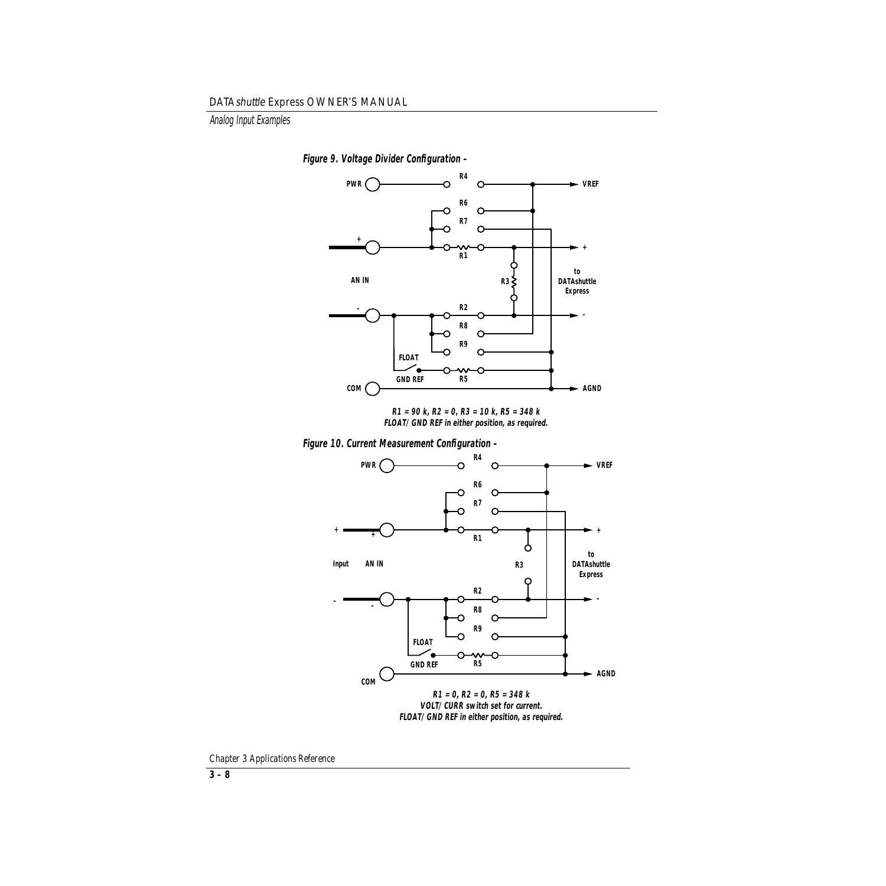**Figure 9. Voltage Divider Configuration -**

R1 = 90 k, R2 = 0, R3 = 10 k, R5 = 348 k
FLOAT/GND REF in either position, as required.

**Figure 10. Current Measurement Configuration -**

R1 = 0, R2 = 0, R5 = 348 k
VOLT/CURR switch set for current.
FLOAT/GND REF in either position, as required.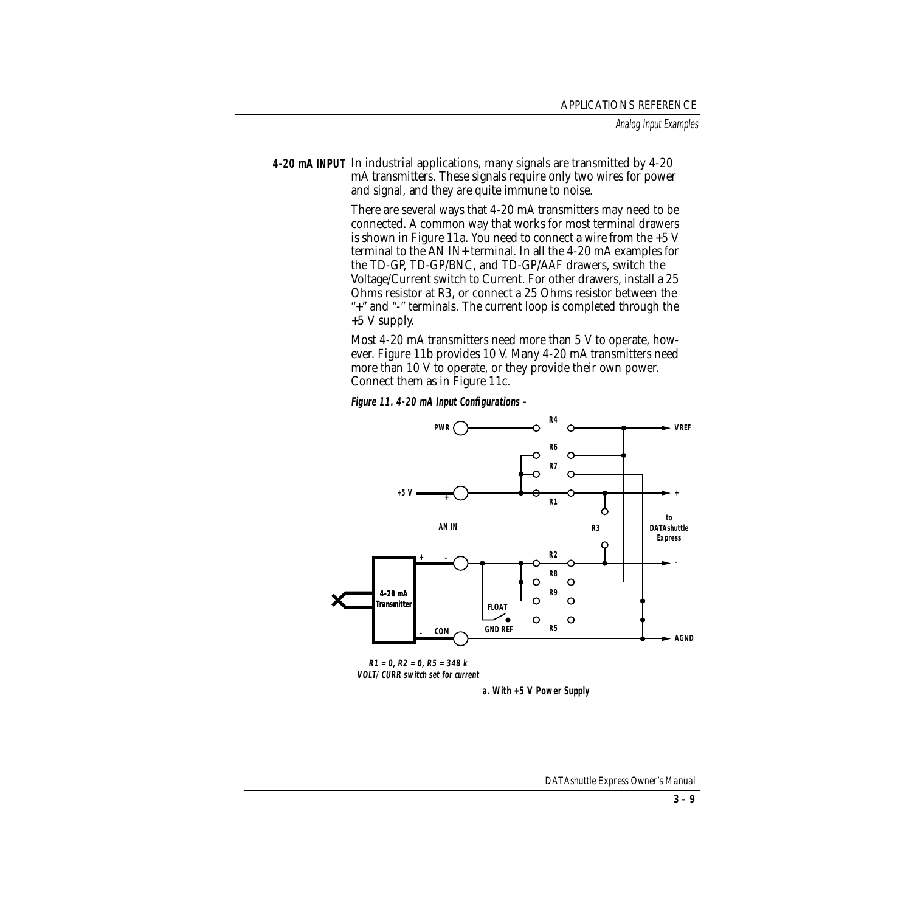**4-20 mA INPUT** In industrial applications, many signals are transmitted by 4-20 mA transmitters. These signals require only two wires for power and signal, and they are quite immune to noise.

There are several ways that 4-20 mA transmitters may need to be connected. A common way that works for most terminal drawers is shown in Figure 11a. You need to connect a wire from the +5 V terminal to the AN IN+ terminal. In all the 4-20 mA examples for the TD-GP, TD-GP/BNC, and TD-GP/AAF drawers, switch the Voltage/Current switch to Current. For other drawers, install a 25 Ohms resistor at R3, or connect a 25 Ohms resistor between the "+" and "-" terminals. The current loop is completed through the +5 V supply.

Most 4-20 mA transmitters need more than 5 V to operate, however. Figure 11b provides 10 V. Many 4-20 mA transmitters need more than 10 V to operate, or they provide their own power. Connect them as in Figure 11c.

***Figure 11. 4-20 mA Input Configurations –***

**R1 = 0, R2 = 0, R5 = 348 k**
**VOLT/CURR switch set for current**

**a. With +5 V Power Supply**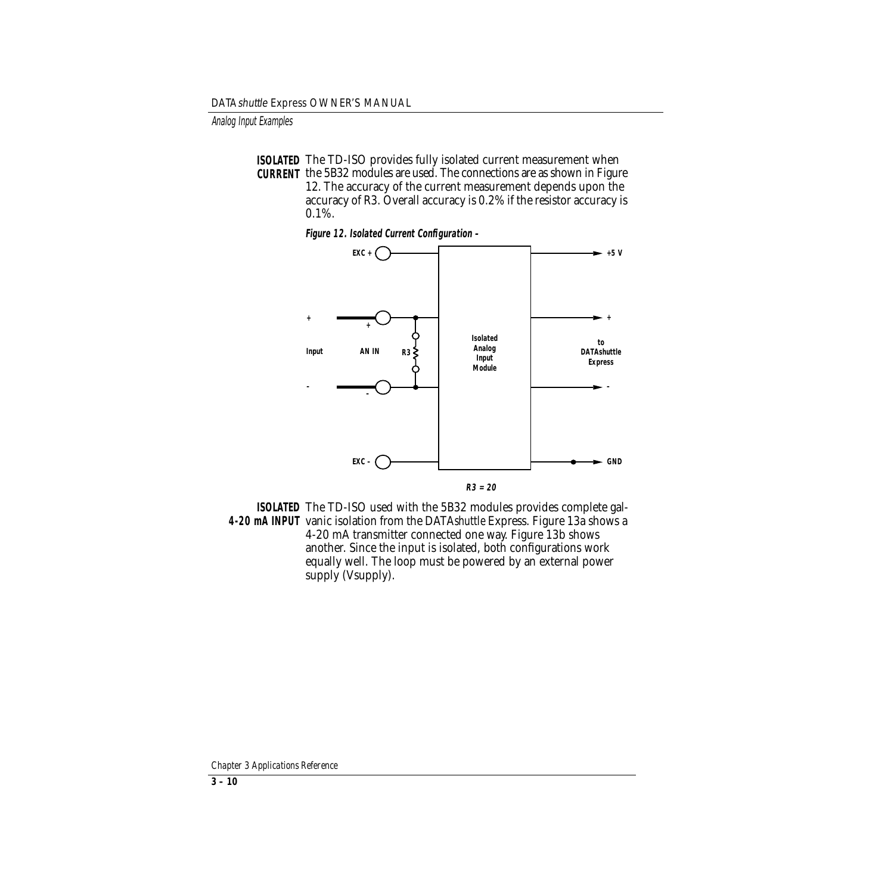**ISOLATED CURRENT** The TD-ISO provides fully isolated current measurement when the 5B32 modules are used. The connections are as shown in Figure 12. The accuracy of the current measurement depends upon the accuracy of R3. Overall accuracy is 0.2% if the resistor accuracy is 0.1%.

***Figure 12. Isolated Current Configuration –***

EXC + | +5 V | + | + | Input | AN IN | R3 | Isolated Analog Input Module | to DATAshuttle Express | - | - | - | EXC - | GND

***R3 = 20***

**ISOLATED 4-20 mA INPUT** The TD-ISO used with the 5B32 modules provides complete galvanic isolation from the DATA*shuttle* Express. Figure 13a shows a 4-20 mA transmitter connected one way. Figure 13b shows another. Since the input is isolated, both configurations work equally well. The loop must be powered by an external power supply (Vsupply).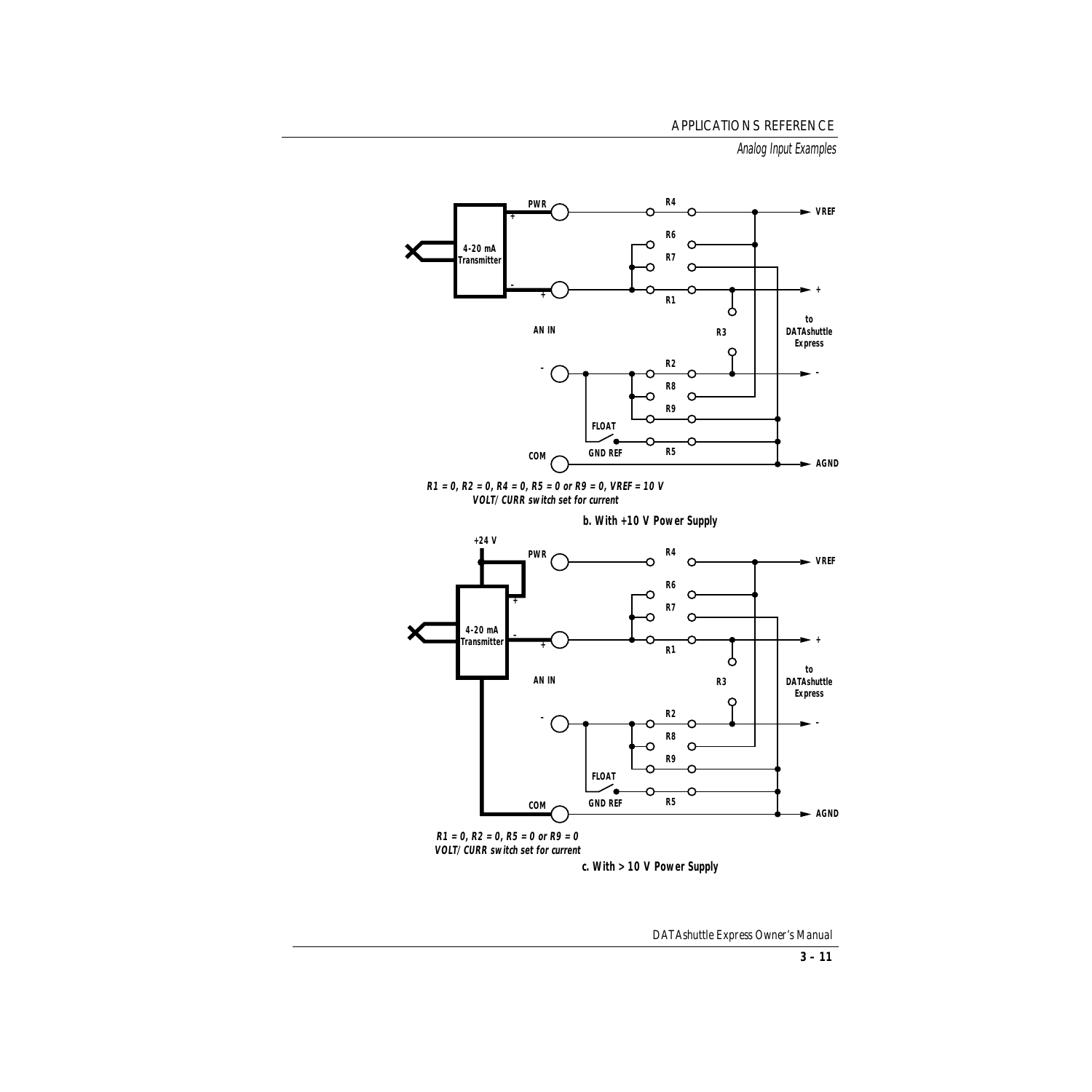R1 = 0, R2 = 0, R4 = 0, R5 = 0 or R9 = 0, VREF = 10 V
VOLT/CURR switch set for current

**b. With +10 V Power Supply**

R1 = 0, R2 = 0, R5 = 0 or R9 = 0
VOLT/CURR switch set for current

**c. With > 10 V Power Supply**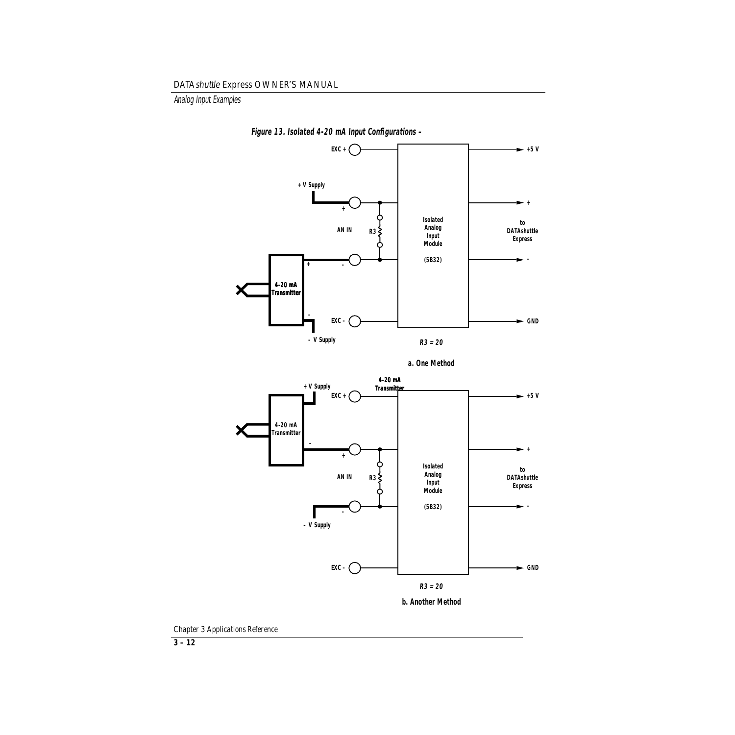**Figure 13. Isolated 4-20 mA Input Configurations –**

EXC +

+5 V

+ V Supply

+

+

AN IN

R3

Isolated Analog Input Module

(5B32)

to DATAshuttle Express

+

–

–

4-20 mA Transmitter

–

EXC –

GND

– V Supply

*R3 = 20*

**a. One Method**

4-20 mA Transmitter

+ V Supply

EXC +

+5 V

4-20 mA Transmitter

–

+

+

AN IN

R3

Isolated Analog Input Module

(5B32)

to DATAshuttle Express

–

–

– V Supply

EXC –

GND

*R3 = 20*

**b. Another Method**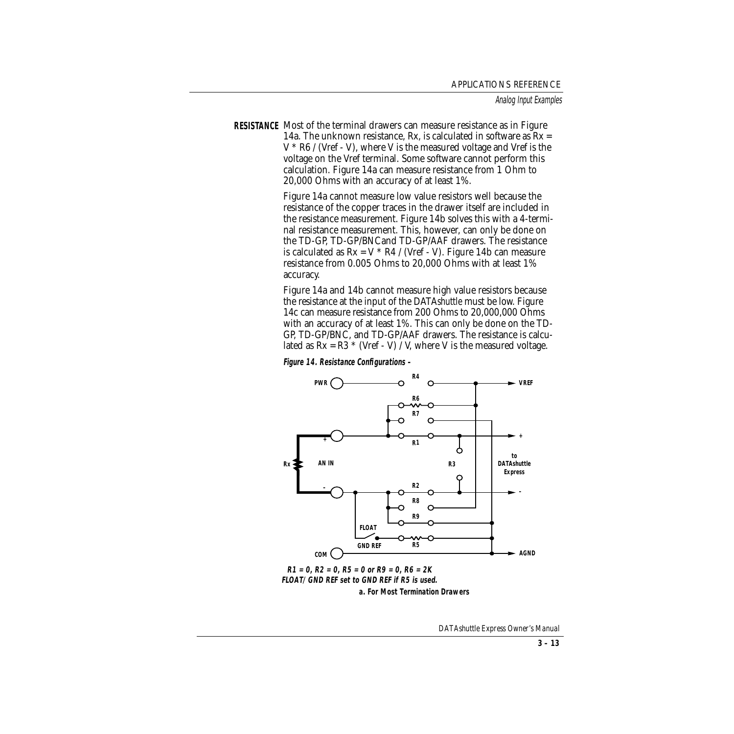**RESISTANCE** Most of the terminal drawers can measure resistance as in Figure 14a. The unknown resistance, Rx, is calculated in software as Rx = V * R6 / (Vref - V), where V is the measured voltage and Vref is the voltage on the Vref terminal. Some software cannot perform this calculation. Figure 14a can measure resistance from 1 Ohm to 20,000 Ohms with an accuracy of at least 1%.

Figure 14a cannot measure low value resistors well because the resistance of the copper traces in the drawer itself are included in the resistance measurement. Figure 14b solves this with a 4-terminal resistance measurement. This, however, can only be done on the TD-GP, TD-GP/BNC and TD-GP/AAF drawers. The resistance is calculated as Rx = V * R4 / (Vref - V). Figure 14b can measure resistance from 0.005 Ohms to 20,000 Ohms with at least 1% accuracy.

Figure 14a and 14b cannot measure high value resistors because the resistance at the input of the DATA*shuttle* must be low. Figure 14c can measure resistance from 200 Ohms to 20,000,000 Ohms with an accuracy of at least 1%. This can only be done on the TD-GP, TD-GP/BNC, and TD-GP/AAF drawers. The resistance is calculated as Rx = R3 * (Vref - V) / V, where V is the measured voltage.

**Figure 14. Resistance Configurations –**

**R1 = 0, R2 = 0, R5 = 0 or R9 = 0, R6 = 2K**
**FLOAT/GND REF set to GND REF if R5 is used.**

**a. For Most Termination Drawers**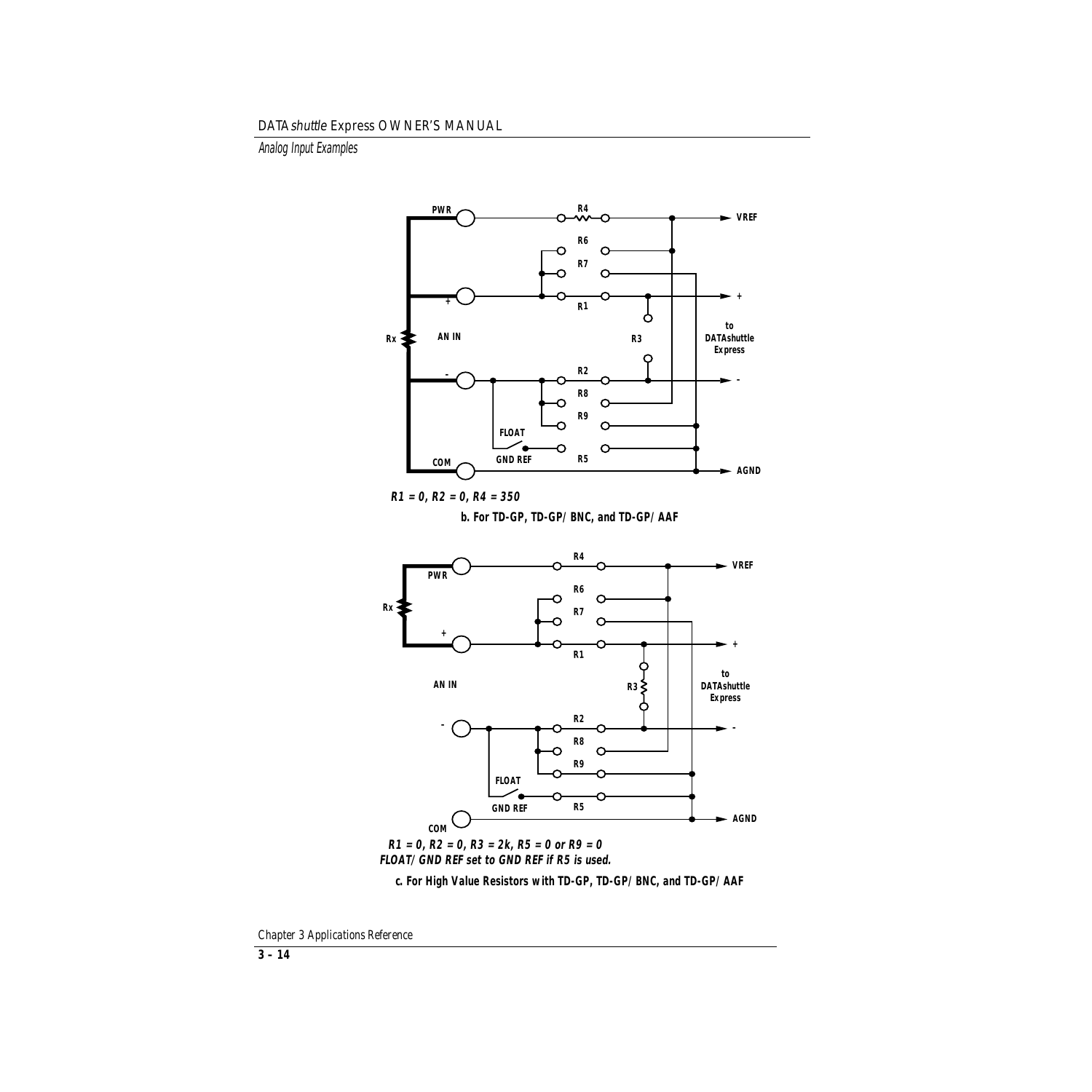R1 = 0, R2 = 0, R4 = 350

**b. For TD-GP, TD-GP/BNC, and TD-GP/AAF**

R1 = 0, R2 = 0, R3 = 2k, R5 = 0 or R9 = 0
FLOAT/GND REF set to GND REF if R5 is used.

**c. For High Value Resistors with TD-GP, TD-GP/BNC, and TD-GP/AAF**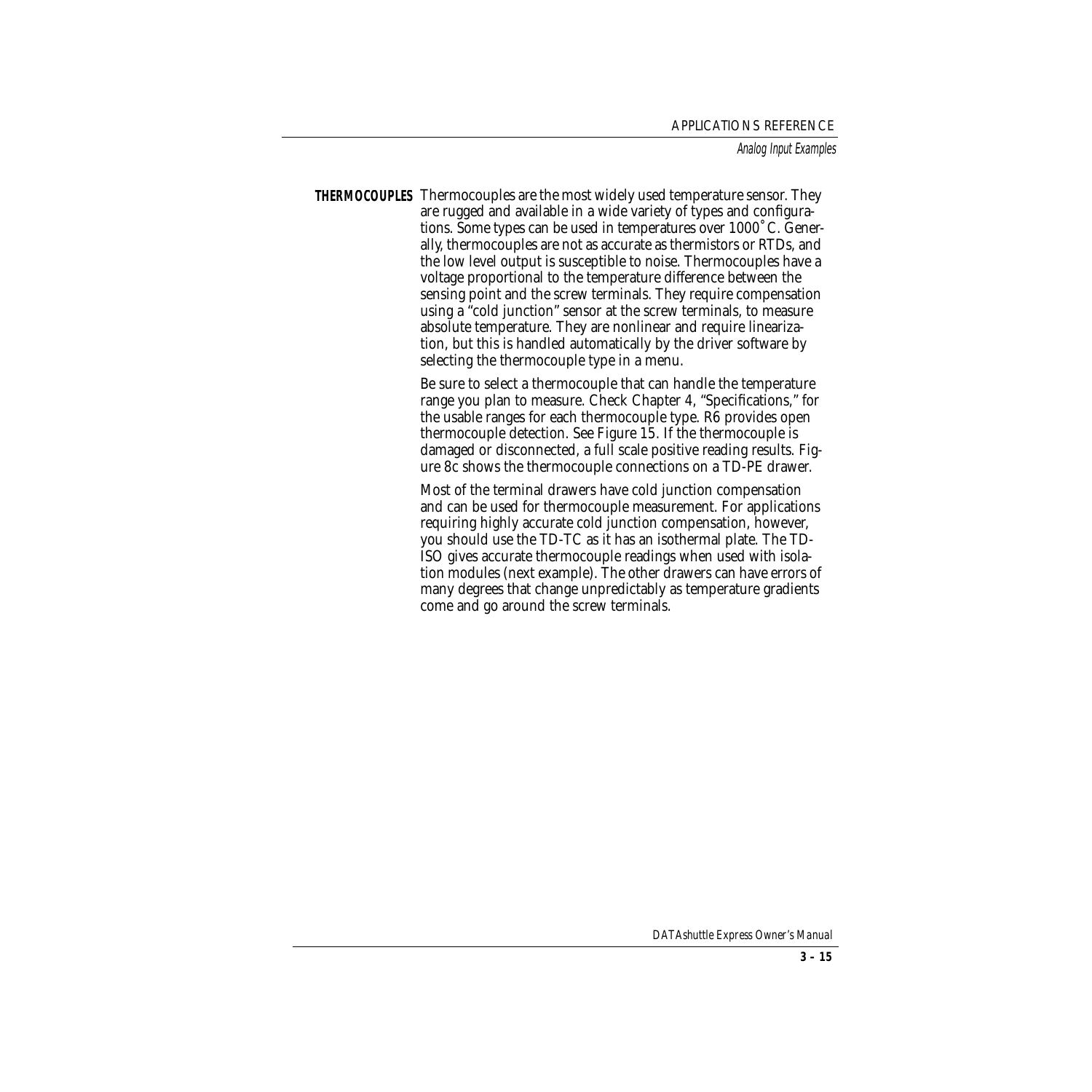**THERMOCOUPLES** Thermocouples are the most widely used temperature sensor. They are rugged and available in a wide variety of types and configurations. Some types can be used in temperatures over 1000˚C. Generally, thermocouples are not as accurate as thermistors or RTDs, and the low level output is susceptible to noise. Thermocouples have a voltage proportional to the temperature difference between the sensing point and the screw terminals. They require compensation using a "cold junction" sensor at the screw terminals, to measure absolute temperature. They are nonlinear and require linearization, but this is handled automatically by the driver software by selecting the thermocouple type in a menu.

Be sure to select a thermocouple that can handle the temperature range you plan to measure. Check Chapter 4, "Specifications," for the usable ranges for each thermocouple type. R6 provides open thermocouple detection. See Figure 15. If the thermocouple is damaged or disconnected, a full scale positive reading results. Figure 8c shows the thermocouple connections on a TD-PE drawer.

Most of the terminal drawers have cold junction compensation and can be used for thermocouple measurement. For applications requiring highly accurate cold junction compensation, however, you should use the TD-TC as it has an isothermal plate. The TD-ISO gives accurate thermocouple readings when used with isolation modules (next example). The other drawers can have errors of many degrees that change unpredictably as temperature gradients come and go around the screw terminals.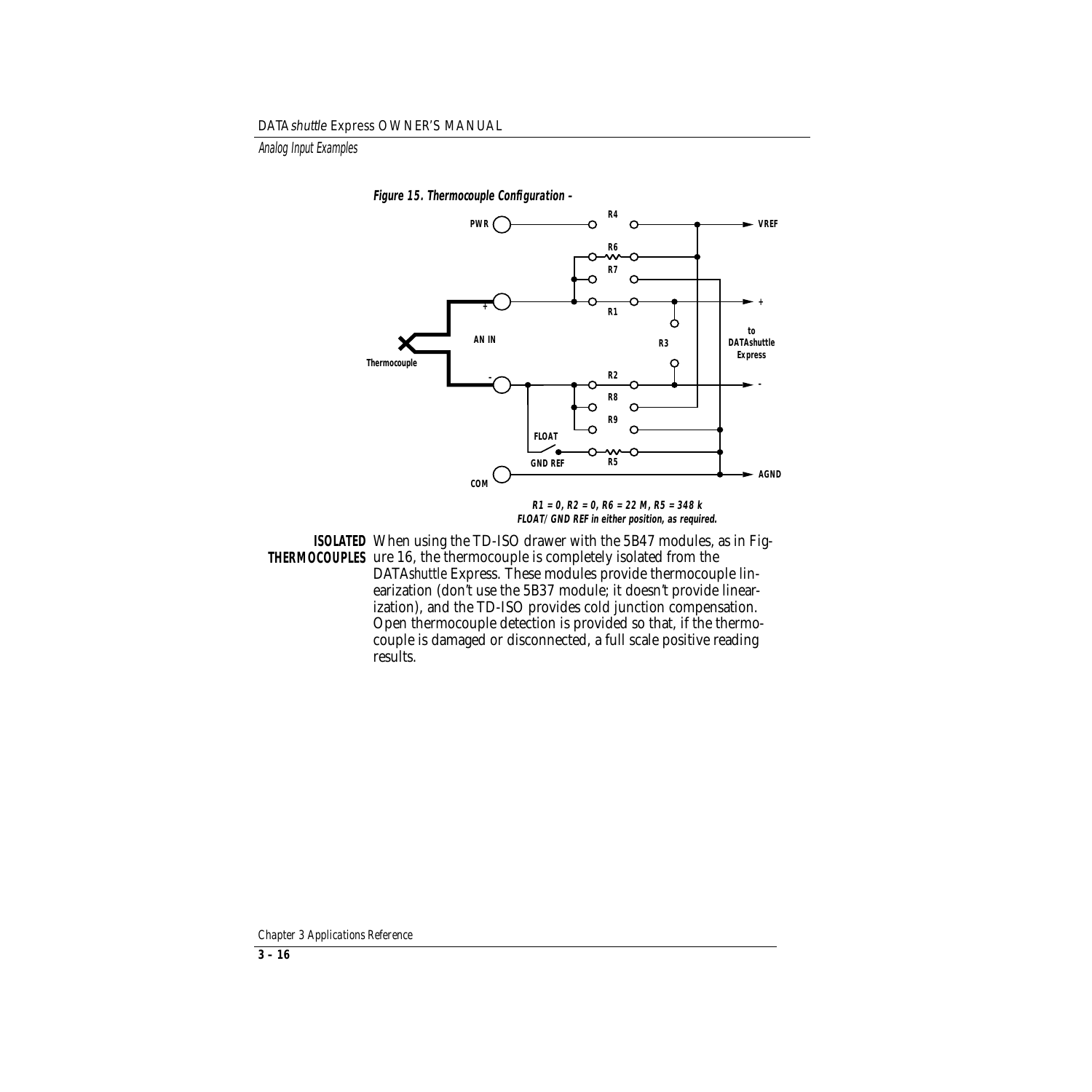**Figure 15. Thermocouple Configuration –**

PWR, R4, VREF, R6, R7, +, R1, to DATAshuttle Express, AN IN, R3, Thermocouple, R2, -, R8, R9, FLOAT, GND REF, R5, AGND, COM

**R1 = 0, R2 = 0, R6 = 22 M, R5 = 348 k**
**FLOAT/GND REF in either position, as required.**

**ISOLATED THERMOCOUPLES** When using the TD-ISO drawer with the 5B47 modules, as in Figure 16, the thermocouple is completely isolated from the DATA*shuttle* Express. These modules provide thermocouple linearization (don't use the 5B37 module; it doesn't provide linearization), and the TD-ISO provides cold junction compensation. Open thermocouple detection is provided so that, if the thermocouple is damaged or disconnected, a full scale positive reading results.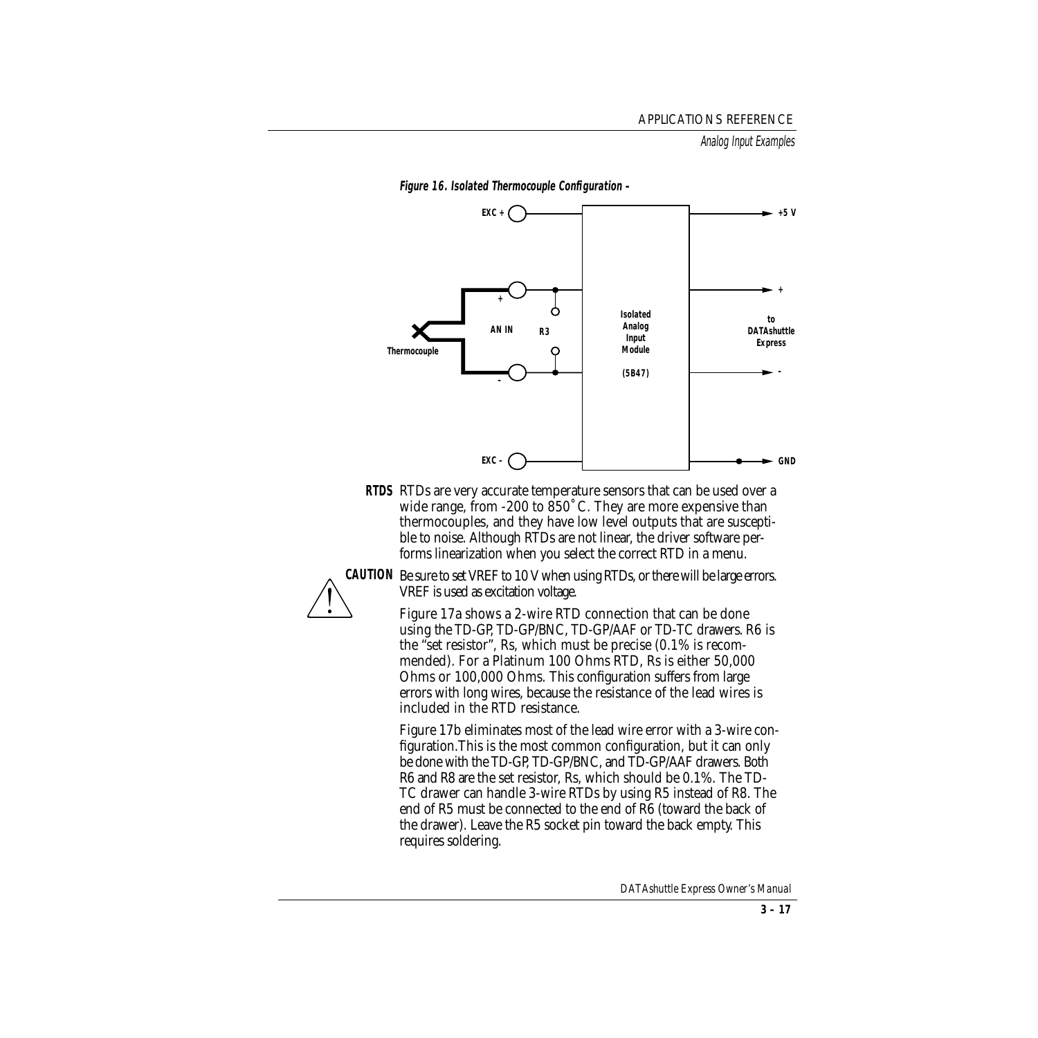**Figure 16. Isolated Thermocouple Configuration –**

**RTDS** RTDs are very accurate temperature sensors that can be used over a wide range, from -200 to 850˚C. They are more expensive than thermocouples, and they have low level outputs that are susceptible to noise. Although RTDs are not linear, the driver software performs linearization when you select the correct RTD in a menu.

**CAUTION** Be sure to set VREF to 10 V when using RTDs, or there will be large errors. VREF is used as excitation voltage.

Figure 17a shows a 2-wire RTD connection that can be done using the TD-GP, TD-GP/BNC, TD-GP/AAF or TD-TC drawers. R6 is the "set resistor", Rs, which must be precise (0.1% is recommended). For a Platinum 100 Ohms RTD, Rs is either 50,000 Ohms or 100,000 Ohms. This configuration suffers from large errors with long wires, because the resistance of the lead wires is included in the RTD resistance.

Figure 17b eliminates most of the lead wire error with a 3-wire configuration.This is the most common configuration, but it can only be done with the TD-GP, TD-GP/BNC, and TD-GP/AAF drawers. Both R6 and R8 are the set resistor, Rs, which should be 0.1%. The TD-TC drawer can handle 3-wire RTDs by using R5 instead of R8. The end of R5 must be connected to the end of R6 (toward the back of the drawer). Leave the R5 socket pin toward the back empty. This requires soldering.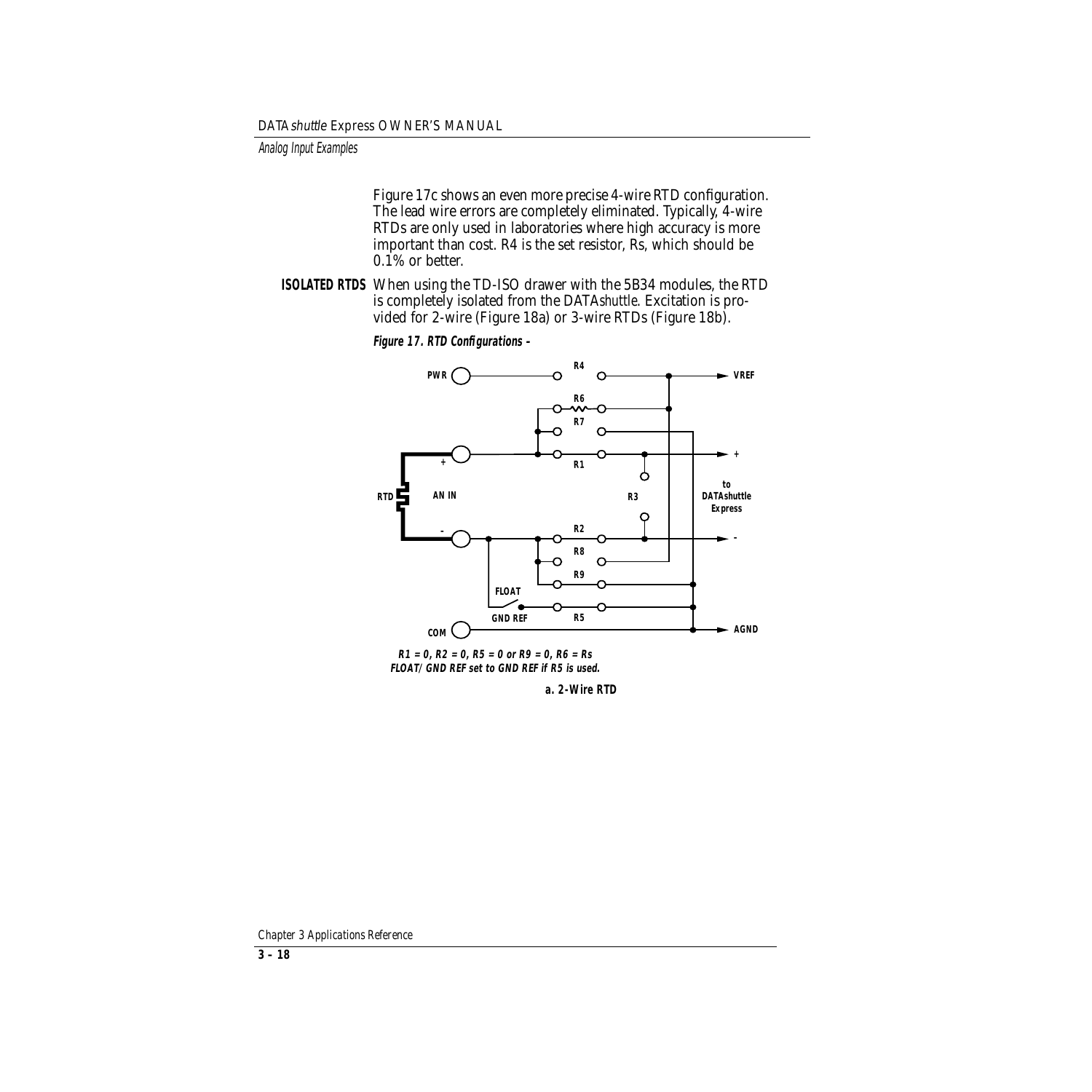Figure 17c shows an even more precise 4-wire RTD configuration. The lead wire errors are completely eliminated. Typically, 4-wire RTDs are only used in laboratories where high accuracy is more important than cost. R4 is the set resistor, Rs, which should be 0.1% or better.

**ISOLATED RTDS** When using the TD-ISO drawer with the 5B34 modules, the RTD is completely isolated from the DATA*shuttle*. Excitation is provided for 2-wire (Figure 18a) or 3-wire RTDs (Figure 18b).

***Figure 17. RTD Configurations –***

**R1 = 0, R2 = 0, R5 = 0 or R9 = 0, R6 = Rs**
**FLOAT/GND REF set to GND REF if R5 is used.**

**a. 2-Wire RTD**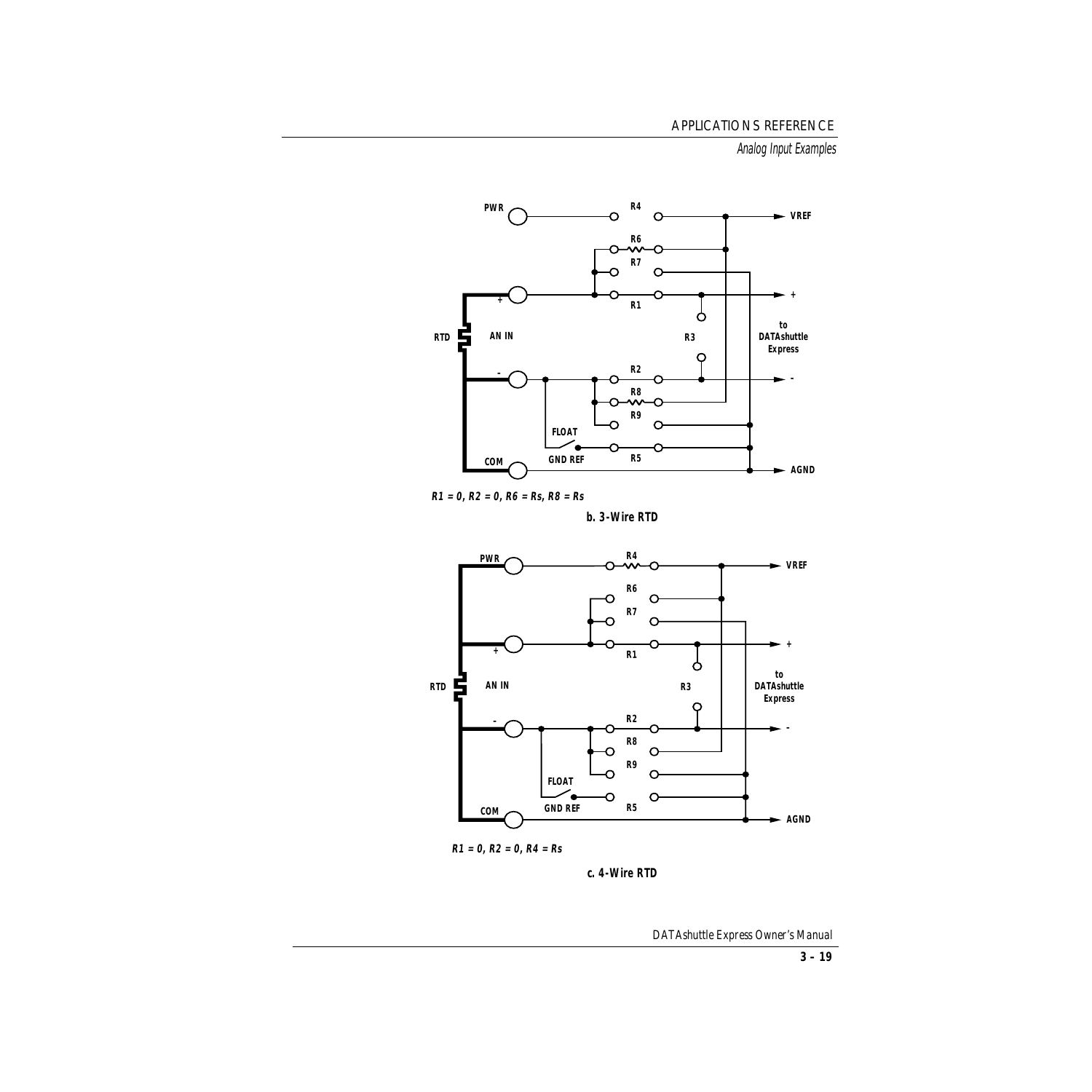R1 = 0, R2 = 0, R6 = Rs, R8 = Rs

**b. 3-Wire RTD**

R1 = 0, R2 = 0, R4 = Rs

**c. 4-Wire RTD**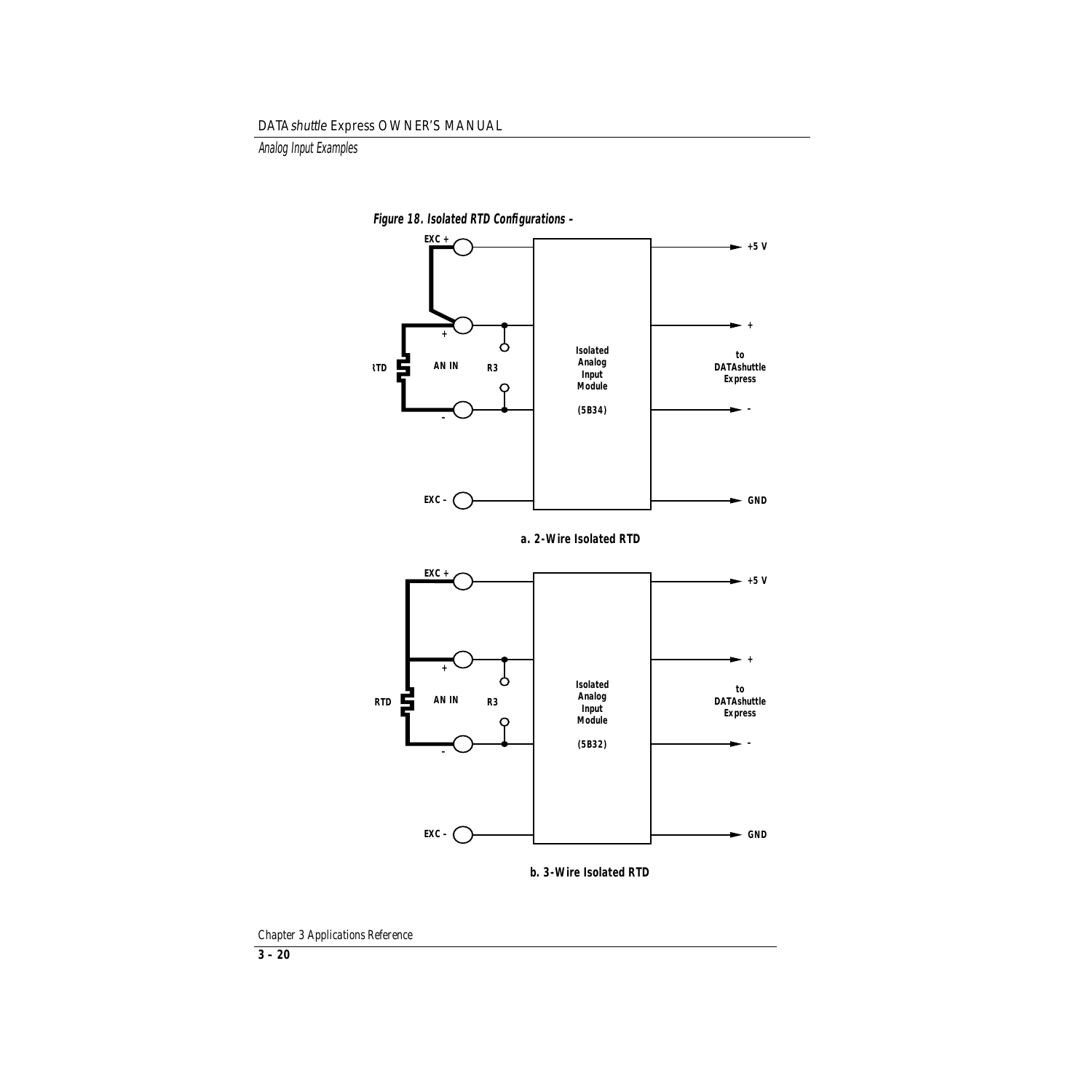**Figure 18. Isolated RTD Configurations –**

EXC +

\+

RTD

AN IN

R3

\-

EXC -

Isolated Analog Input Module

(5B34)

+5 V

\+

to DATAshuttle Express

\-

GND

**a. 2-Wire Isolated RTD**

EXC +

\+

RTD

AN IN

R3

\-

EXC -

Isolated Analog Input Module

(5B32)

+5 V

\+

to DATAshuttle Express

\-

GND

**b. 3-Wire Isolated RTD**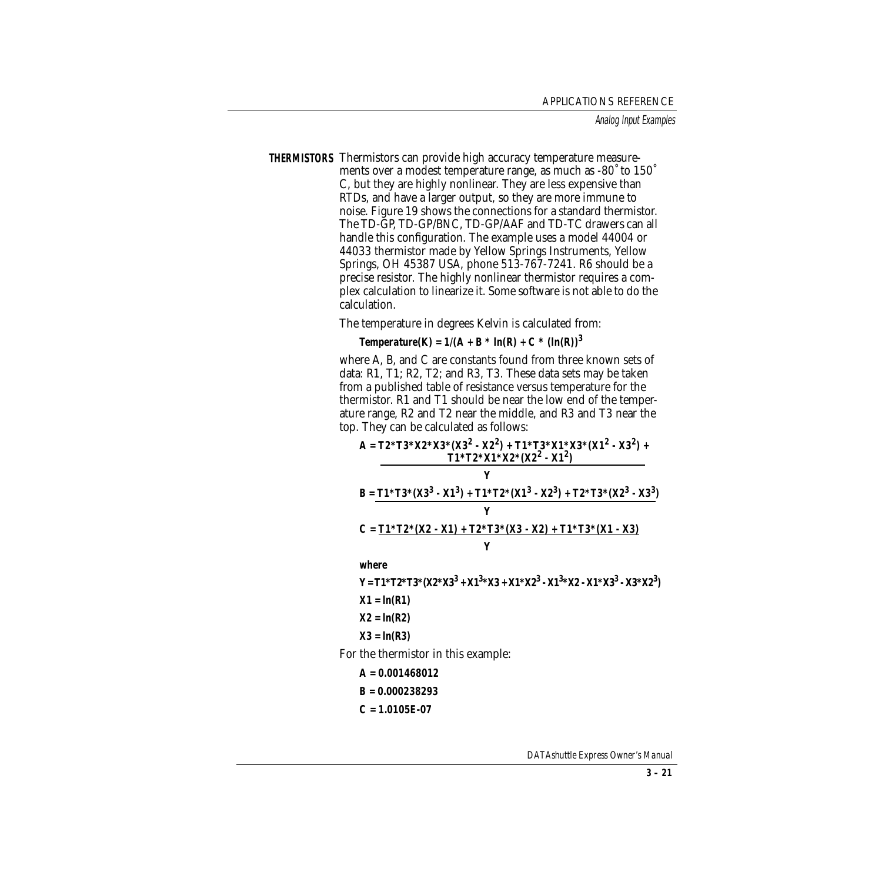## THERMISTORS

Thermistors can provide high accuracy temperature measurements over a modest temperature range, as much as -80˚ to 150˚ C, but they are highly nonlinear. They are less expensive than RTDs, and have a larger output, so they are more immune to noise. Figure 19 shows the connections for a standard thermistor. The TD-GP, TD-GP/BNC, TD-GP/AAF and TD-TC drawers can all handle this configuration. The example uses a model 44004 or 44033 thermistor made by Yellow Springs Instruments, Yellow Springs, OH 45387 USA, phone 513-767-7241. R6 should be a precise resistor. The highly nonlinear thermistor requires a complex calculation to linearize it. Some software is not able to do the calculation.

The temperature in degrees Kelvin is calculated from:

$$\text{Temperature(K)} = 1/(A + B * \ln(R) + C * (\ln(R))^3$$

where A, B, and C are constants found from three known sets of data: R1, T1; R2, T2; and R3, T3. These data sets may be taken from a published table of resistance versus temperature for the thermistor. R1 and T1 should be near the low end of the temperature range, R2 and T2 near the middle, and R3 and T3 near the top. They can be calculated as follows:

$$A = \frac{T2*T3*X2*X3*(X3^2 - X2^2) + T1*T3*X1*X3*(X1^2 - X3^2) + T1*T2*X1*X2*(X2^2 - X1^2)}{Y}$$

$$B = \frac{T1*T3*(X3^3 - X1^3) + T1*T2*(X1^3 - X2^3) + T2*T3*(X2^3 - X3^3)}{Y}$$

$$C = \frac{T1*T2*(X2 - X1) + T2*T3*(X3 - X2) + T1*T3*(X1 - X3)}{Y}$$

**where**

$$Y = T1*T2*T3*(X2*X3^3 + X1^3*X3 + X1*X2^3 - X1^3*X2 - X1*X3^3 - X3*X2^3)$$

$$X1 = \ln(R1)$$

$$X2 = \ln(R2)$$

$$X3 = \ln(R3)$$

For the thermistor in this example:

**A = 0.001468012**

**B = 0.000238293**

**C = 1.0105E-07**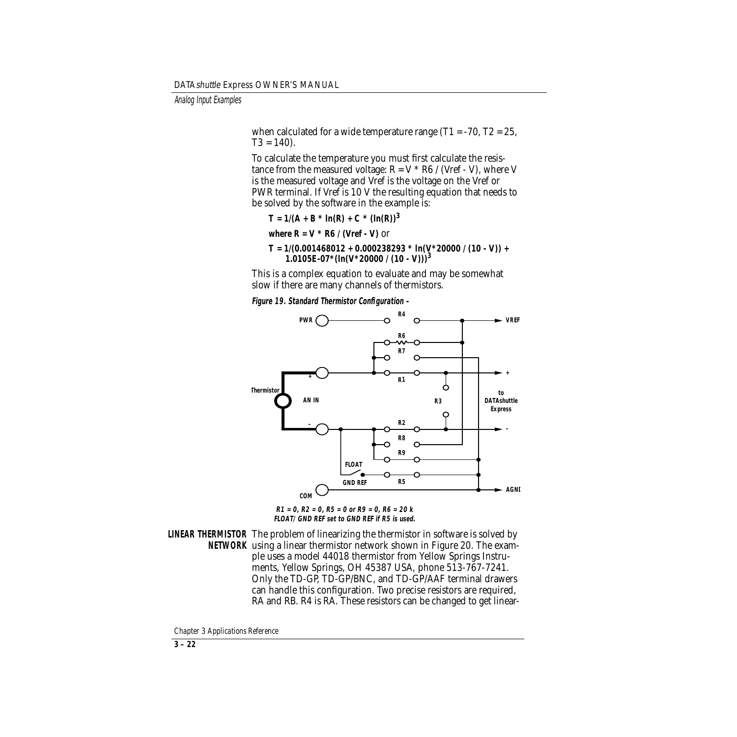when calculated for a wide temperature range (T1 = -70, T2 = 25, T3 = 140).

To calculate the temperature you must first calculate the resistance from the measured voltage: R = V * R6 / (Vref - V), where V is the measured voltage and Vref is the voltage on the Vref or PWR terminal. If Vref is 10 V the resulting equation that needs to be solved by the software in the example is:

$$T = 1/(A + B * \ln(R) + C * (\ln(R))^3$$

**where R = V * R6 / (Vref - V)** or

$$T = 1/(0.001468012 + 0.000238293 * \ln(V*20000 / (10 - V)) + 1.0105E\text{-}07*(\ln(V*20000 / (10 - V)))^3$$

This is a complex equation to evaluate and may be somewhat slow if there are many channels of thermistors.

***Figure 19. Standard Thermistor Configuration –***

PWR, R4, VREF, R6, R7, +, R1, Thermistor, AN IN, R3, to DATAshuttle Express, -, R2, R8, R9, FLOAT, GND REF, R5, COM, AGND

***R1 = 0, R2 = 0, R5 = 0 or R9 = 0, R6 = 20 k***
***FLOAT/GND REF set to GND REF if R5 is used.***

**LINEAR THERMISTOR NETWORK** The problem of linearizing the thermistor in software is solved by using a linear thermistor network shown in Figure 20. The example uses a model 44018 thermistor from Yellow Springs Instruments, Yellow Springs, OH 45387 USA, phone 513-767-7241. Only the TD-GP, TD-GP/BNC, and TD-GP/AAF terminal drawers can handle this configuration. Two precise resistors are required, RA and RB. R4 is RA. These resistors can be changed to get linear-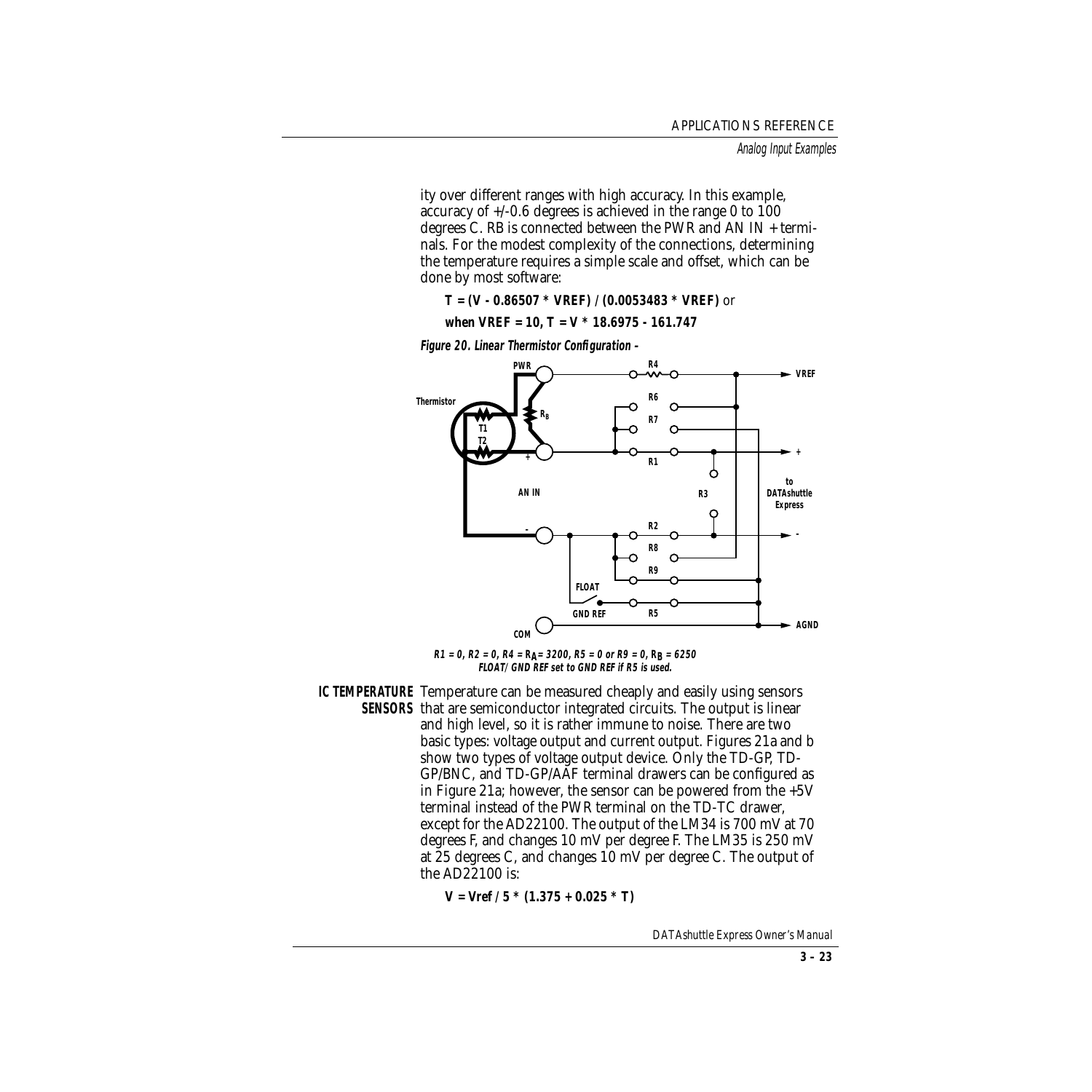ity over different ranges with high accuracy. In this example, accuracy of +/-0.6 degrees is achieved in the range 0 to 100 degrees C. RB is connected between the PWR and AN IN + terminals. For the modest complexity of the connections, determining the temperature requires a simple scale and offset, which can be done by most software:

**T = (V - 0.86507 * VREF) / (0.0053483 * VREF)** or

**when VREF = 10, T = V * 18.6975 - 161.747**

***Figure 20. Linear Thermistor Configuration –***

*$R1 = 0$, $R2 = 0$, $R4 = R_A = 3200$, $R5 = 0$ or $R9 = 0$, $R_B = 6250$*
*FLOAT/GND REF set to GND REF if R5 is used.*

**IC TEMPERATURE SENSORS** Temperature can be measured cheaply and easily using sensors that are semiconductor integrated circuits. The output is linear and high level, so it is rather immune to noise. There are two basic types: voltage output and current output. Figures 21a and b show two types of voltage output device. Only the TD-GP, TD-GP/BNC, and TD-GP/AAF terminal drawers can be configured as in Figure 21a; however, the sensor can be powered from the +5V terminal instead of the PWR terminal on the TD-TC drawer, except for the AD22100. The output of the LM34 is 700 mV at 70 degrees F, and changes 10 mV per degree F. The LM35 is 250 mV at 25 degrees C, and changes 10 mV per degree C. The output of the AD22100 is:

**V = Vref / 5 * (1.375 + 0.025 * T)**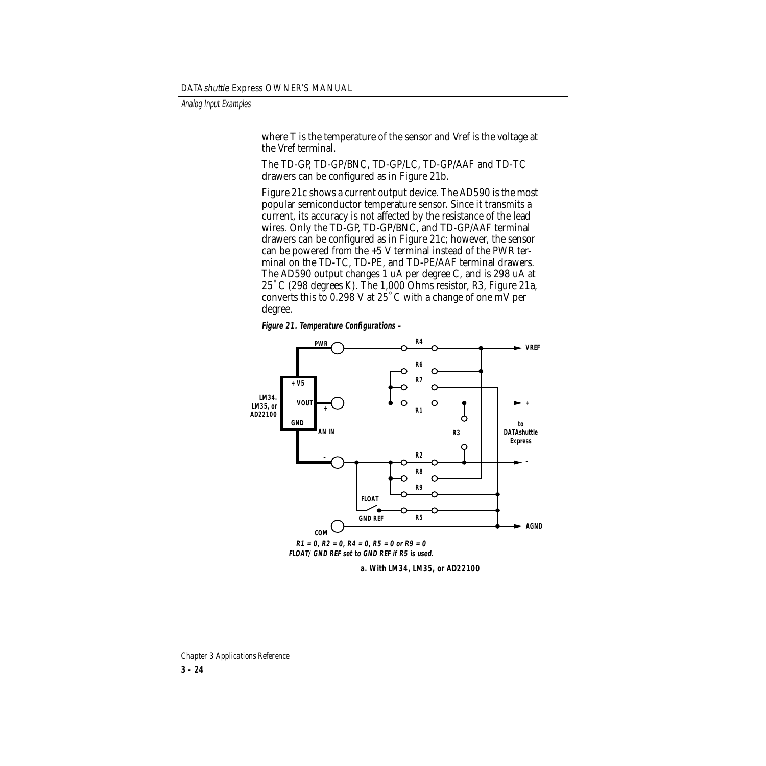where T is the temperature of the sensor and Vref is the voltage at the Vref terminal.

The TD-GP, TD-GP/BNC, TD-GP/LC, TD-GP/AAF and TD-TC drawers can be configured as in Figure 21b.

Figure 21c shows a current output device. The AD590 is the most popular semiconductor temperature sensor. Since it transmits a current, its accuracy is not affected by the resistance of the lead wires. Only the TD-GP, TD-GP/BNC, and TD-GP/AAF terminal drawers can be configured as in Figure 21c; however, the sensor can be powered from the +5 V terminal instead of the PWR terminal on the TD-TC, TD-PE, and TD-PE/AAF terminal drawers. The AD590 output changes 1 uA per degree C, and is 298 uA at 25˚ C (298 degrees K). The 1,000 Ohms resistor, R3, Figure 21a, converts this to 0.298 V at 25˚ C with a change of one mV per degree.

***Figure 21. Temperature Configurations -***

R1 = 0, R2 = 0, R4 = 0, R5 = 0 or R9 = 0
FLOAT/GND REF set to GND REF if R5 is used.

**a. With LM34, LM35, or AD22100**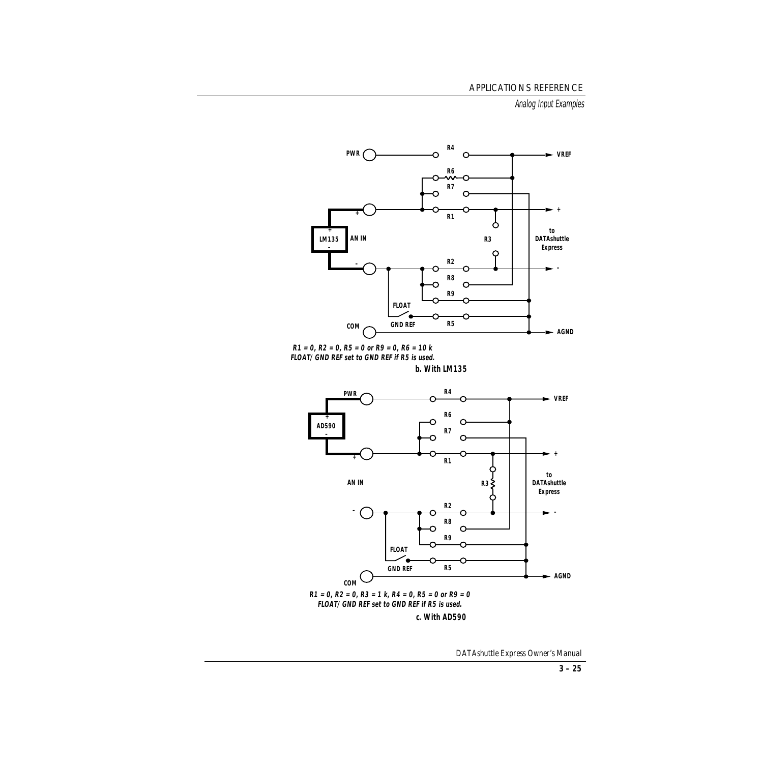PWR

R4

VREF

R6

R7

+

R1

+

LM135

AN IN

-

R3

to DATAshuttle Express

-

R2

-

R8

R9

FLOAT

GND REF

R5

COM

AGND

R1 = 0, R2 = 0, R5 = 0 or R9 = 0, R6 = 10 k
FLOAT/GND REF set to GND REF if R5 is used.

**b. With LM135**

PWR

R4

VREF

+

AD590

-

R6

R7

+

R1

+

AN IN

R3

to DATAshuttle Express

-

R2

-

R8

R9

FLOAT

GND REF

R5

COM

AGND

R1 = 0, R2 = 0, R3 = 1 k, R4 = 0, R5 = 0 or R9 = 0
FLOAT/GND REF set to GND REF if R5 is used.

**c. With AD590**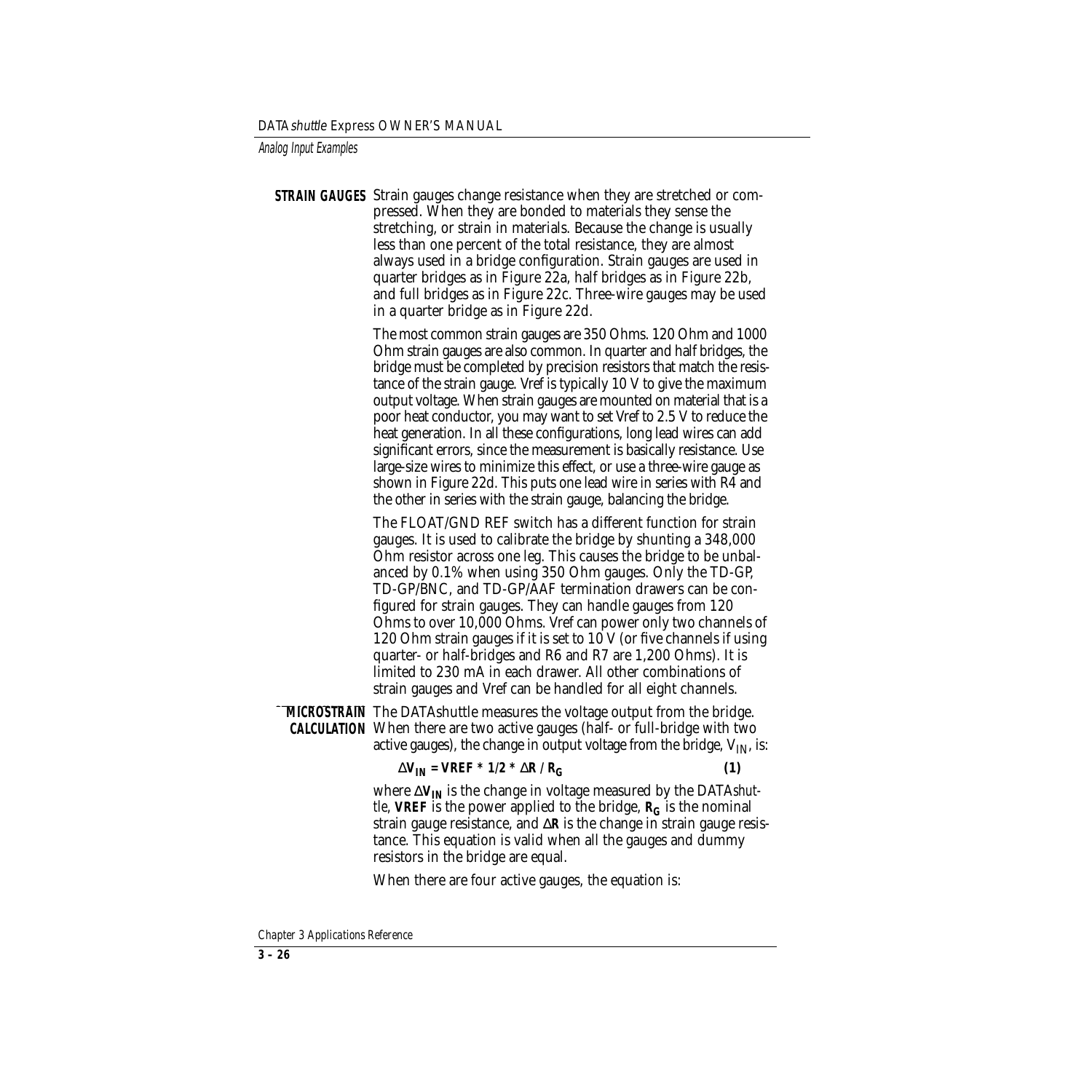## STRAIN GAUGES

Strain gauges change resistance when they are stretched or compressed. When they are bonded to materials they sense the stretching, or strain in materials. Because the change is usually less than one percent of the total resistance, they are almost always used in a bridge configuration. Strain gauges are used in quarter bridges as in Figure 22a, half bridges as in Figure 22b, and full bridges as in Figure 22c. Three-wire gauges may be used in a quarter bridge as in Figure 22d.

The most common strain gauges are 350 Ohms. 120 Ohm and 1000 Ohm strain gauges are also common. In quarter and half bridges, the bridge must be completed by precision resistors that match the resistance of the strain gauge. Vref is typically 10 V to give the maximum output voltage. When strain gauges are mounted on material that is a poor heat conductor, you may want to set Vref to 2.5 V to reduce the heat generation. In all these configurations, long lead wires can add significant errors, since the measurement is basically resistance. Use large-size wires to minimize this effect, or use a three-wire gauge as shown in Figure 22d. This puts one lead wire in series with R4 and the other in series with the strain gauge, balancing the bridge.

The FLOAT/GND REF switch has a different function for strain gauges. It is used to calibrate the bridge by shunting a 348,000 Ohm resistor across one leg. This causes the bridge to be unbalanced by 0.1% when using 350 Ohm gauges. Only the TD-GP, TD-GP/BNC, and TD-GP/AAF termination drawers can be configured for strain gauges. They can handle gauges from 120 Ohms to over 10,000 Ohms. Vref can power only two channels of 120 Ohm strain gauges if it is set to 10 V (or five channels if using quarter- or half-bridges and R6 and R7 are 1,200 Ohms). It is limited to 230 mA in each drawer. All other combinations of strain gauges and Vref can be handled for all eight channels.

### MICROSTRAIN CALCULATION

The DATAshuttle measures the voltage output from the bridge. When there are two active gauges (half- or full-bridge with two active gauges), the change in output voltage from the bridge, $V_{IN}$, is:

$$\Delta V_{IN} = VREF * 1/2 * \Delta R / R_G \qquad (1)$$

where $\Delta V_{IN}$ is the change in voltage measured by the DATA*shuttle*, **VREF** is the power applied to the bridge, $R_G$ is the nominal strain gauge resistance, and $\Delta R$ is the change in strain gauge resistance. This equation is valid when all the gauges and dummy resistors in the bridge are equal.

When there are four active gauges, the equation is: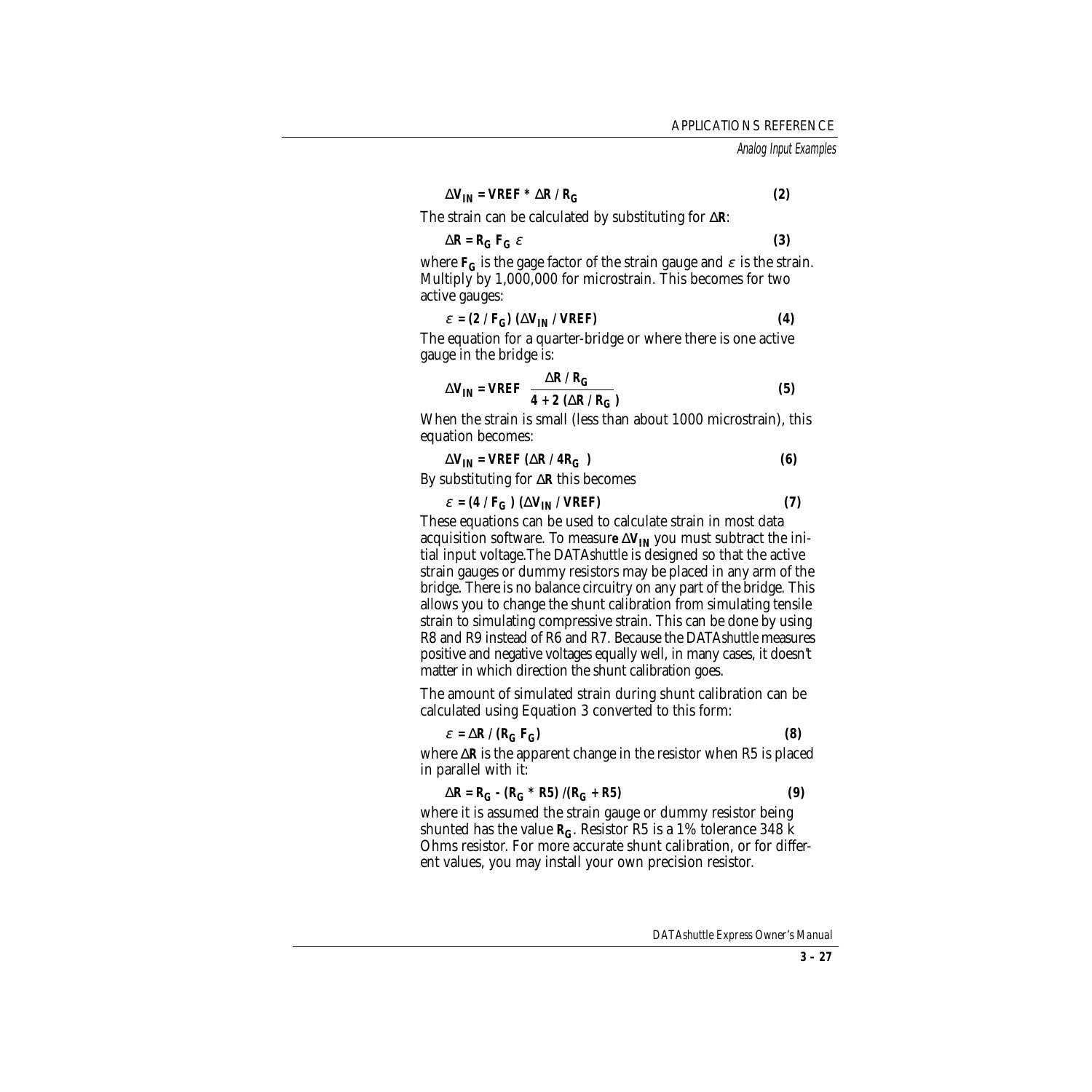$$\Delta V_{IN} = VREF * \Delta R / R_G \qquad (2)$$

The strain can be calculated by substituting for $\Delta R$:

$$\Delta R = R_G \, F_G \, \varepsilon \qquad (3)$$

where $F_G$ is the gage factor of the strain gauge and $\varepsilon$ is the strain. Multiply by 1,000,000 for microstrain. This becomes for two active gauges:

$$\varepsilon = (2 / F_G)\,(\Delta V_{IN} / VREF) \qquad (4)$$

The equation for a quarter-bridge or where there is one active gauge in the bridge is:

$$\Delta V_{IN} = VREF \; \frac{\Delta R / R_G}{4 + 2\,(\Delta R / R_G)} \qquad (5)$$

When the strain is small (less than about 1000 microstrain), this equation becomes:

$$\Delta V_{IN} = VREF\,(\Delta R / 4R_G) \qquad (6)$$

By substituting for $\Delta R$ this becomes

$$\varepsilon = (4 / F_G)\,(\Delta V_{IN} / VREF) \qquad (7)$$

These equations can be used to calculate strain in most data acquisition software. To measure $\Delta V_{IN}$ you must subtract the initial input voltage.The DATA*shuttle* is designed so that the active strain gauges or dummy resistors may be placed in any arm of the bridge. There is no balance circuitry on any part of the bridge. This allows you to change the shunt calibration from simulating tensile strain to simulating compressive strain. This can be done by using R8 and R9 instead of R6 and R7. Because the DATA*shuttle* measures positive and negative voltages equally well, in many cases, it doesn't matter in which direction the shunt calibration goes.

The amount of simulated strain during shunt calibration can be calculated using Equation 3 converted to this form:

$$\varepsilon = \Delta R / (R_G \, F_G) \qquad (8)$$

where $\Delta R$ is the apparent change in the resistor when R5 is placed in parallel with it:

$$\Delta R = R_G - (R_G * R5) / (R_G + R5) \qquad (9)$$

where it is assumed the strain gauge or dummy resistor being shunted has the value $R_G$. Resistor R5 is a 1% tolerance 348 k Ohms resistor. For more accurate shunt calibration, or for different values, you may install your own precision resistor.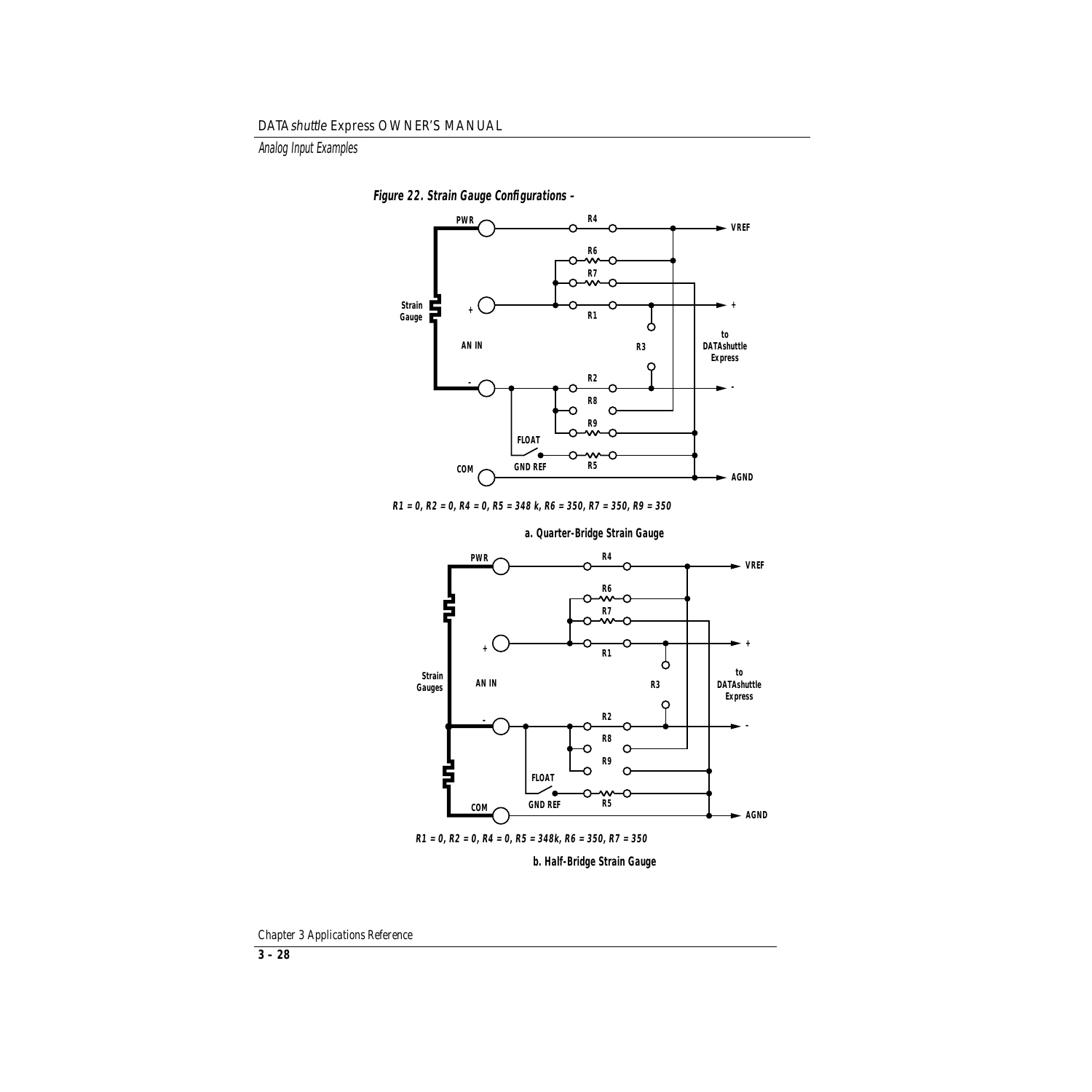**Figure 22. Strain Gauge Configurations –**

R1 = 0, R2 = 0, R4 = 0, R5 = 348 k, R6 = 350, R7 = 350, R9 = 350

**a. Quarter-Bridge Strain Gauge**

R1 = 0, R2 = 0, R4 = 0, R5 = 348k, R6 = 350, R7 = 350

**b. Half-Bridge Strain Gauge**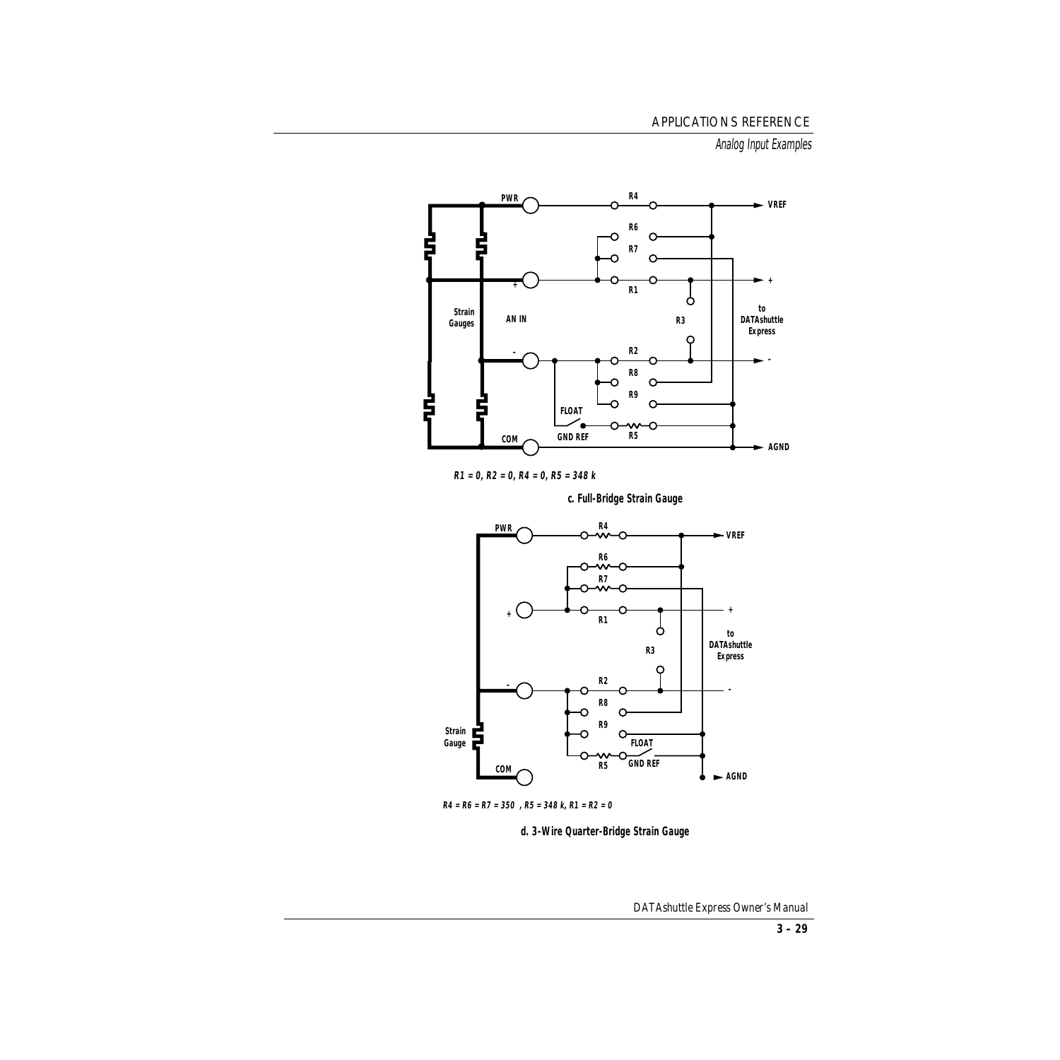R1 = 0, R2 = 0, R4 = 0, R5 = 348 k

**c. Full-Bridge Strain Gauge**

R4 = R6 = R7 = 350 , R5 = 348 k, R1 = R2 = 0

**d. 3-Wire Quarter-Bridge Strain Gauge**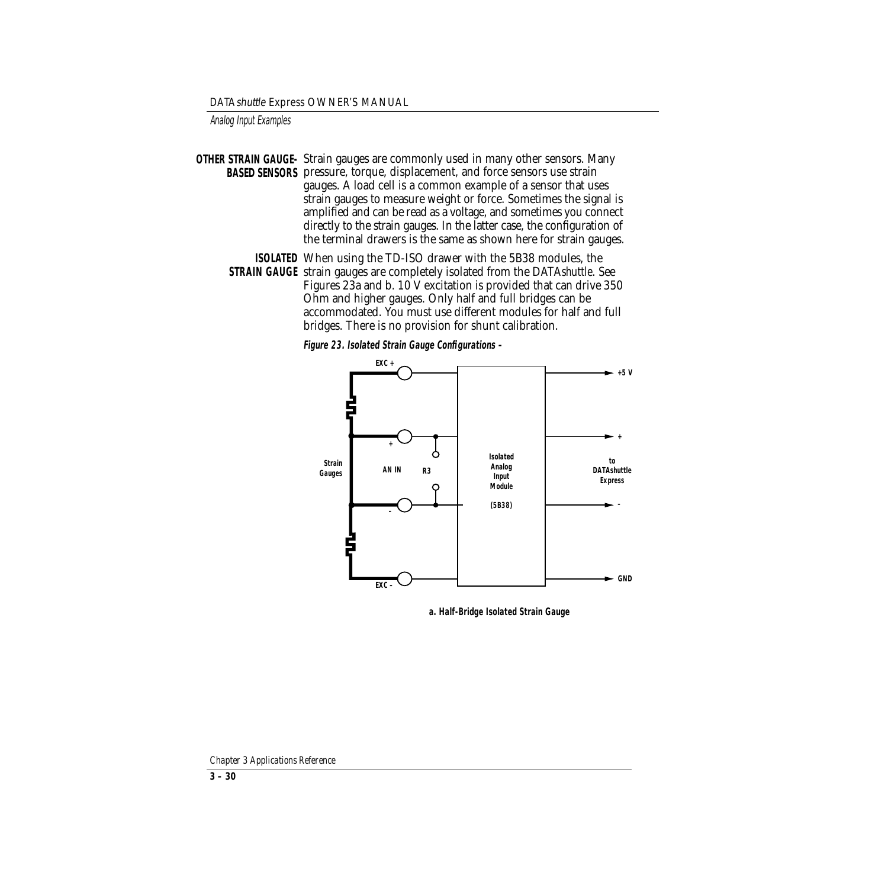**OTHER STRAIN GAUGE-BASED SENSORS** Strain gauges are commonly used in many other sensors. Many pressure, torque, displacement, and force sensors use strain gauges. A load cell is a common example of a sensor that uses strain gauges to measure weight or force. Sometimes the signal is amplified and can be read as a voltage, and sometimes you connect directly to the strain gauges. In the latter case, the configuration of the terminal drawers is the same as shown here for strain gauges.

**ISOLATED STRAIN GAUGE** When using the TD-ISO drawer with the 5B38 modules, the strain gauges are completely isolated from the DATA*shuttle*. See Figures 23a and b. 10 V excitation is provided that can drive 350 Ohm and higher gauges. Only half and full bridges can be accommodated. You must use different modules for half and full bridges. There is no provision for shunt calibration.

***Figure 23. Isolated Strain Gauge Configurations –***

**a. Half-Bridge Isolated Strain Gauge**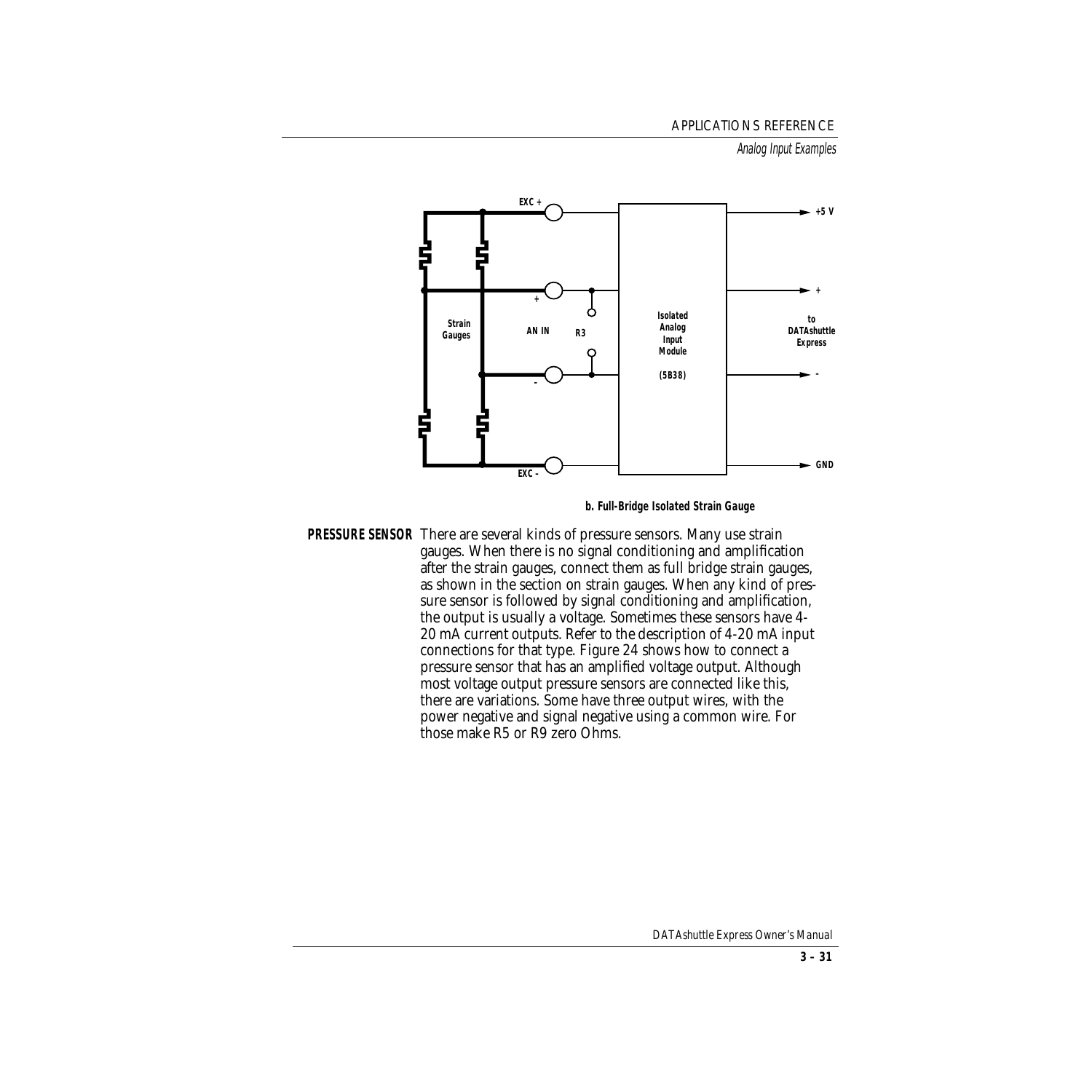b. Full-Bridge Isolated Strain Gauge

**PRESSURE SENSOR** There are several kinds of pressure sensors. Many use strain gauges. When there is no signal conditioning and amplification after the strain gauges, connect them as full bridge strain gauges, as shown in the section on strain gauges. When any kind of pressure sensor is followed by signal conditioning and amplification, the output is usually a voltage. Sometimes these sensors have 4-20 mA current outputs. Refer to the description of 4-20 mA input connections for that type. Figure 24 shows how to connect a pressure sensor that has an amplified voltage output. Although most voltage output pressure sensors are connected like this, there are variations. Some have three output wires, with the power negative and signal negative using a common wire. For those make R5 or R9 zero Ohms.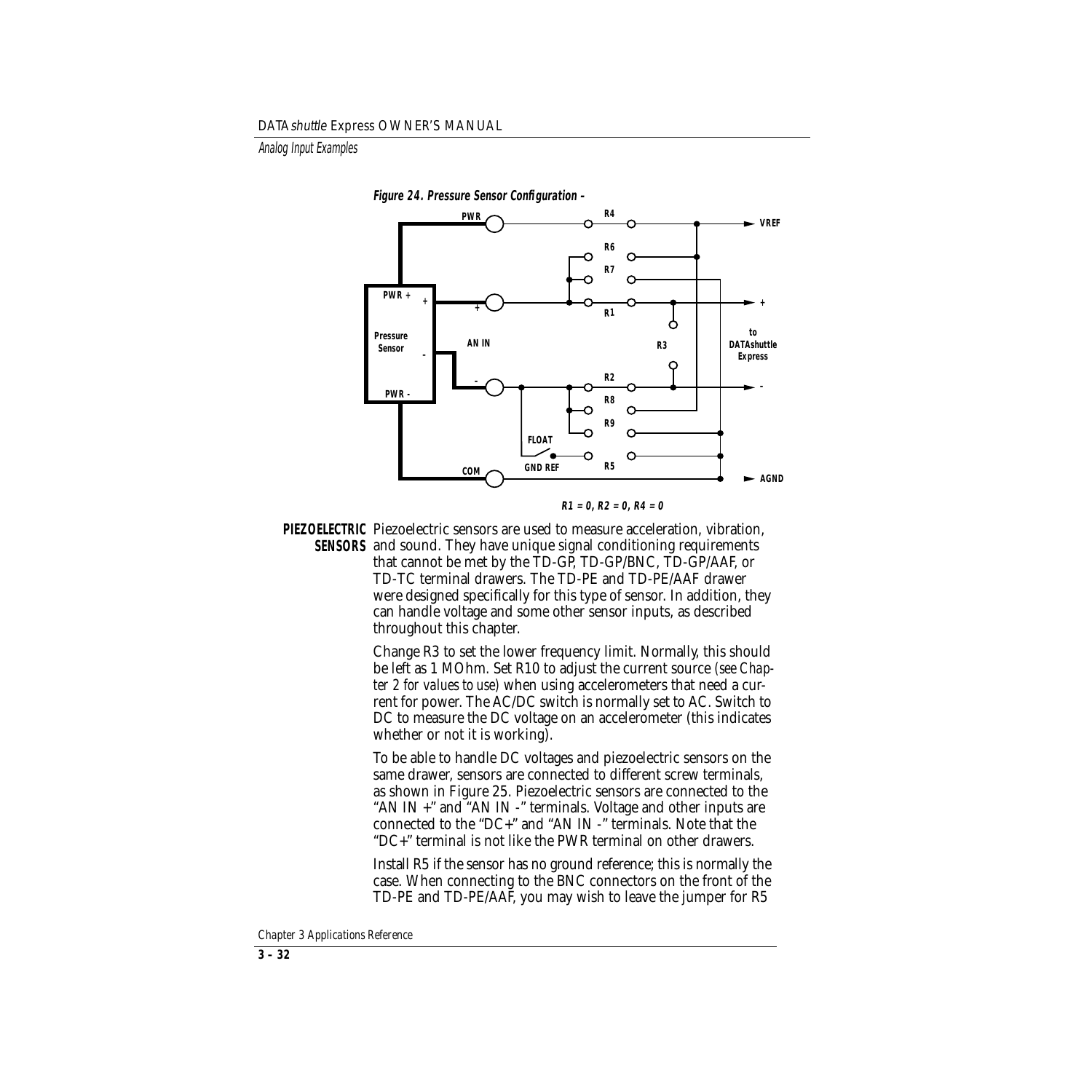**Figure 24. Pressure Sensor Configuration –**

**R1 = 0, R2 = 0, R4 = 0**

**PIEZOELECTRIC SENSORS** Piezoelectric sensors are used to measure acceleration, vibration, and sound. They have unique signal conditioning requirements that cannot be met by the TD-GP, TD-GP/BNC, TD-GP/AAF, or TD-TC terminal drawers. The TD-PE and TD-PE/AAF drawer were designed specifically for this type of sensor. In addition, they can handle voltage and some other sensor inputs, as described throughout this chapter.

Change R3 to set the lower frequency limit. Normally, this should be left as 1 MOhm. Set R10 to adjust the current source *(see Chapter 2 for values to use)* when using accelerometers that need a current for power. The AC/DC switch is normally set to AC. Switch to DC to measure the DC voltage on an accelerometer (this indicates whether or not it is working).

To be able to handle DC voltages and piezoelectric sensors on the same drawer, sensors are connected to different screw terminals, as shown in Figure 25. Piezoelectric sensors are connected to the "AN IN +" and "AN IN -" terminals. Voltage and other inputs are connected to the "DC+" and "AN IN -" terminals. Note that the "DC+" terminal is not like the PWR terminal on other drawers.

Install R5 if the sensor has no ground reference; this is normally the case. When connecting to the BNC connectors on the front of the TD-PE and TD-PE/AAF, you may wish to leave the jumper for R5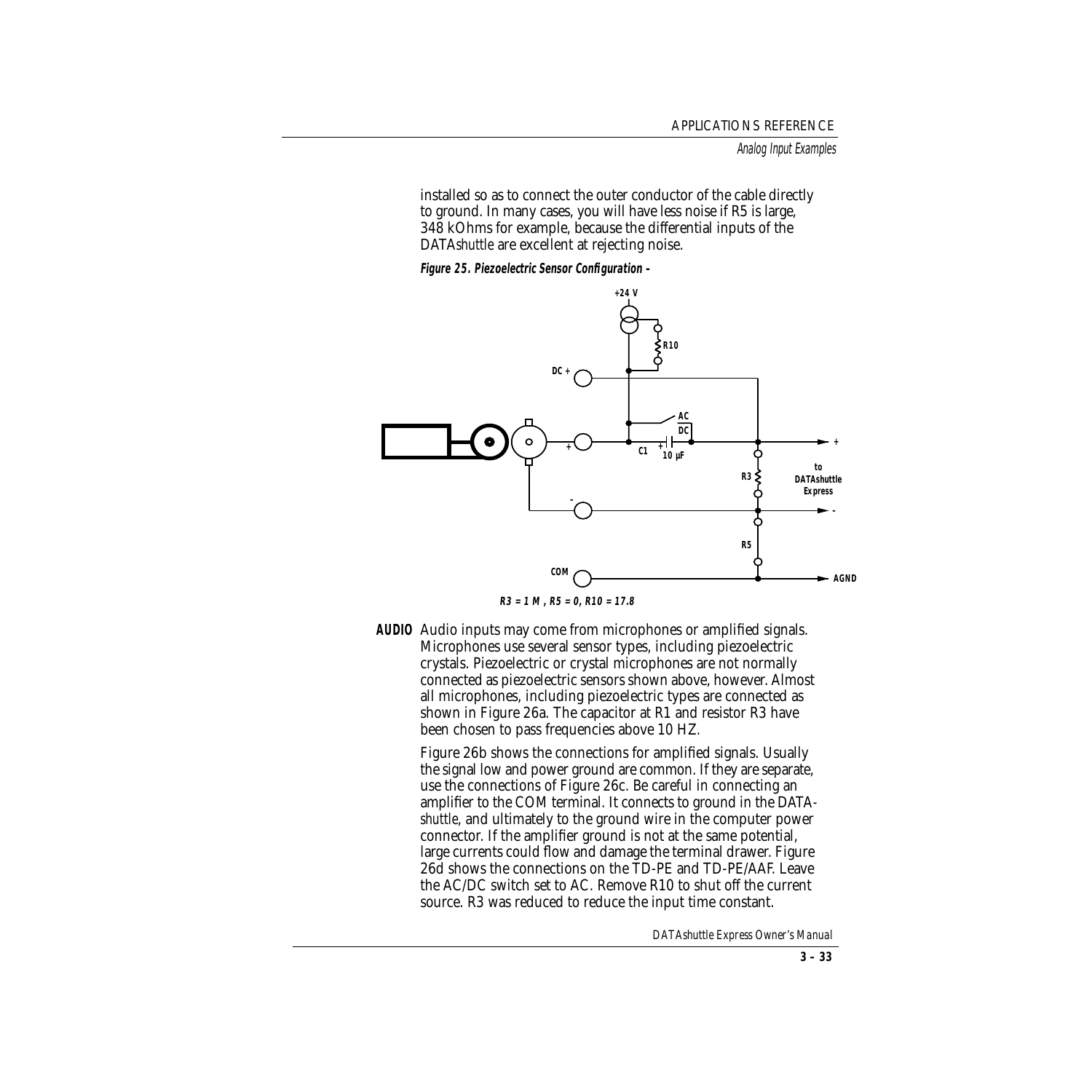installed so as to connect the outer conductor of the cable directly to ground. In many cases, you will have less noise if R5 is large, 348 kOhms for example, because the differential inputs of the DATA*shuttle* are excellent at rejecting noise.

***Figure 25. Piezoelectric Sensor Configuration –***

**R3 = 1 M , R5 = 0, R10 = 17.8**

**AUDIO** Audio inputs may come from microphones or amplified signals. Microphones use several sensor types, including piezoelectric crystals. Piezoelectric or crystal microphones are not normally connected as piezoelectric sensors shown above, however. Almost all microphones, including piezoelectric types are connected as shown in Figure 26a. The capacitor at R1 and resistor R3 have been chosen to pass frequencies above 10 HZ.

Figure 26b shows the connections for amplified signals. Usually the signal low and power ground are common. If they are separate, use the connections of Figure 26c. Be careful in connecting an amplifier to the COM terminal. It connects to ground in the DATA*shuttle*, and ultimately to the ground wire in the computer power connector. If the amplifier ground is not at the same potential, large currents could flow and damage the terminal drawer. Figure 26d shows the connections on the TD-PE and TD-PE/AAF. Leave the AC/DC switch set to AC. Remove R10 to shut off the current source. R3 was reduced to reduce the input time constant.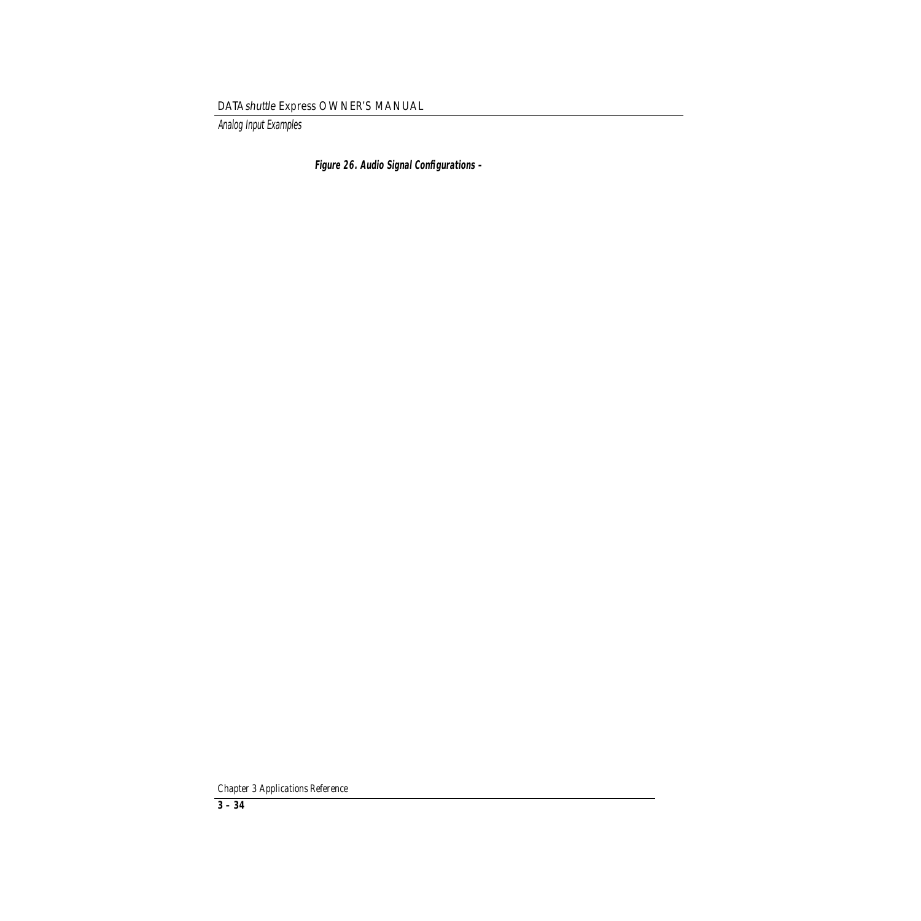**Figure 26. Audio Signal Configurations –**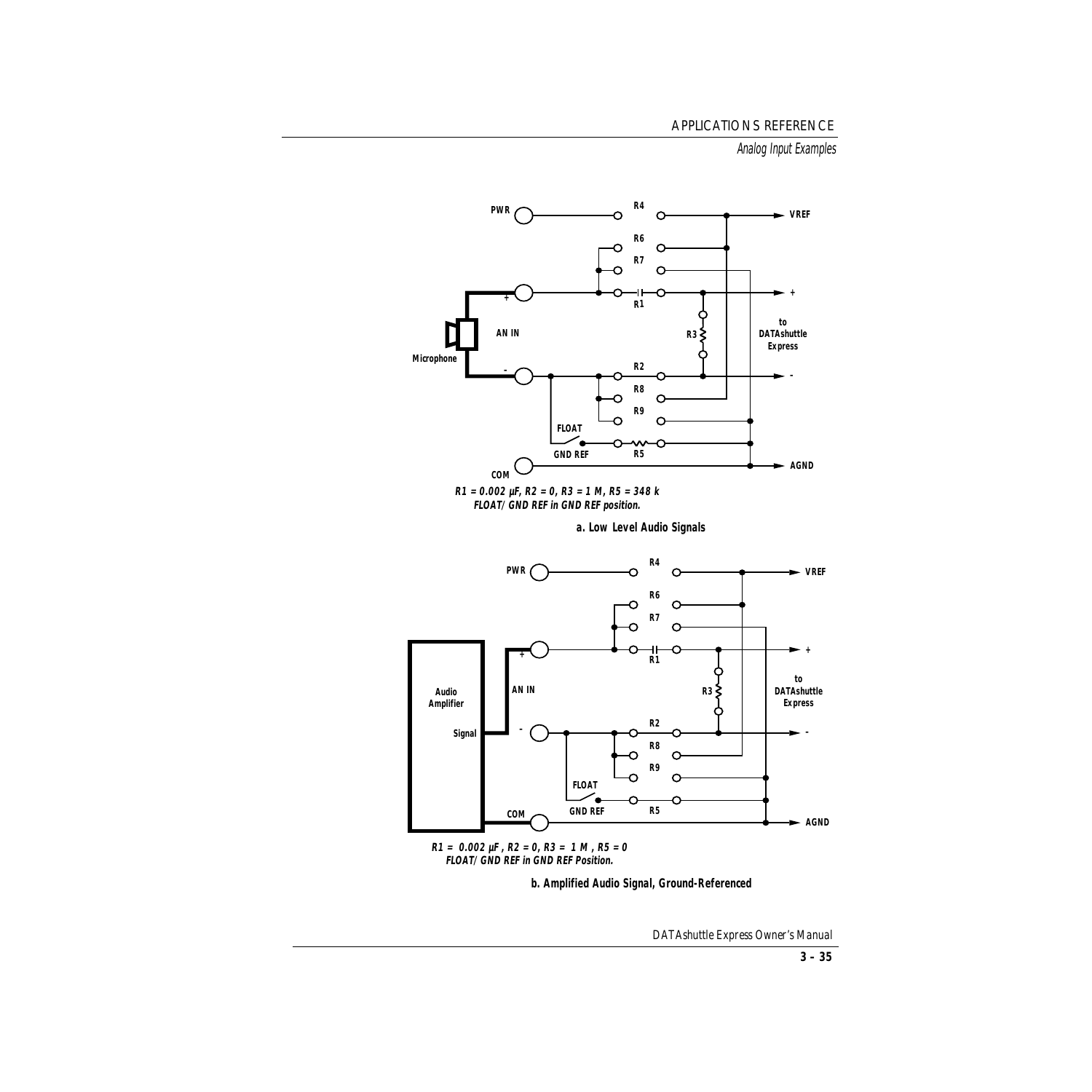R1 = 0.002 µF, R2 = 0, R3 = 1 M, R5 = 348 k
FLOAT/GND REF in GND REF position.

**a. Low Level Audio Signals**

R1 = 0.002 µF, R2 = 0, R3 = 1 M, R5 = 0
FLOAT/GND REF in GND REF Position.

**b. Amplified Audio Signal, Ground-Referenced**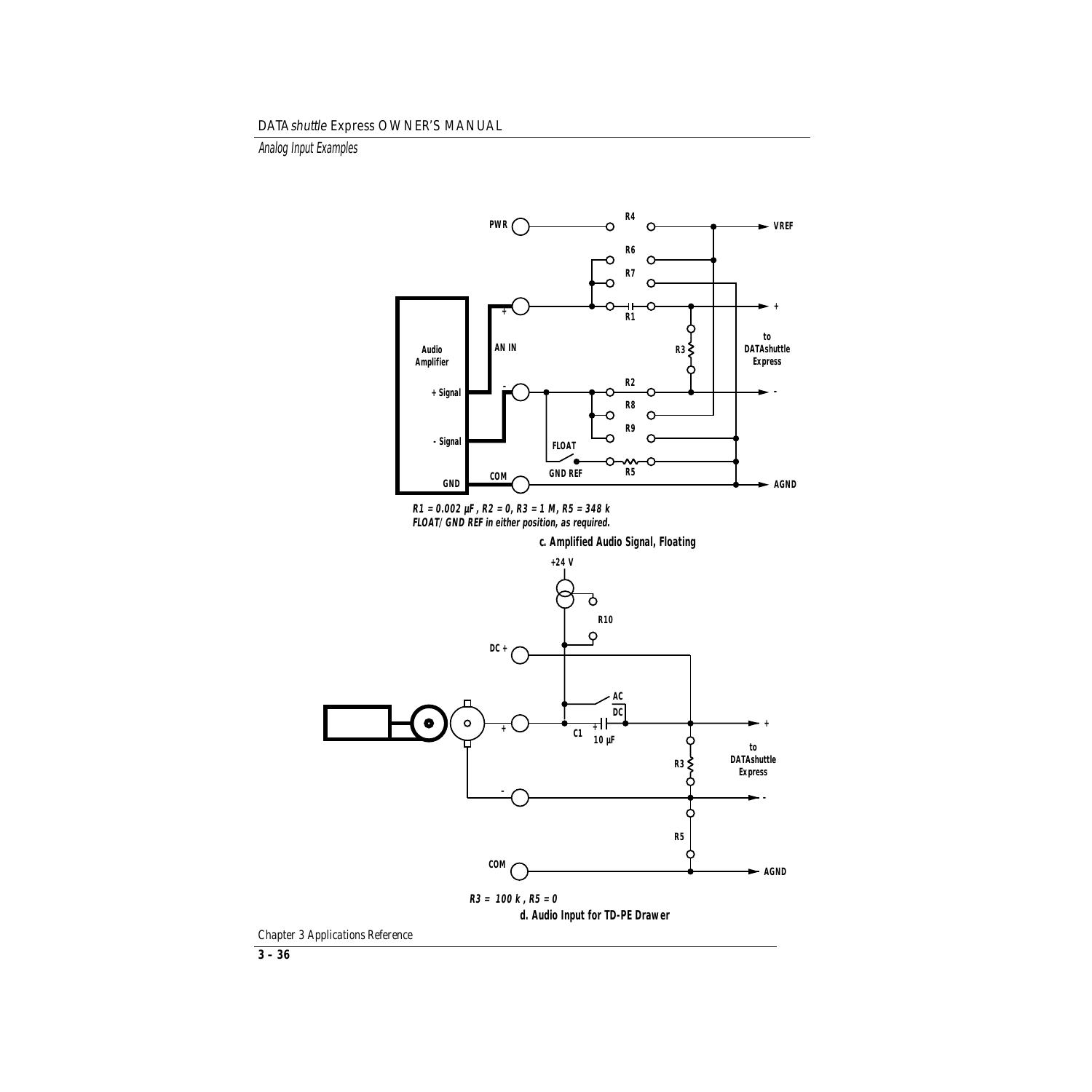R1 = 0.002 µF , R2 = 0, R3 = 1 M, R5 = 348 k
FLOAT/ GND REF in either position, as required.

**c. Amplified Audio Signal, Floating**

R3 = 100 k , R5 = 0

**d. Audio Input for TD-PE Drawer**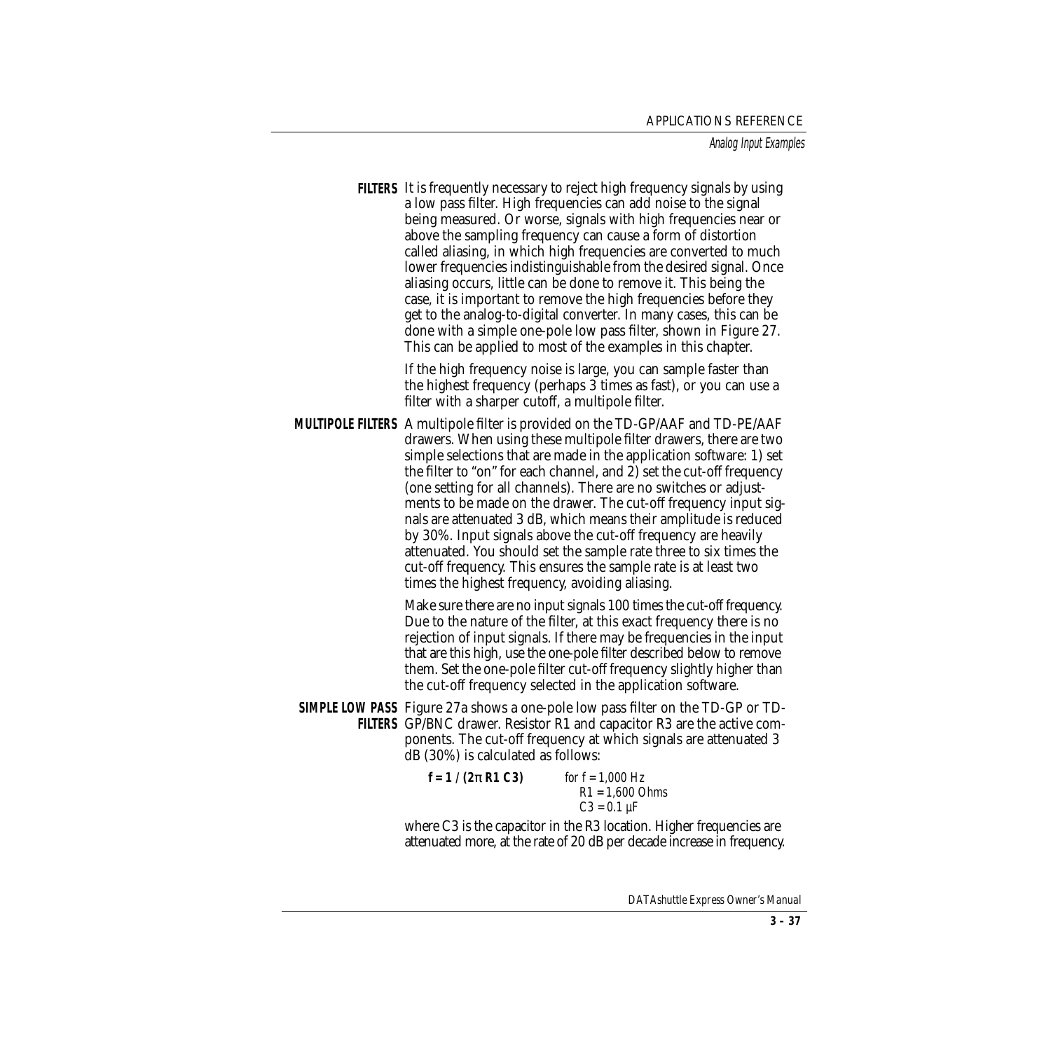**FILTERS** It is frequently necessary to reject high frequency signals by using a low pass filter. High frequencies can add noise to the signal being measured. Or worse, signals with high frequencies near or above the sampling frequency can cause a form of distortion called aliasing, in which high frequencies are converted to much lower frequencies indistinguishable from the desired signal. Once aliasing occurs, little can be done to remove it. This being the case, it is important to remove the high frequencies before they get to the analog-to-digital converter. In many cases, this can be done with a simple one-pole low pass filter, shown in Figure 27. This can be applied to most of the examples in this chapter.

If the high frequency noise is large, you can sample faster than the highest frequency (perhaps 3 times as fast), or you can use a filter with a sharper cutoff, a multipole filter.

**MULTIPOLE FILTERS** A multipole filter is provided on the TD-GP/AAF and TD-PE/AAF drawers. When using these multipole filter drawers, there are two simple selections that are made in the application software: 1) set the filter to "on" for each channel, and 2) set the cut-off frequency (one setting for all channels). There are no switches or adjustments to be made on the drawer. The cut-off frequency input signals are attenuated 3 dB, which means their amplitude is reduced by 30%. Input signals above the cut-off frequency are heavily attenuated. You should set the sample rate three to six times the cut-off frequency. This ensures the sample rate is at least two times the highest frequency, avoiding aliasing.

Make sure there are no input signals 100 times the cut-off frequency. Due to the nature of the filter, at this exact frequency there is no rejection of input signals. If there may be frequencies in the input that are this high, use the one-pole filter described below to remove them. Set the one-pole filter cut-off frequency slightly higher than the cut-off frequency selected in the application software.

**SIMPLE LOW PASS FILTERS** Figure 27a shows a one-pole low pass filter on the TD-GP or TD-GP/BNC drawer. Resistor R1 and capacitor R3 are the active components. The cut-off frequency at which signals are attenuated 3 dB (30%) is calculated as follows:

$$f = 1 / (2\pi \text{ R1 C3})$$

*for f = 1,000 Hz*
*R1 = 1,600 Ohms*
*C3 = 0.1 µF*

where C3 is the capacitor in the R3 location. Higher frequencies are attenuated more, at the rate of 20 dB per decade increase in frequency.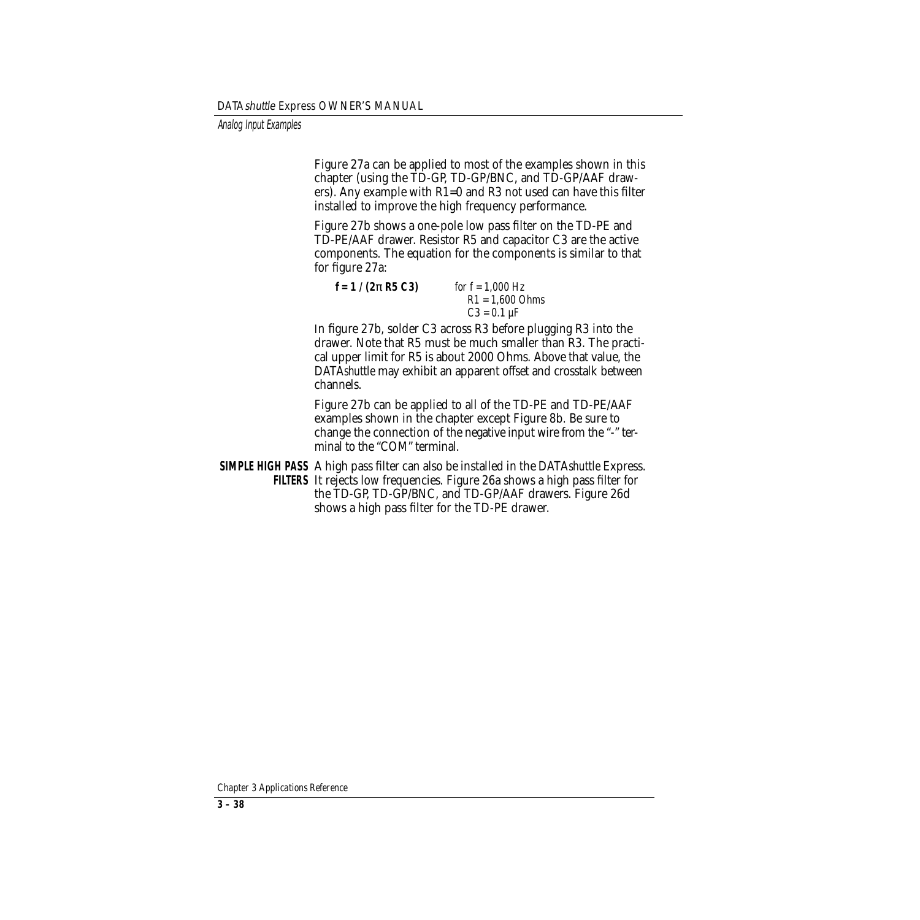Figure 27a can be applied to most of the examples shown in this chapter (using the TD-GP, TD-GP/BNC, and TD-GP/AAF drawers). Any example with R1=0 and R3 not used can have this filter installed to improve the high frequency performance.

Figure 27b shows a one-pole low pass filter on the TD-PE and TD-PE/AAF drawer. Resistor R5 and capacitor C3 are the active components. The equation for the components is similar to that for figure 27a:

$$f = 1 / (2\pi\ R5\ C3)$$

*for f = 1,000 Hz*
*R1 = 1,600 Ohms*
*C3 = 0.1 µF*

In figure 27b, solder C3 across R3 before plugging R3 into the drawer. Note that R5 must be much smaller than R3. The practical upper limit for R5 is about 2000 Ohms. Above that value, the DATA*shuttle* may exhibit an apparent offset and crosstalk between channels.

Figure 27b can be applied to all of the TD-PE and TD-PE/AAF examples shown in the chapter except Figure 8b. Be sure to change the connection of the negative input wire from the "-" terminal to the "COM" terminal.

### SIMPLE HIGH PASS FILTERS

A high pass filter can also be installed in the DATA*shuttle* Express. It rejects low frequencies. Figure 26a shows a high pass filter for the TD-GP, TD-GP/BNC, and TD-GP/AAF drawers. Figure 26d shows a high pass filter for the TD-PE drawer.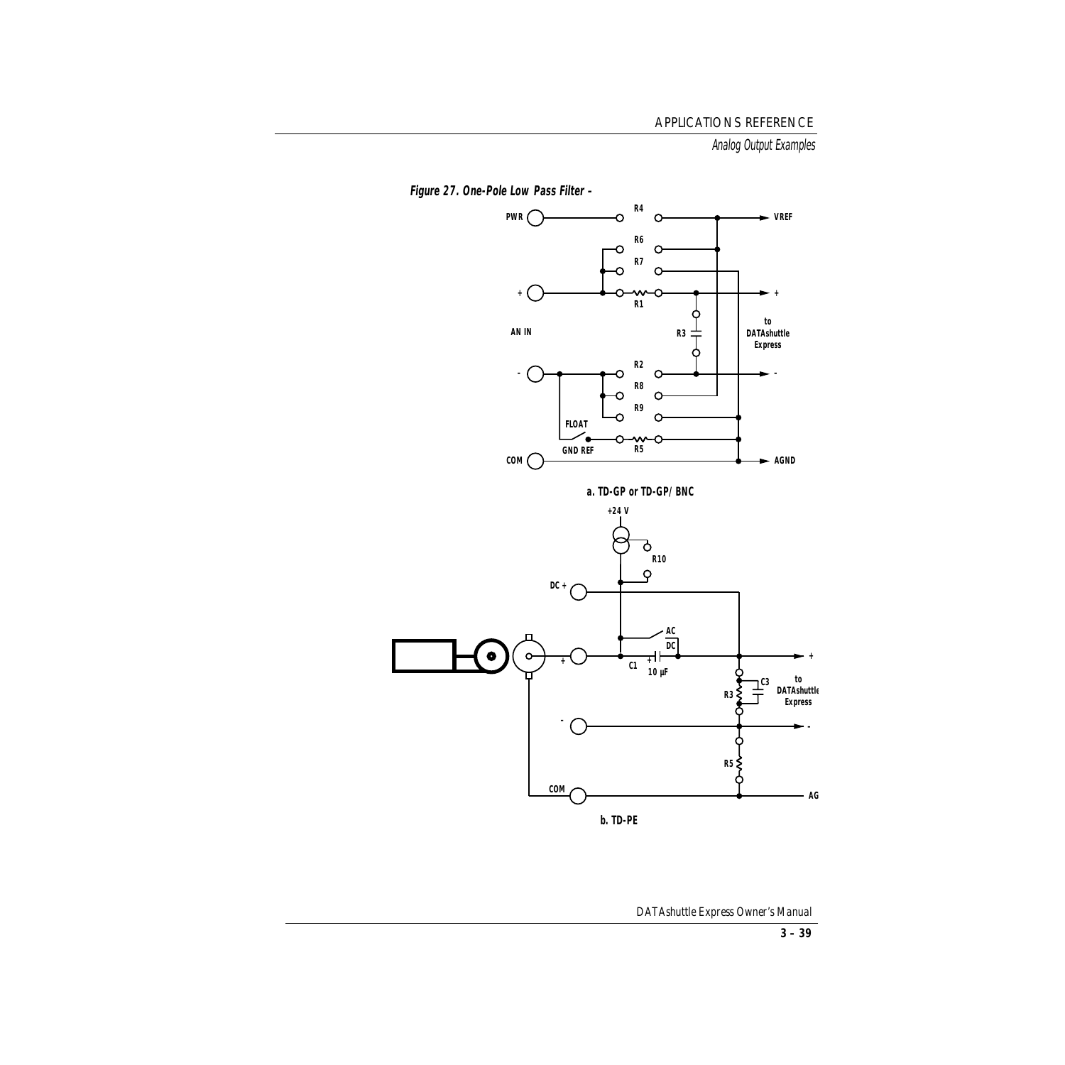***Figure 27. One-Pole Low Pass Filter –***

a. TD-GP or TD-GP/BNC

b. TD-PE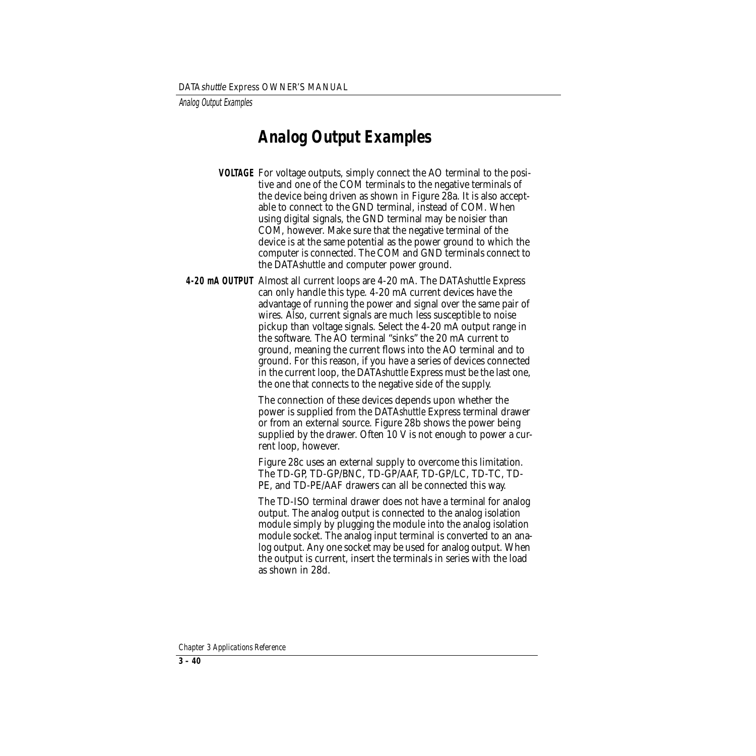# Analog Output Examples

**VOLTAGE** For voltage outputs, simply connect the AO terminal to the positive and one of the COM terminals to the negative terminals of the device being driven as shown in Figure 28a. It is also acceptable to connect to the GND terminal, instead of COM. When using digital signals, the GND terminal may be noisier than COM, however. Make sure that the negative terminal of the device is at the same potential as the power ground to which the computer is connected. The COM and GND terminals connect to the DATA*shuttle* and computer power ground.

**4-20 mA OUTPUT** Almost all current loops are 4-20 mA. The DATA*shuttle* Express can only handle this type. 4-20 mA current devices have the advantage of running the power and signal over the same pair of wires. Also, current signals are much less susceptible to noise pickup than voltage signals. Select the 4-20 mA output range in the software. The AO terminal "sinks" the 20 mA current to ground, meaning the current flows into the AO terminal and to ground. For this reason, if you have a series of devices connected in the current loop, the DATA*shuttle* Express must be the last one, the one that connects to the negative side of the supply.

The connection of these devices depends upon whether the power is supplied from the DATA*shuttle* Express terminal drawer or from an external source. Figure 28b shows the power being supplied by the drawer. Often 10 V is not enough to power a current loop, however.

Figure 28c uses an external supply to overcome this limitation. The TD-GP, TD-GP/BNC, TD-GP/AAF, TD-GP/LC, TD-TC, TD-PE, and TD-PE/AAF drawers can all be connected this way.

The TD-ISO terminal drawer does not have a terminal for analog output. The analog output is connected to the analog isolation module simply by plugging the module into the analog isolation module socket. The analog input terminal is converted to an analog output. Any one socket may be used for analog output. When the output is current, insert the terminals in series with the load as shown in 28d.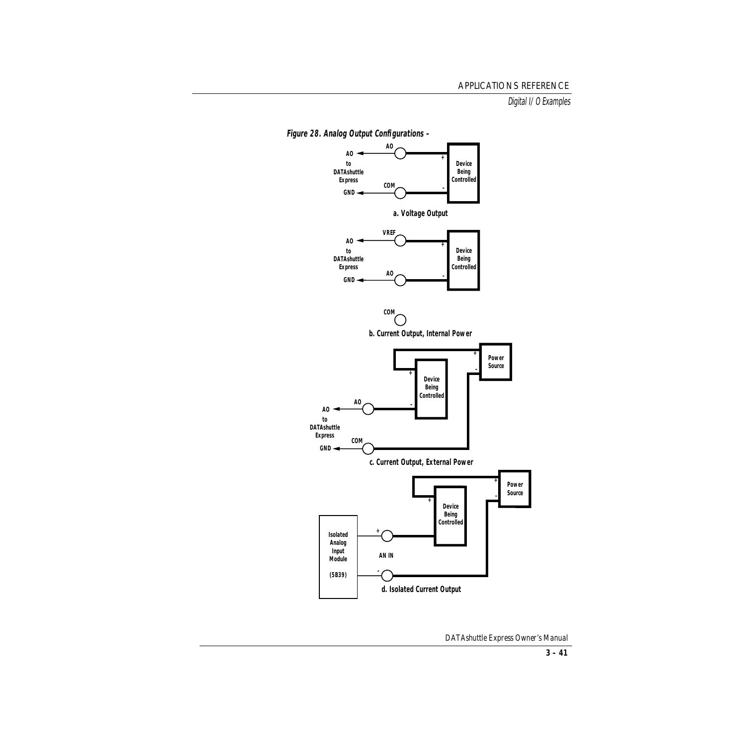**Figure 28. Analog Output Configurations -**

AO

AO

to

DATAshuttle

Express

COM

GND

+

-

Device

Being

Controlled

a. Voltage Output

VREF

AO

to

DATAshuttle

Express

AO

GND

+

-

Device

Being

Controlled

COM

b. Current Output, Internal Power

+

Power

Source

-

+

Device

Being

Controlled

AO

AO

-

to

DATAshuttle

Express

COM

GND

c. Current Output, External Power

+

Power

Source

-

+

Device

Being

Controlled

Isolated

Analog

Input

Module

(5B39)

+

AN IN

-

d. Isolated Current Output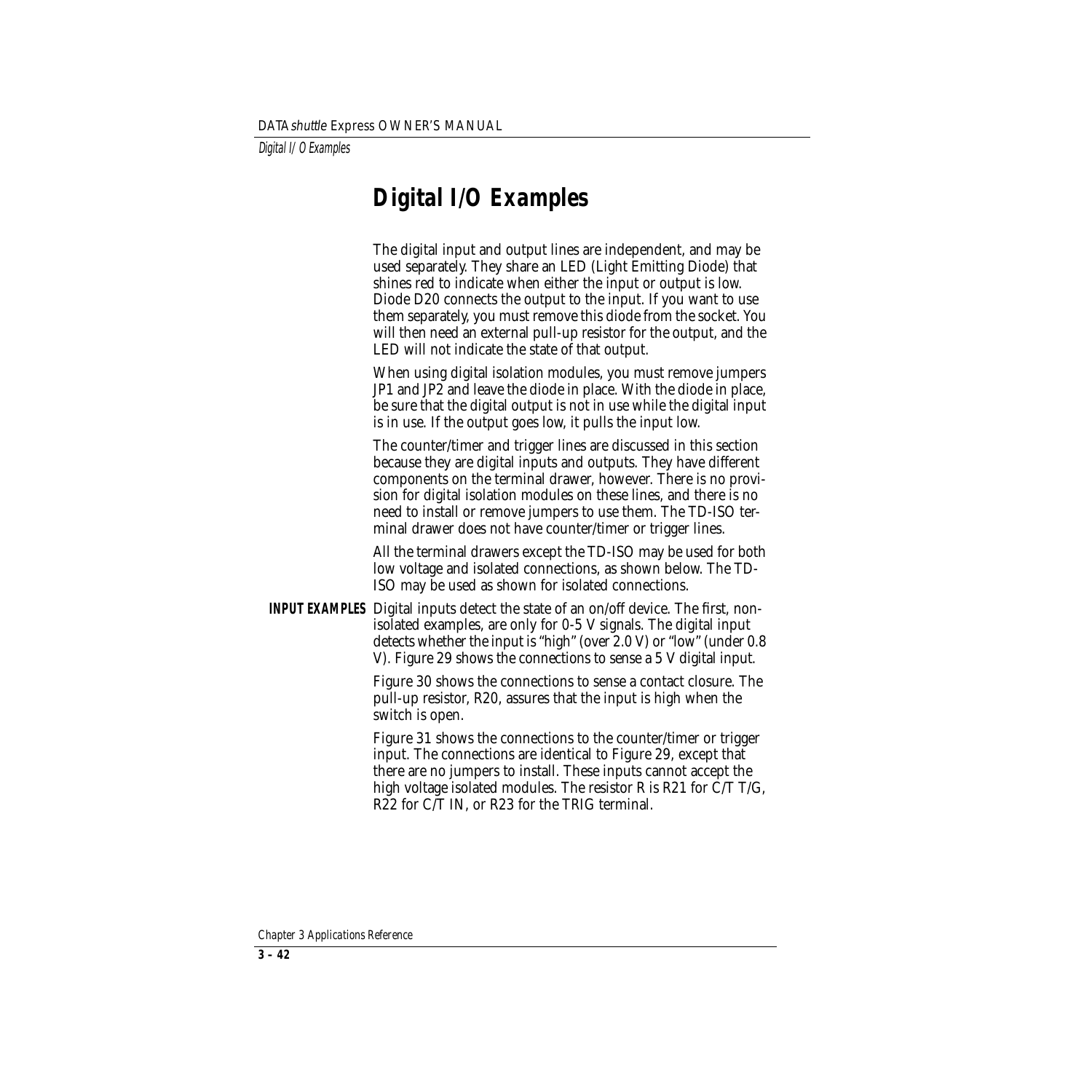# Digital I/O Examples

The digital input and output lines are independent, and may be used separately. They share an LED (Light Emitting Diode) that shines red to indicate when either the input or output is low. Diode D20 connects the output to the input. If you want to use them separately, you must remove this diode from the socket. You will then need an external pull-up resistor for the output, and the LED will not indicate the state of that output.

When using digital isolation modules, you must remove jumpers JP1 and JP2 and leave the diode in place. With the diode in place, be sure that the digital output is not in use while the digital input is in use. If the output goes low, it pulls the input low.

The counter/timer and trigger lines are discussed in this section because they are digital inputs and outputs. They have different components on the terminal drawer, however. There is no provision for digital isolation modules on these lines, and there is no need to install or remove jumpers to use them. The TD-ISO terminal drawer does not have counter/timer or trigger lines.

All the terminal drawers except the TD-ISO may be used for both low voltage and isolated connections, as shown below. The TD-ISO may be used as shown for isolated connections.

**INPUT EXAMPLES** Digital inputs detect the state of an on/off device. The first, non-isolated examples, are only for 0-5 V signals. The digital input detects whether the input is "high" (over 2.0 V) or "low" (under 0.8 V). Figure 29 shows the connections to sense a 5 V digital input.

Figure 30 shows the connections to sense a contact closure. The pull-up resistor, R20, assures that the input is high when the switch is open.

Figure 31 shows the connections to the counter/timer or trigger input. The connections are identical to Figure 29, except that there are no jumpers to install. These inputs cannot accept the high voltage isolated modules. The resistor R is R21 for C/T T/G, R22 for C/T IN, or R23 for the TRIG terminal.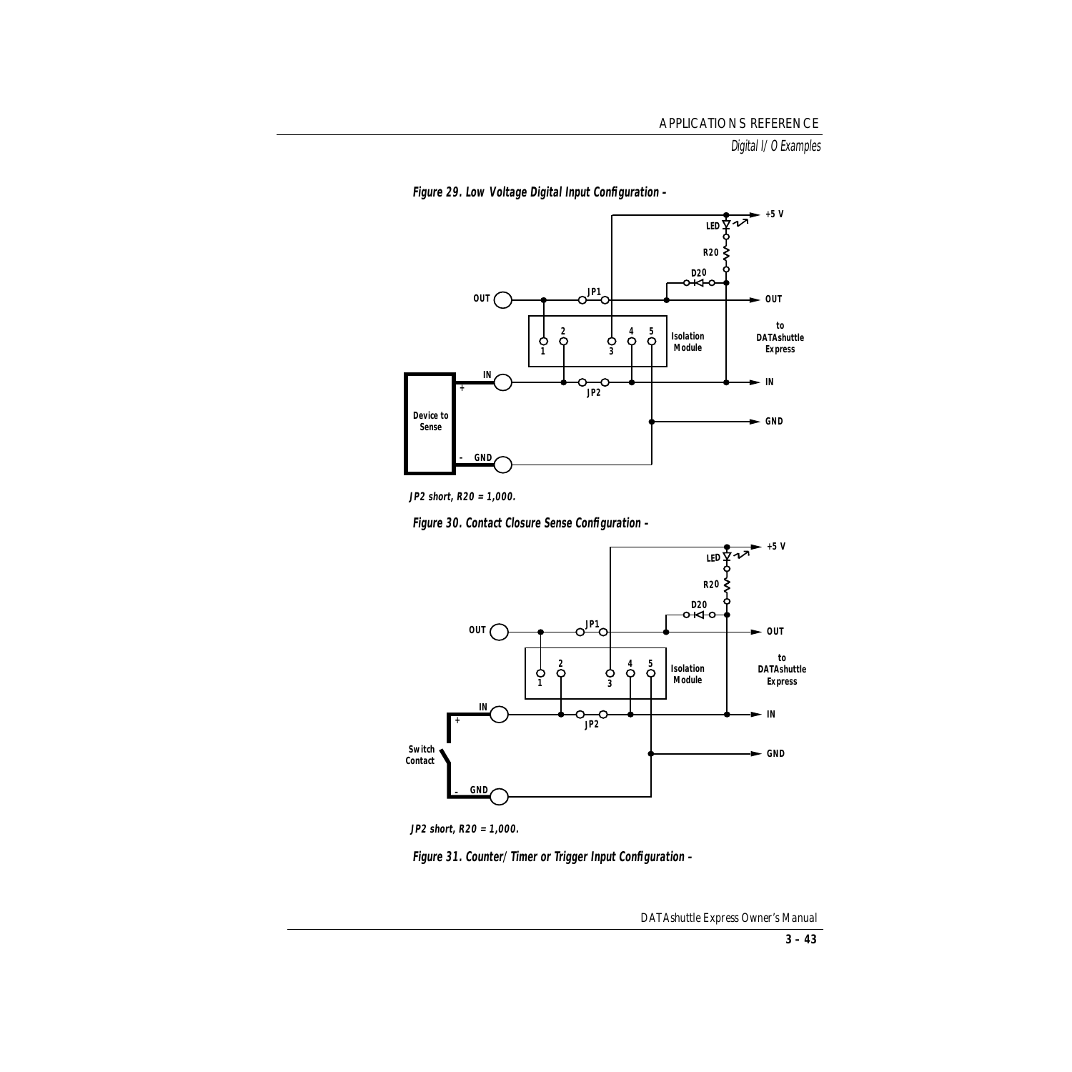**Figure 29. Low Voltage Digital Input Configuration –**

*JP2 short, R20 = 1,000.*

**Figure 30. Contact Closure Sense Configuration –**

*JP2 short, R20 = 1,000.*

**Figure 31. Counter/Timer or Trigger Input Configuration –**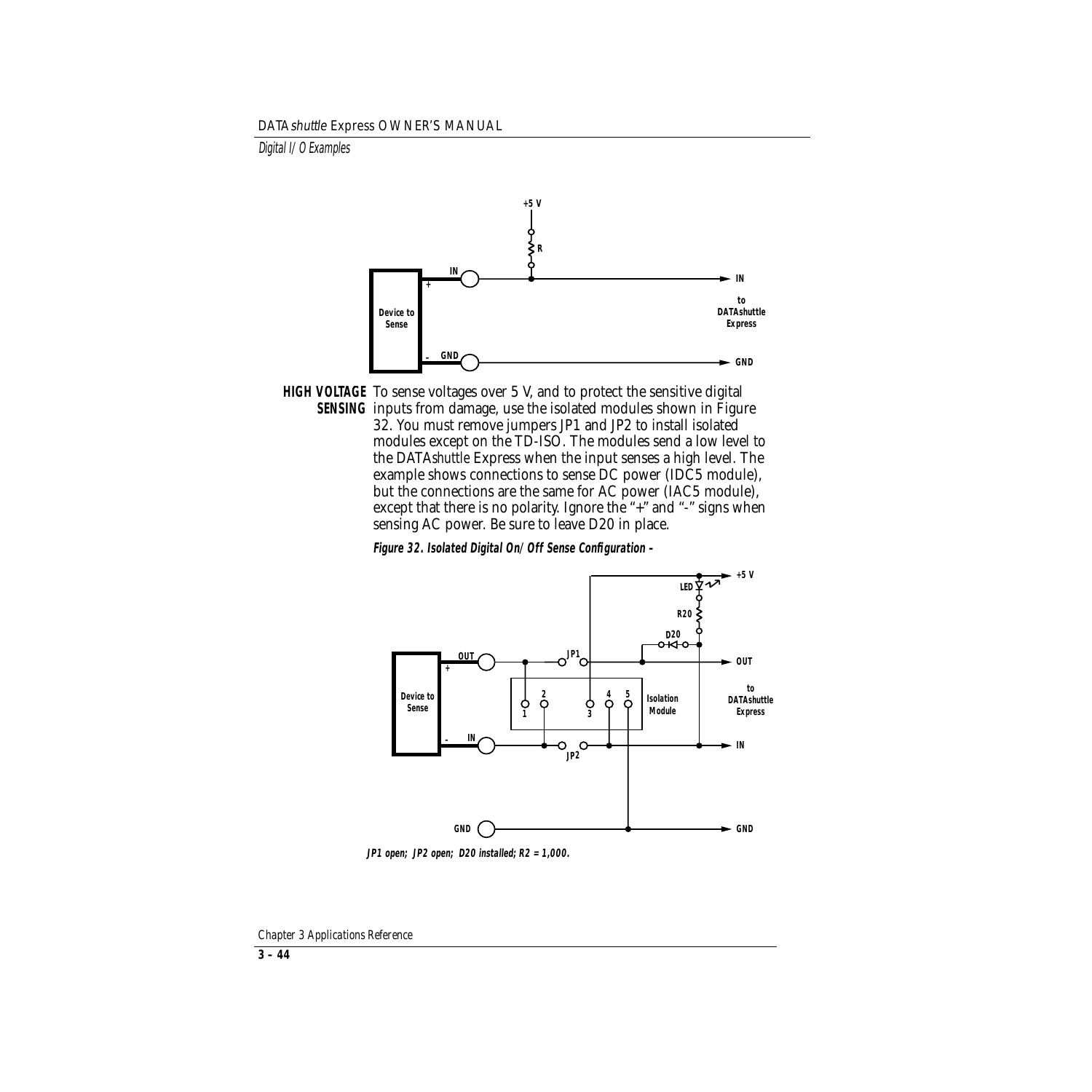**HIGH VOLTAGE SENSING** To sense voltages over 5 V, and to protect the sensitive digital inputs from damage, use the isolated modules shown in Figure 32. You must remove jumpers JP1 and JP2 to install isolated modules except on the TD-ISO. The modules send a low level to the DATA*shuttle* Express when the input senses a high level. The example shows connections to sense DC power (IDC5 module), but the connections are the same for AC power (IAC5 module), except that there is no polarity. Ignore the "+" and "-" signs when sensing AC power. Be sure to leave D20 in place.

**Figure 32. Isolated Digital On/Off Sense Configuration –**

**JP1 open; JP2 open; D20 installed; R2 = 1,000.**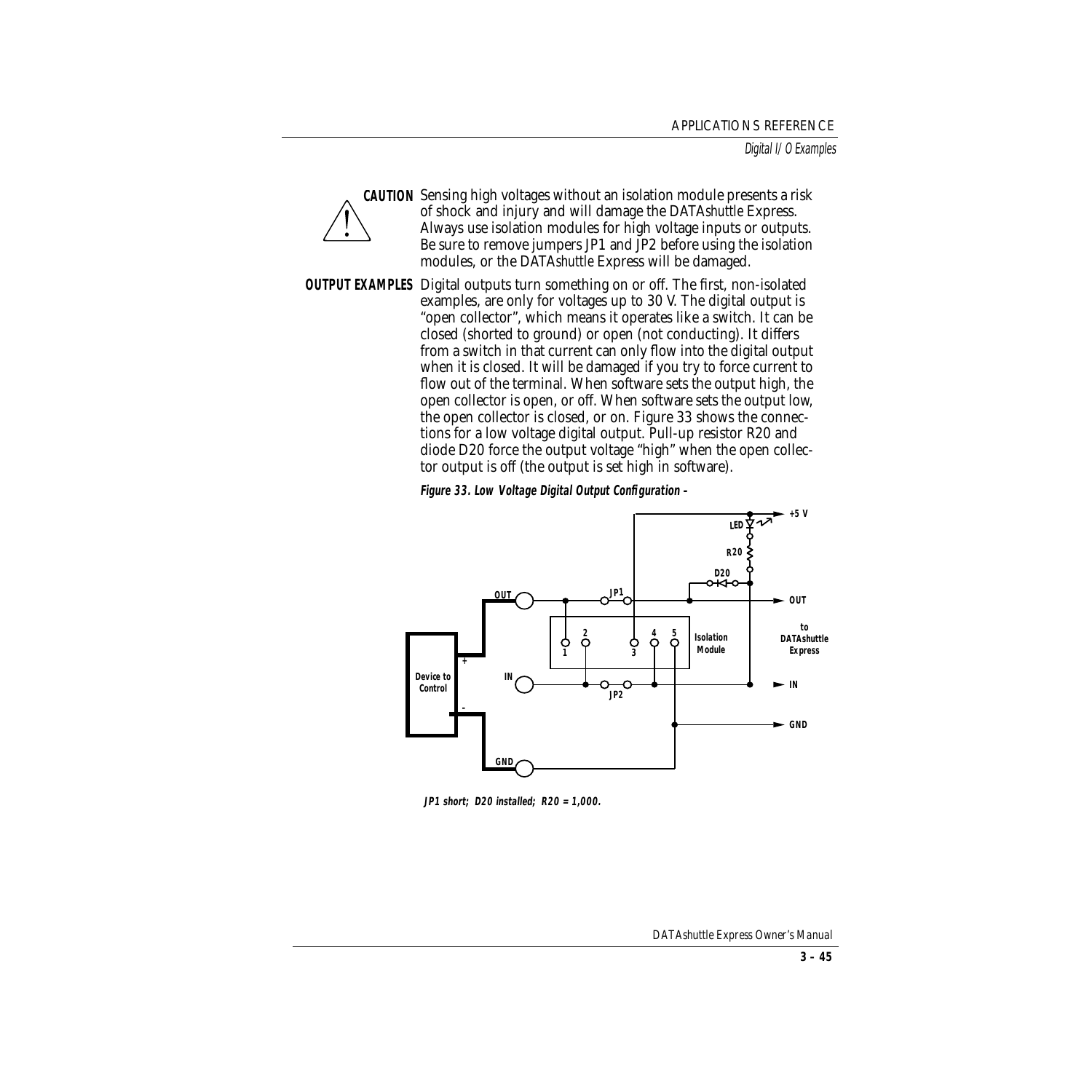**CAUTION** Sensing high voltages without an isolation module presents a risk of shock and injury and will damage the DATA*shuttle* Express. Always use isolation modules for high voltage inputs or outputs. Be sure to remove jumpers JP1 and JP2 before using the isolation modules, or the DATA*shuttle* Express will be damaged.

**OUTPUT EXAMPLES** Digital outputs turn something on or off. The first, non-isolated examples, are only for voltages up to 30 V. The digital output is "open collector", which means it operates like a switch. It can be closed (shorted to ground) or open (not conducting). It differs from a switch in that current can only flow into the digital output when it is closed. It will be damaged if you try to force current to flow out of the terminal. When software sets the output high, the open collector is open, or off. When software sets the output low, the open collector is closed, or on. Figure 33 shows the connections for a low voltage digital output. Pull-up resistor R20 and diode D20 force the output voltage "high" when the open collector output is off (the output is set high in software).

**Figure 33. Low Voltage Digital Output Configuration –**

**JP1 short; D20 installed; R20 = 1,000.**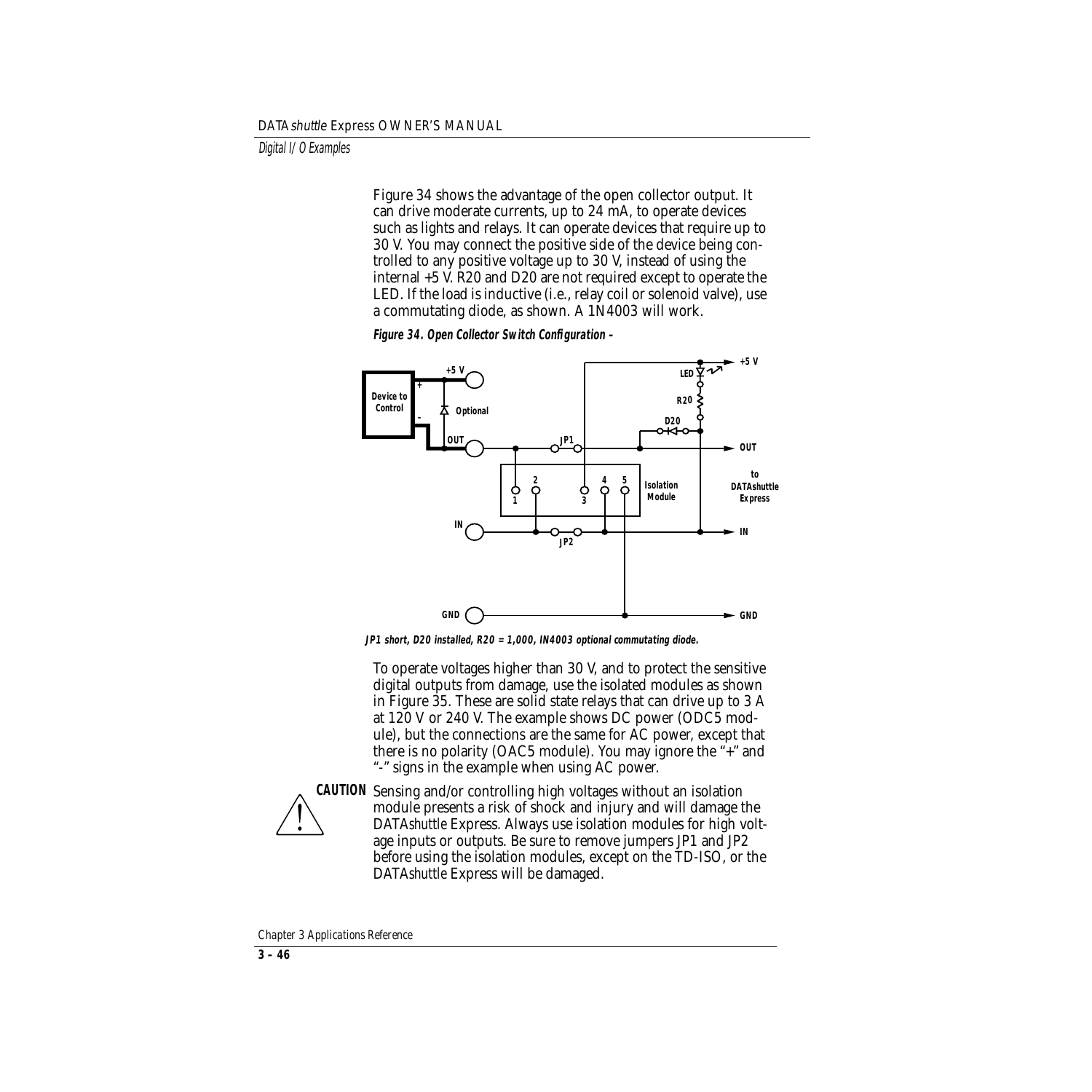Figure 34 shows the advantage of the open collector output. It can drive moderate currents, up to 24 mA, to operate devices such as lights and relays. It can operate devices that require up to 30 V. You may connect the positive side of the device being controlled to any positive voltage up to 30 V, instead of using the internal +5 V. R20 and D20 are not required except to operate the LED. If the load is inductive (i.e., relay coil or solenoid valve), use a commutating diode, as shown. A 1N4003 will work.

**Figure 34. Open Collector Switch Configuration –**

**JP1 short, D20 installed, R20 = 1,000, IN4003 optional commutating diode.**

To operate voltages higher than 30 V, and to protect the sensitive digital outputs from damage, use the isolated modules as shown in Figure 35. These are solid state relays that can drive up to 3 A at 120 V or 240 V. The example shows DC power (ODC5 module), but the connections are the same for AC power, except that there is no polarity (OAC5 module). You may ignore the "+" and "-" signs in the example when using AC power.

**CAUTION** Sensing and/or controlling high voltages without an isolation module presents a risk of shock and injury and will damage the DATA*shuttle* Express. Always use isolation modules for high voltage inputs or outputs. Be sure to remove jumpers JP1 and JP2 before using the isolation modules, except on the TD-ISO, or the DATA*shuttle* Express will be damaged.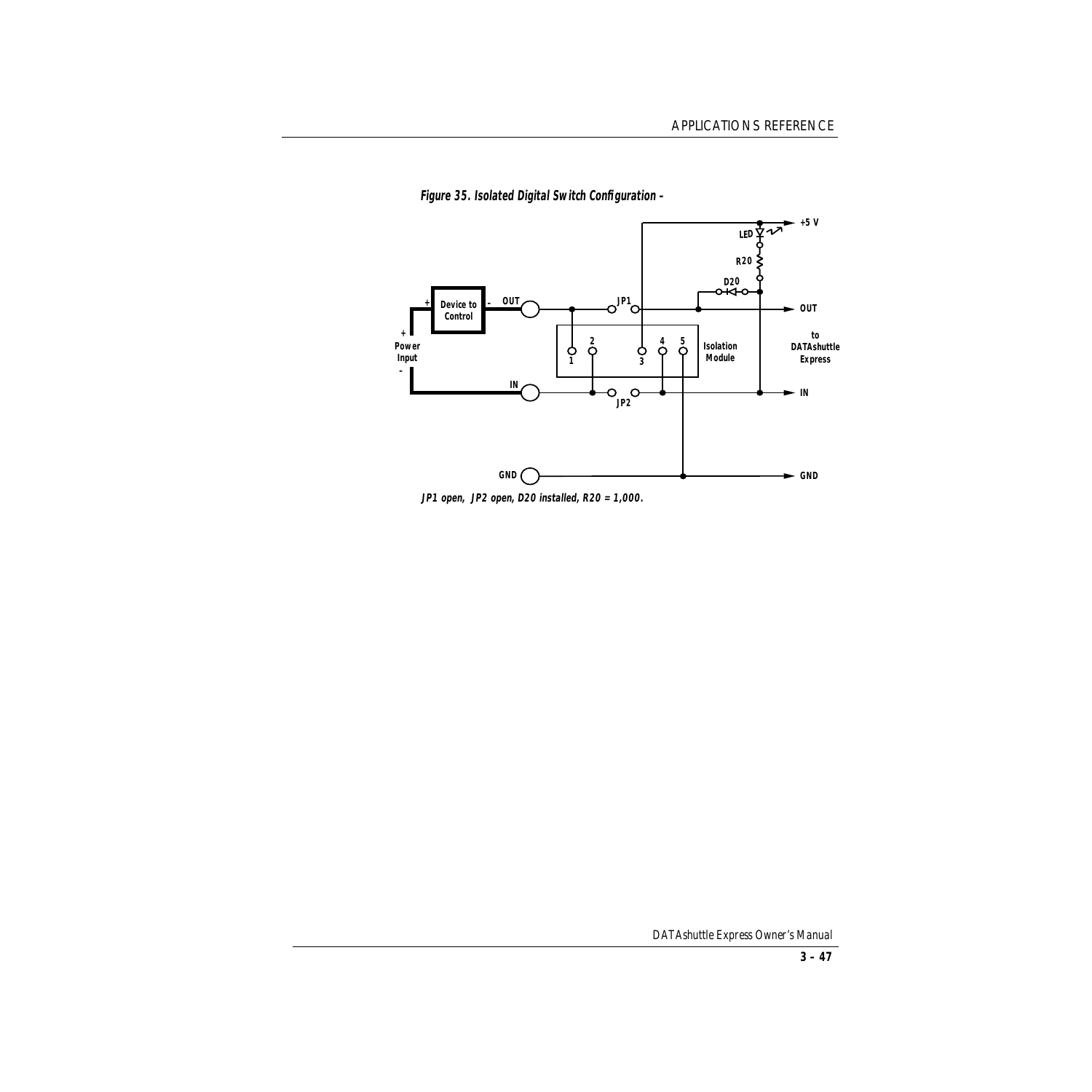**Figure 35. Isolated Digital Switch Configuration –**

**JP1 open, JP2 open, D20 installed, R20 = 1,000.**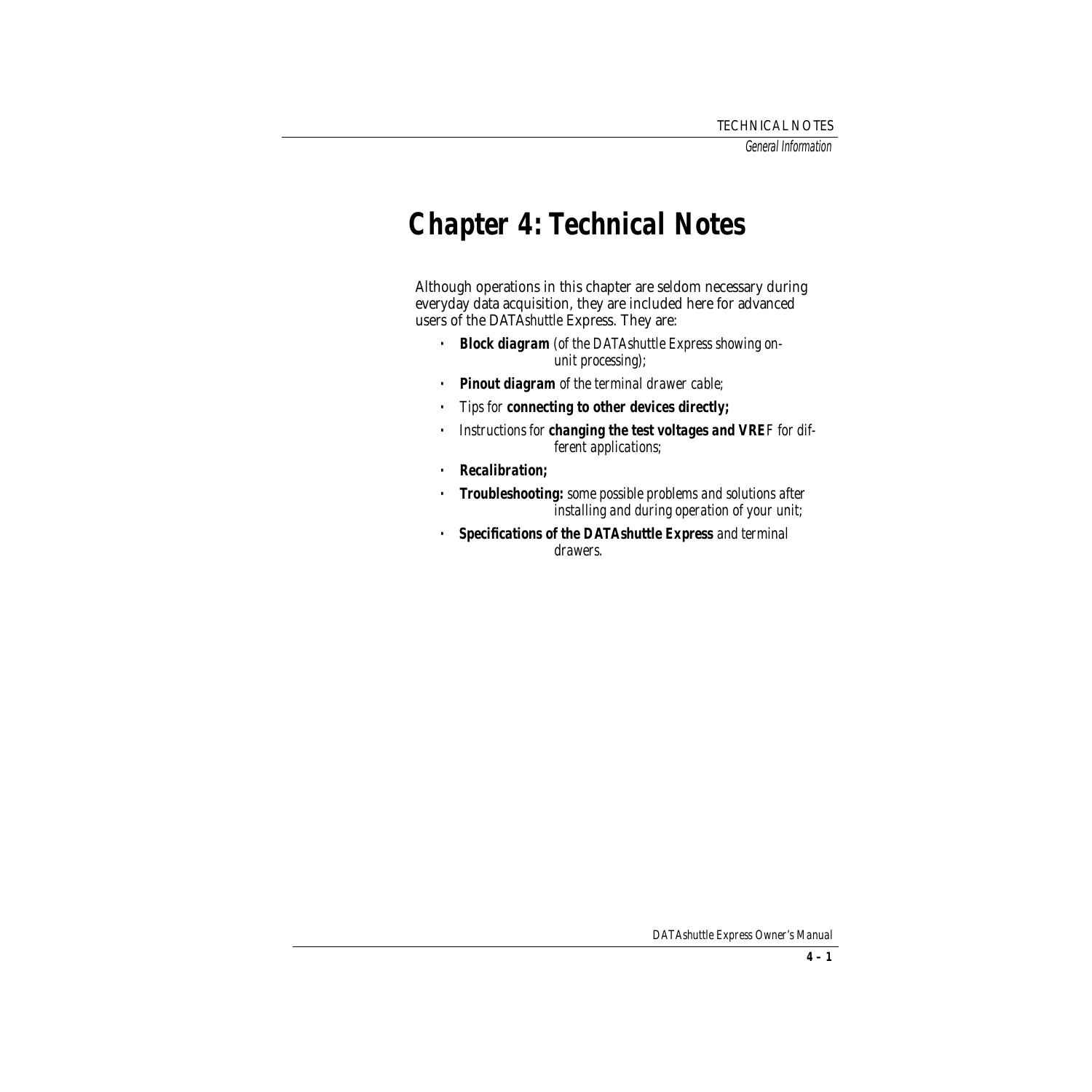# Chapter 4: Technical Notes

Although operations in this chapter are seldom necessary during everyday data acquisition, they are included here for advanced users of the DATA*shuttle* Express. They are:

- ***Block diagram*** *(of the DATAshuttle Express showing on-unit processing);*
- ***Pinout diagram*** *of the terminal drawer cable;*
- *Tips for* **connecting to other devices directly;**
- *Instructions for* ***changing the test voltages and VREF*** *for different applications;*
- ***Recalibration;***
- ***Troubleshooting:*** *some possible problems and solutions after installing and during operation of your unit;*
- ***Specifications of the DATAshuttle Express*** *and terminal drawers.*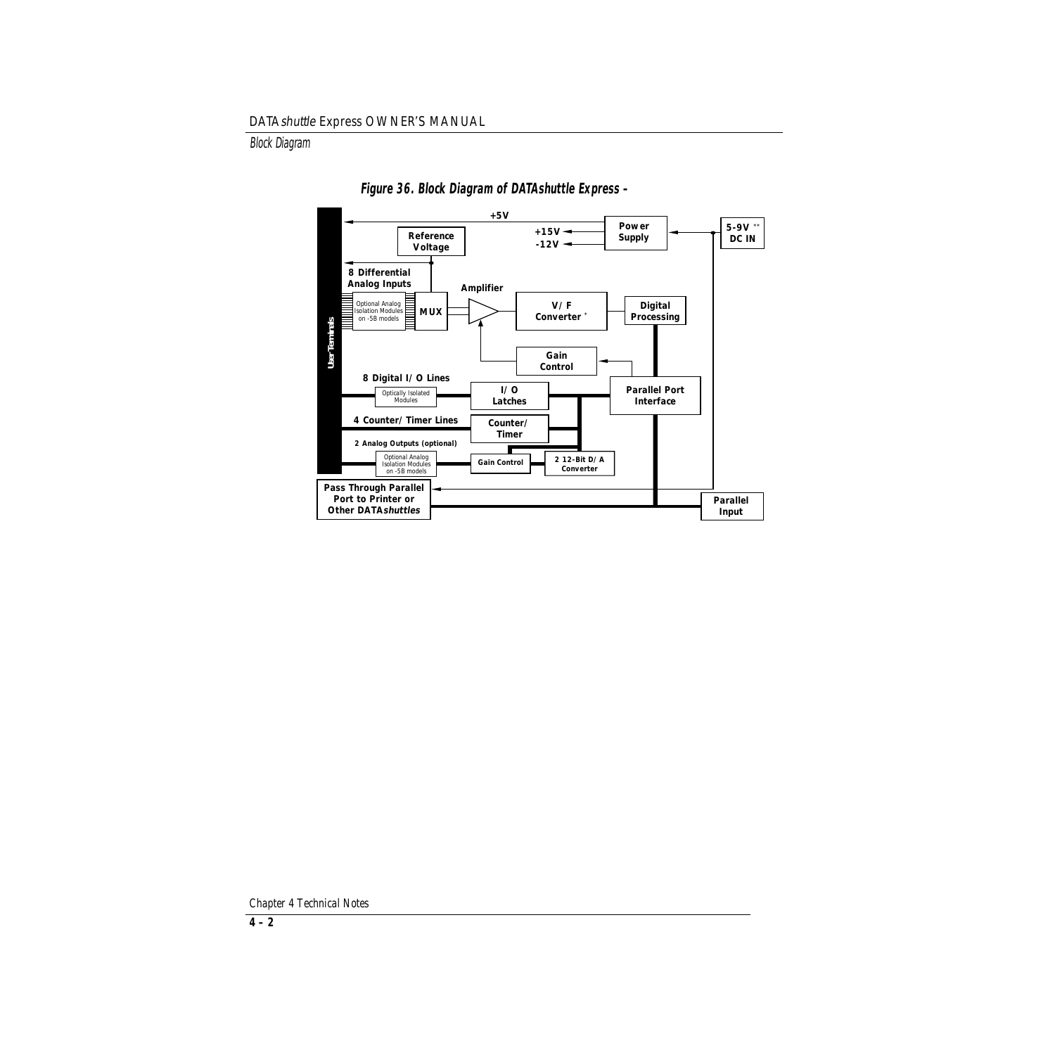## Block Diagram

**Figure 36. Block Diagram of DATAshuttle Express –**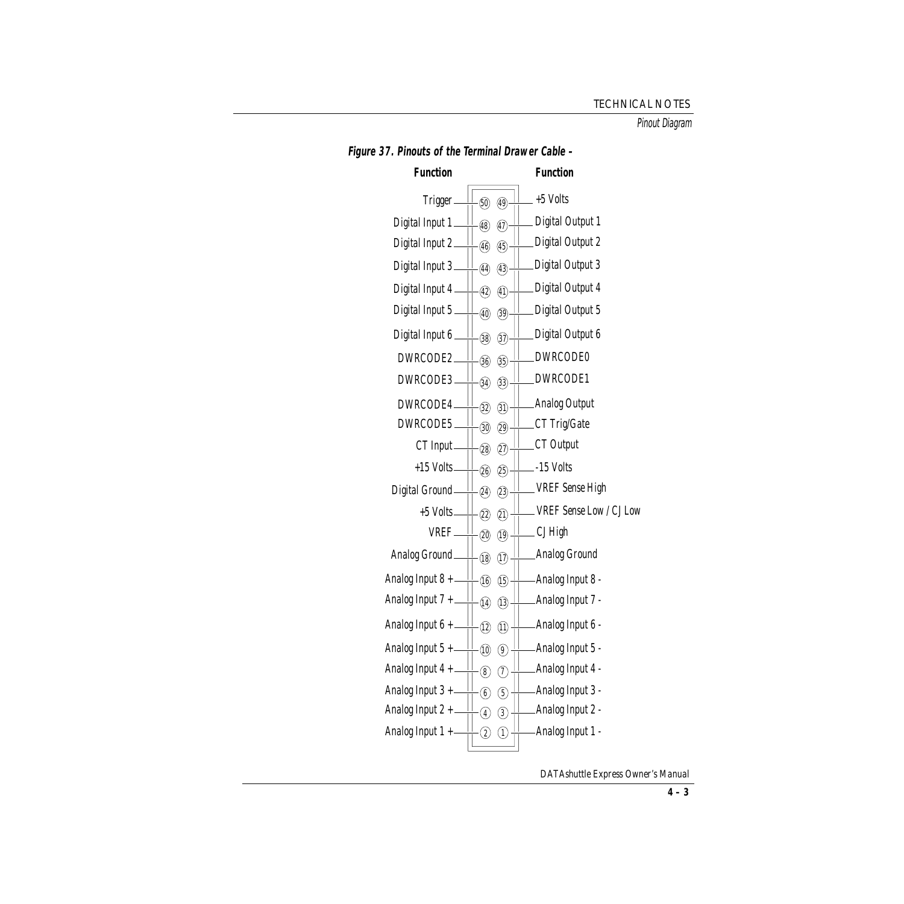**Figure 37. Pinouts of the Terminal Drawer Cable –**

| Function | Pin | Pin | Function |
|---|---|---|---|
| Trigger | 50 | 49 | +5 Volts |
| Digital Input 1 | 48 | 47 | Digital Output 1 |
| Digital Input 2 | 46 | 45 | Digital Output 2 |
| Digital Input 3 | 44 | 43 | Digital Output 3 |
| Digital Input 4 | 42 | 41 | Digital Output 4 |
| Digital Input 5 | 40 | 39 | Digital Output 5 |
| Digital Input 6 | 38 | 37 | Digital Output 6 |
| DWRCODE2 | 36 | 35 | DWRCODE0 |
| DWRCODE3 | 34 | 33 | DWRCODE1 |
| DWRCODE4 | 32 | 31 | Analog Output |
| DWRCODE5 | 30 | 29 | CT Trig/Gate |
| CT Input | 28 | 27 | CT Output |
| +15 Volts | 26 | 25 | -15 Volts |
| Digital Ground | 24 | 23 | VREF Sense High |
| +5 Volts | 22 | 21 | VREF Sense Low / CJ Low |
| VREF | 20 | 19 | CJ High |
| Analog Ground | 18 | 17 | Analog Ground |
| Analog Input 8 + | 16 | 15 | Analog Input 8 - |
| Analog Input 7 + | 14 | 13 | Analog Input 7 - |
| Analog Input 6 + | 12 | 11 | Analog Input 6 - |
| Analog Input 5 + | 10 | 9 | Analog Input 5 - |
| Analog Input 4 + | 8 | 7 | Analog Input 4 - |
| Analog Input 3 + | 6 | 5 | Analog Input 3 - |
| Analog Input 2 + | 4 | 3 | Analog Input 2 - |
| Analog Input 1 + | 2 | 1 | Analog Input 1 - |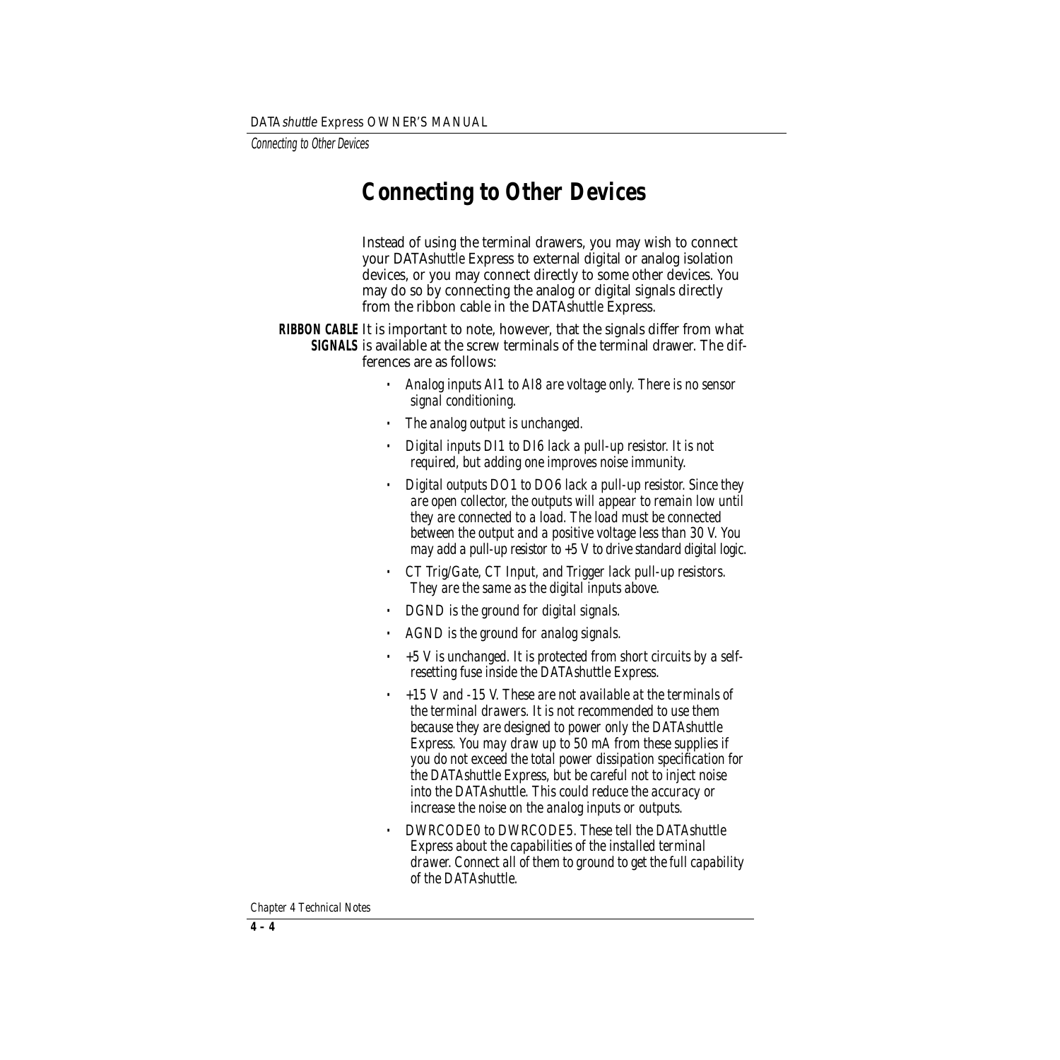# Connecting to Other Devices

Instead of using the terminal drawers, you may wish to connect your DATA*shuttle* Express to external digital or analog isolation devices, or you may connect directly to some other devices. You may do so by connecting the analog or digital signals directly from the ribbon cable in the DATA*shuttle* Express.

**RIBBON CABLE SIGNALS** It is important to note, however, that the signals differ from what is available at the screw terminals of the terminal drawer. The differences are as follows:

- *Analog inputs AI1 to AI8 are voltage only. There is no sensor signal conditioning.*
- *The analog output is unchanged.*
- *Digital inputs DI1 to DI6 lack a pull-up resistor. It is not required, but adding one improves noise immunity.*
- *Digital outputs DO1 to DO6 lack a pull-up resistor. Since they are open collector, the outputs will appear to remain low until they are connected to a load. The load must be connected between the output and a positive voltage less than 30 V. You may add a pull-up resistor to +5 V to drive standard digital logic.*
- *CT Trig/Gate, CT Input, and Trigger lack pull-up resistors. They are the same as the digital inputs above.*
- *DGND is the ground for digital signals.*
- *AGND is the ground for analog signals.*
- *+5 V is unchanged. It is protected from short circuits by a self-resetting fuse inside the DATAshuttle Express.*
- *+15 V and -15 V. These are not available at the terminals of the terminal drawers. It is not recommended to use them because they are designed to power only the DATAshuttle Express. You may draw up to 50 mA from these supplies if you do not exceed the total power dissipation specification for the DATAshuttle Express, but be careful not to inject noise into the DATAshuttle. This could reduce the accuracy or increase the noise on the analog inputs or outputs.*
- *DWRCODE0 to DWRCODE5. These tell the DATAshuttle Express about the capabilities of the installed terminal drawer. Connect all of them to ground to get the full capability of the DATAshuttle.*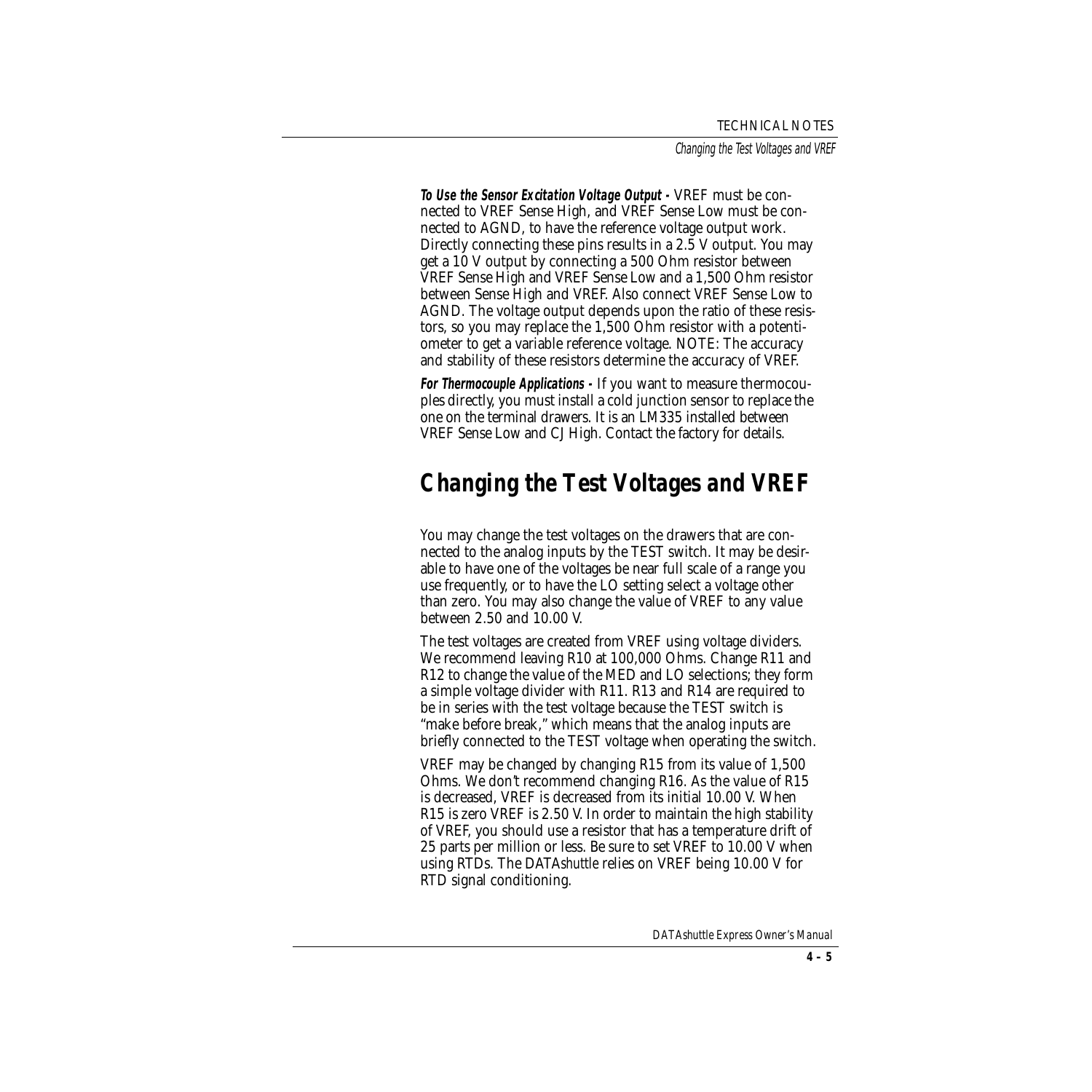**To Use the Sensor Excitation Voltage Output -** VREF must be connected to VREF Sense High, and VREF Sense Low must be connected to AGND, to have the reference voltage output work. Directly connecting these pins results in a 2.5 V output. You may get a 10 V output by connecting a 500 Ohm resistor between VREF Sense High and VREF Sense Low and a 1,500 Ohm resistor between Sense High and VREF. Also connect VREF Sense Low to AGND. The voltage output depends upon the ratio of these resistors, so you may replace the 1,500 Ohm resistor with a potentiometer to get a variable reference voltage. NOTE: The accuracy and stability of these resistors determine the accuracy of VREF.

**For Thermocouple Applications -** If you want to measure thermocouples directly, you must install a cold junction sensor to replace the one on the terminal drawers. It is an LM335 installed between VREF Sense Low and CJ High. Contact the factory for details.

# Changing the Test Voltages and VREF

You may change the test voltages on the drawers that are connected to the analog inputs by the TEST switch. It may be desirable to have one of the voltages be near full scale of a range you use frequently, or to have the LO setting select a voltage other than zero. You may also change the value of VREF to any value between 2.50 and 10.00 V.

The test voltages are created from VREF using voltage dividers. We recommend leaving R10 at 100,000 Ohms. Change R11 and R12 to change the value of the MED and LO selections; they form a simple voltage divider with R11. R13 and R14 are required to be in series with the test voltage because the TEST switch is "make before break," which means that the analog inputs are briefly connected to the TEST voltage when operating the switch.

VREF may be changed by changing R15 from its value of 1,500 Ohms. We don't recommend changing R16. As the value of R15 is decreased, VREF is decreased from its initial 10.00 V. When R15 is zero VREF is 2.50 V. In order to maintain the high stability of VREF, you should use a resistor that has a temperature drift of 25 parts per million or less. Be sure to set VREF to 10.00 V when using RTDs. The DATA*shuttle* relies on VREF being 10.00 V for RTD signal conditioning.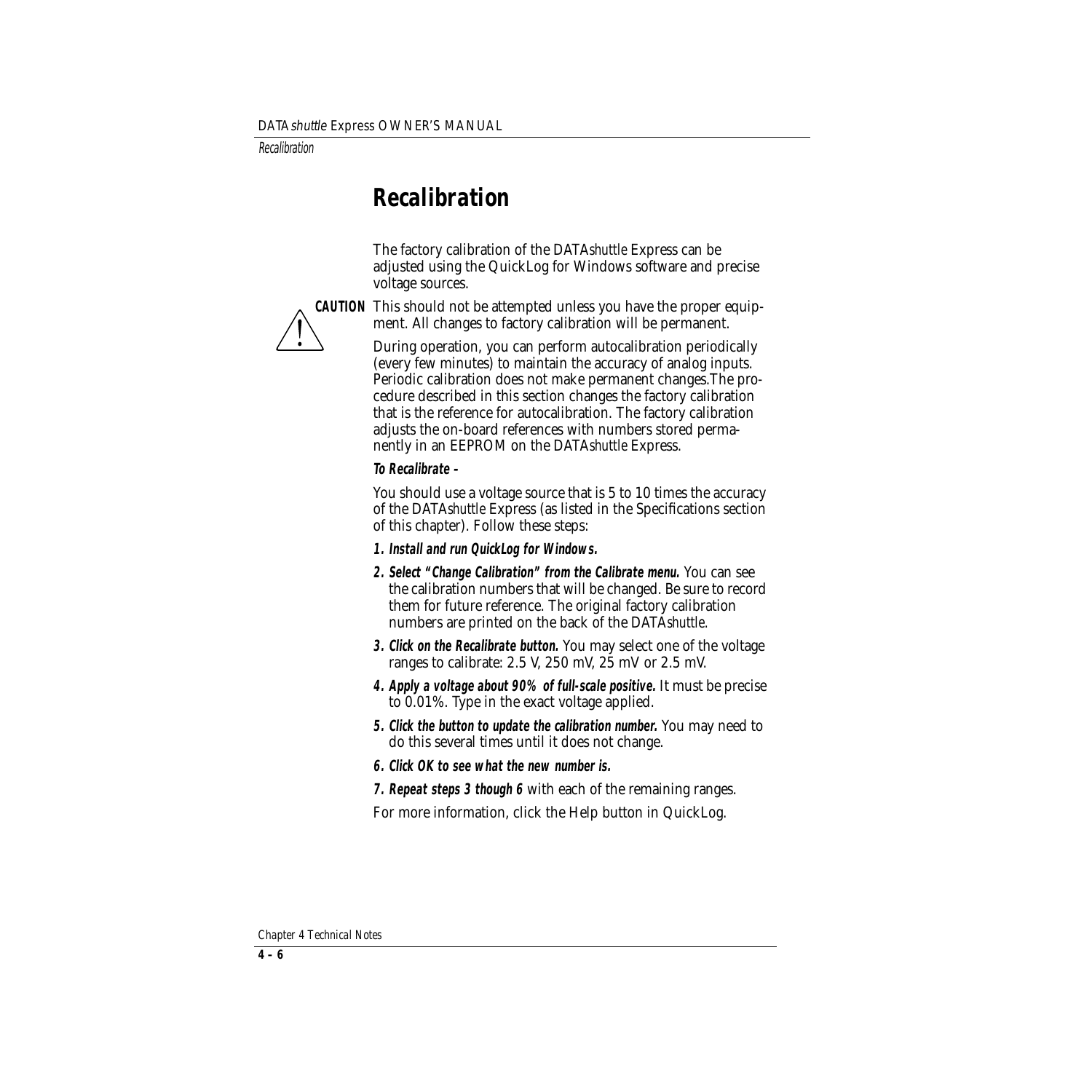# Recalibration

The factory calibration of the DATA*shuttle* Express can be adjusted using the QuickLog for Windows software and precise voltage sources.

**CAUTION** This should not be attempted unless you have the proper equipment. All changes to factory calibration will be permanent.

During operation, you can perform autocalibration periodically (every few minutes) to maintain the accuracy of analog inputs. Periodic calibration does not make permanent changes.The procedure described in this section changes the factory calibration that is the reference for autocalibration. The factory calibration adjusts the on-board references with numbers stored permanently in an EEPROM on the DATA*shuttle* Express.

**To Recalibrate –**

You should use a voltage source that is 5 to 10 times the accuracy of the DATA*shuttle* Express (as listed in the Specifications section of this chapter). Follow these steps:

1. **Install and run QuickLog for Windows.**
2. **Select "Change Calibration" from the Calibrate menu.** You can see the calibration numbers that will be changed. Be sure to record them for future reference. The original factory calibration numbers are printed on the back of the DATA*shuttle*.
3. **Click on the Recalibrate button.** You may select one of the voltage ranges to calibrate: 2.5 V, 250 mV, 25 mV or 2.5 mV.
4. **Apply a voltage about 90% of full-scale positive.** It must be precise to 0.01%. Type in the exact voltage applied.
5. **Click the button to update the calibration number.** You may need to do this several times until it does not change.
6. **Click OK to see what the new number is.**
7. **Repeat steps 3 though 6** with each of the remaining ranges.

For more information, click the Help button in QuickLog.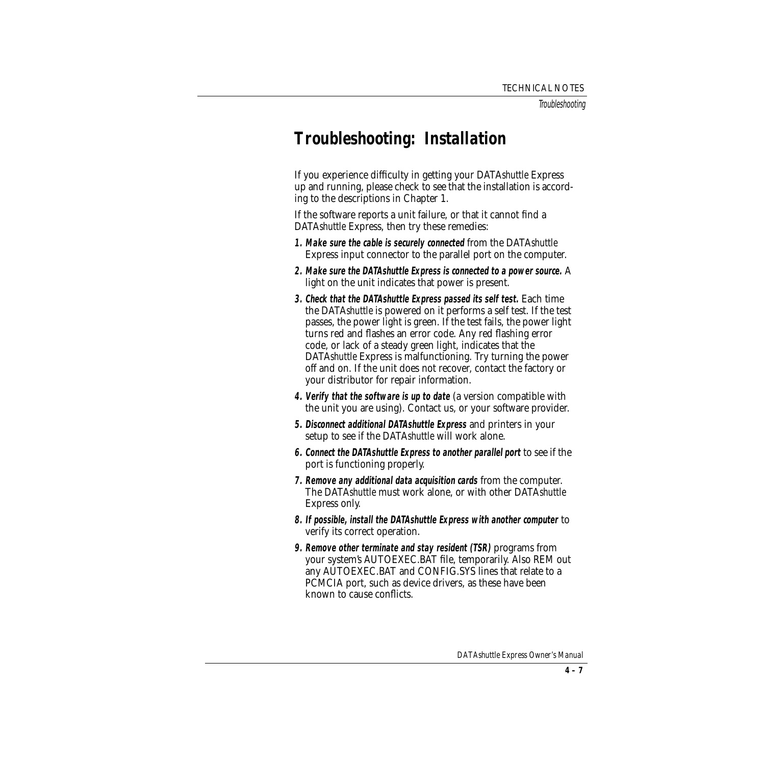# Troubleshooting: Installation

If you experience difficulty in getting your DATA*shuttle* Express up and running, please check to see that the installation is according to the descriptions in Chapter 1.

If the software reports a unit failure, or that it cannot find a DATA*shuttle* Express, then try these remedies:

1. ***Make sure the cable is securely connected*** from the DATA*shuttle* Express input connector to the parallel port on the computer.
2. ***Make sure the DATAshuttle Express is connected to a power source.*** A light on the unit indicates that power is present.
3. ***Check that the DATAshuttle Express passed its self test.*** Each time the DATA*shuttle* is powered on it performs a self test. If the test passes, the power light is green. If the test fails, the power light turns red and flashes an error code. Any red flashing error code, or lack of a steady green light, indicates that the DATA*shuttle* Express is malfunctioning. Try turning the power off and on. If the unit does not recover, contact the factory or your distributor for repair information.
4. ***Verify that the software is up to date*** (a version compatible with the unit you are using). Contact us, or your software provider.
5. ***Disconnect additional DATAshuttle Express*** and printers in your setup to see if the DATA*shuttle* will work alone.
6. ***Connect the DATAshuttle Express to another parallel port*** to see if the port is functioning properly.
7. ***Remove any additional data acquisition cards*** from the computer. The DATA*shuttle* must work alone, or with other DATA*shuttle* Express only.
8. ***If possible, install the DATAshuttle Express with another computer*** to verify its correct operation.
9. ***Remove other terminate and stay resident (TSR)*** programs from your system's AUTOEXEC.BAT file, temporarily. Also REM out any AUTOEXEC.BAT and CONFIG.SYS lines that relate to a PCMCIA port, such as device drivers, as these have been known to cause conflicts.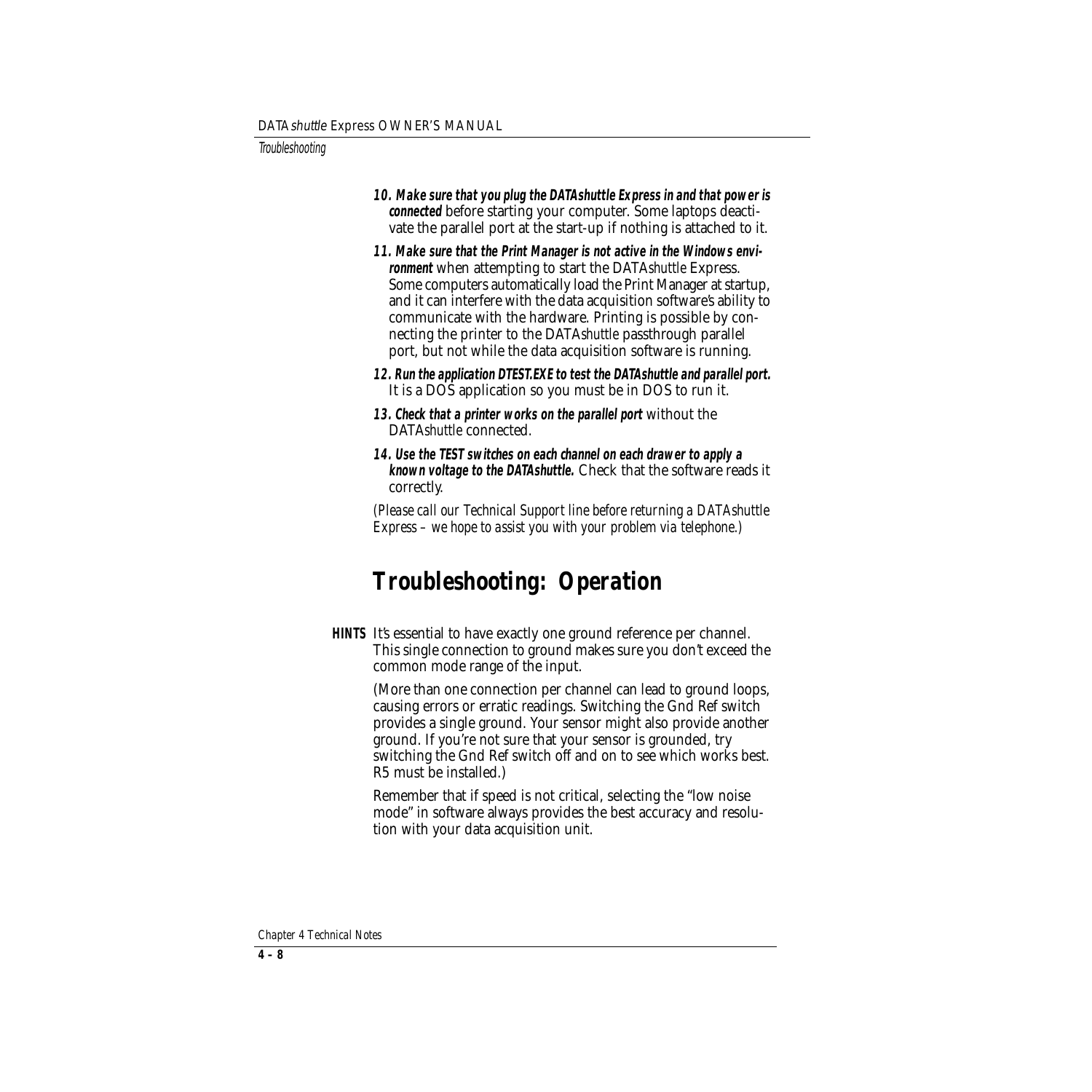10. **Make sure that you plug the DATAshuttle Express in and that power is connected** before starting your computer. Some laptops deactivate the parallel port at the start-up if nothing is attached to it.

11. **Make sure that the Print Manager is not active in the Windows environment** when attempting to start the DATA*shuttle* Express. Some computers automatically load the Print Manager at startup, and it can interfere with the data acquisition software's ability to communicate with the hardware. Printing is possible by connecting the printer to the DATA*shuttle* passthrough parallel port, but not while the data acquisition software is running.

12. **Run the application DTEST.EXE to test the DATAshuttle and parallel port.** It is a DOS application so you must be in DOS to run it.

13. **Check that a printer works on the parallel port** without the DATA*shuttle* connected.

14. **Use the TEST switches on each channel on each drawer to apply a known voltage to the DATAshuttle.** Check that the software reads it correctly.

*(Please call our Technical Support line before returning a DATAshuttle Express – we hope to assist you with your problem via telephone.)*

# Troubleshooting: Operation

**HINTS** It's essential to have exactly one ground reference per channel. This single connection to ground makes sure you don't exceed the common mode range of the input.

(More than one connection per channel can lead to ground loops, causing errors or erratic readings. Switching the Gnd Ref switch provides a single ground. Your sensor might also provide another ground. If you're not sure that your sensor is grounded, try switching the Gnd Ref switch off and on to see which works best. R5 must be installed.)

Remember that if speed is not critical, selecting the "low noise mode" in software always provides the best accuracy and resolution with your data acquisition unit.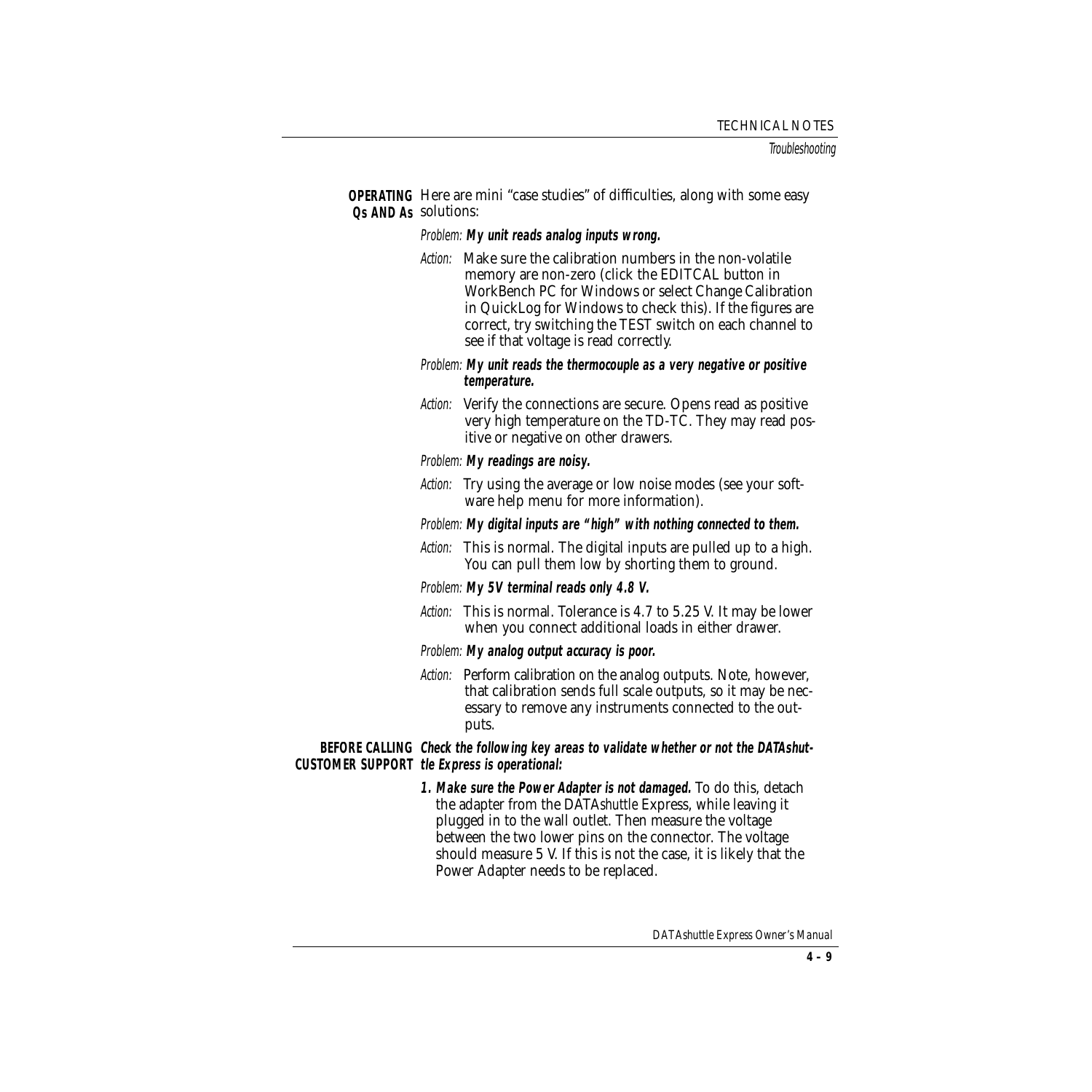**OPERATING Qs AND As** Here are mini "case studies" of difficulties, along with some easy solutions:

*Problem:* **My unit reads analog inputs wrong.**

*Action:* Make sure the calibration numbers in the non-volatile memory are non-zero (click the EDITCAL button in WorkBench PC for Windows or select Change Calibration in QuickLog for Windows to check this). If the figures are correct, try switching the TEST switch on each channel to see if that voltage is read correctly.

*Problem:* **My unit reads the thermocouple as a very negative or positive temperature.**

*Action:* Verify the connections are secure. Opens read as positive very high temperature on the TD-TC. They may read positive or negative on other drawers.

*Problem:* **My readings are noisy.**

*Action:* Try using the average or low noise modes (see your software help menu for more information).

*Problem:* **My digital inputs are "high" with nothing connected to them.**

*Action:* This is normal. The digital inputs are pulled up to a high. You can pull them low by shorting them to ground.

*Problem:* **My 5V terminal reads only 4.8 V.**

*Action:* This is normal. Tolerance is 4.7 to 5.25 V. It may be lower when you connect additional loads in either drawer.

*Problem:* **My analog output accuracy is poor.**

*Action:* Perform calibration on the analog outputs. Note, however, that calibration sends full scale outputs, so it may be necessary to remove any instruments connected to the outputs.

**BEFORE CALLING CUSTOMER SUPPORT** ***Check the following key areas to validate whether or not the DATAshuttle Express is operational:***

1. ***Make sure the Power Adapter is not damaged.*** To do this, detach the adapter from the DATA*shuttle* Express, while leaving it plugged in to the wall outlet. Then measure the voltage between the two lower pins on the connector. The voltage should measure 5 V. If this is not the case, it is likely that the Power Adapter needs to be replaced.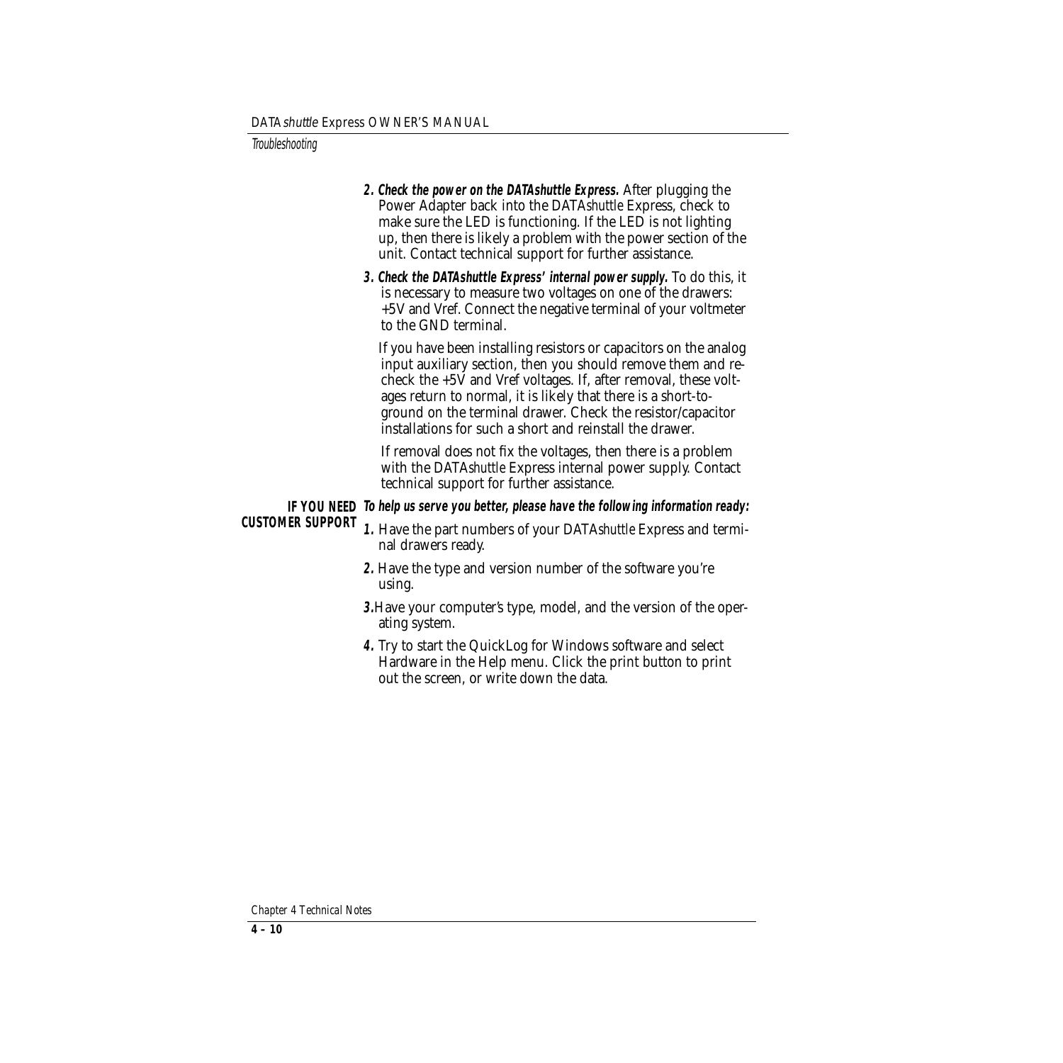**2. Check the power on the DATAshuttle Express.** After plugging the Power Adapter back into the DATA*shuttle* Express, check to make sure the LED is functioning. If the LED is not lighting up, then there is likely a problem with the power section of the unit. Contact technical support for further assistance.

**3. Check the DATAshuttle Express' internal power supply.** To do this, it is necessary to measure two voltages on one of the drawers: +5V and Vref. Connect the negative terminal of your voltmeter to the GND terminal.

If you have been installing resistors or capacitors on the analog input auxiliary section, then you should remove them and re-check the +5V and Vref voltages. If, after removal, these voltages return to normal, it is likely that there is a short-to-ground on the terminal drawer. Check the resistor/capacitor installations for such a short and reinstall the drawer.

If removal does not fix the voltages, then there is a problem with the DATA*shuttle* Express internal power supply. Contact technical support for further assistance.

## IF YOU NEED CUSTOMER SUPPORT

***To help us serve you better, please have the following information ready:***

**1.** Have the part numbers of your DATA*shuttle* Express and terminal drawers ready.

**2.** Have the type and version number of the software you're using.

**3.** Have your computer's type, model, and the version of the operating system.

**4.** Try to start the QuickLog for Windows software and select Hardware in the Help menu. Click the print button to print out the screen, or write down the data.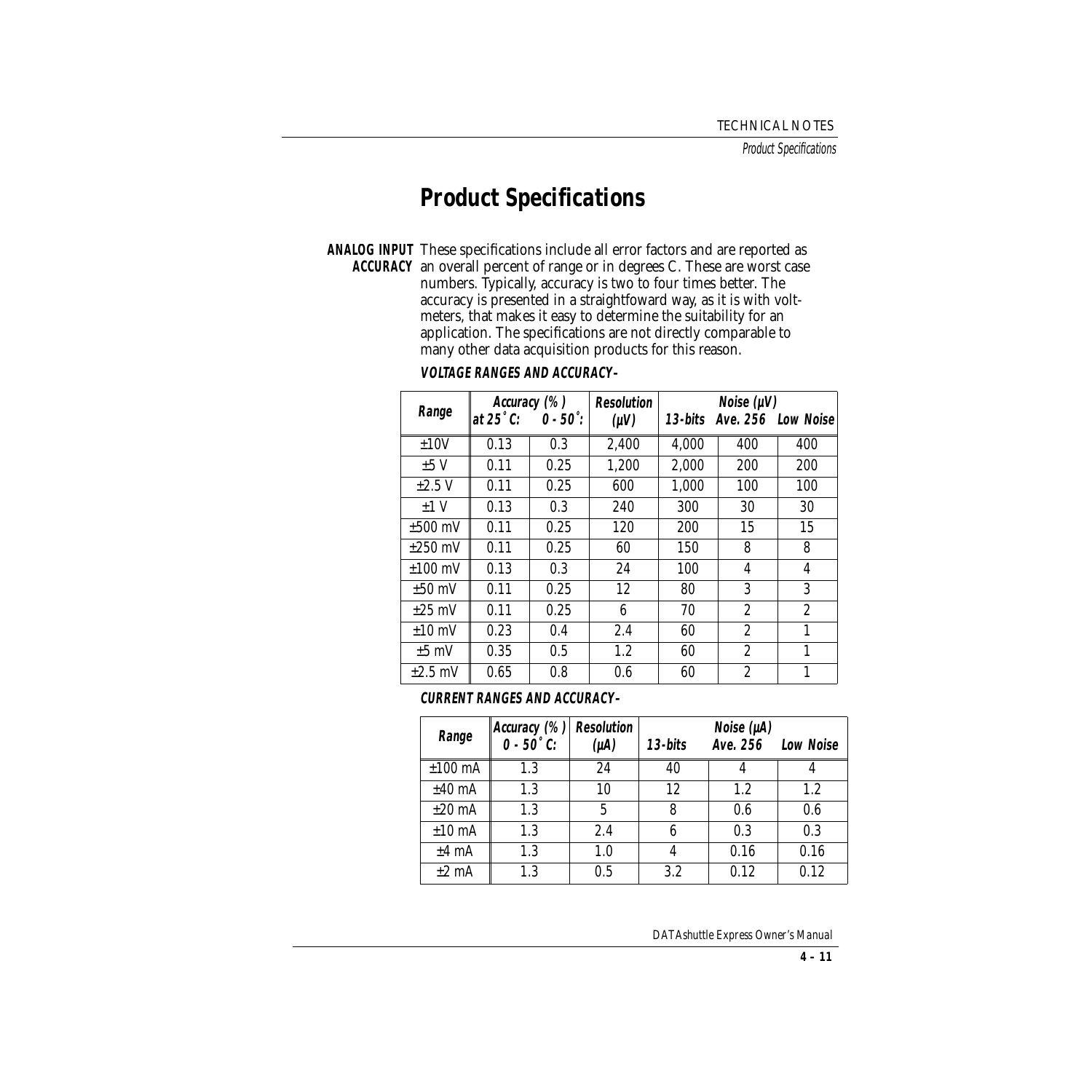# Product Specifications

**ANALOG INPUT ACCURACY** These specifications include all error factors and are reported as an overall percent of range or in degrees C. These are worst case numbers. Typically, accuracy is two to four times better. The accuracy is presented in a straightfoward way, as it is with voltmeters, that makes it easy to determine the suitability for an application. The specifications are not directly comparable to many other data acquisition products for this reason.

**VOLTAGE RANGES AND ACCURACY–**

| Range | Accuracy (%) at 25˚C: | Accuracy (%) 0 - 50˚: | Resolution (μV) | Noise (μV) 13-bits | Noise (μV) Ave. 256 | Noise (μV) Low Noise |
|---|---|---|---|---|---|---|
| ±10V | 0.13 | 0.3 | 2,400 | 4,000 | 400 | 400 |
| ±5 V | 0.11 | 0.25 | 1,200 | 2,000 | 200 | 200 |
| ±2.5 V | 0.11 | 0.25 | 600 | 1,000 | 100 | 100 |
| ±1 V | 0.13 | 0.3 | 240 | 300 | 30 | 30 |
| ±500 mV | 0.11 | 0.25 | 120 | 200 | 15 | 15 |
| ±250 mV | 0.11 | 0.25 | 60 | 150 | 8 | 8 |
| ±100 mV | 0.13 | 0.3 | 24 | 100 | 4 | 4 |
| ±50 mV | 0.11 | 0.25 | 12 | 80 | 3 | 3 |
| ±25 mV | 0.11 | 0.25 | 6 | 70 | 2 | 2 |
| ±10 mV | 0.23 | 0.4 | 2.4 | 60 | 2 | 1 |
| ±5 mV | 0.35 | 0.5 | 1.2 | 60 | 2 | 1 |
| ±2.5 mV | 0.65 | 0.8 | 0.6 | 60 | 2 | 1 |

**CURRENT RANGES AND ACCURACY–**

| Range | Accuracy (%) 0 - 50˚C: | Resolution (μA) | Noise (μA) 13-bits | Noise (μA) Ave. 256 | Noise (μA) Low Noise |
|---|---|---|---|---|---|
| ±100 mA | 1.3 | 24 | 40 | 4 | 4 |
| ±40 mA | 1.3 | 10 | 12 | 1.2 | 1.2 |
| ±20 mA | 1.3 | 5 | 8 | 0.6 | 0.6 |
| ±10 mA | 1.3 | 2.4 | 6 | 0.3 | 0.3 |
| ±4 mA | 1.3 | 1.0 | 4 | 0.16 | 0.16 |
| ±2 mA | 1.3 | 0.5 | 3.2 | 0.12 | 0.12 |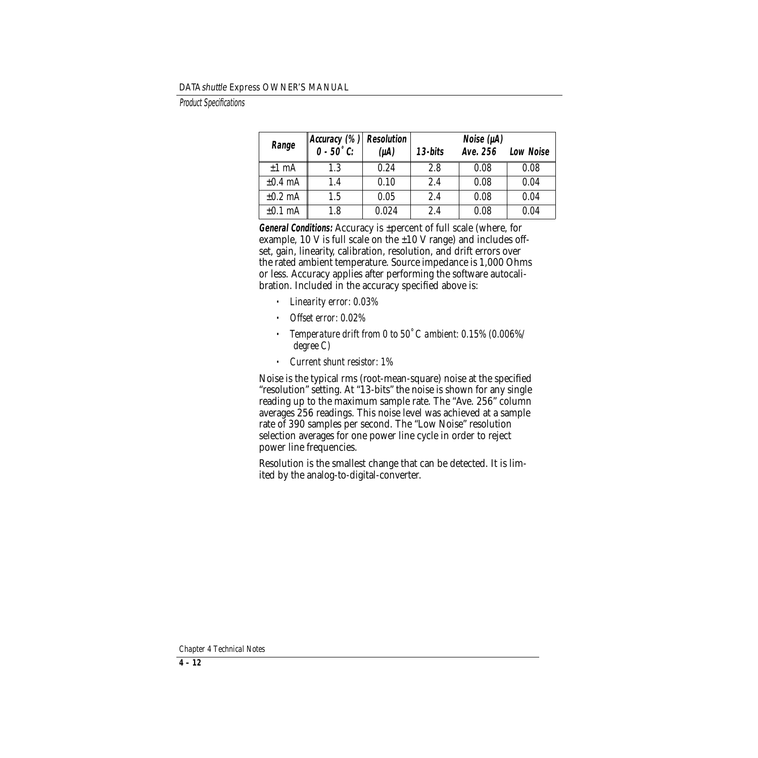| Range | Accuracy (%) 0 - 50˚ C: | Resolution (µA) | Noise (µA) | | |
|---|---|---|---|---|---|
| | | | 13-bits | Ave. 256 | Low Noise |
| ±1 mA | 1.3 | 0.24 | 2.8 | 0.08 | 0.08 |
| ±0.4 mA | 1.4 | 0.10 | 2.4 | 0.08 | 0.04 |
| ±0.2 mA | 1.5 | 0.05 | 2.4 | 0.08 | 0.04 |
| ±0.1 mA | 1.8 | 0.024 | 2.4 | 0.08 | 0.04 |

**General Conditions:** Accuracy is ±percent of full scale (where, for example, 10 V is full scale on the ±10 V range) and includes offset, gain, linearity, calibration, resolution, and drift errors over the rated ambient temperature. Source impedance is 1,000 Ohms or less. Accuracy applies after performing the software autocalibration. Included in the accuracy specified above is:

- *Linearity error: 0.03%*
- *Offset error: 0.02%*
- *Temperature drift from 0 to 50˚ C ambient: 0.15% (0.006%/degree C)*
- *Current shunt resistor: 1%*

Noise is the typical rms (root-mean-square) noise at the specified "resolution" setting. At "13-bits" the noise is shown for any single reading up to the maximum sample rate. The "Ave. 256" column averages 256 readings. This noise level was achieved at a sample rate of 390 samples per second. The "Low Noise" resolution selection averages for one power line cycle in order to reject power line frequencies.

Resolution is the smallest change that can be detected. It is limited by the analog-to-digital-converter.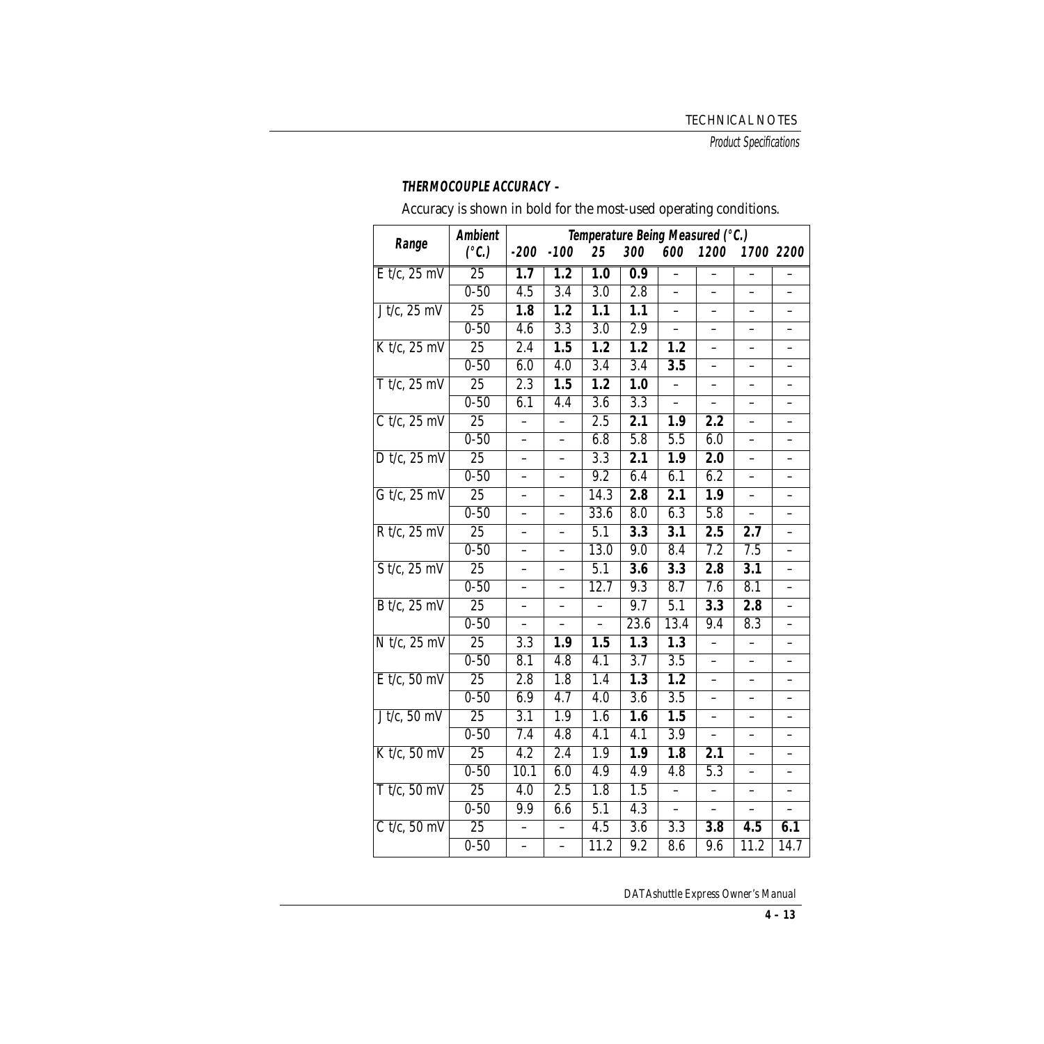**THERMOCOUPLE ACCURACY –**

Accuracy is shown in bold for the most-used operating conditions.

| Range | Ambient (°C.) | Temperature Being Measured (°C.) | | | | | | | |
|---|---|---|---|---|---|---|---|---|---|
| | | -200 | -100 | 25 | 300 | 600 | 1200 | 1700 | 2200 |
| E t/c, 25 mV | 25 | **1.7** | **1.2** | **1.0** | **0.9** | – | – | – | – |
| | 0-50 | 4.5 | 3.4 | 3.0 | 2.8 | – | – | – | – |
| J t/c, 25 mV | 25 | **1.8** | **1.2** | **1.1** | **1.1** | – | – | – | – |
| | 0-50 | 4.6 | 3.3 | 3.0 | 2.9 | – | – | – | – |
| K t/c, 25 mV | 25 | 2.4 | **1.5** | **1.2** | **1.2** | **1.2** | – | – | – |
| | 0-50 | 6.0 | 4.0 | 3.4 | 3.4 | **3.5** | – | – | – |
| T t/c, 25 mV | 25 | 2.3 | **1.5** | **1.2** | **1.0** | – | – | – | – |
| | 0-50 | 6.1 | 4.4 | 3.6 | 3.3 | – | – | – | – |
| C t/c, 25 mV | 25 | – | – | 2.5 | **2.1** | **1.9** | **2.2** | – | – |
| | 0-50 | – | – | 6.8 | 5.8 | 5.5 | 6.0 | – | – |
| D t/c, 25 mV | 25 | – | – | 3.3 | **2.1** | **1.9** | **2.0** | – | – |
| | 0-50 | – | – | 9.2 | 6.4 | 6.1 | 6.2 | – | – |
| G t/c, 25 mV | 25 | – | – | 14.3 | **2.8** | **2.1** | **1.9** | – | – |
| | 0-50 | – | – | 33.6 | 8.0 | 6.3 | 5.8 | – | – |
| R t/c, 25 mV | 25 | – | – | 5.1 | **3.3** | **3.1** | **2.5** | **2.7** | – |
| | 0-50 | – | – | 13.0 | 9.0 | 8.4 | 7.2 | 7.5 | – |
| S t/c, 25 mV | 25 | – | – | 5.1 | **3.6** | **3.3** | **2.8** | **3.1** | – |
| | 0-50 | – | – | 12.7 | 9.3 | 8.7 | 7.6 | 8.1 | – |
| B t/c, 25 mV | 25 | – | – | – | 9.7 | 5.1 | **3.3** | **2.8** | – |
| | 0-50 | – | – | – | 23.6 | 13.4 | 9.4 | 8.3 | – |
| N t/c, 25 mV | 25 | 3.3 | **1.9** | **1.5** | **1.3** | **1.3** | – | – | – |
| | 0-50 | 8.1 | 4.8 | 4.1 | 3.7 | 3.5 | – | – | – |
| E t/c, 50 mV | 25 | 2.8 | 1.8 | 1.4 | **1.3** | **1.2** | – | – | – |
| | 0-50 | 6.9 | 4.7 | 4.0 | 3.6 | 3.5 | – | – | – |
| J t/c, 50 mV | 25 | 3.1 | 1.9 | 1.6 | **1.6** | **1.5** | – | – | – |
| | 0-50 | 7.4 | 4.8 | 4.1 | 4.1 | 3.9 | – | – | – |
| K t/c, 50 mV | 25 | 4.2 | 2.4 | 1.9 | **1.9** | **1.8** | **2.1** | – | – |
| | 0-50 | 10.1 | 6.0 | 4.9 | 4.9 | 4.8 | 5.3 | – | – |
| T t/c, 50 mV | 25 | 4.0 | 2.5 | 1.8 | 1.5 | – | – | – | – |
| | 0-50 | 9.9 | 6.6 | 5.1 | 4.3 | – | – | – | – |
| C t/c, 50 mV | 25 | – | – | 4.5 | 3.6 | 3.3 | **3.8** | **4.5** | **6.1** |
| | 0-50 | – | – | 11.2 | 9.2 | 8.6 | 9.6 | 11.2 | 14.7 |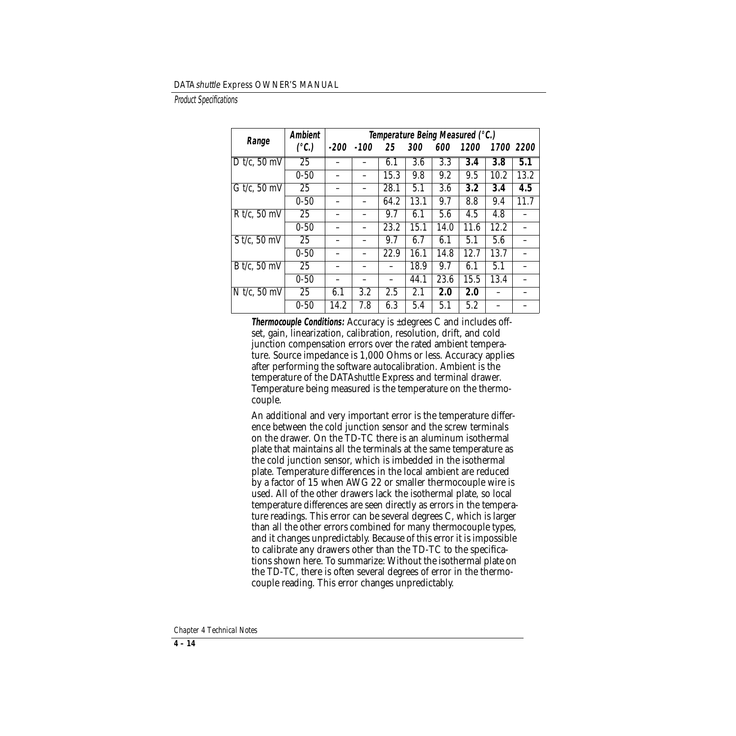| Range | Ambient (°C.) | Temperature Being Measured (°C.) | | | | | | | |
|---|---|---|---|---|---|---|---|---|---|
| | | -200 | -100 | 25 | 300 | 600 | 1200 | 1700 | 2200 |
| D t/c, 50 mV | 25 | – | – | 6.1 | 3.6 | 3.3 | **3.4** | **3.8** | **5.1** |
| | 0-50 | – | – | 15.3 | 9.8 | 9.2 | 9.5 | 10.2 | 13.2 |
| G t/c, 50 mV | 25 | – | – | 28.1 | 5.1 | 3.6 | **3.2** | **3.4** | **4.5** |
| | 0-50 | – | – | 64.2 | 13.1 | 9.7 | 8.8 | 9.4 | 11.7 |
| R t/c, 50 mV | 25 | – | – | 9.7 | 6.1 | 5.6 | 4.5 | 4.8 | – |
| | 0-50 | – | – | 23.2 | 15.1 | 14.0 | 11.6 | 12.2 | – |
| S t/c, 50 mV | 25 | – | – | 9.7 | 6.7 | 6.1 | 5.1 | 5.6 | – |
| | 0-50 | – | – | 22.9 | 16.1 | 14.8 | 12.7 | 13.7 | – |
| B t/c, 50 mV | 25 | – | – | – | 18.9 | 9.7 | 6.1 | 5.1 | – |
| | 0-50 | – | – | – | 44.1 | 23.6 | 15.5 | 13.4 | – |
| N t/c, 50 mV | 25 | 6.1 | 3.2 | 2.5 | 2.1 | **2.0** | **2.0** | – | – |
| | 0-50 | 14.2 | 7.8 | 6.3 | 5.4 | 5.1 | 5.2 | – | – |

***Thermocouple Conditions:*** Accuracy is ±degrees C and includes offset, gain, linearization, calibration, resolution, drift, and cold junction compensation errors over the rated ambient temperature. Source impedance is 1,000 Ohms or less. Accuracy applies after performing the software autocalibration. Ambient is the temperature of the DATA*shuttle* Express and terminal drawer. Temperature being measured is the temperature on the thermocouple.

An additional and very important error is the temperature difference between the cold junction sensor and the screw terminals on the drawer. On the TD-TC there is an aluminum isothermal plate that maintains all the terminals at the same temperature as the cold junction sensor, which is imbedded in the isothermal plate. Temperature differences in the local ambient are reduced by a factor of 15 when AWG 22 or smaller thermocouple wire is used. All of the other drawers lack the isothermal plate, so local temperature differences are seen directly as errors in the temperature readings. This error can be several degrees C, which is larger than all the other errors combined for many thermocouple types, and it changes unpredictably. Because of this error it is impossible to calibrate any drawers other than the TD-TC to the specifications shown here. To summarize: Without the isothermal plate on the TD-TC, there is often several degrees of error in the thermocouple reading. This error changes unpredictably.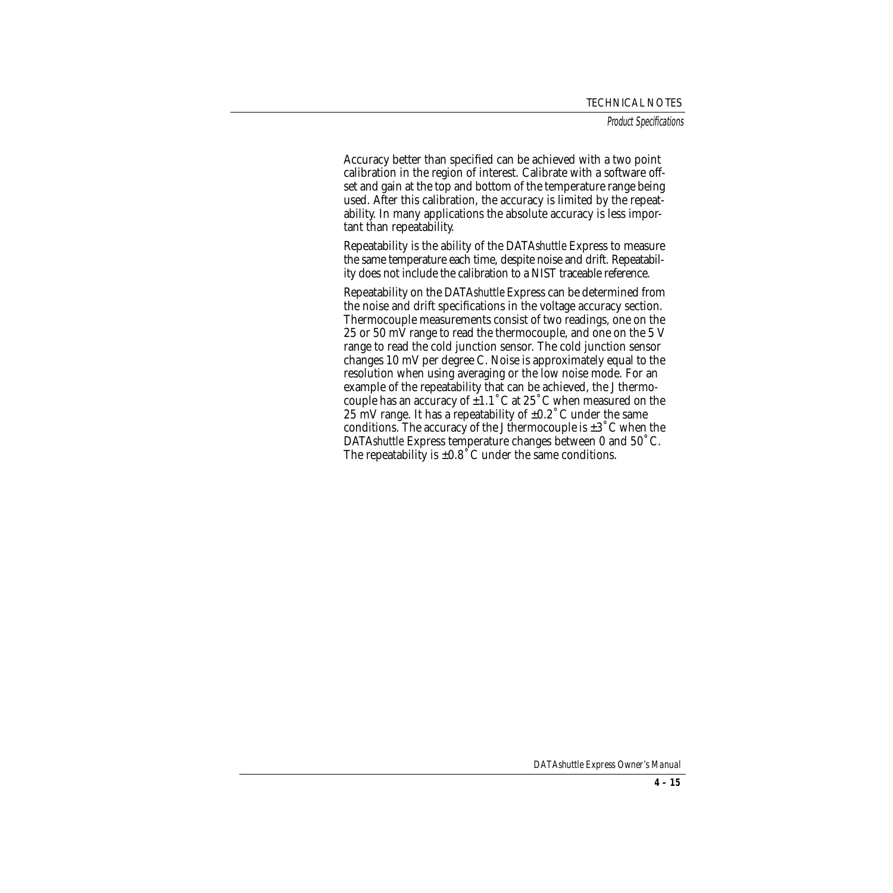Accuracy better than specified can be achieved with a two point calibration in the region of interest. Calibrate with a software offset and gain at the top and bottom of the temperature range being used. After this calibration, the accuracy is limited by the repeatability. In many applications the absolute accuracy is less important than repeatability.

Repeatability is the ability of the DATA*shuttle* Express to measure the same temperature each time, despite noise and drift. Repeatability does not include the calibration to a NIST traceable reference.

Repeatability on the DATA*shuttle* Express can be determined from the noise and drift specifications in the voltage accuracy section. Thermocouple measurements consist of two readings, one on the 25 or 50 mV range to read the thermocouple, and one on the 5 V range to read the cold junction sensor. The cold junction sensor changes 10 mV per degree C. Noise is approximately equal to the resolution when using averaging or the low noise mode. For an example of the repeatability that can be achieved, the J thermocouple has an accuracy of ±1.1˚C at 25˚C when measured on the 25 mV range. It has a repeatability of ±0.2˚C under the same conditions. The accuracy of the J thermocouple is ±3˚C when the DATA*shuttle* Express temperature changes between 0 and 50˚C. The repeatability is ±0.8˚C under the same conditions.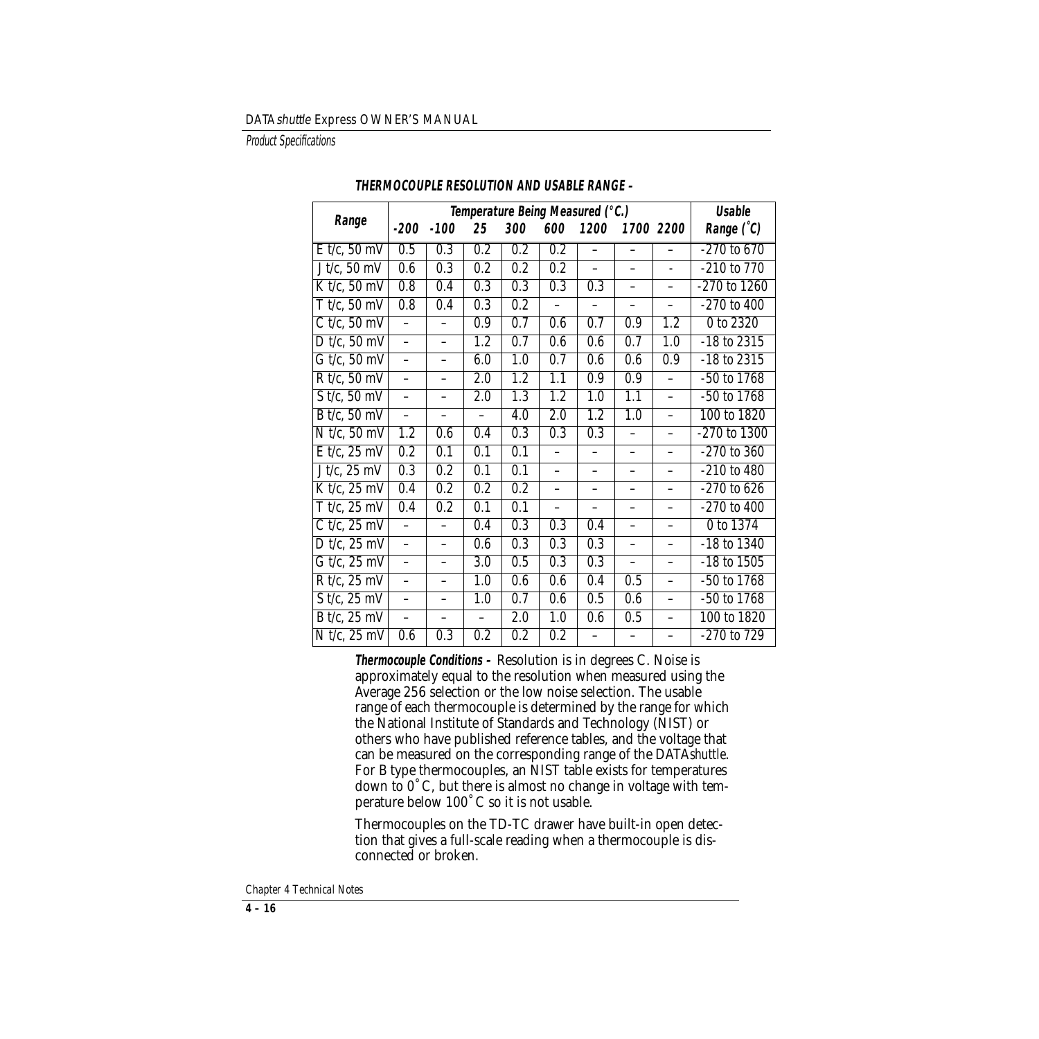**THERMOCOUPLE RESOLUTION AND USABLE RANGE –**

| Range | Temperature Being Measured (°C.) | | | | | | | | Usable |
|---|---|---|---|---|---|---|---|---|---|
| | -200 | -100 | 25 | 300 | 600 | 1200 | 1700 | 2200 | Range (˚C) |
| E t/c, 50 mV | 0.5 | 0.3 | 0.2 | 0.2 | 0.2 | – | – | – | -270 to 670 |
| J t/c, 50 mV | 0.6 | 0.3 | 0.2 | 0.2 | 0.2 | – | – | – | -210 to 770 |
| K t/c, 50 mV | 0.8 | 0.4 | 0.3 | 0.3 | 0.3 | 0.3 | – | – | -270 to 1260 |
| T t/c, 50 mV | 0.8 | 0.4 | 0.3 | 0.2 | – | – | – | – | -270 to 400 |
| C t/c, 50 mV | – | – | 0.9 | 0.7 | 0.6 | 0.7 | 0.9 | 1.2 | 0 to 2320 |
| D t/c, 50 mV | – | – | 1.2 | 0.7 | 0.6 | 0.6 | 0.7 | 1.0 | -18 to 2315 |
| G t/c, 50 mV | – | – | 6.0 | 1.0 | 0.7 | 0.6 | 0.6 | 0.9 | -18 to 2315 |
| R t/c, 50 mV | – | – | 2.0 | 1.2 | 1.1 | 0.9 | 0.9 | – | -50 to 1768 |
| S t/c, 50 mV | – | – | 2.0 | 1.3 | 1.2 | 1.0 | 1.1 | – | -50 to 1768 |
| B t/c, 50 mV | – | – | – | 4.0 | 2.0 | 1.2 | 1.0 | – | 100 to 1820 |
| N t/c, 50 mV | 1.2 | 0.6 | 0.4 | 0.3 | 0.3 | 0.3 | – | – | -270 to 1300 |
| E t/c, 25 mV | 0.2 | 0.1 | 0.1 | 0.1 | – | – | – | – | -270 to 360 |
| J t/c, 25 mV | 0.3 | 0.2 | 0.1 | 0.1 | – | – | – | – | -210 to 480 |
| K t/c, 25 mV | 0.4 | 0.2 | 0.2 | 0.2 | – | – | – | – | -270 to 626 |
| T t/c, 25 mV | 0.4 | 0.2 | 0.1 | 0.1 | – | – | – | – | -270 to 400 |
| C t/c, 25 mV | – | – | 0.4 | 0.3 | 0.3 | 0.4 | – | – | 0 to 1374 |
| D t/c, 25 mV | – | – | 0.6 | 0.3 | 0.3 | 0.3 | – | – | -18 to 1340 |
| G t/c, 25 mV | – | – | 3.0 | 0.5 | 0.3 | 0.3 | – | – | -18 to 1505 |
| R t/c, 25 mV | – | – | 1.0 | 0.6 | 0.6 | 0.4 | 0.5 | – | -50 to 1768 |
| S t/c, 25 mV | – | – | 1.0 | 0.7 | 0.6 | 0.5 | 0.6 | – | -50 to 1768 |
| B t/c, 25 mV | – | – | – | 2.0 | 1.0 | 0.6 | 0.5 | – | 100 to 1820 |
| N t/c, 25 mV | 0.6 | 0.3 | 0.2 | 0.2 | 0.2 | – | – | – | -270 to 729 |

***Thermocouple Conditions –*** Resolution is in degrees C. Noise is approximately equal to the resolution when measured using the Average 256 selection or the low noise selection. The usable range of each thermocouple is determined by the range for which the National Institute of Standards and Technology (NIST) or others who have published reference tables, and the voltage that can be measured on the corresponding range of the DATA*shuttle*. For B type thermocouples, an NIST table exists for temperatures down to 0˚C, but there is almost no change in voltage with temperature below 100˚C so it is not usable.

Thermocouples on the TD-TC drawer have built-in open detection that gives a full-scale reading when a thermocouple is disconnected or broken.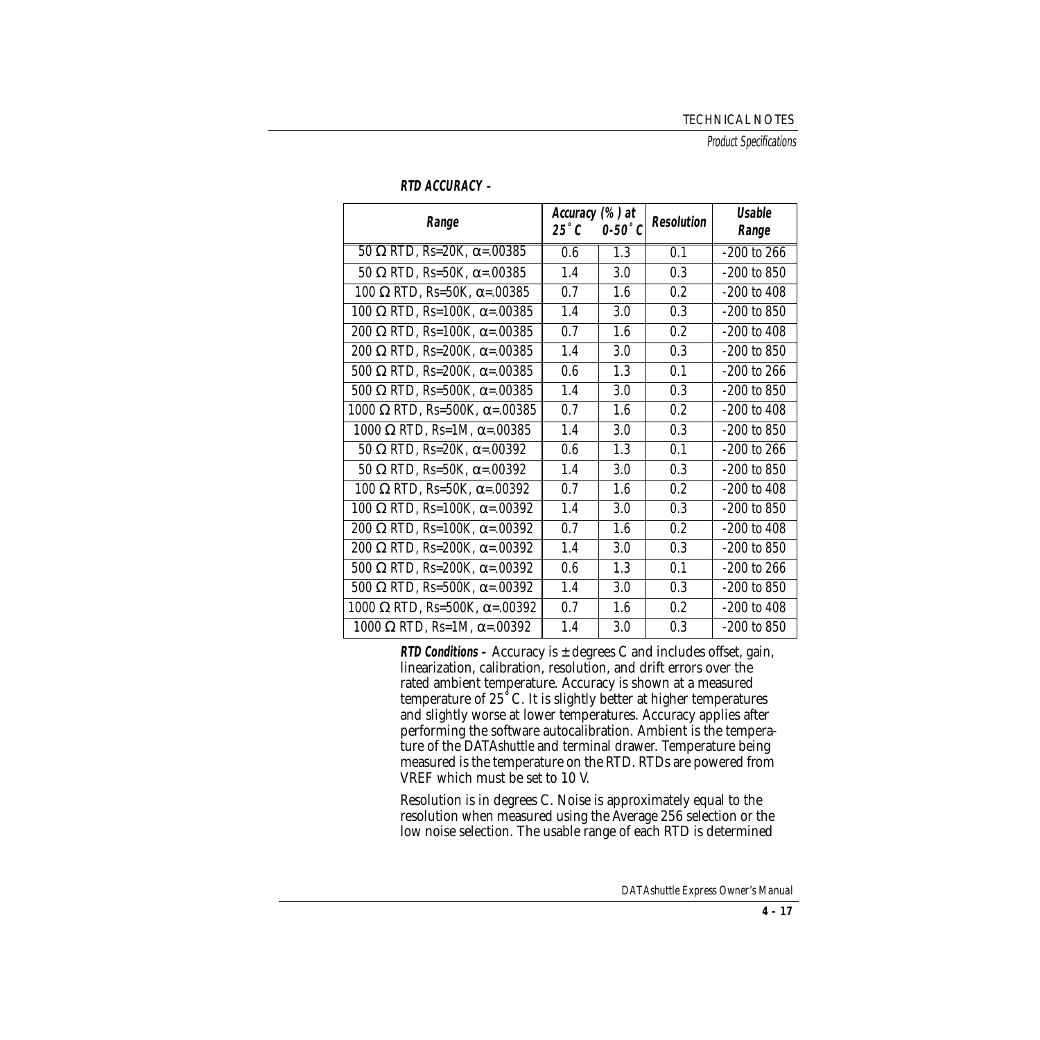**RTD ACCURACY –**

| Range | Accuracy (%) at 25˚C | 0-50˚C | Resolution | Usable Range |
|---|---|---|---|---|
| 50 Ω RTD, Rs=20K, α=.00385 | 0.6 | 1.3 | 0.1 | -200 to 266 |
| 50 Ω RTD, Rs=50K, α=.00385 | 1.4 | 3.0 | 0.3 | -200 to 850 |
| 100 Ω RTD, Rs=50K, α=.00385 | 0.7 | 1.6 | 0.2 | -200 to 408 |
| 100 Ω RTD, Rs=100K, α=.00385 | 1.4 | 3.0 | 0.3 | -200 to 850 |
| 200 Ω RTD, Rs=100K, α=.00385 | 0.7 | 1.6 | 0.2 | -200 to 408 |
| 200 Ω RTD, Rs=200K, α=.00385 | 1.4 | 3.0 | 0.3 | -200 to 850 |
| 500 Ω RTD, Rs=200K, α=.00385 | 0.6 | 1.3 | 0.1 | -200 to 266 |
| 500 Ω RTD, Rs=500K, α=.00385 | 1.4 | 3.0 | 0.3 | -200 to 850 |
| 1000 Ω RTD, Rs=500K, α=.00385 | 0.7 | 1.6 | 0.2 | -200 to 408 |
| 1000 Ω RTD, Rs=1M, α=.00385 | 1.4 | 3.0 | 0.3 | -200 to 850 |
| 50 Ω RTD, Rs=20K, α=.00392 | 0.6 | 1.3 | 0.1 | -200 to 266 |
| 50 Ω RTD, Rs=50K, α=.00392 | 1.4 | 3.0 | 0.3 | -200 to 850 |
| 100 Ω RTD, Rs=50K, α=.00392 | 0.7 | 1.6 | 0.2 | -200 to 408 |
| 100 Ω RTD, Rs=100K, α=.00392 | 1.4 | 3.0 | 0.3 | -200 to 850 |
| 200 Ω RTD, Rs=100K, α=.00392 | 0.7 | 1.6 | 0.2 | -200 to 408 |
| 200 Ω RTD, Rs=200K, α=.00392 | 1.4 | 3.0 | 0.3 | -200 to 850 |
| 500 Ω RTD, Rs=200K, α=.00392 | 0.6 | 1.3 | 0.1 | -200 to 266 |
| 500 Ω RTD, Rs=500K, α=.00392 | 1.4 | 3.0 | 0.3 | -200 to 850 |
| 1000 Ω RTD, Rs=500K, α=.00392 | 0.7 | 1.6 | 0.2 | -200 to 408 |
| 1000 Ω RTD, Rs=1M, α=.00392 | 1.4 | 3.0 | 0.3 | -200 to 850 |

**RTD Conditions –** Accuracy is ± degrees C and includes offset, gain, linearization, calibration, resolution, and drift errors over the rated ambient temperature. Accuracy is shown at a measured temperature of 25˚C. It is slightly better at higher temperatures and slightly worse at lower temperatures. Accuracy applies after performing the software autocalibration. Ambient is the temperature of the DATA*shuttle* and terminal drawer. Temperature being measured is the temperature on the RTD. RTDs are powered from VREF which must be set to 10 V.

Resolution is in degrees C. Noise is approximately equal to the resolution when measured using the Average 256 selection or the low noise selection. The usable range of each RTD is determined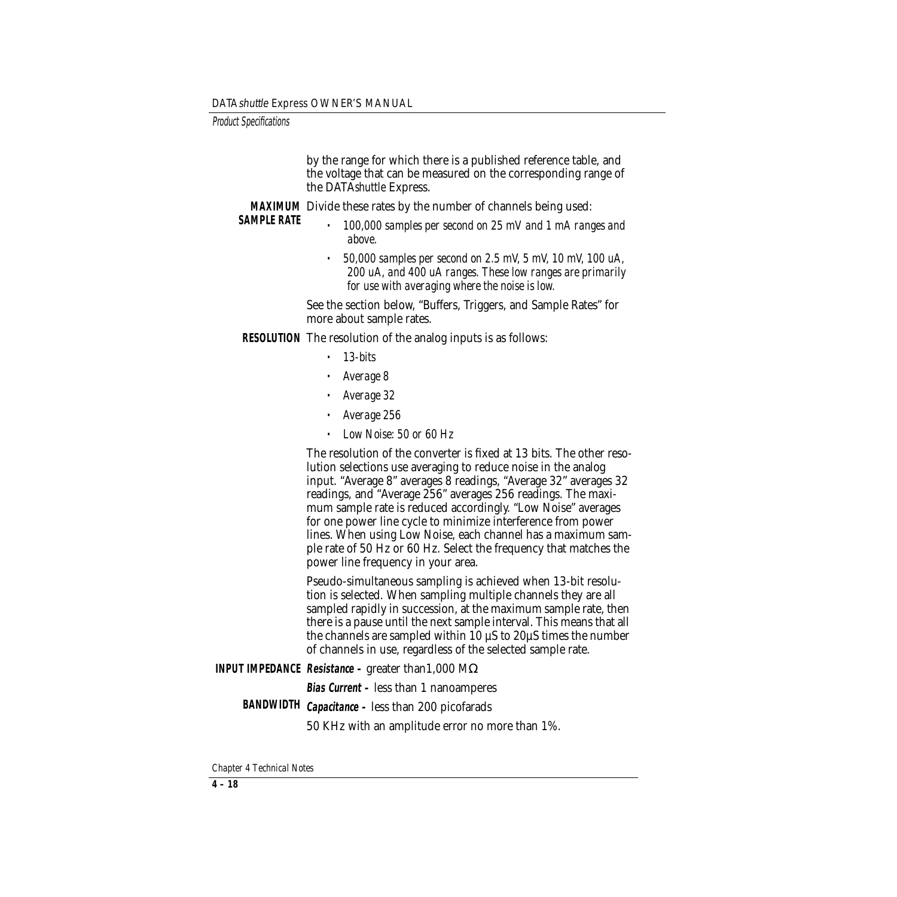by the range for which there is a published reference table, and the voltage that can be measured on the corresponding range of the DATA*shuttle* Express.

**MAXIMUM SAMPLE RATE** Divide these rates by the number of channels being used:

- *100,000 samples per second on 25 mV and 1 mA ranges and above.*
- *50,000 samples per second on 2.5 mV, 5 mV, 10 mV, 100 uA, 200 uA, and 400 uA ranges. These low ranges are primarily for use with averaging where the noise is low.*

See the section below, "Buffers, Triggers, and Sample Rates" for more about sample rates.

**RESOLUTION** The resolution of the analog inputs is as follows:

- *13-bits*
- *Average 8*
- *Average 32*
- *Average 256*
- *Low Noise: 50 or 60 Hz*

The resolution of the converter is fixed at 13 bits. The other resolution selections use averaging to reduce noise in the analog input. "Average 8" averages 8 readings, "Average 32" averages 32 readings, and "Average 256" averages 256 readings. The maximum sample rate is reduced accordingly. "Low Noise" averages for one power line cycle to minimize interference from power lines. When using Low Noise, each channel has a maximum sample rate of 50 Hz or 60 Hz. Select the frequency that matches the power line frequency in your area.

Pseudo-simultaneous sampling is achieved when 13-bit resolution is selected. When sampling multiple channels they are all sampled rapidly in succession, at the maximum sample rate, then there is a pause until the next sample interval. This means that all the channels are sampled within 10 µS to 20µS times the number of channels in use, regardless of the selected sample rate.

**INPUT IMPEDANCE** ***Resistance –*** greater than1,000 MΩ

***Bias Current –*** less than 1 nanoamperes

***Capacitance –*** less than 200 picofarads

**BANDWIDTH** 50 KHz with an amplitude error no more than 1%.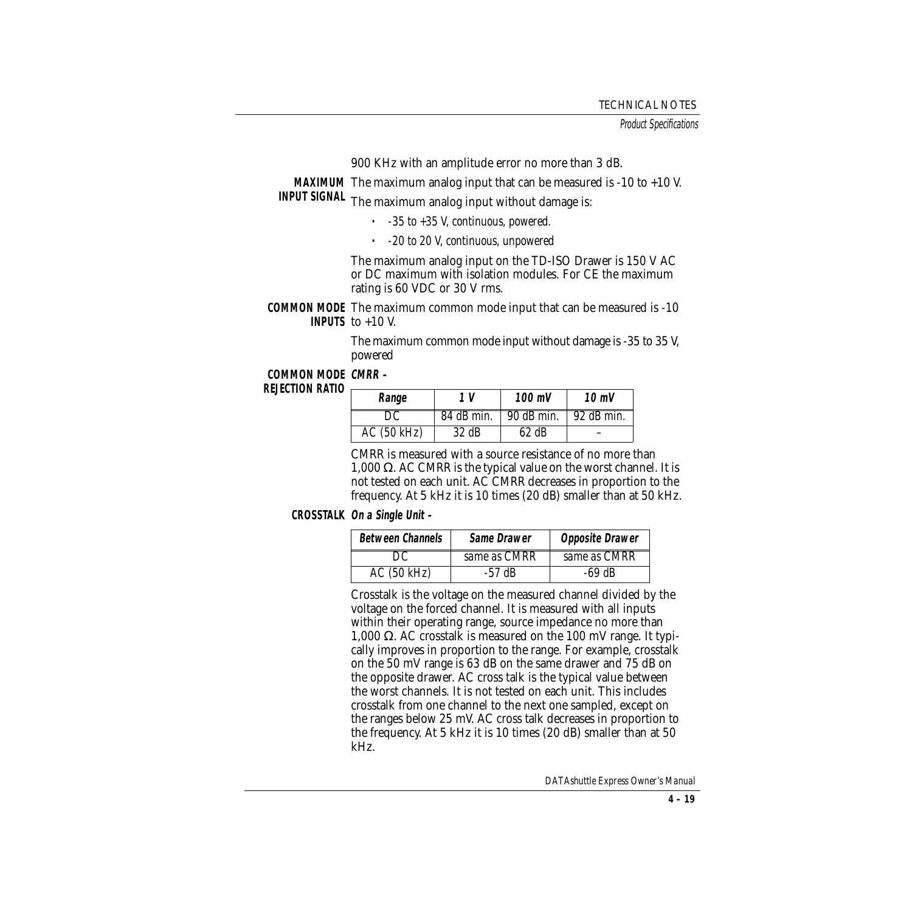900 KHz with an amplitude error no more than 3 dB.

**MAXIMUM INPUT SIGNAL**

The maximum analog input that can be measured is -10 to +10 V.

The maximum analog input without damage is:

- *-35 to +35 V, continuous, powered.*
- *-20 to 20 V, continuous, unpowered*

The maximum analog input on the TD-ISO Drawer is 150 V AC or DC maximum with isolation modules. For CE the maximum rating is 60 VDC or 30 V rms.

**COMMON MODE INPUTS**

The maximum common mode input that can be measured is -10 to +10 V.

The maximum common mode input without damage is -35 to 35 V, powered

**COMMON MODE REJECTION RATIO**

***CMRR –***

| Range | 1 V | 100 mV | 10 mV |
|---|---|---|---|
| DC | 84 dB min. | 90 dB min. | 92 dB min. |
| AC (50 kHz) | 32 dB | 62 dB | – |

CMRR is measured with a source resistance of no more than 1,000 Ω. AC CMRR is the typical value on the worst channel. It is not tested on each unit. AC CMRR decreases in proportion to the frequency. At 5 kHz it is 10 times (20 dB) smaller than at 50 kHz.

**CROSSTALK**

***On a Single Unit –***

| Between Channels | Same Drawer | Opposite Drawer |
|---|---|---|
| DC | same as CMRR | same as CMRR |
| AC (50 kHz) | -57 dB | -69 dB |

Crosstalk is the voltage on the measured channel divided by the voltage on the forced channel. It is measured with all inputs within their operating range, source impedance no more than 1,000 Ω. AC crosstalk is measured on the 100 mV range. It typically improves in proportion to the range. For example, crosstalk on the 50 mV range is 63 dB on the same drawer and 75 dB on the opposite drawer. AC cross talk is the typical value between the worst channels. It is not tested on each unit. This includes crosstalk from one channel to the next one sampled, except on the ranges below 25 mV. AC cross talk decreases in proportion to the frequency. At 5 kHz it is 10 times (20 dB) smaller than at 50 kHz.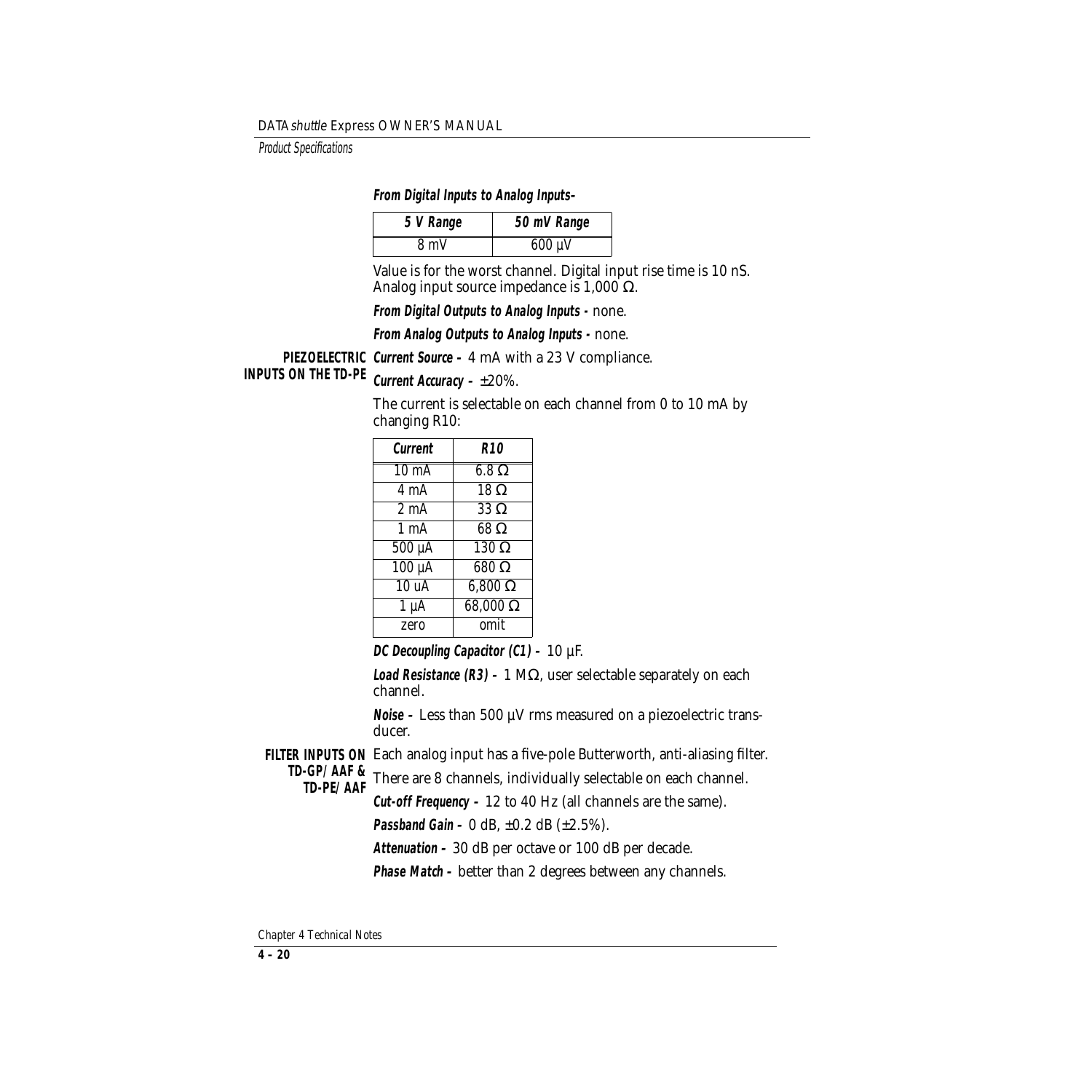**From Digital Inputs to Analog Inputs–**

| 5 V Range | 50 mV Range |
|---|---|
| 8 mV | 600 µV |

Value is for the worst channel. Digital input rise time is 10 nS. Analog input source impedance is 1,000 Ω.

**From Digital Outputs to Analog Inputs -** none.

**From Analog Outputs to Analog Inputs -** none.

**PIEZOELECTRIC INPUTS ON THE TD-PE**

**Current Source –** 4 mA with a 23 V compliance.

**Current Accuracy –** ±20%.

The current is selectable on each channel from 0 to 10 mA by changing R10:

| Current | R10 |
|---|---|
| 10 mA | 6.8 Ω |
| 4 mA | 18 Ω |
| 2 mA | 33 Ω |
| 1 mA | 68 Ω |
| 500 µA | 130 Ω |
| 100 µA | 680 Ω |
| 10 uA | 6,800 Ω |
| 1 µA | 68,000 Ω |
| zero | omit |

**DC Decoupling Capacitor (C1) –** 10 µF.

**Load Resistance (R3) –** 1 MΩ, user selectable separately on each channel.

**Noise –** Less than 500 µV rms measured on a piezoelectric transducer.

**FILTER INPUTS ON TD-GP/AAF & TD-PE/AAF**

Each analog input has a five-pole Butterworth, anti-aliasing filter.

There are 8 channels, individually selectable on each channel.

**Cut-off Frequency –** 12 to 40 Hz (all channels are the same).

**Passband Gain –** 0 dB, ±0.2 dB (±2.5%).

**Attenuation –** 30 dB per octave or 100 dB per decade.

**Phase Match –** better than 2 degrees between any channels.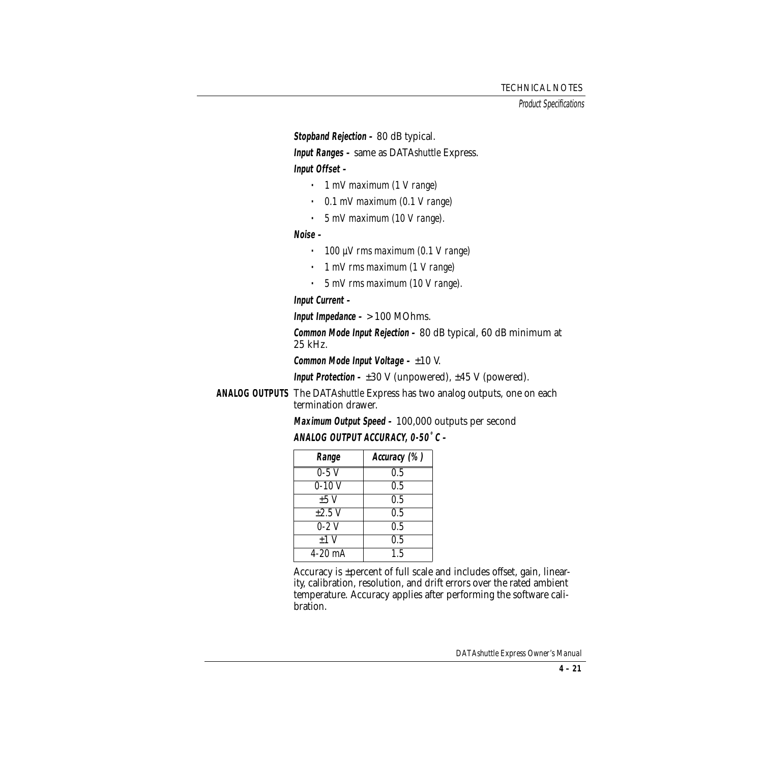**Stopband Rejection –** 80 dB typical.

**Input Ranges –** same as DATA*shuttle* Express.

**Input Offset –**

- 1 mV maximum (1 V range)
- 0.1 mV maximum (0.1 V range)
- 5 mV maximum (10 V range).

**Noise –**

- 100 µV rms maximum (0.1 V range)
- 1 mV rms maximum (1 V range)
- 5 mV rms maximum (10 V range).

**Input Current –**

**Input Impedance –** > 100 MOhms.

**Common Mode Input Rejection –** 80 dB typical, 60 dB minimum at 25 kHz.

**Common Mode Input Voltage –** ±10 V.

**Input Protection –** ±30 V (unpowered), ±45 V (powered).

**ANALOG OUTPUTS** The DATA*shuttle* Express has two analog outputs, one on each termination drawer.

**Maximum Output Speed –** 100,000 outputs per second

**ANALOG OUTPUT ACCURACY, 0-50˚ C –**

| Range | Accuracy (%) |
|---|---|
| 0-5 V | 0.5 |
| 0-10 V | 0.5 |
| ±5 V | 0.5 |
| ±2.5 V | 0.5 |
| 0-2 V | 0.5 |
| ±1 V | 0.5 |
| 4-20 mA | 1.5 |

Accuracy is ±percent of full scale and includes offset, gain, linearity, calibration, resolution, and drift errors over the rated ambient temperature. Accuracy applies after performing the software calibration.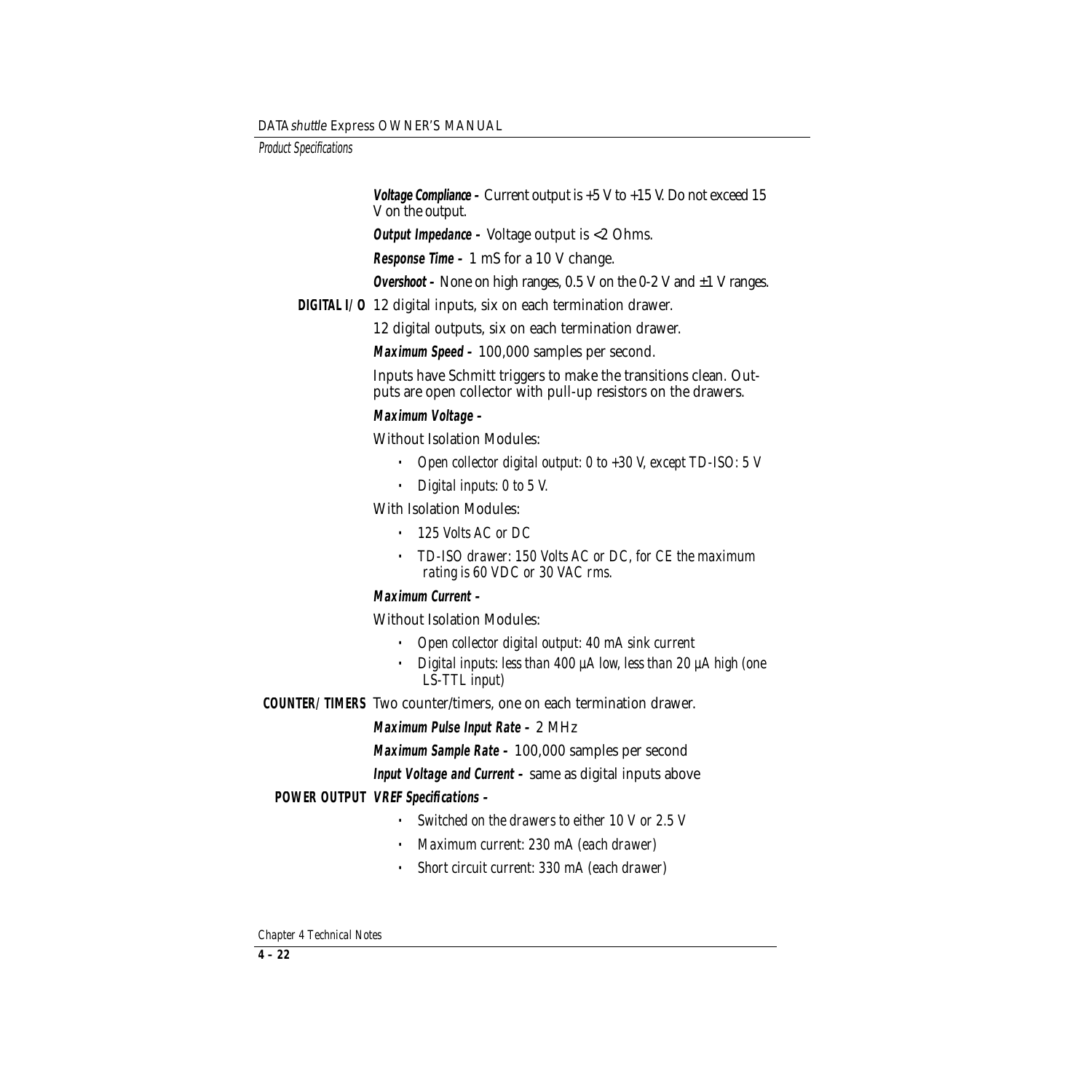**Voltage Compliance –** Current output is +5 V to +15 V. Do not exceed 15 V on the output.

**Output Impedance –** Voltage output is <2 Ohms.

**Response Time –** 1 mS for a 10 V change.

**Overshoot –** None on high ranges, 0.5 V on the 0-2 V and ±1 V ranges.

**DIGITAL I/O** 12 digital inputs, six on each termination drawer.

12 digital outputs, six on each termination drawer.

**Maximum Speed –** 100,000 samples per second.

Inputs have Schmitt triggers to make the transitions clean. Outputs are open collector with pull-up resistors on the drawers.

**Maximum Voltage –**

Without Isolation Modules:

- *Open collector digital output: 0 to +30 V, except TD-ISO: 5 V*
- *Digital inputs: 0 to 5 V.*

With Isolation Modules:

- *125 Volts AC or DC*
- *TD-ISO drawer: 150 Volts AC or DC, for CE the maximum rating is 60 VDC or 30 VAC rms.*

**Maximum Current –**

Without Isolation Modules:

- *Open collector digital output: 40 mA sink current*
- *Digital inputs: less than 400 µA low, less than 20 µA high (one LS-TTL input)*

**COUNTER/TIMERS** Two counter/timers, one on each termination drawer.

**Maximum Pulse Input Rate –** 2 MHz

**Maximum Sample Rate –** 100,000 samples per second

**Input Voltage and Current –** same as digital inputs above

**POWER OUTPUT** **VREF Specifications –**

- *Switched on the drawers to either 10 V or 2.5 V*
- *Maximum current: 230 mA (each drawer)*
- *Short circuit current: 330 mA (each drawer)*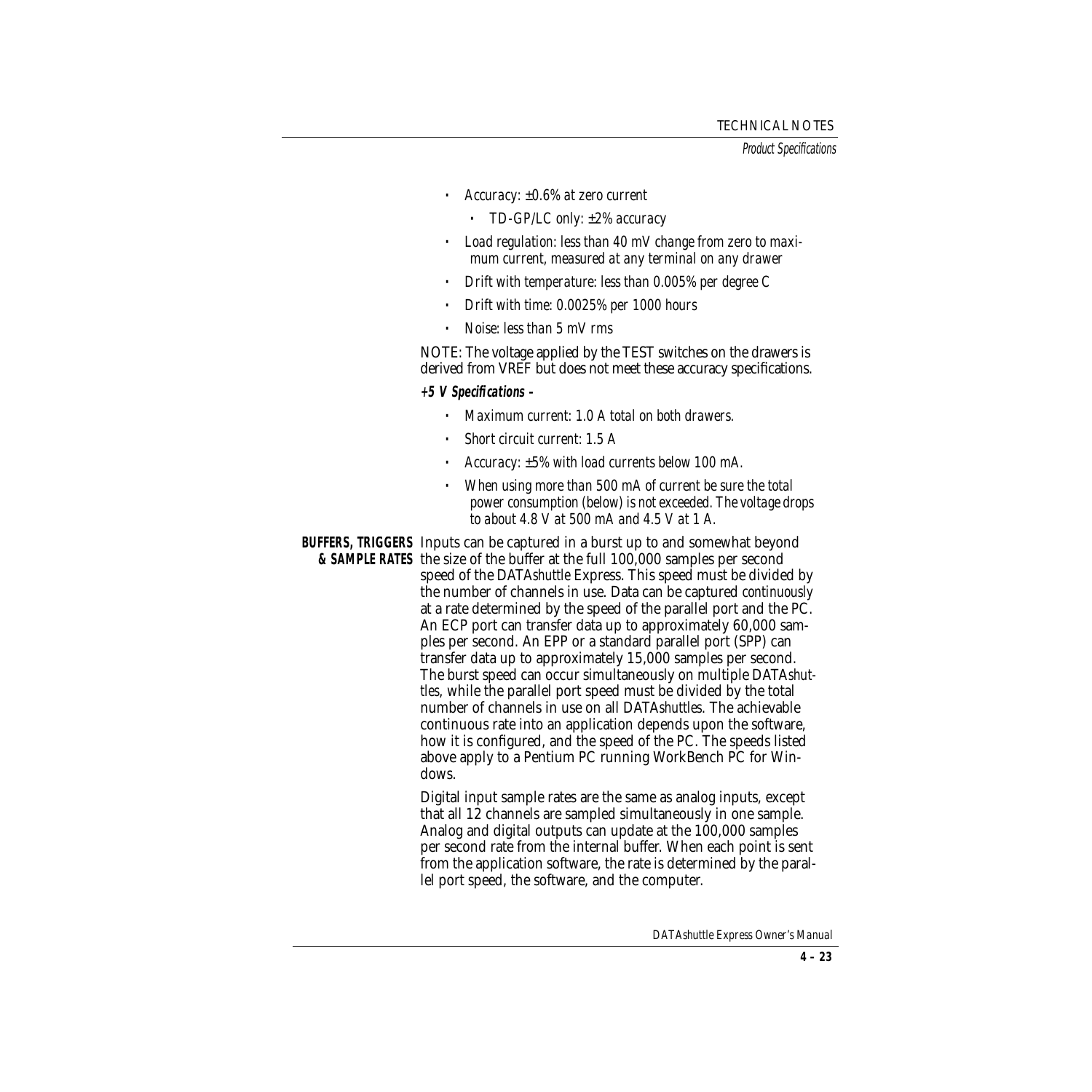- *Accuracy: ±0.6% at zero current*
  - *TD-GP/LC only: ±2% accuracy*
- *Load regulation: less than 40 mV change from zero to maximum current, measured at any terminal on any drawer*
- *Drift with temperature: less than 0.005% per degree C*
- *Drift with time: 0.0025% per 1000 hours*
- *Noise: less than 5 mV rms*

NOTE: The voltage applied by the TEST switches on the drawers is derived from VREF but does not meet these accuracy specifications.

***+5 V Specifications –***

- *Maximum current: 1.0 A total on both drawers.*
- *Short circuit current: 1.5 A*
- *Accuracy: ±5% with load currents below 100 mA.*
- *When using more than 500 mA of current be sure the total power consumption (below) is not exceeded. The voltage drops to about 4.8 V at 500 mA and 4.5 V at 1 A.*

**BUFFERS, TRIGGERS & SAMPLE RATES** Inputs can be captured in a burst up to and somewhat beyond the size of the buffer at the full 100,000 samples per second speed of the DATA*shuttle* Express. This speed must be divided by the number of channels in use. Data can be captured *continuously* at a rate determined by the speed of the parallel port and the PC. An ECP port can transfer data up to approximately 60,000 samples per second. An EPP or a standard parallel port (SPP) can transfer data up to approximately 15,000 samples per second. The burst speed can occur simultaneously on multiple DATA*shuttles*, while the parallel port speed must be divided by the total number of channels in use on all DATA*shuttles*. The achievable continuous rate into an application depends upon the software, how it is configured, and the speed of the PC. The speeds listed above apply to a Pentium PC running WorkBench PC for Windows.

Digital input sample rates are the same as analog inputs, except that all 12 channels are sampled simultaneously in one sample. Analog and digital outputs can update at the 100,000 samples per second rate from the internal buffer. When each point is sent from the application software, the rate is determined by the parallel port speed, the software, and the computer.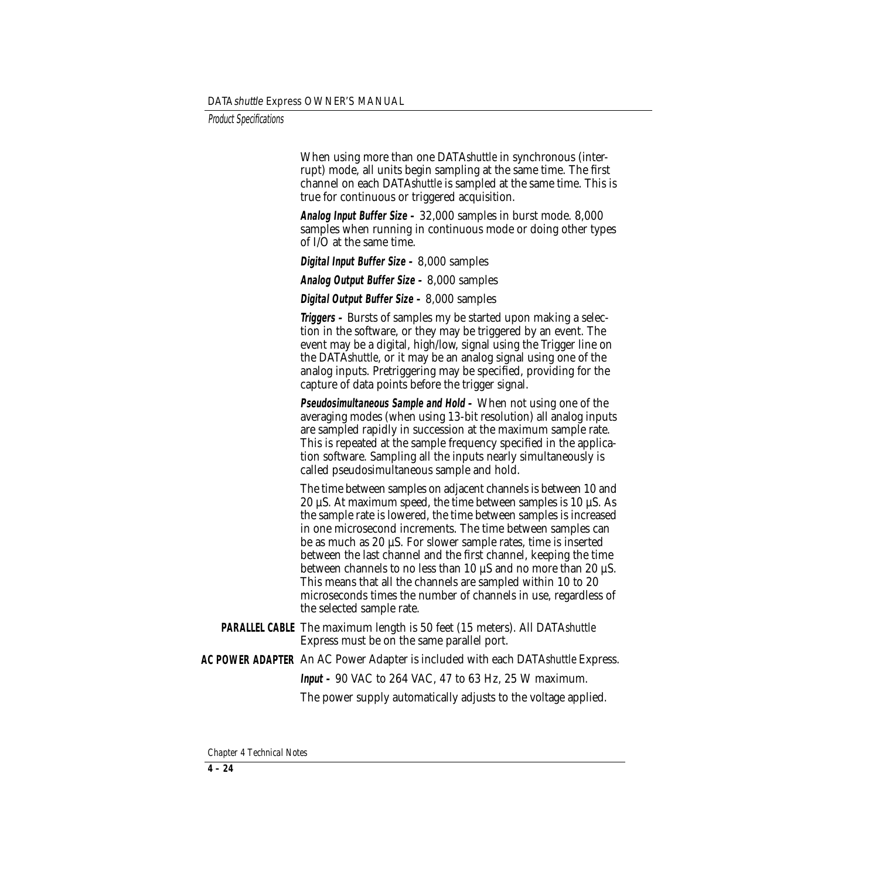When using more than one DATA*shuttle* in synchronous (interrupt) mode, all units begin sampling at the same time. The first channel on each DATA*shuttle* is sampled at the same time. This is true for continuous or triggered acquisition.

***Analog Input Buffer Size –*** 32,000 samples in burst mode. 8,000 samples when running in continuous mode or doing other types of I/O at the same time.

***Digital Input Buffer Size –*** 8,000 samples

***Analog Output Buffer Size –*** 8,000 samples

***Digital Output Buffer Size –*** 8,000 samples

***Triggers –*** Bursts of samples my be started upon making a selection in the software, or they may be triggered by an event. The event may be a digital, high/low, signal using the Trigger line on the DATA*shuttle*, or it may be an analog signal using one of the analog inputs. Pretriggering may be specified, providing for the capture of data points before the trigger signal.

***Pseudosimultaneous Sample and Hold –*** When not using one of the averaging modes (when using 13-bit resolution) all analog inputs are sampled rapidly in succession at the maximum sample rate. This is repeated at the sample frequency specified in the application software. Sampling all the inputs nearly simultaneously is called pseudosimultaneous sample and hold.

The time between samples on adjacent channels is between 10 and 20 µS. At maximum speed, the time between samples is 10 µS. As the sample rate is lowered, the time between samples is increased in one microsecond increments. The time between samples can be as much as 20 µS. For slower sample rates, time is inserted between the last channel and the first channel, keeping the time between channels to no less than 10 µS and no more than 20 µS. This means that all the channels are sampled within 10 to 20 microseconds times the number of channels in use, regardless of the selected sample rate.

**PARALLEL CABLE** The maximum length is 50 feet (15 meters). All DATA*shuttle* Express must be on the same parallel port.

**AC POWER ADAPTER** An AC Power Adapter is included with each DATA*shuttle* Express.

***Input –*** 90 VAC to 264 VAC, 47 to 63 Hz, 25 W maximum.

The power supply automatically adjusts to the voltage applied.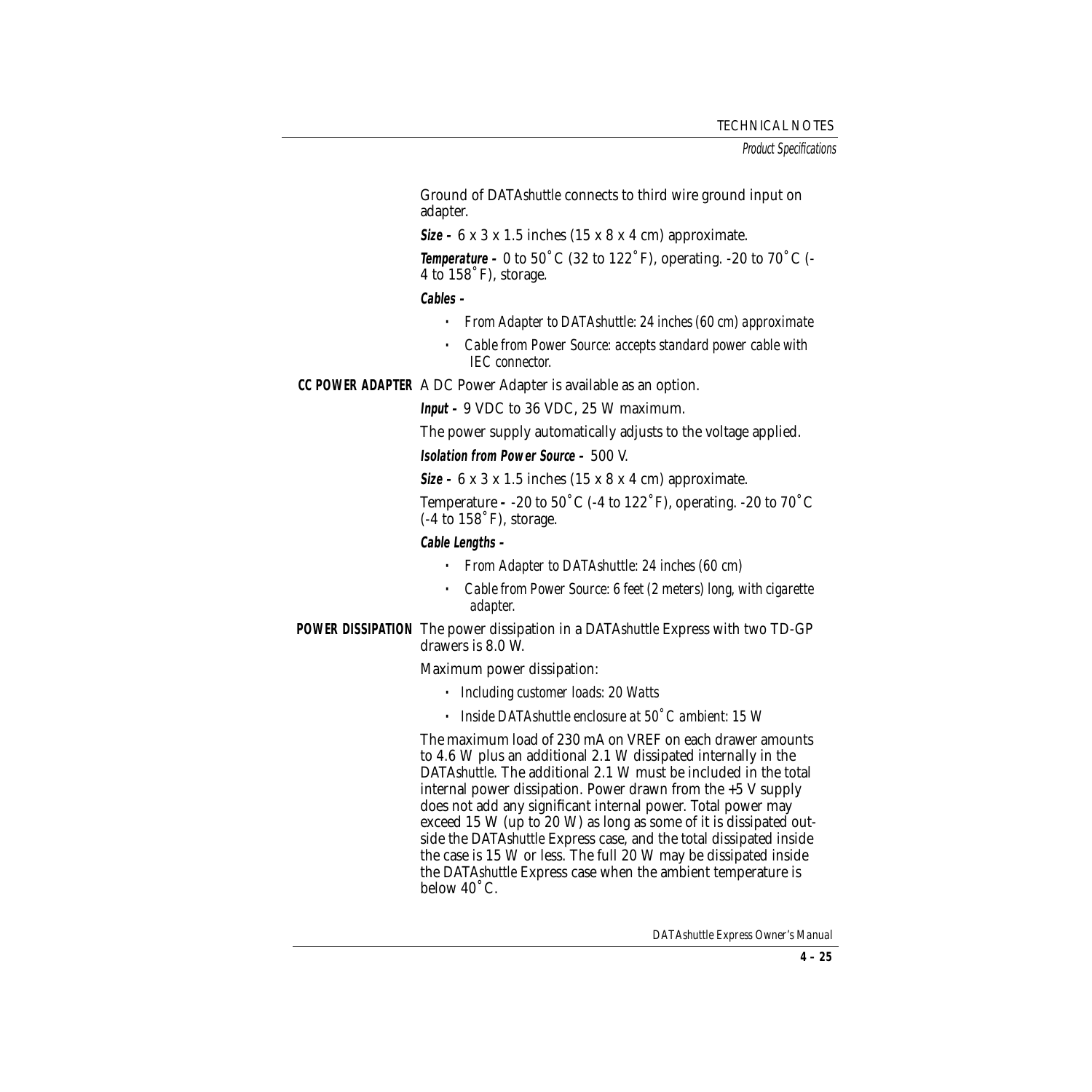Ground of DATA*shuttle* connects to third wire ground input on adapter.

**Size –** 6 x 3 x 1.5 inches (15 x 8 x 4 cm) approximate.

**Temperature –** 0 to 50˚C (32 to 122˚F), operating. -20 to 70˚C (-4 to 158˚F), storage.

**Cables –**

- *From Adapter to DATAshuttle: 24 inches (60 cm) approximate*
- *Cable from Power Source: accepts standard power cable with IEC connector.*

**CC POWER ADAPTER** A DC Power Adapter is available as an option.

**Input –** 9 VDC to 36 VDC, 25 W maximum.

The power supply automatically adjusts to the voltage applied.

**Isolation from Power Source –** 500 V.

**Size –** 6 x 3 x 1.5 inches (15 x 8 x 4 cm) approximate.

Temperature **–** -20 to 50˚C (-4 to 122˚F), operating. -20 to 70˚C (-4 to 158˚F), storage.

**Cable Lengths –**

- *From Adapter to DATAshuttle: 24 inches (60 cm)*
- *Cable from Power Source: 6 feet (2 meters) long, with cigarette adapter.*

**POWER DISSIPATION** The power dissipation in a DATA*shuttle* Express with two TD-GP drawers is 8.0 W.

Maximum power dissipation:

- *Including customer loads: 20 Watts*
- *Inside DATAshuttle enclosure at 50˚C ambient: 15 W*

The maximum load of 230 mA on VREF on each drawer amounts to 4.6 W plus an additional 2.1 W dissipated internally in the DATA*shuttle*. The additional 2.1 W must be included in the total internal power dissipation. Power drawn from the +5 V supply does not add any significant internal power. Total power may exceed 15 W (up to 20 W) as long as some of it is dissipated outside the DATA*shuttle* Express case, and the total dissipated inside the case is 15 W or less. The full 20 W may be dissipated inside the DATA*shuttle* Express case when the ambient temperature is below 40˚C.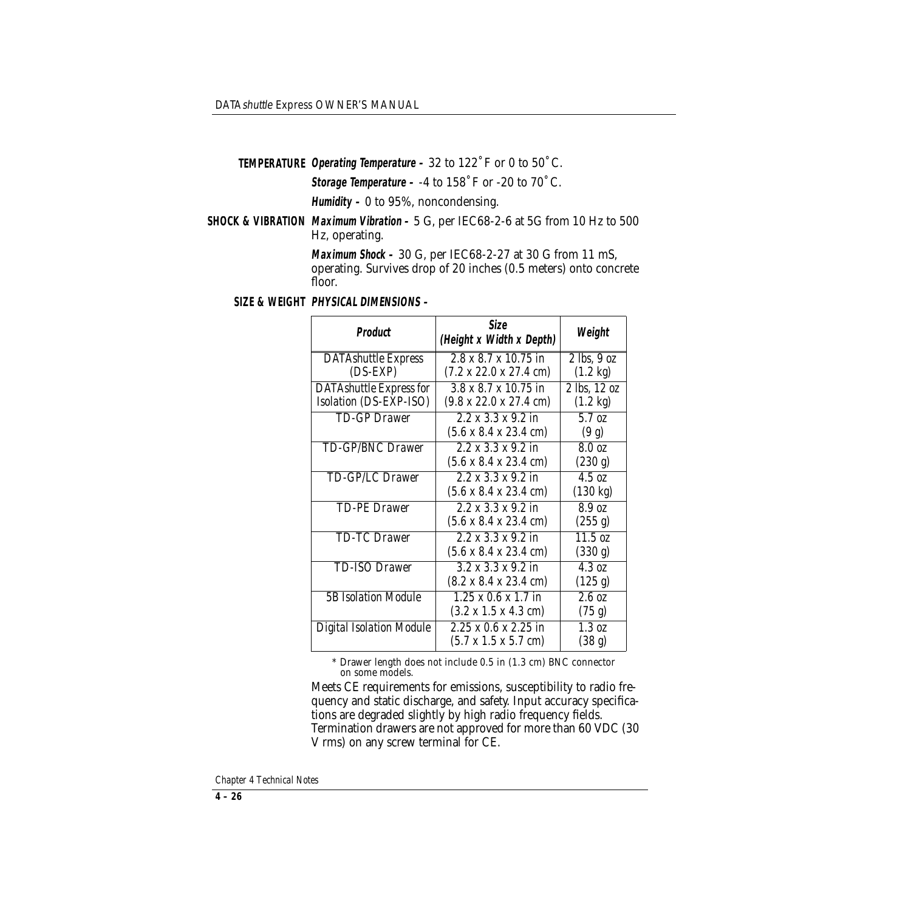**TEMPERATURE** ***Operating Temperature –*** 32 to 122˚F or 0 to 50˚C.

***Storage Temperature –*** -4 to 158˚F or -20 to 70˚C.

***Humidity –*** 0 to 95%, noncondensing.

**SHOCK & VIBRATION** ***Maximum Vibration –*** 5 G, per IEC68-2-6 at 5G from 10 Hz to 500 Hz, operating.

***Maximum Shock –*** 30 G, per IEC68-2-27 at 30 G from 11 mS, operating. Survives drop of 20 inches (0.5 meters) onto concrete floor.

**SIZE & WEIGHT** ***PHYSICAL DIMENSIONS –***

| ***Product*** | ***Size (Height x Width x Depth)*** | ***Weight*** |
|---|---|---|
| DATAshuttle Express (DS-EXP) | 2.8 x 8.7 x 10.75 in (7.2 x 22.0 x 27.4 cm) | 2 lbs, 9 oz (1.2 kg) |
| DATAshuttle Express for Isolation (DS-EXP-ISO) | 3.8 x 8.7 x 10.75 in (9.8 x 22.0 x 27.4 cm) | 2 lbs, 12 oz (1.2 kg) |
| TD-GP Drawer | 2.2 x 3.3 x 9.2 in (5.6 x 8.4 x 23.4 cm) | 5.7 oz (9 g) |
| TD-GP/BNC Drawer | 2.2 x 3.3 x 9.2 in (5.6 x 8.4 x 23.4 cm) | 8.0 oz (230 g) |
| TD-GP/LC Drawer | 2.2 x 3.3 x 9.2 in (5.6 x 8.4 x 23.4 cm) | 4.5 oz (130 kg) |
| TD-PE Drawer | 2.2 x 3.3 x 9.2 in (5.6 x 8.4 x 23.4 cm) | 8.9 oz (255 g) |
| TD-TC Drawer | 2.2 x 3.3 x 9.2 in (5.6 x 8.4 x 23.4 cm) | 11.5 oz (330 g) |
| TD-ISO Drawer | 3.2 x 3.3 x 9.2 in (8.2 x 8.4 x 23.4 cm) | 4.3 oz (125 g) |
| 5B Isolation Module | 1.25 x 0.6 x 1.7 in (3.2 x 1.5 x 4.3 cm) | 2.6 oz (75 g) |
| Digital Isolation Module | 2.25 x 0.6 x 2.25 in (5.7 x 1.5 x 5.7 cm) | 1.3 oz (38 g) |

\* Drawer length does not include 0.5 in (1.3 cm) BNC connector on some models.

Meets CE requirements for emissions, susceptibility to radio frequency and static discharge, and safety. Input accuracy specifications are degraded slightly by high radio frequency fields. Termination drawers are not approved for more than 60 VDC (30 V rms) on any screw terminal for CE.